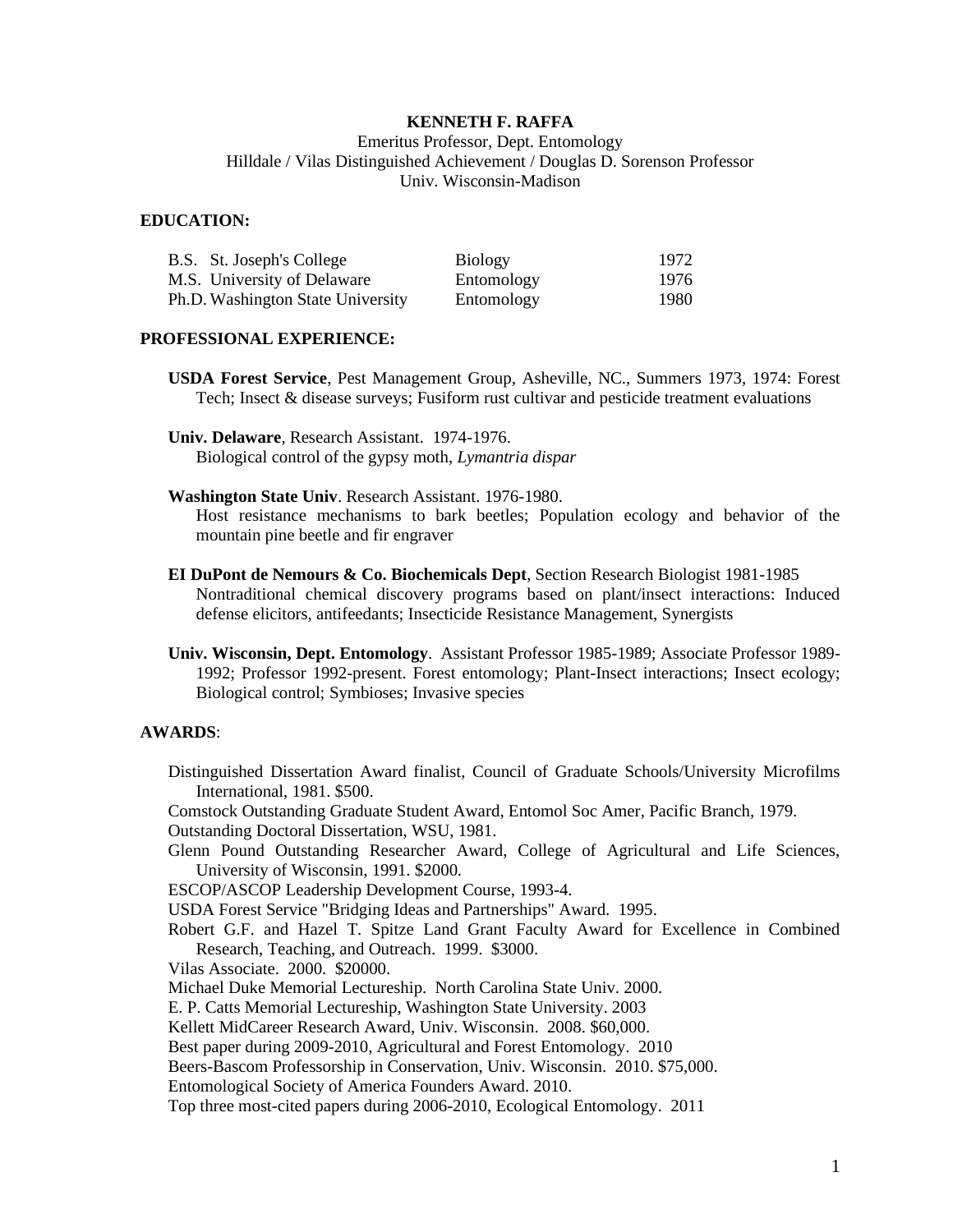# KENNETH F. RAFFA

Emeritus Professor, Dept. Entomology
Hilldale / Vilas Distinguished Achievement / Douglas D. Sorenson Professor
Univ. Wisconsin-Madison

## EDUCATION:

| Degree | Institution | Field | Year |
|---|---|---|---|
| B.S. | St. Joseph's College | Biology | 1972 |
| M.S. | University of Delaware | Entomology | 1976 |
| Ph.D. | Washington State University | Entomology | 1980 |

## PROFESSIONAL EXPERIENCE:

**USDA Forest Service**, Pest Management Group, Asheville, NC., Summers 1973, 1974: Forest Tech; Insect & disease surveys; Fusiform rust cultivar and pesticide treatment evaluations

**Univ. Delaware**, Research Assistant. 1974-1976.
Biological control of the gypsy moth, *Lymantria dispar*

**Washington State Univ**. Research Assistant. 1976-1980.
Host resistance mechanisms to bark beetles; Population ecology and behavior of the mountain pine beetle and fir engraver

**EI DuPont de Nemours & Co. Biochemicals Dept**, Section Research Biologist 1981-1985
Nontraditional chemical discovery programs based on plant/insect interactions: Induced defense elicitors, antifeedants; Insecticide Resistance Management, Synergists

**Univ. Wisconsin, Dept. Entomology**. Assistant Professor 1985-1989; Associate Professor 1989-1992; Professor 1992-present. Forest entomology; Plant-Insect interactions; Insect ecology; Biological control; Symbioses; Invasive species

## AWARDS:

Distinguished Dissertation Award finalist, Council of Graduate Schools/University Microfilms International, 1981. $500.
Comstock Outstanding Graduate Student Award, Entomol Soc Amer, Pacific Branch, 1979.
Outstanding Doctoral Dissertation, WSU, 1981.
Glenn Pound Outstanding Researcher Award, College of Agricultural and Life Sciences, University of Wisconsin, 1991. $2000.
ESCOP/ASCOP Leadership Development Course, 1993-4.
USDA Forest Service "Bridging Ideas and Partnerships" Award. 1995.
Robert G.F. and Hazel T. Spitze Land Grant Faculty Award for Excellence in Combined Research, Teaching, and Outreach. 1999. $3000.
Vilas Associate. 2000. $20000.
Michael Duke Memorial Lectureship. North Carolina State Univ. 2000.
E. P. Catts Memorial Lectureship, Washington State University. 2003
Kellett MidCareer Research Award, Univ. Wisconsin. 2008. $60,000.
Best paper during 2009-2010, Agricultural and Forest Entomology. 2010
Beers-Bascom Professorship in Conservation, Univ. Wisconsin. 2010. $75,000.
Entomological Society of America Founders Award. 2010.
Top three most-cited papers during 2006-2010, Ecological Entomology. 2011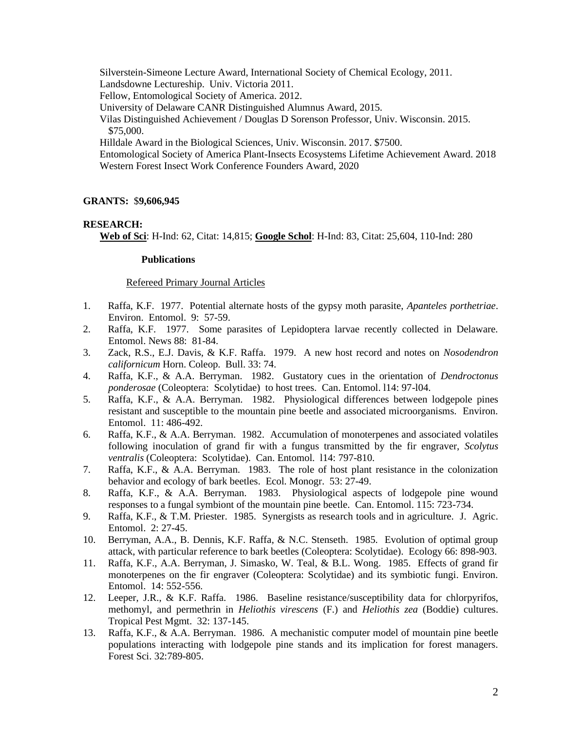Silverstein-Simeone Lecture Award, International Society of Chemical Ecology, 2011.
Landsdowne Lectureship. Univ. Victoria 2011.
Fellow, Entomological Society of America. 2012.
University of Delaware CANR Distinguished Alumnus Award, 2015.
Vilas Distinguished Achievement / Douglas D Sorenson Professor, Univ. Wisconsin. 2015. $75,000.
Hilldale Award in the Biological Sciences, Univ. Wisconsin. 2017. $7500.
Entomological Society of America Plant-Insects Ecosystems Lifetime Achievement Award. 2018
Western Forest Insect Work Conference Founders Award, 2020

**GRANTS:** $**9,606,945**

**RESEARCH:**

**Web of Sci**: H-Ind: 62, Citat: 14,815; **Google Schol**: H-Ind: 83, Citat: 25,604, 110-Ind: 280

**Publications**

Refereed Primary Journal Articles

1. Raffa, K.F. 1977. Potential alternate hosts of the gypsy moth parasite, *Apanteles porthetriae*. Environ. Entomol. 9: 57-59.
2. Raffa, K.F. 1977. Some parasites of Lepidoptera larvae recently collected in Delaware. Entomol. News 88: 81-84.
3. Zack, R.S., E.J. Davis, & K.F. Raffa. 1979. A new host record and notes on *Nosodendron californicum* Horn. Coleop. Bull. 33: 74.
4. Raffa, K.F., & A.A. Berryman. 1982. Gustatory cues in the orientation of *Dendroctonus ponderosae* (Coleoptera: Scolytidae) to host trees. Can. Entomol. l14: 97-l04.
5. Raffa, K.F., & A.A. Berryman. 1982. Physiological differences between lodgepole pines resistant and susceptible to the mountain pine beetle and associated microorganisms. Environ. Entomol. 11: 486-492.
6. Raffa, K.F., & A.A. Berryman. 1982. Accumulation of monoterpenes and associated volatiles following inoculation of grand fir with a fungus transmitted by the fir engraver, *Scolytus ventralis* (Coleoptera: Scolytidae). Can. Entomol. l14: 797-810.
7. Raffa, K.F., & A.A. Berryman. 1983. The role of host plant resistance in the colonization behavior and ecology of bark beetles. Ecol. Monogr. 53: 27-49.
8. Raffa, K.F., & A.A. Berryman. 1983. Physiological aspects of lodgepole pine wound responses to a fungal symbiont of the mountain pine beetle. Can. Entomol. 115: 723-734.
9. Raffa, K.F., & T.M. Priester. 1985. Synergists as research tools and in agriculture. J. Agric. Entomol. 2: 27-45.
10. Berryman, A.A., B. Dennis, K.F. Raffa, & N.C. Stenseth. 1985. Evolution of optimal group attack, with particular reference to bark beetles (Coleoptera: Scolytidae). Ecology 66: 898-903.
11. Raffa, K.F., A.A. Berryman, J. Simasko, W. Teal, & B.L. Wong. 1985. Effects of grand fir monoterpenes on the fir engraver (Coleoptera: Scolytidae) and its symbiotic fungi. Environ. Entomol. 14: 552-556.
12. Leeper, J.R., & K.F. Raffa. 1986. Baseline resistance/susceptibility data for chlorpyrifos, methomyl, and permethrin in *Heliothis virescens* (F.) and *Heliothis zea* (Boddie) cultures. Tropical Pest Mgmt. 32: 137-145.
13. Raffa, K.F., & A.A. Berryman. 1986. A mechanistic computer model of mountain pine beetle populations interacting with lodgepole pine stands and its implication for forest managers. Forest Sci. 32:789-805.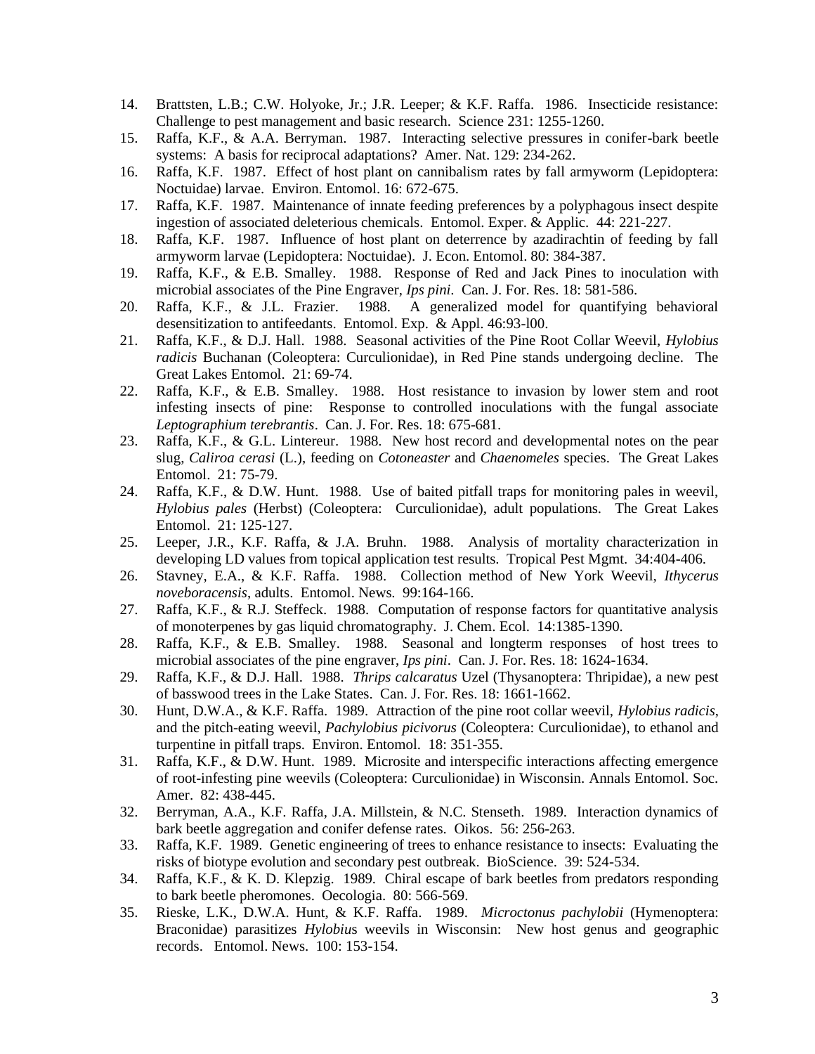14. Brattsten, L.B.; C.W. Holyoke, Jr.; J.R. Leeper; & K.F. Raffa. 1986. Insecticide resistance: Challenge to pest management and basic research. Science 231: 1255-1260.
15. Raffa, K.F., & A.A. Berryman. 1987. Interacting selective pressures in conifer-bark beetle systems: A basis for reciprocal adaptations? Amer. Nat. 129: 234-262.
16. Raffa, K.F. 1987. Effect of host plant on cannibalism rates by fall armyworm (Lepidoptera: Noctuidae) larvae. Environ. Entomol. 16: 672-675.
17. Raffa, K.F. 1987. Maintenance of innate feeding preferences by a polyphagous insect despite ingestion of associated deleterious chemicals. Entomol. Exper. & Applic. 44: 221-227.
18. Raffa, K.F. 1987. Influence of host plant on deterrence by azadirachtin of feeding by fall armyworm larvae (Lepidoptera: Noctuidae). J. Econ. Entomol. 80: 384-387.
19. Raffa, K.F., & E.B. Smalley. 1988. Response of Red and Jack Pines to inoculation with microbial associates of the Pine Engraver, *Ips pini*. Can. J. For. Res. 18: 581-586.
20. Raffa, K.F., & J.L. Frazier. 1988. A generalized model for quantifying behavioral desensitization to antifeedants. Entomol. Exp. & Appl. 46:93-l00.
21. Raffa, K.F., & D.J. Hall. 1988. Seasonal activities of the Pine Root Collar Weevil, *Hylobius radicis* Buchanan (Coleoptera: Curculionidae), in Red Pine stands undergoing decline. The Great Lakes Entomol. 21: 69-74.
22. Raffa, K.F., & E.B. Smalley. 1988. Host resistance to invasion by lower stem and root infesting insects of pine: Response to controlled inoculations with the fungal associate *Leptographium terebrantis*. Can. J. For. Res. 18: 675-681.
23. Raffa, K.F., & G.L. Lintereur. 1988. New host record and developmental notes on the pear slug, *Caliroa cerasi* (L.), feeding on *Cotoneaster* and *Chaenomeles* species. The Great Lakes Entomol. 21: 75-79.
24. Raffa, K.F., & D.W. Hunt. 1988. Use of baited pitfall traps for monitoring pales in weevil, *Hylobius pales* (Herbst) (Coleoptera: Curculionidae), adult populations. The Great Lakes Entomol. 21: 125-127.
25. Leeper, J.R., K.F. Raffa, & J.A. Bruhn. 1988. Analysis of mortality characterization in developing LD values from topical application test results. Tropical Pest Mgmt. 34:404-406.
26. Stavney, E.A., & K.F. Raffa. 1988. Collection method of New York Weevil, *Ithycerus noveboracensis*, adults. Entomol. News. 99:164-166.
27. Raffa, K.F., & R.J. Steffeck. 1988. Computation of response factors for quantitative analysis of monoterpenes by gas liquid chromatography. J. Chem. Ecol. 14:1385-1390.
28. Raffa, K.F., & E.B. Smalley. 1988. Seasonal and longterm responses of host trees to microbial associates of the pine engraver, *Ips pini*. Can. J. For. Res. 18: 1624-1634.
29. Raffa, K.F., & D.J. Hall. 1988. *Thrips calcaratus* Uzel (Thysanoptera: Thripidae), a new pest of basswood trees in the Lake States. Can. J. For. Res. 18: 1661-1662.
30. Hunt, D.W.A., & K.F. Raffa. 1989. Attraction of the pine root collar weevil, *Hylobius radicis*, and the pitch-eating weevil, *Pachylobius picivorus* (Coleoptera: Curculionidae), to ethanol and turpentine in pitfall traps. Environ. Entomol. 18: 351-355.
31. Raffa, K.F., & D.W. Hunt. 1989. Microsite and interspecific interactions affecting emergence of root-infesting pine weevils (Coleoptera: Curculionidae) in Wisconsin. Annals Entomol. Soc. Amer. 82: 438-445.
32. Berryman, A.A., K.F. Raffa, J.A. Millstein, & N.C. Stenseth. 1989. Interaction dynamics of bark beetle aggregation and conifer defense rates. Oikos. 56: 256-263.
33. Raffa, K.F. 1989. Genetic engineering of trees to enhance resistance to insects: Evaluating the risks of biotype evolution and secondary pest outbreak. BioScience. 39: 524-534.
34. Raffa, K.F., & K. D. Klepzig. 1989. Chiral escape of bark beetles from predators responding to bark beetle pheromones. Oecologia. 80: 566-569.
35. Rieske, L.K., D.W.A. Hunt, & K.F. Raffa. 1989. *Microctonus pachylobii* (Hymenoptera: Braconidae) parasitizes *Hylobius* weevils in Wisconsin: New host genus and geographic records. Entomol. News. 100: 153-154.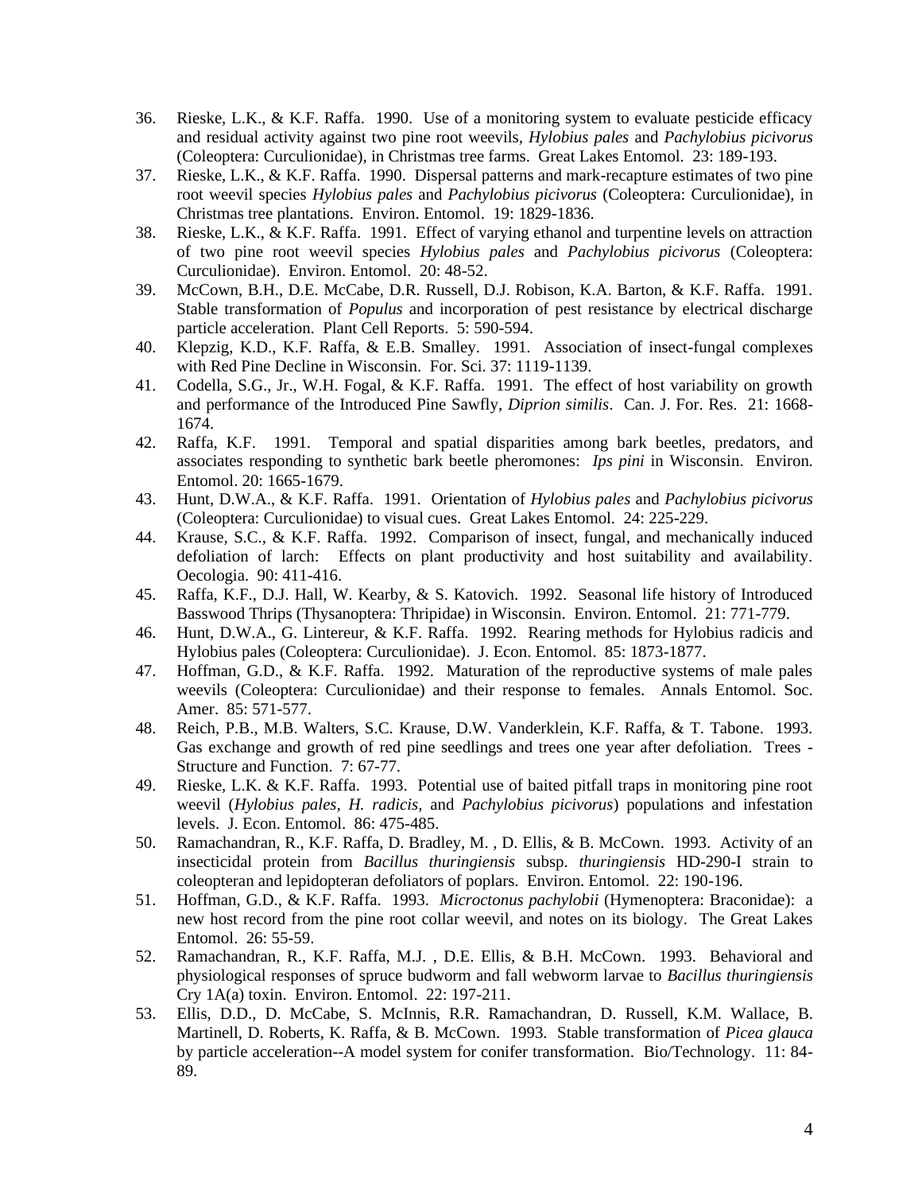36. Rieske, L.K., & K.F. Raffa. 1990. Use of a monitoring system to evaluate pesticide efficacy and residual activity against two pine root weevils, *Hylobius pales* and *Pachylobius picivorus* (Coleoptera: Curculionidae), in Christmas tree farms. Great Lakes Entomol. 23: 189-193.
37. Rieske, L.K., & K.F. Raffa. 1990. Dispersal patterns and mark-recapture estimates of two pine root weevil species *Hylobius pales* and *Pachylobius picivorus* (Coleoptera: Curculionidae), in Christmas tree plantations. Environ. Entomol. 19: 1829-1836.
38. Rieske, L.K., & K.F. Raffa. 1991. Effect of varying ethanol and turpentine levels on attraction of two pine root weevil species *Hylobius pales* and *Pachylobius picivorus* (Coleoptera: Curculionidae). Environ. Entomol. 20: 48-52.
39. McCown, B.H., D.E. McCabe, D.R. Russell, D.J. Robison, K.A. Barton, & K.F. Raffa. 1991. Stable transformation of *Populus* and incorporation of pest resistance by electrical discharge particle acceleration. Plant Cell Reports. 5: 590-594.
40. Klepzig, K.D., K.F. Raffa, & E.B. Smalley. 1991. Association of insect-fungal complexes with Red Pine Decline in Wisconsin. For. Sci. 37: 1119-1139.
41. Codella, S.G., Jr., W.H. Fogal, & K.F. Raffa. 1991. The effect of host variability on growth and performance of the Introduced Pine Sawfly, *Diprion similis*. Can. J. For. Res. 21: 1668-1674.
42. Raffa, K.F. 1991. Temporal and spatial disparities among bark beetles, predators, and associates responding to synthetic bark beetle pheromones: *Ips pini* in Wisconsin. Environ. Entomol. 20: 1665-1679.
43. Hunt, D.W.A., & K.F. Raffa. 1991. Orientation of *Hylobius pales* and *Pachylobius picivorus* (Coleoptera: Curculionidae) to visual cues. Great Lakes Entomol. 24: 225-229.
44. Krause, S.C., & K.F. Raffa. 1992. Comparison of insect, fungal, and mechanically induced defoliation of larch: Effects on plant productivity and host suitability and availability. Oecologia. 90: 411-416.
45. Raffa, K.F., D.J. Hall, W. Kearby, & S. Katovich. 1992. Seasonal life history of Introduced Basswood Thrips (Thysanoptera: Thripidae) in Wisconsin. Environ. Entomol. 21: 771-779.
46. Hunt, D.W.A., G. Lintereur, & K.F. Raffa. 1992. Rearing methods for Hylobius radicis and Hylobius pales (Coleoptera: Curculionidae). J. Econ. Entomol. 85: 1873-1877.
47. Hoffman, G.D., & K.F. Raffa. 1992. Maturation of the reproductive systems of male pales weevils (Coleoptera: Curculionidae) and their response to females. Annals Entomol. Soc. Amer. 85: 571-577.
48. Reich, P.B., M.B. Walters, S.C. Krause, D.W. Vanderklein, K.F. Raffa, & T. Tabone. 1993. Gas exchange and growth of red pine seedlings and trees one year after defoliation. Trees - Structure and Function. 7: 67-77.
49. Rieske, L.K. & K.F. Raffa. 1993. Potential use of baited pitfall traps in monitoring pine root weevil (*Hylobius pales*, *H. radicis*, and *Pachylobius picivorus*) populations and infestation levels. J. Econ. Entomol. 86: 475-485.
50. Ramachandran, R., K.F. Raffa, D. Bradley, M. , D. Ellis, & B. McCown. 1993. Activity of an insecticidal protein from *Bacillus thuringiensis* subsp. *thuringiensis* HD-290-I strain to coleopteran and lepidopteran defoliators of poplars. Environ. Entomol. 22: 190-196.
51. Hoffman, G.D., & K.F. Raffa. 1993. *Microctonus pachylobii* (Hymenoptera: Braconidae): a new host record from the pine root collar weevil, and notes on its biology. The Great Lakes Entomol. 26: 55-59.
52. Ramachandran, R., K.F. Raffa, M.J. , D.E. Ellis, & B.H. McCown. 1993. Behavioral and physiological responses of spruce budworm and fall webworm larvae to *Bacillus thuringiensis* Cry 1A(a) toxin. Environ. Entomol. 22: 197-211.
53. Ellis, D.D., D. McCabe, S. McInnis, R.R. Ramachandran, D. Russell, K.M. Wallace, B. Martinell, D. Roberts, K. Raffa, & B. McCown. 1993. Stable transformation of *Picea glauca* by particle acceleration--A model system for conifer transformation. Bio/Technology. 11: 84-89.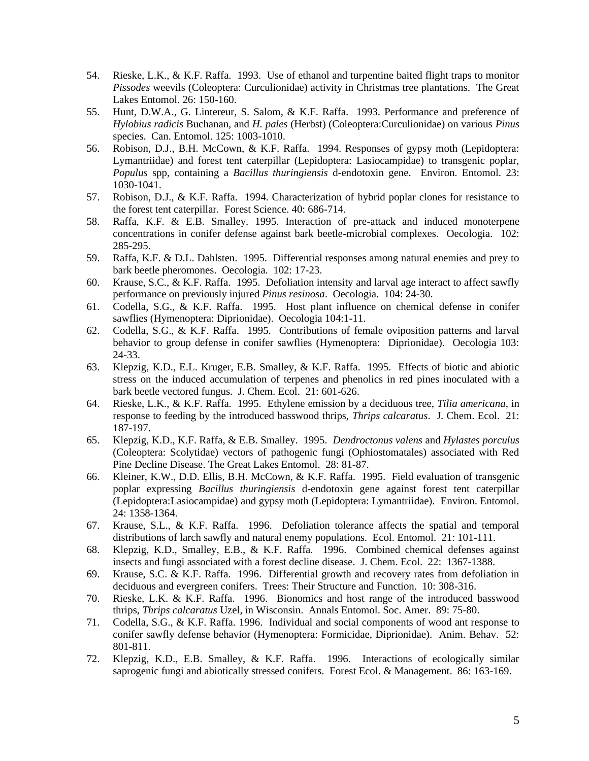54. Rieske, L.K., & K.F. Raffa. 1993. Use of ethanol and turpentine baited flight traps to monitor *Pissodes* weevils (Coleoptera: Curculionidae) activity in Christmas tree plantations. The Great Lakes Entomol. 26: 150-160.
55. Hunt, D.W.A., G. Lintereur, S. Salom, & K.F. Raffa. 1993. Performance and preference of *Hylobius radicis* Buchanan, and *H. pales* (Herbst) (Coleoptera:Curculionidae) on various *Pinus* species. Can. Entomol. 125: 1003-1010.
56. Robison, D.J., B.H. McCown, & K.F. Raffa. 1994. Responses of gypsy moth (Lepidoptera: Lymantriidae) and forest tent caterpillar (Lepidoptera: Lasiocampidae) to transgenic poplar, *Populus* spp, containing a *Bacillus thuringiensis* d-endotoxin gene. Environ. Entomol. 23: 1030-1041.
57. Robison, D.J., & K.F. Raffa. 1994. Characterization of hybrid poplar clones for resistance to the forest tent caterpillar. Forest Science. 40: 686-714.
58. Raffa, K.F. & E.B. Smalley. 1995. Interaction of pre-attack and induced monoterpene concentrations in conifer defense against bark beetle-microbial complexes. Oecologia. 102: 285-295.
59. Raffa, K.F. & D.L. Dahlsten. 1995. Differential responses among natural enemies and prey to bark beetle pheromones. Oecologia. 102: 17-23.
60. Krause, S.C., & K.F. Raffa. 1995. Defoliation intensity and larval age interact to affect sawfly performance on previously injured *Pinus resinosa*. Oecologia. 104: 24-30.
61. Codella, S.G., & K.F. Raffa. 1995. Host plant influence on chemical defense in conifer sawflies (Hymenoptera: Diprionidae). Oecologia 104:1-11.
62. Codella, S.G., & K.F. Raffa. 1995. Contributions of female oviposition patterns and larval behavior to group defense in conifer sawflies (Hymenoptera: Diprionidae). Oecologia 103: 24-33.
63. Klepzig, K.D., E.L. Kruger, E.B. Smalley, & K.F. Raffa. 1995. Effects of biotic and abiotic stress on the induced accumulation of terpenes and phenolics in red pines inoculated with a bark beetle vectored fungus. J. Chem. Ecol. 21: 601-626.
64. Rieske, L.K., & K.F. Raffa. 1995. Ethylene emission by a deciduous tree, *Tilia americana*, in response to feeding by the introduced basswood thrips, *Thrips calcaratus*. J. Chem. Ecol. 21: 187-197.
65. Klepzig, K.D., K.F. Raffa, & E.B. Smalley. 1995. *Dendroctonus valens* and *Hylastes porculus* (Coleoptera: Scolytidae) vectors of pathogenic fungi (Ophiostomatales) associated with Red Pine Decline Disease. The Great Lakes Entomol. 28: 81-87.
66. Kleiner, K.W., D.D. Ellis, B.H. McCown, & K.F. Raffa. 1995. Field evaluation of transgenic poplar expressing *Bacillus thuringiensis* d-endotoxin gene against forest tent caterpillar (Lepidoptera:Lasiocampidae) and gypsy moth (Lepidoptera: Lymantriidae). Environ. Entomol. 24: 1358-1364.
67. Krause, S.L., & K.F. Raffa. 1996. Defoliation tolerance affects the spatial and temporal distributions of larch sawfly and natural enemy populations. Ecol. Entomol. 21: 101-111.
68. Klepzig, K.D., Smalley, E.B., & K.F. Raffa. 1996. Combined chemical defenses against insects and fungi associated with a forest decline disease. J. Chem. Ecol. 22: 1367-1388.
69. Krause, S.C. & K.F. Raffa. 1996. Differential growth and recovery rates from defoliation in deciduous and evergreen conifers. Trees: Their Structure and Function. 10: 308-316.
70. Rieske, L.K. & K.F. Raffa. 1996. Bionomics and host range of the introduced basswood thrips, *Thrips calcaratus* Uzel, in Wisconsin. Annals Entomol. Soc. Amer. 89: 75-80.
71. Codella, S.G., & K.F. Raffa. 1996. Individual and social components of wood ant response to conifer sawfly defense behavior (Hymenoptera: Formicidae, Diprionidae). Anim. Behav. 52: 801-811.
72. Klepzig, K.D., E.B. Smalley, & K.F. Raffa. 1996. Interactions of ecologically similar saprogenic fungi and abiotically stressed conifers. Forest Ecol. & Management. 86: 163-169.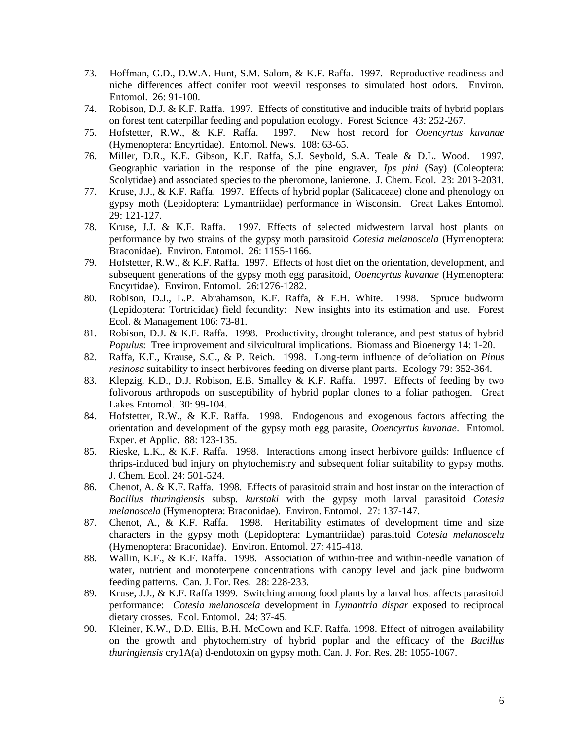73. Hoffman, G.D., D.W.A. Hunt, S.M. Salom, & K.F. Raffa. 1997. Reproductive readiness and niche differences affect conifer root weevil responses to simulated host odors. Environ. Entomol. 26: 91-100.
74. Robison, D.J. & K.F. Raffa. 1997. Effects of constitutive and inducible traits of hybrid poplars on forest tent caterpillar feeding and population ecology. Forest Science 43: 252-267.
75. Hofstetter, R.W., & K.F. Raffa. 1997. New host record for *Ooencyrtus kuvanae* (Hymenoptera: Encyrtidae). Entomol. News. 108: 63-65.
76. Miller, D.R., K.E. Gibson, K.F. Raffa, S.J. Seybold, S.A. Teale & D.L. Wood. 1997. Geographic variation in the response of the pine engraver, *Ips pini* (Say) (Coleoptera: Scolytidae) and associated species to the pheromone, lanierone. J. Chem. Ecol. 23: 2013-2031.
77. Kruse, J.J., & K.F. Raffa. 1997. Effects of hybrid poplar (Salicaceae) clone and phenology on gypsy moth (Lepidoptera: Lymantriidae) performance in Wisconsin. Great Lakes Entomol. 29: 121-127.
78. Kruse, J.J. & K.F. Raffa. 1997. Effects of selected midwestern larval host plants on performance by two strains of the gypsy moth parasitoid *Cotesia melanoscela* (Hymenoptera: Braconidae). Environ. Entomol. 26: 1155-1166.
79. Hofstetter, R.W., & K.F. Raffa. 1997. Effects of host diet on the orientation, development, and subsequent generations of the gypsy moth egg parasitoid, *Ooencyrtus kuvanae* (Hymenoptera: Encyrtidae). Environ. Entomol. 26:1276-1282.
80. Robison, D.J., L.P. Abrahamson, K.F. Raffa, & E.H. White. 1998. Spruce budworm (Lepidoptera: Tortricidae) field fecundity: New insights into its estimation and use. Forest Ecol. & Management 106: 73-81.
81. Robison, D.J. & K.F. Raffa. 1998. Productivity, drought tolerance, and pest status of hybrid *Populus*: Tree improvement and silvicultural implications. Biomass and Bioenergy 14: 1-20.
82. Raffa, K.F., Krause, S.C., & P. Reich. 1998. Long-term influence of defoliation on *Pinus resinosa* suitability to insect herbivores feeding on diverse plant parts. Ecology 79: 352-364.
83. Klepzig, K.D., D.J. Robison, E.B. Smalley & K.F. Raffa. 1997. Effects of feeding by two folivorous arthropods on susceptibility of hybrid poplar clones to a foliar pathogen. Great Lakes Entomol. 30: 99-104.
84. Hofstetter, R.W., & K.F. Raffa. 1998. Endogenous and exogenous factors affecting the orientation and development of the gypsy moth egg parasite, *Ooencyrtus kuvanae*. Entomol. Exper. et Applic. 88: 123-135.
85. Rieske, L.K., & K.F. Raffa. 1998. Interactions among insect herbivore guilds: Influence of thrips-induced bud injury on phytochemistry and subsequent foliar suitability to gypsy moths. J. Chem. Ecol. 24: 501-524.
86. Chenot, A. & K.F. Raffa. 1998. Effects of parasitoid strain and host instar on the interaction of *Bacillus thuringiensis* subsp. *kurstaki* with the gypsy moth larval parasitoid *Cotesia melanoscela* (Hymenoptera: Braconidae). Environ. Entomol. 27: 137-147.
87. Chenot, A., & K.F. Raffa. 1998. Heritability estimates of development time and size characters in the gypsy moth (Lepidoptera: Lymantriidae) parasitoid *Cotesia melanoscela* (Hymenoptera: Braconidae). Environ. Entomol. 27: 415-418.
88. Wallin, K.F., & K.F. Raffa. 1998. Association of within-tree and within-needle variation of water, nutrient and monoterpene concentrations with canopy level and jack pine budworm feeding patterns. Can. J. For. Res. 28: 228-233.
89. Kruse, J.J., & K.F. Raffa 1999. Switching among food plants by a larval host affects parasitoid performance: *Cotesia melanoscela* development in *Lymantria dispar* exposed to reciprocal dietary crosses. Ecol. Entomol. 24: 37-45.
90. Kleiner, K.W., D.D. Ellis, B.H. McCown and K.F. Raffa. 1998. Effect of nitrogen availability on the growth and phytochemistry of hybrid poplar and the efficacy of the *Bacillus thuringiensis* cry1A(a) d-endotoxin on gypsy moth. Can. J. For. Res. 28: 1055-1067.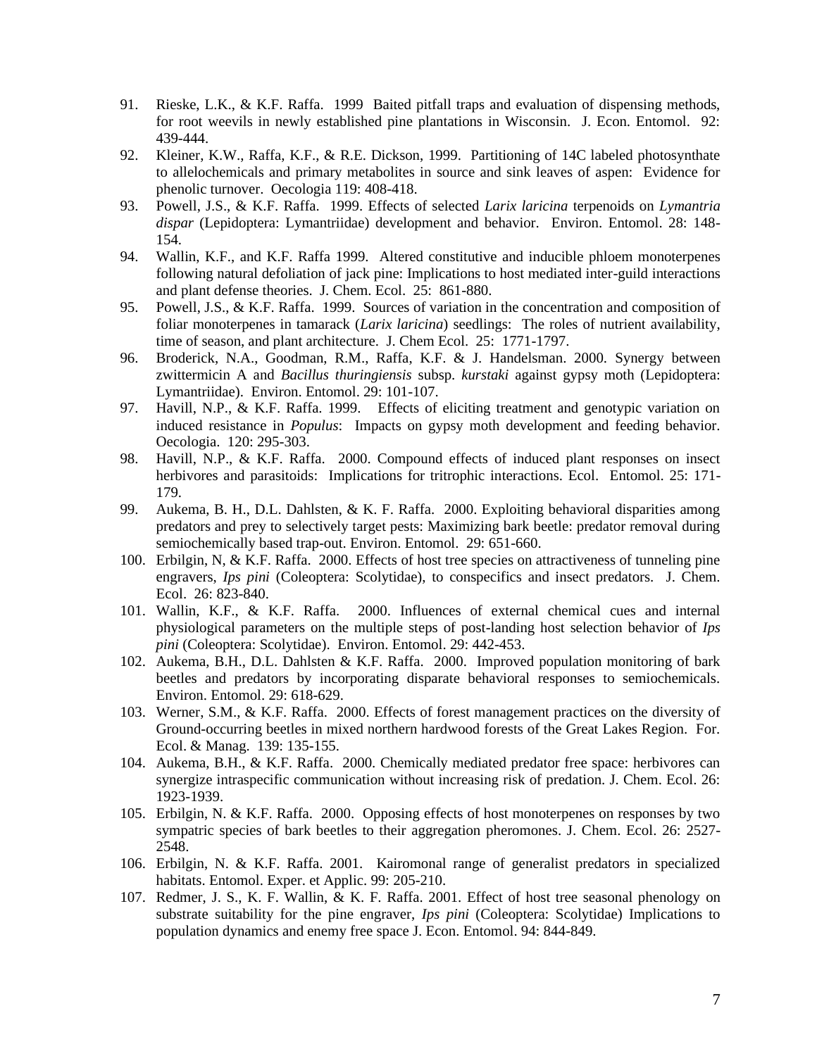91. Rieske, L.K., & K.F. Raffa. 1999 Baited pitfall traps and evaluation of dispensing methods, for root weevils in newly established pine plantations in Wisconsin. J. Econ. Entomol. 92: 439-444.
92. Kleiner, K.W., Raffa, K.F., & R.E. Dickson, 1999. Partitioning of 14C labeled photosynthate to allelochemicals and primary metabolites in source and sink leaves of aspen: Evidence for phenolic turnover. Oecologia 119: 408-418.
93. Powell, J.S., & K.F. Raffa. 1999. Effects of selected *Larix laricina* terpenoids on *Lymantria dispar* (Lepidoptera: Lymantriidae) development and behavior. Environ. Entomol. 28: 148-154.
94. Wallin, K.F., and K.F. Raffa 1999. Altered constitutive and inducible phloem monoterpenes following natural defoliation of jack pine: Implications to host mediated inter-guild interactions and plant defense theories. J. Chem. Ecol. 25: 861-880.
95. Powell, J.S., & K.F. Raffa. 1999. Sources of variation in the concentration and composition of foliar monoterpenes in tamarack (*Larix laricina*) seedlings: The roles of nutrient availability, time of season, and plant architecture. J. Chem Ecol. 25: 1771-1797.
96. Broderick, N.A., Goodman, R.M., Raffa, K.F. & J. Handelsman. 2000. Synergy between zwittermicin A and *Bacillus thuringiensis* subsp. *kurstaki* against gypsy moth (Lepidoptera: Lymantriidae). Environ. Entomol. 29: 101-107.
97. Havill, N.P., & K.F. Raffa. 1999. Effects of eliciting treatment and genotypic variation on induced resistance in *Populus*: Impacts on gypsy moth development and feeding behavior. Oecologia. 120: 295-303.
98. Havill, N.P., & K.F. Raffa. 2000. Compound effects of induced plant responses on insect herbivores and parasitoids: Implications for tritrophic interactions. Ecol. Entomol. 25: 171-179.
99. Aukema, B. H., D.L. Dahlsten, & K. F. Raffa. 2000. Exploiting behavioral disparities among predators and prey to selectively target pests: Maximizing bark beetle: predator removal during semiochemically based trap-out. Environ. Entomol. 29: 651-660.
100. Erbilgin, N, & K.F. Raffa. 2000. Effects of host tree species on attractiveness of tunneling pine engravers, *Ips pini* (Coleoptera: Scolytidae), to conspecifics and insect predators. J. Chem. Ecol. 26: 823-840.
101. Wallin, K.F., & K.F. Raffa. 2000. Influences of external chemical cues and internal physiological parameters on the multiple steps of post-landing host selection behavior of *Ips pini* (Coleoptera: Scolytidae). Environ. Entomol. 29: 442-453.
102. Aukema, B.H., D.L. Dahlsten & K.F. Raffa. 2000. Improved population monitoring of bark beetles and predators by incorporating disparate behavioral responses to semiochemicals. Environ. Entomol. 29: 618-629.
103. Werner, S.M., & K.F. Raffa. 2000. Effects of forest management practices on the diversity of Ground-occurring beetles in mixed northern hardwood forests of the Great Lakes Region. For. Ecol. & Manag. 139: 135-155.
104. Aukema, B.H., & K.F. Raffa. 2000. Chemically mediated predator free space: herbivores can synergize intraspecific communication without increasing risk of predation. J. Chem. Ecol. 26: 1923-1939.
105. Erbilgin, N. & K.F. Raffa. 2000. Opposing effects of host monoterpenes on responses by two sympatric species of bark beetles to their aggregation pheromones. J. Chem. Ecol. 26: 2527-2548.
106. Erbilgin, N. & K.F. Raffa. 2001. Kairomonal range of generalist predators in specialized habitats. Entomol. Exper. et Applic. 99: 205-210.
107. Redmer, J. S., K. F. Wallin, & K. F. Raffa. 2001. Effect of host tree seasonal phenology on substrate suitability for the pine engraver, *Ips pini* (Coleoptera: Scolytidae) Implications to population dynamics and enemy free space J. Econ. Entomol. 94: 844-849.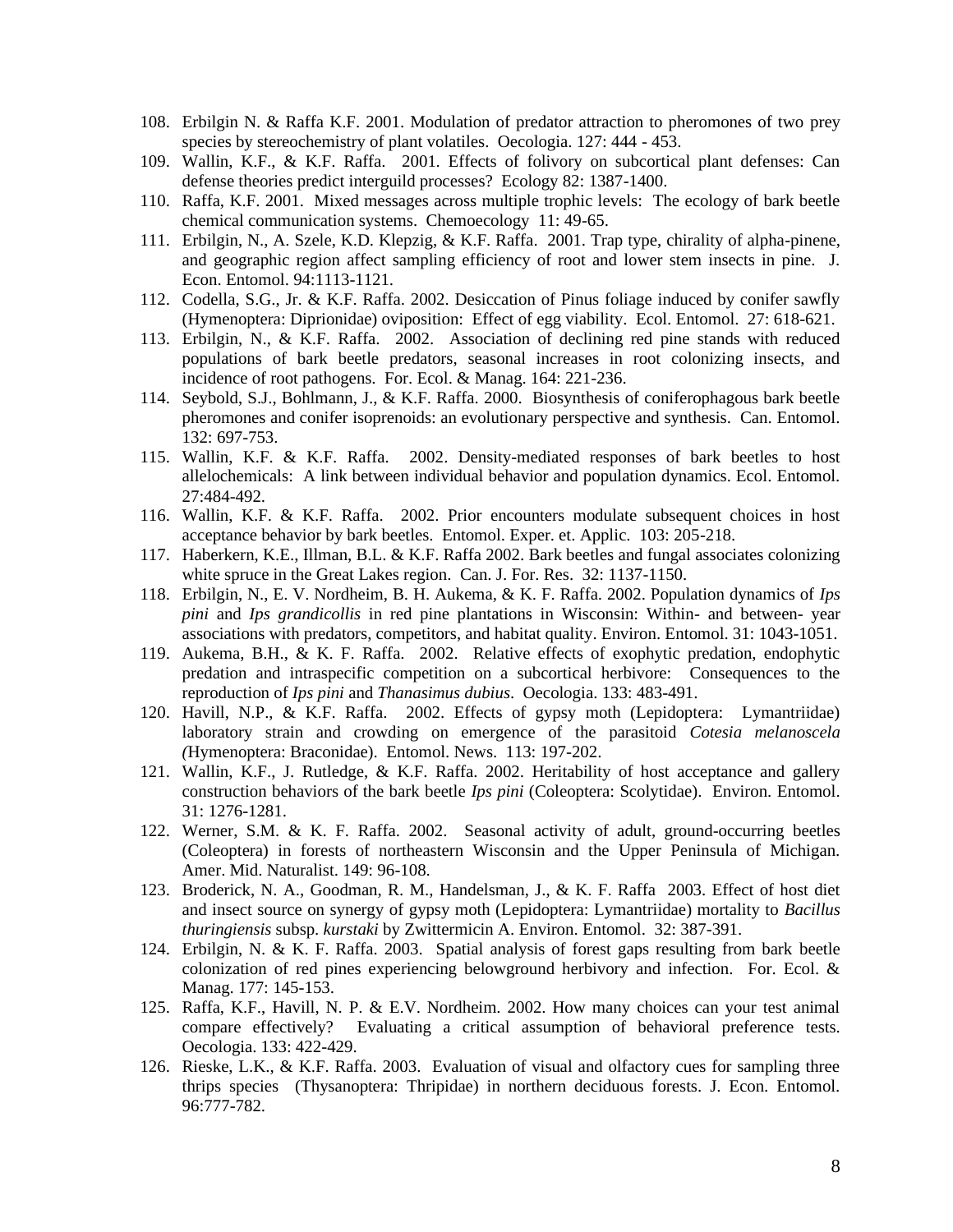108. Erbilgin N. & Raffa K.F. 2001. Modulation of predator attraction to pheromones of two prey species by stereochemistry of plant volatiles. Oecologia. 127: 444 - 453.
109. Wallin, K.F., & K.F. Raffa. 2001. Effects of folivory on subcortical plant defenses: Can defense theories predict interguild processes? Ecology 82: 1387-1400.
110. Raffa, K.F. 2001. Mixed messages across multiple trophic levels: The ecology of bark beetle chemical communication systems. Chemoecology 11: 49-65.
111. Erbilgin, N., A. Szele, K.D. Klepzig, & K.F. Raffa. 2001. Trap type, chirality of alpha-pinene, and geographic region affect sampling efficiency of root and lower stem insects in pine. J. Econ. Entomol. 94:1113-1121.
112. Codella, S.G., Jr. & K.F. Raffa. 2002. Desiccation of Pinus foliage induced by conifer sawfly (Hymenoptera: Diprionidae) oviposition: Effect of egg viability. Ecol. Entomol. 27: 618-621.
113. Erbilgin, N., & K.F. Raffa. 2002. Association of declining red pine stands with reduced populations of bark beetle predators, seasonal increases in root colonizing insects, and incidence of root pathogens. For. Ecol. & Manag. 164: 221-236.
114. Seybold, S.J., Bohlmann, J., & K.F. Raffa. 2000. Biosynthesis of coniferophagous bark beetle pheromones and conifer isoprenoids: an evolutionary perspective and synthesis. Can. Entomol. 132: 697-753.
115. Wallin, K.F. & K.F. Raffa. 2002. Density-mediated responses of bark beetles to host allelochemicals: A link between individual behavior and population dynamics. Ecol. Entomol. 27:484-492.
116. Wallin, K.F. & K.F. Raffa. 2002. Prior encounters modulate subsequent choices in host acceptance behavior by bark beetles. Entomol. Exper. et. Applic. 103: 205-218.
117. Haberkern, K.E., Illman, B.L. & K.F. Raffa 2002. Bark beetles and fungal associates colonizing white spruce in the Great Lakes region. Can. J. For. Res. 32: 1137-1150.
118. Erbilgin, N., E. V. Nordheim, B. H. Aukema, & K. F. Raffa. 2002. Population dynamics of *Ips pini* and *Ips grandicollis* in red pine plantations in Wisconsin: Within- and between- year associations with predators, competitors, and habitat quality. Environ. Entomol. 31: 1043-1051.
119. Aukema, B.H., & K. F. Raffa. 2002. Relative effects of exophytic predation, endophytic predation and intraspecific competition on a subcortical herbivore: Consequences to the reproduction of *Ips pini* and *Thanasimus dubius*. Oecologia. 133: 483-491.
120. Havill, N.P., & K.F. Raffa. 2002. Effects of gypsy moth (Lepidoptera: Lymantriidae) laboratory strain and crowding on emergence of the parasitoid *Cotesia melanoscela (*Hymenoptera: Braconidae). Entomol. News. 113: 197-202.
121. Wallin, K.F., J. Rutledge, & K.F. Raffa. 2002. Heritability of host acceptance and gallery construction behaviors of the bark beetle *Ips pini* (Coleoptera: Scolytidae). Environ. Entomol. 31: 1276-1281.
122. Werner, S.M. & K. F. Raffa. 2002. Seasonal activity of adult, ground-occurring beetles (Coleoptera) in forests of northeastern Wisconsin and the Upper Peninsula of Michigan. Amer. Mid. Naturalist. 149: 96-108.
123. Broderick, N. A., Goodman, R. M., Handelsman, J., & K. F. Raffa 2003. Effect of host diet and insect source on synergy of gypsy moth (Lepidoptera: Lymantriidae) mortality to *Bacillus thuringiensis* subsp. *kurstaki* by Zwittermicin A. Environ. Entomol. 32: 387-391.
124. Erbilgin, N. & K. F. Raffa. 2003. Spatial analysis of forest gaps resulting from bark beetle colonization of red pines experiencing belowground herbivory and infection. For. Ecol. & Manag. 177: 145-153.
125. Raffa, K.F., Havill, N. P. & E.V. Nordheim. 2002. How many choices can your test animal compare effectively? Evaluating a critical assumption of behavioral preference tests. Oecologia. 133: 422-429.
126. Rieske, L.K., & K.F. Raffa. 2003. Evaluation of visual and olfactory cues for sampling three thrips species (Thysanoptera: Thripidae) in northern deciduous forests. J. Econ. Entomol. 96:777-782.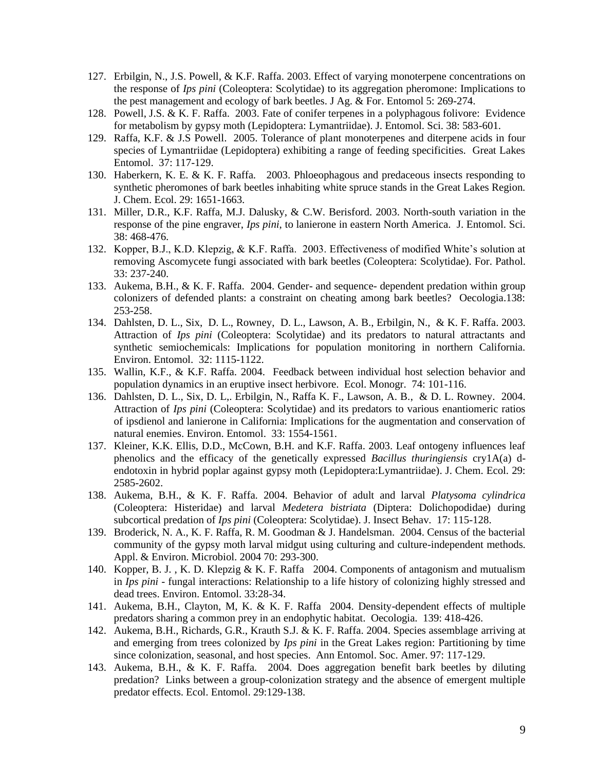127. Erbilgin, N., J.S. Powell, & K.F. Raffa. 2003. Effect of varying monoterpene concentrations on the response of *Ips pini* (Coleoptera: Scolytidae) to its aggregation pheromone: Implications to the pest management and ecology of bark beetles. J Ag. & For. Entomol 5: 269-274.
128. Powell, J.S. & K. F. Raffa. 2003. Fate of conifer terpenes in a polyphagous folivore: Evidence for metabolism by gypsy moth (Lepidoptera: Lymantriidae). J. Entomol. Sci. 38: 583-601.
129. Raffa, K.F. & J.S Powell. 2005. Tolerance of plant monoterpenes and diterpene acids in four species of Lymantriidae (Lepidoptera) exhibiting a range of feeding specificities. Great Lakes Entomol. 37: 117-129.
130. Haberkern, K. E. & K. F. Raffa. 2003. Phloeophagous and predaceous insects responding to synthetic pheromones of bark beetles inhabiting white spruce stands in the Great Lakes Region. J. Chem. Ecol. 29: 1651-1663.
131. Miller, D.R., K.F. Raffa, M.J. Dalusky, & C.W. Berisford. 2003. North-south variation in the response of the pine engraver, *Ips pini*, to lanierone in eastern North America. J. Entomol. Sci. 38: 468-476.
132. Kopper, B.J., K.D. Klepzig, & K.F. Raffa. 2003. Effectiveness of modified White's solution at removing Ascomycete fungi associated with bark beetles (Coleoptera: Scolytidae). For. Pathol. 33: 237-240.
133. Aukema, B.H., & K. F. Raffa. 2004. Gender- and sequence- dependent predation within group colonizers of defended plants: a constraint on cheating among bark beetles? Oecologia.138: 253-258.
134. Dahlsten, D. L., Six, D. L., Rowney, D. L., Lawson, A. B., Erbilgin, N., & K. F. Raffa. 2003. Attraction of *Ips pini* (Coleoptera: Scolytidae) and its predators to natural attractants and synthetic semiochemicals: Implications for population monitoring in northern California. Environ. Entomol. 32: 1115-1122.
135. Wallin, K.F., & K.F. Raffa. 2004. Feedback between individual host selection behavior and population dynamics in an eruptive insect herbivore. Ecol. Monogr. 74: 101-116.
136. Dahlsten, D. L., Six, D. L,. Erbilgin, N., Raffa K. F., Lawson, A. B., & D. L. Rowney. 2004. Attraction of *Ips pini* (Coleoptera: Scolytidae) and its predators to various enantiomeric ratios of ipsdienol and lanierone in California: Implications for the augmentation and conservation of natural enemies. Environ. Entomol. 33: 1554-1561.
137. Kleiner, K.K. Ellis, D.D., McCown, B.H. and K.F. Raffa. 2003. Leaf ontogeny influences leaf phenolics and the efficacy of the genetically expressed *Bacillus thuringiensis* cry1A(a) d-endotoxin in hybrid poplar against gypsy moth (Lepidoptera:Lymantriidae). J. Chem. Ecol. 29: 2585-2602.
138. Aukema, B.H., & K. F. Raffa. 2004. Behavior of adult and larval *Platysoma cylindrica* (Coleoptera: Histeridae) and larval *Medetera bistriata* (Diptera: Dolichopodidae) during subcortical predation of *Ips pini* (Coleoptera: Scolytidae). J. Insect Behav. 17: 115-128.
139. Broderick, N. A., K. F. Raffa, R. M. Goodman & J. Handelsman. 2004. Census of the bacterial community of the gypsy moth larval midgut using culturing and culture-independent methods. Appl. & Environ. Microbiol. 2004 70: 293-300.
140. Kopper, B. J. , K. D. Klepzig & K. F. Raffa 2004. Components of antagonism and mutualism in *Ips pini* - fungal interactions: Relationship to a life history of colonizing highly stressed and dead trees. Environ. Entomol. 33:28-34.
141. Aukema, B.H., Clayton, M, K. & K. F. Raffa 2004. Density-dependent effects of multiple predators sharing a common prey in an endophytic habitat. Oecologia. 139: 418-426.
142. Aukema, B.H., Richards, G.R., Krauth S.J. & K. F. Raffa. 2004. Species assemblage arriving at and emerging from trees colonized by *Ips pini* in the Great Lakes region: Partitioning by time since colonization, seasonal, and host species. Ann Entomol. Soc. Amer. 97: 117-129.
143. Aukema, B.H., & K. F. Raffa. 2004. Does aggregation benefit bark beetles by diluting predation? Links between a group-colonization strategy and the absence of emergent multiple predator effects. Ecol. Entomol. 29:129-138.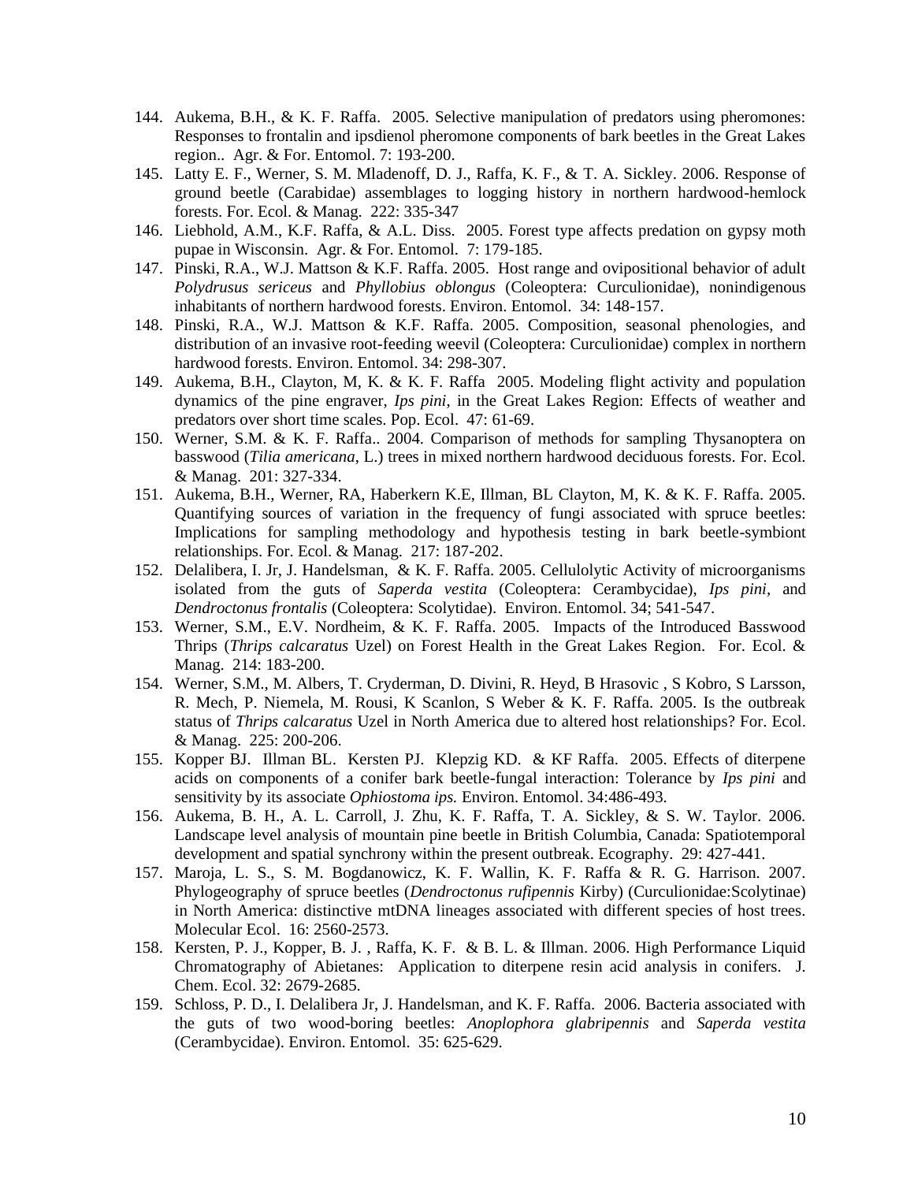144. Aukema, B.H., & K. F. Raffa. 2005. Selective manipulation of predators using pheromones: Responses to frontalin and ipsdienol pheromone components of bark beetles in the Great Lakes region.. Agr. & For. Entomol. 7: 193-200.
145. Latty E. F., Werner, S. M. Mladenoff, D. J., Raffa, K. F., & T. A. Sickley. 2006. Response of ground beetle (Carabidae) assemblages to logging history in northern hardwood-hemlock forests. For. Ecol. & Manag. 222: 335-347
146. Liebhold, A.M., K.F. Raffa, & A.L. Diss. 2005. Forest type affects predation on gypsy moth pupae in Wisconsin. Agr. & For. Entomol. 7: 179-185.
147. Pinski, R.A., W.J. Mattson & K.F. Raffa. 2005. Host range and ovipositional behavior of adult *Polydrusus sericeus* and *Phyllobius oblongus* (Coleoptera: Curculionidae), nonindigenous inhabitants of northern hardwood forests. Environ. Entomol. 34: 148-157.
148. Pinski, R.A., W.J. Mattson & K.F. Raffa. 2005. Composition, seasonal phenologies, and distribution of an invasive root-feeding weevil (Coleoptera: Curculionidae) complex in northern hardwood forests. Environ. Entomol. 34: 298-307.
149. Aukema, B.H., Clayton, M, K. & K. F. Raffa 2005. Modeling flight activity and population dynamics of the pine engraver, *Ips pini*, in the Great Lakes Region: Effects of weather and predators over short time scales. Pop. Ecol. 47: 61-69.
150. Werner, S.M. & K. F. Raffa.. 2004. Comparison of methods for sampling Thysanoptera on basswood (*Tilia americana*, L.) trees in mixed northern hardwood deciduous forests. For. Ecol. & Manag. 201: 327-334.
151. Aukema, B.H., Werner, RA, Haberkern K.E, Illman, BL Clayton, M, K. & K. F. Raffa. 2005. Quantifying sources of variation in the frequency of fungi associated with spruce beetles: Implications for sampling methodology and hypothesis testing in bark beetle-symbiont relationships. For. Ecol. & Manag. 217: 187-202.
152. Delalibera, I. Jr, J. Handelsman, & K. F. Raffa. 2005. Cellulolytic Activity of microorganisms isolated from the guts of *Saperda vestita* (Coleoptera: Cerambycidae), *Ips pini*, and *Dendroctonus frontalis* (Coleoptera: Scolytidae). Environ. Entomol. 34; 541-547.
153. Werner, S.M., E.V. Nordheim, & K. F. Raffa. 2005. Impacts of the Introduced Basswood Thrips (*Thrips calcaratus* Uzel) on Forest Health in the Great Lakes Region. For. Ecol. & Manag. 214: 183-200.
154. Werner, S.M., M. Albers, T. Cryderman, D. Divini, R. Heyd, B Hrasovic , S Kobro, S Larsson, R. Mech, P. Niemela, M. Rousi, K Scanlon, S Weber & K. F. Raffa. 2005. Is the outbreak status of *Thrips calcaratus* Uzel in North America due to altered host relationships? For. Ecol. & Manag. 225: 200-206.
155. Kopper BJ. Illman BL. Kersten PJ. Klepzig KD. & KF Raffa. 2005. Effects of diterpene acids on components of a conifer bark beetle-fungal interaction: Tolerance by *Ips pini* and sensitivity by its associate *Ophiostoma ips.* Environ. Entomol. 34:486-493.
156. Aukema, B. H., A. L. Carroll, J. Zhu, K. F. Raffa, T. A. Sickley, & S. W. Taylor. 2006. Landscape level analysis of mountain pine beetle in British Columbia, Canada: Spatiotemporal development and spatial synchrony within the present outbreak. Ecography. 29: 427-441.
157. Maroja, L. S., S. M. Bogdanowicz, K. F. Wallin, K. F. Raffa & R. G. Harrison. 2007. Phylogeography of spruce beetles (*Dendroctonus rufipennis* Kirby) (Curculionidae:Scolytinae) in North America: distinctive mtDNA lineages associated with different species of host trees. Molecular Ecol. 16: 2560-2573.
158. Kersten, P. J., Kopper, B. J. , Raffa, K. F. & B. L. & Illman. 2006. High Performance Liquid Chromatography of Abietanes: Application to diterpene resin acid analysis in conifers. J. Chem. Ecol. 32: 2679-2685.
159. Schloss, P. D., I. Delalibera Jr, J. Handelsman, and K. F. Raffa. 2006. Bacteria associated with the guts of two wood-boring beetles: *Anoplophora glabripennis* and *Saperda vestita* (Cerambycidae). Environ. Entomol. 35: 625-629.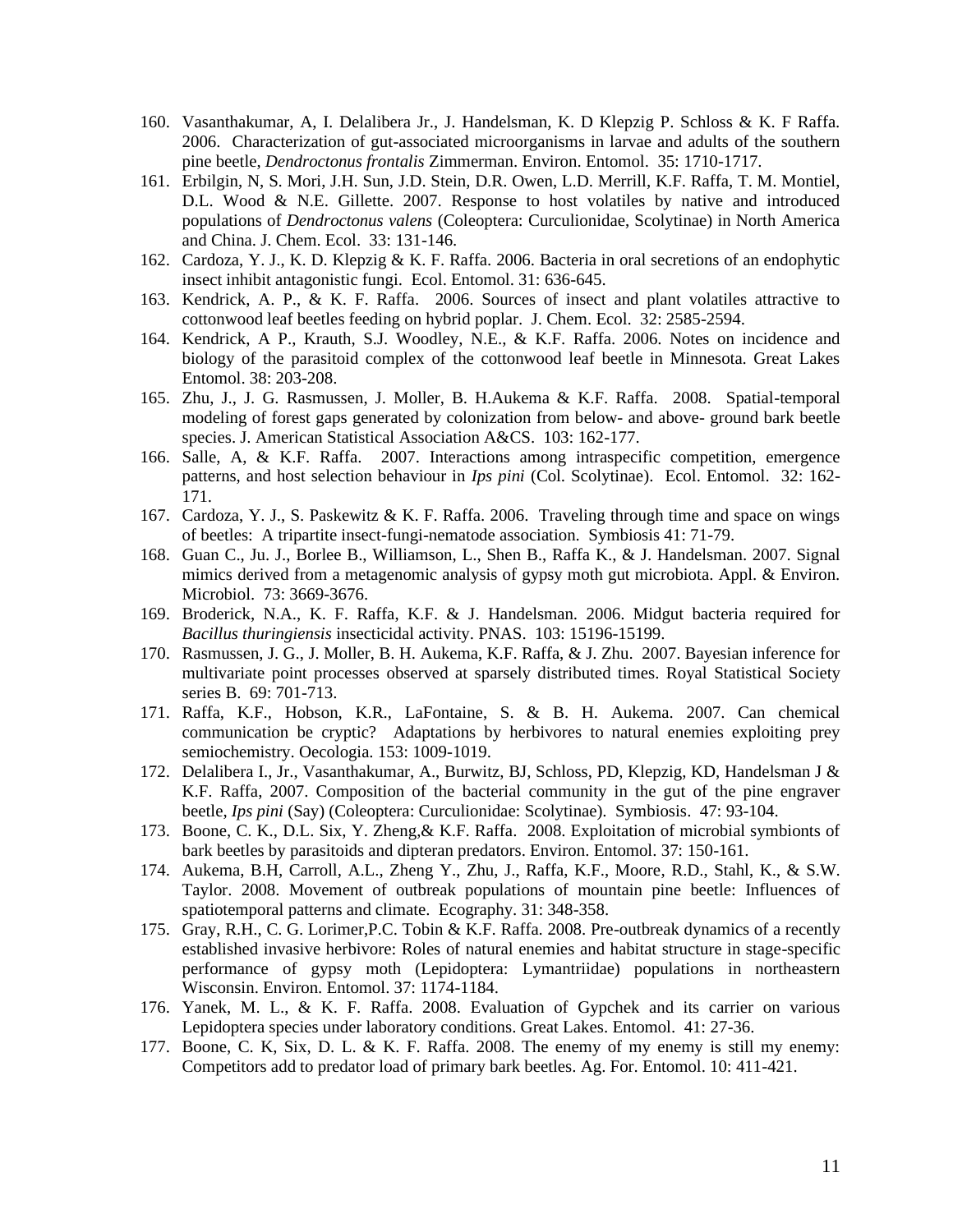160. Vasanthakumar, A, I. Delalibera Jr., J. Handelsman, K. D Klepzig P. Schloss & K. F Raffa. 2006. Characterization of gut-associated microorganisms in larvae and adults of the southern pine beetle, *Dendroctonus frontalis* Zimmerman. Environ. Entomol. 35: 1710-1717.
161. Erbilgin, N, S. Mori, J.H. Sun, J.D. Stein, D.R. Owen, L.D. Merrill, K.F. Raffa, T. M. Montiel, D.L. Wood & N.E. Gillette. 2007. Response to host volatiles by native and introduced populations of *Dendroctonus valens* (Coleoptera: Curculionidae, Scolytinae) in North America and China. J. Chem. Ecol. 33: 131-146.
162. Cardoza, Y. J., K. D. Klepzig & K. F. Raffa. 2006. Bacteria in oral secretions of an endophytic insect inhibit antagonistic fungi. Ecol. Entomol. 31: 636-645.
163. Kendrick, A. P., & K. F. Raffa. 2006. Sources of insect and plant volatiles attractive to cottonwood leaf beetles feeding on hybrid poplar. J. Chem. Ecol. 32: 2585-2594.
164. Kendrick, A P., Krauth, S.J. Woodley, N.E., & K.F. Raffa. 2006. Notes on incidence and biology of the parasitoid complex of the cottonwood leaf beetle in Minnesota. Great Lakes Entomol. 38: 203-208.
165. Zhu, J., J. G. Rasmussen, J. Moller, B. H.Aukema & K.F. Raffa. 2008. Spatial-temporal modeling of forest gaps generated by colonization from below- and above- ground bark beetle species. J. American Statistical Association A&CS. 103: 162-177.
166. Salle, A, & K.F. Raffa. 2007. Interactions among intraspecific competition, emergence patterns, and host selection behaviour in *Ips pini* (Col. Scolytinae). Ecol. Entomol. 32: 162-171.
167. Cardoza, Y. J., S. Paskewitz & K. F. Raffa. 2006. Traveling through time and space on wings of beetles: A tripartite insect-fungi-nematode association. Symbiosis 41: 71-79.
168. Guan C., Ju. J., Borlee B., Williamson, L., Shen B., Raffa K., & J. Handelsman. 2007. Signal mimics derived from a metagenomic analysis of gypsy moth gut microbiota. Appl. & Environ. Microbiol. 73: 3669-3676.
169. Broderick, N.A., K. F. Raffa, K.F. & J. Handelsman. 2006. Midgut bacteria required for *Bacillus thuringiensis* insecticidal activity. PNAS. 103: 15196-15199.
170. Rasmussen, J. G., J. Moller, B. H. Aukema, K.F. Raffa, & J. Zhu. 2007. Bayesian inference for multivariate point processes observed at sparsely distributed times. Royal Statistical Society series B. 69: 701-713.
171. Raffa, K.F., Hobson, K.R., LaFontaine, S. & B. H. Aukema. 2007. Can chemical communication be cryptic? Adaptations by herbivores to natural enemies exploiting prey semiochemistry. Oecologia. 153: 1009-1019.
172. Delalibera I., Jr., Vasanthakumar, A., Burwitz, BJ, Schloss, PD, Klepzig, KD, Handelsman J & K.F. Raffa, 2007. Composition of the bacterial community in the gut of the pine engraver beetle, *Ips pini* (Say) (Coleoptera: Curculionidae: Scolytinae). Symbiosis. 47: 93-104.
173. Boone, C. K., D.L. Six, Y. Zheng,& K.F. Raffa. 2008. Exploitation of microbial symbionts of bark beetles by parasitoids and dipteran predators. Environ. Entomol. 37: 150-161.
174. Aukema, B.H, Carroll, A.L., Zheng Y., Zhu, J., Raffa, K.F., Moore, R.D., Stahl, K., & S.W. Taylor. 2008. Movement of outbreak populations of mountain pine beetle: Influences of spatiotemporal patterns and climate. Ecography. 31: 348-358.
175. Gray, R.H., C. G. Lorimer,P.C. Tobin & K.F. Raffa. 2008. Pre-outbreak dynamics of a recently established invasive herbivore: Roles of natural enemies and habitat structure in stage-specific performance of gypsy moth (Lepidoptera: Lymantriidae) populations in northeastern Wisconsin. Environ. Entomol. 37: 1174-1184.
176. Yanek, M. L., & K. F. Raffa. 2008. Evaluation of Gypchek and its carrier on various Lepidoptera species under laboratory conditions. Great Lakes. Entomol. 41: 27-36.
177. Boone, C. K, Six, D. L. & K. F. Raffa. 2008. The enemy of my enemy is still my enemy: Competitors add to predator load of primary bark beetles. Ag. For. Entomol. 10: 411-421.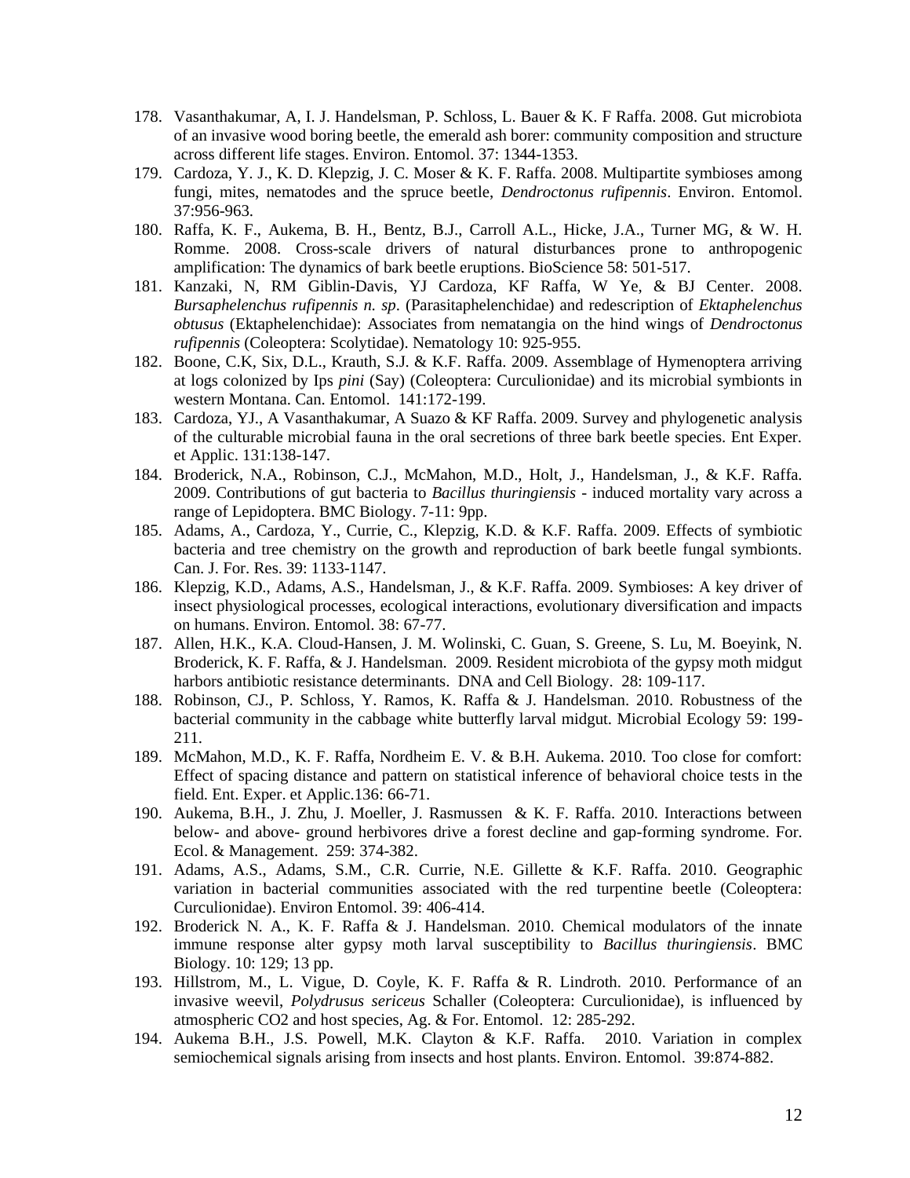178. Vasanthakumar, A, I. J. Handelsman, P. Schloss, L. Bauer & K. F Raffa. 2008. Gut microbiota of an invasive wood boring beetle, the emerald ash borer: community composition and structure across different life stages. Environ. Entomol. 37: 1344-1353.
179. Cardoza, Y. J., K. D. Klepzig, J. C. Moser & K. F. Raffa. 2008. Multipartite symbioses among fungi, mites, nematodes and the spruce beetle, *Dendroctonus rufipennis*. Environ. Entomol. 37:956-963.
180. Raffa, K. F., Aukema, B. H., Bentz, B.J., Carroll A.L., Hicke, J.A., Turner MG, & W. H. Romme. 2008. Cross-scale drivers of natural disturbances prone to anthropogenic amplification: The dynamics of bark beetle eruptions. BioScience 58: 501-517.
181. Kanzaki, N, RM Giblin-Davis, YJ Cardoza, KF Raffa, W Ye, & BJ Center. 2008. *Bursaphelenchus rufipennis n. sp*. (Parasitaphelenchidae) and redescription of *Ektaphelenchus obtusus* (Ektaphelenchidae): Associates from nematangia on the hind wings of *Dendroctonus rufipennis* (Coleoptera: Scolytidae). Nematology 10: 925-955.
182. Boone, C.K, Six, D.L., Krauth, S.J. & K.F. Raffa. 2009. Assemblage of Hymenoptera arriving at logs colonized by Ips *pini* (Say) (Coleoptera: Curculionidae) and its microbial symbionts in western Montana. Can. Entomol. 141:172-199.
183. Cardoza, YJ., A Vasanthakumar, A Suazo & KF Raffa. 2009. Survey and phylogenetic analysis of the culturable microbial fauna in the oral secretions of three bark beetle species. Ent Exper. et Applic. 131:138-147.
184. Broderick, N.A., Robinson, C.J., McMahon, M.D., Holt, J., Handelsman, J., & K.F. Raffa. 2009. Contributions of gut bacteria to *Bacillus thuringiensis* - induced mortality vary across a range of Lepidoptera. BMC Biology. 7-11: 9pp.
185. Adams, A., Cardoza, Y., Currie, C., Klepzig, K.D. & K.F. Raffa. 2009. Effects of symbiotic bacteria and tree chemistry on the growth and reproduction of bark beetle fungal symbionts. Can. J. For. Res. 39: 1133-1147.
186. Klepzig, K.D., Adams, A.S., Handelsman, J., & K.F. Raffa. 2009. Symbioses: A key driver of insect physiological processes, ecological interactions, evolutionary diversification and impacts on humans. Environ. Entomol. 38: 67-77.
187. Allen, H.K., K.A. Cloud-Hansen, J. M. Wolinski, C. Guan, S. Greene, S. Lu, M. Boeyink, N. Broderick, K. F. Raffa, & J. Handelsman. 2009. Resident microbiota of the gypsy moth midgut harbors antibiotic resistance determinants. DNA and Cell Biology. 28: 109-117.
188. Robinson, CJ., P. Schloss, Y. Ramos, K. Raffa & J. Handelsman. 2010. Robustness of the bacterial community in the cabbage white butterfly larval midgut. Microbial Ecology 59: 199-211.
189. McMahon, M.D., K. F. Raffa, Nordheim E. V. & B.H. Aukema. 2010. Too close for comfort: Effect of spacing distance and pattern on statistical inference of behavioral choice tests in the field. Ent. Exper. et Applic.136: 66-71.
190. Aukema, B.H., J. Zhu, J. Moeller, J. Rasmussen & K. F. Raffa. 2010. Interactions between below- and above- ground herbivores drive a forest decline and gap-forming syndrome. For. Ecol. & Management. 259: 374-382.
191. Adams, A.S., Adams, S.M., C.R. Currie, N.E. Gillette & K.F. Raffa. 2010. Geographic variation in bacterial communities associated with the red turpentine beetle (Coleoptera: Curculionidae). Environ Entomol. 39: 406-414.
192. Broderick N. A., K. F. Raffa & J. Handelsman. 2010. Chemical modulators of the innate immune response alter gypsy moth larval susceptibility to *Bacillus thuringiensis*. BMC Biology. 10: 129; 13 pp.
193. Hillstrom, M., L. Vigue, D. Coyle, K. F. Raffa & R. Lindroth. 2010. Performance of an invasive weevil, *Polydrusus sericeus* Schaller (Coleoptera: Curculionidae), is influenced by atmospheric $CO_2$ and host species, Ag. & For. Entomol. 12: 285-292.
194. Aukema B.H., J.S. Powell, M.K. Clayton & K.F. Raffa. 2010. Variation in complex semiochemical signals arising from insects and host plants. Environ. Entomol. 39:874-882.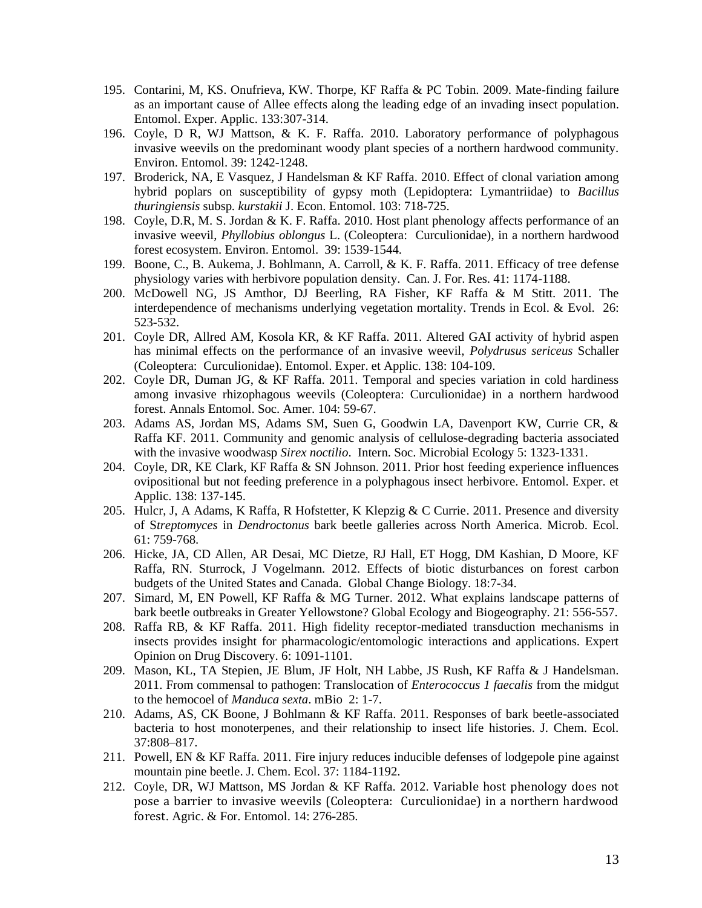195. Contarini, M, KS. Onufrieva, KW. Thorpe, KF Raffa & PC Tobin. 2009. Mate-finding failure as an important cause of Allee effects along the leading edge of an invading insect population. Entomol. Exper. Applic. 133:307-314.
196. Coyle, D R, WJ Mattson, & K. F. Raffa. 2010. Laboratory performance of polyphagous invasive weevils on the predominant woody plant species of a northern hardwood community. Environ. Entomol. 39: 1242-1248.
197. Broderick, NA, E Vasquez, J Handelsman & KF Raffa. 2010. Effect of clonal variation among hybrid poplars on susceptibility of gypsy moth (Lepidoptera: Lymantriidae) to *Bacillus thuringiensis* subsp. *kurstakii* J. Econ. Entomol. 103: 718-725.
198. Coyle, D.R, M. S. Jordan & K. F. Raffa. 2010. Host plant phenology affects performance of an invasive weevil, *Phyllobius oblongus* L. (Coleoptera: Curculionidae), in a northern hardwood forest ecosystem. Environ. Entomol. 39: 1539-1544.
199. Boone, C., B. Aukema, J. Bohlmann, A. Carroll, & K. F. Raffa. 2011. Efficacy of tree defense physiology varies with herbivore population density. Can. J. For. Res. 41: 1174-1188.
200. McDowell NG, JS Amthor, DJ Beerling, RA Fisher, KF Raffa & M Stitt. 2011. The interdependence of mechanisms underlying vegetation mortality. Trends in Ecol. & Evol. 26: 523-532.
201. Coyle DR, Allred AM, Kosola KR, & KF Raffa. 2011. Altered GAI activity of hybrid aspen has minimal effects on the performance of an invasive weevil, *Polydrusus sericeus* Schaller (Coleoptera: Curculionidae). Entomol. Exper. et Applic. 138: 104-109.
202. Coyle DR, Duman JG, & KF Raffa. 2011. Temporal and species variation in cold hardiness among invasive rhizophagous weevils (Coleoptera: Curculionidae) in a northern hardwood forest. Annals Entomol. Soc. Amer. 104: 59-67.
203. Adams AS, Jordan MS, Adams SM, Suen G, Goodwin LA, Davenport KW, Currie CR, & Raffa KF. 2011. Community and genomic analysis of cellulose-degrading bacteria associated with the invasive woodwasp *Sirex noctilio*. Intern. Soc. Microbial Ecology 5: 1323-1331.
204. Coyle, DR, KE Clark, KF Raffa & SN Johnson. 2011. Prior host feeding experience influences ovipositional but not feeding preference in a polyphagous insect herbivore. Entomol. Exper. et Applic. 138: 137-145.
205. Hulcr, J, A Adams, K Raffa, R Hofstetter, K Klepzig & C Currie. 2011. Presence and diversity of S*treptomyces* in *Dendroctonus* bark beetle galleries across North America. Microb. Ecol. 61: 759-768.
206. Hicke, JA, CD Allen, AR Desai, MC Dietze, RJ Hall, ET Hogg, DM Kashian, D Moore, KF Raffa, RN. Sturrock, J Vogelmann. 2012. Effects of biotic disturbances on forest carbon budgets of the United States and Canada. Global Change Biology. 18:7-34.
207. Simard, M, EN Powell, KF Raffa & MG Turner. 2012. What explains landscape patterns of bark beetle outbreaks in Greater Yellowstone? Global Ecology and Biogeography. 21: 556-557.
208. Raffa RB, & KF Raffa. 2011. High fidelity receptor-mediated transduction mechanisms in insects provides insight for pharmacologic/entomologic interactions and applications. Expert Opinion on Drug Discovery. 6: 1091-1101.
209. Mason, KL, TA Stepien, JE Blum, JF Holt, NH Labbe, JS Rush, KF Raffa & J Handelsman. 2011. From commensal to pathogen: Translocation of *Enterococcus 1 faecalis* from the midgut to the hemocoel of *Manduca sexta*. mBio 2: 1-7.
210. Adams, AS, CK Boone, J Bohlmann & KF Raffa. 2011. Responses of bark beetle-associated bacteria to host monoterpenes, and their relationship to insect life histories. J. Chem. Ecol. 37:808–817.
211. Powell, EN & KF Raffa. 2011. Fire injury reduces inducible defenses of lodgepole pine against mountain pine beetle. J. Chem. Ecol. 37: 1184-1192.
212. Coyle, DR, WJ Mattson, MS Jordan & KF Raffa. 2012. Variable host phenology does not pose a barrier to invasive weevils (Coleoptera: Curculionidae) in a northern hardwood forest. Agric. & For. Entomol. 14: 276-285.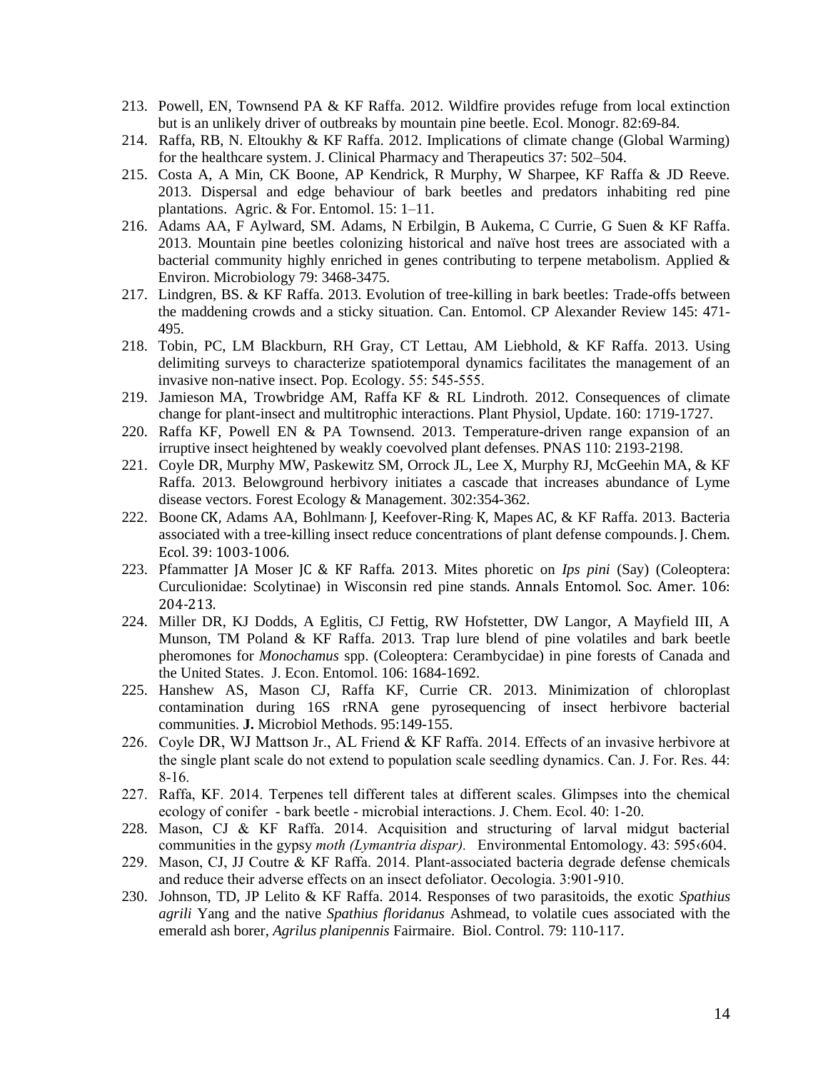213. Powell, EN, Townsend PA & KF Raffa. 2012. Wildfire provides refuge from local extinction but is an unlikely driver of outbreaks by mountain pine beetle. Ecol. Monogr. 82:69-84.
214. Raffa, RB, N. Eltoukhy & KF Raffa. 2012. Implications of climate change (Global Warming) for the healthcare system. J. Clinical Pharmacy and Therapeutics 37: 502–504.
215. Costa A, A Min, CK Boone, AP Kendrick, R Murphy, W Sharpee, KF Raffa & JD Reeve. 2013. Dispersal and edge behaviour of bark beetles and predators inhabiting red pine plantations. Agric. & For. Entomol. 15: 1–11.
216. Adams AA, F Aylward, SM. Adams, N Erbilgin, B Aukema, C Currie, G Suen & KF Raffa. 2013. Mountain pine beetles colonizing historical and naïve host trees are associated with a bacterial community highly enriched in genes contributing to terpene metabolism. Applied & Environ. Microbiology 79: 3468-3475.
217. Lindgren, BS. & KF Raffa. 2013. Evolution of tree-killing in bark beetles: Trade-offs between the maddening crowds and a sticky situation. Can. Entomol. CP Alexander Review 145: 471-495.
218. Tobin, PC, LM Blackburn, RH Gray, CT Lettau, AM Liebhold, & KF Raffa. 2013. Using delimiting surveys to characterize spatiotemporal dynamics facilitates the management of an invasive non-native insect. Pop. Ecology. 55: 545-555.
219. Jamieson MA, Trowbridge AM, Raffa KF & RL Lindroth. 2012. Consequences of climate change for plant-insect and multitrophic interactions. Plant Physiol, Update. 160: 1719-1727.
220. Raffa KF, Powell EN & PA Townsend. 2013. Temperature-driven range expansion of an irruptive insect heightened by weakly coevolved plant defenses. PNAS 110: 2193-2198.
221. Coyle DR, Murphy MW, Paskewitz SM, Orrock JL, Lee X, Murphy RJ, McGeehin MA, & KF Raffa. 2013. Belowground herbivory initiates a cascade that increases abundance of Lyme disease vectors. Forest Ecology & Management. 302:354-362.
222. Boone CK, Adams AA, Bohlmann, J, Keefover-Ring, K, Mapes AC, & KF Raffa. 2013. Bacteria associated with a tree-killing insect reduce concentrations of plant defense compounds. J. Chem. Ecol. 39: 1003-1006.
223. Pfammatter JA Moser JC & KF Raffa. 2013. Mites phoretic on *Ips pini* (Say) (Coleoptera: Curculionidae: Scolytinae) in Wisconsin red pine stands. Annals Entomol. Soc. Amer. 106: 204-213.
224. Miller DR, KJ Dodds, A Eglitis, CJ Fettig, RW Hofstetter, DW Langor, A Mayfield III, A Munson, TM Poland & KF Raffa. 2013. Trap lure blend of pine volatiles and bark beetle pheromones for *Monochamus* spp. (Coleoptera: Cerambycidae) in pine forests of Canada and the United States. J. Econ. Entomol. 106: 1684-1692.
225. Hanshew AS, Mason CJ, Raffa KF, Currie CR. 2013. Minimization of chloroplast contamination during 16S rRNA gene pyrosequencing of insect herbivore bacterial communities. **J.** Microbiol Methods. 95:149-155.
226. Coyle DR, WJ Mattson Jr., AL Friend & KF Raffa. 2014. Effects of an invasive herbivore at the single plant scale do not extend to population scale seedling dynamics. Can. J. For. Res. 44: 8-16.
227. Raffa, KF. 2014. Terpenes tell different tales at different scales. Glimpses into the chemical ecology of conifer - bark beetle - microbial interactions. J. Chem. Ecol. 40: 1-20.
228. Mason, CJ & KF Raffa. 2014. Acquisition and structuring of larval midgut bacterial communities in the gypsy *moth (Lymantria dispar).* Environmental Entomology. 43: 595‹604.
229. Mason, CJ, JJ Coutre & KF Raffa. 2014. Plant-associated bacteria degrade defense chemicals and reduce their adverse effects on an insect defoliator. Oecologia. 3:901-910.
230. Johnson, TD, JP Lelito & KF Raffa. 2014. Responses of two parasitoids, the exotic *Spathius agrili* Yang and the native *Spathius floridanus* Ashmead, to volatile cues associated with the emerald ash borer, *Agrilus planipennis* Fairmaire. Biol. Control. 79: 110-117.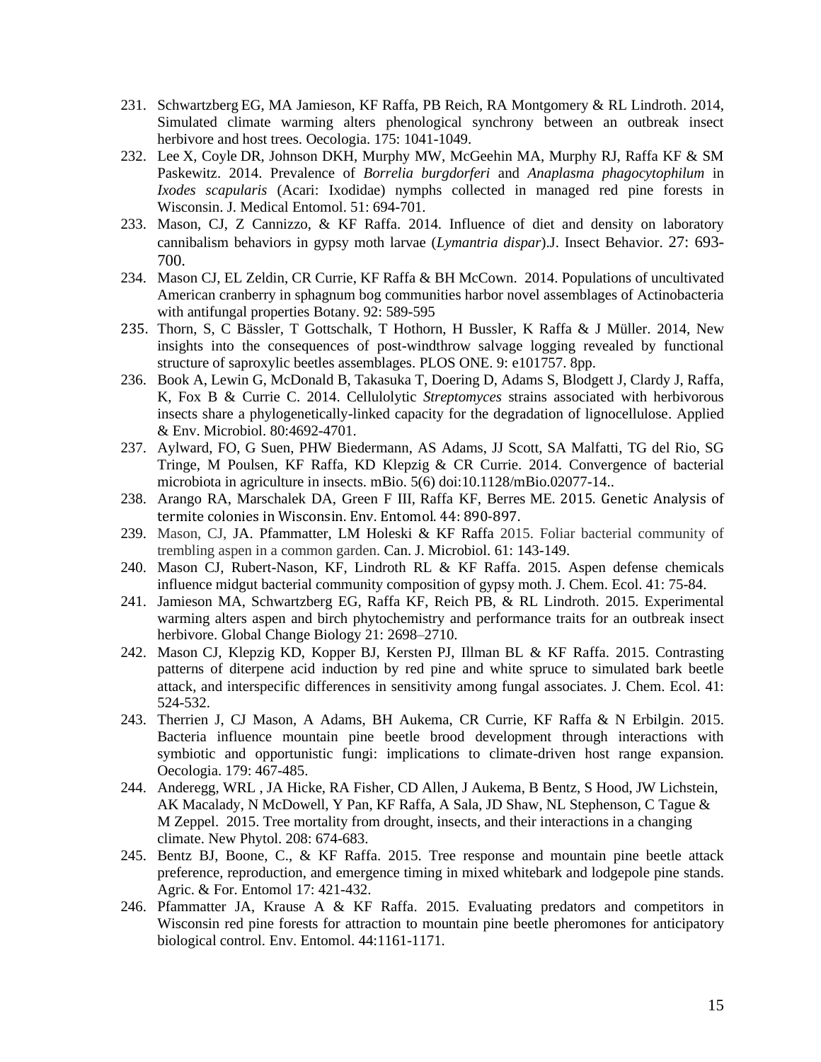231. Schwartzberg EG, MA Jamieson, KF Raffa, PB Reich, RA Montgomery & RL Lindroth. 2014, Simulated climate warming alters phenological synchrony between an outbreak insect herbivore and host trees. Oecologia. 175: 1041-1049.
232. Lee X, Coyle DR, Johnson DKH, Murphy MW, McGeehin MA, Murphy RJ, Raffa KF & SM Paskewitz. 2014. Prevalence of *Borrelia burgdorferi* and *Anaplasma phagocytophilum* in *Ixodes scapularis* (Acari: Ixodidae) nymphs collected in managed red pine forests in Wisconsin. J. Medical Entomol. 51: 694-701.
233. Mason, CJ, Z Cannizzo, & KF Raffa. 2014. Influence of diet and density on laboratory cannibalism behaviors in gypsy moth larvae (*Lymantria dispar*).J. Insect Behavior. 27: 693-700.
234. Mason CJ, EL Zeldin, CR Currie, KF Raffa & BH McCown. 2014. Populations of uncultivated American cranberry in sphagnum bog communities harbor novel assemblages of Actinobacteria with antifungal properties Botany. 92: 589-595
235. Thorn, S, C Bässler, T Gottschalk, T Hothorn, H Bussler, K Raffa & J Müller. 2014, New insights into the consequences of post-windthrow salvage logging revealed by functional structure of saproxylic beetles assemblages. PLOS ONE. 9: e101757. 8pp.
236. Book A, Lewin G, McDonald B, Takasuka T, Doering D, Adams S, Blodgett J, Clardy J, Raffa, K, Fox B & Currie C. 2014. Cellulolytic *Streptomyces* strains associated with herbivorous insects share a phylogenetically-linked capacity for the degradation of lignocellulose. Applied & Env. Microbiol. 80:4692-4701.
237. Aylward, FO, G Suen, PHW Biedermann, AS Adams, JJ Scott, SA Malfatti, TG del Rio, SG Tringe, M Poulsen, KF Raffa, KD Klepzig & CR Currie. 2014. Convergence of bacterial microbiota in agriculture in insects. mBio. 5(6) doi:10.1128/mBio.02077-14..
238. Arango RA, Marschalek DA, Green F III, Raffa KF, Berres ME. 2015. Genetic Analysis of termite colonies in Wisconsin. Env. Entomol. 44: 890-897.
239. Mason, CJ, JA. Pfammatter, LM Holeski & KF Raffa 2015. Foliar bacterial community of trembling aspen in a common garden. Can. J. Microbiol. 61: 143-149.
240. Mason CJ, Rubert-Nason, KF, Lindroth RL & KF Raffa. 2015. Aspen defense chemicals influence midgut bacterial community composition of gypsy moth. J. Chem. Ecol. 41: 75-84.
241. Jamieson MA, Schwartzberg EG, Raffa KF, Reich PB, & RL Lindroth. 2015. Experimental warming alters aspen and birch phytochemistry and performance traits for an outbreak insect herbivore. Global Change Biology 21: 2698–2710.
242. Mason CJ, Klepzig KD, Kopper BJ, Kersten PJ, Illman BL & KF Raffa. 2015. Contrasting patterns of diterpene acid induction by red pine and white spruce to simulated bark beetle attack, and interspecific differences in sensitivity among fungal associates. J. Chem. Ecol. 41: 524-532.
243. Therrien J, CJ Mason, A Adams, BH Aukema, CR Currie, KF Raffa & N Erbilgin. 2015. Bacteria influence mountain pine beetle brood development through interactions with symbiotic and opportunistic fungi: implications to climate-driven host range expansion. Oecologia. 179: 467-485.
244. Anderegg, WRL , JA Hicke, RA Fisher, CD Allen, J Aukema, B Bentz, S Hood, JW Lichstein, AK Macalady, N McDowell, Y Pan, KF Raffa, A Sala, JD Shaw, NL Stephenson, C Tague & M Zeppel. 2015. Tree mortality from drought, insects, and their interactions in a changing climate. New Phytol. 208: 674-683.
245. Bentz BJ, Boone, C., & KF Raffa. 2015. Tree response and mountain pine beetle attack preference, reproduction, and emergence timing in mixed whitebark and lodgepole pine stands. Agric. & For. Entomol 17: 421-432.
246. Pfammatter JA, Krause A & KF Raffa. 2015. Evaluating predators and competitors in Wisconsin red pine forests for attraction to mountain pine beetle pheromones for anticipatory biological control. Env. Entomol. 44:1161-1171.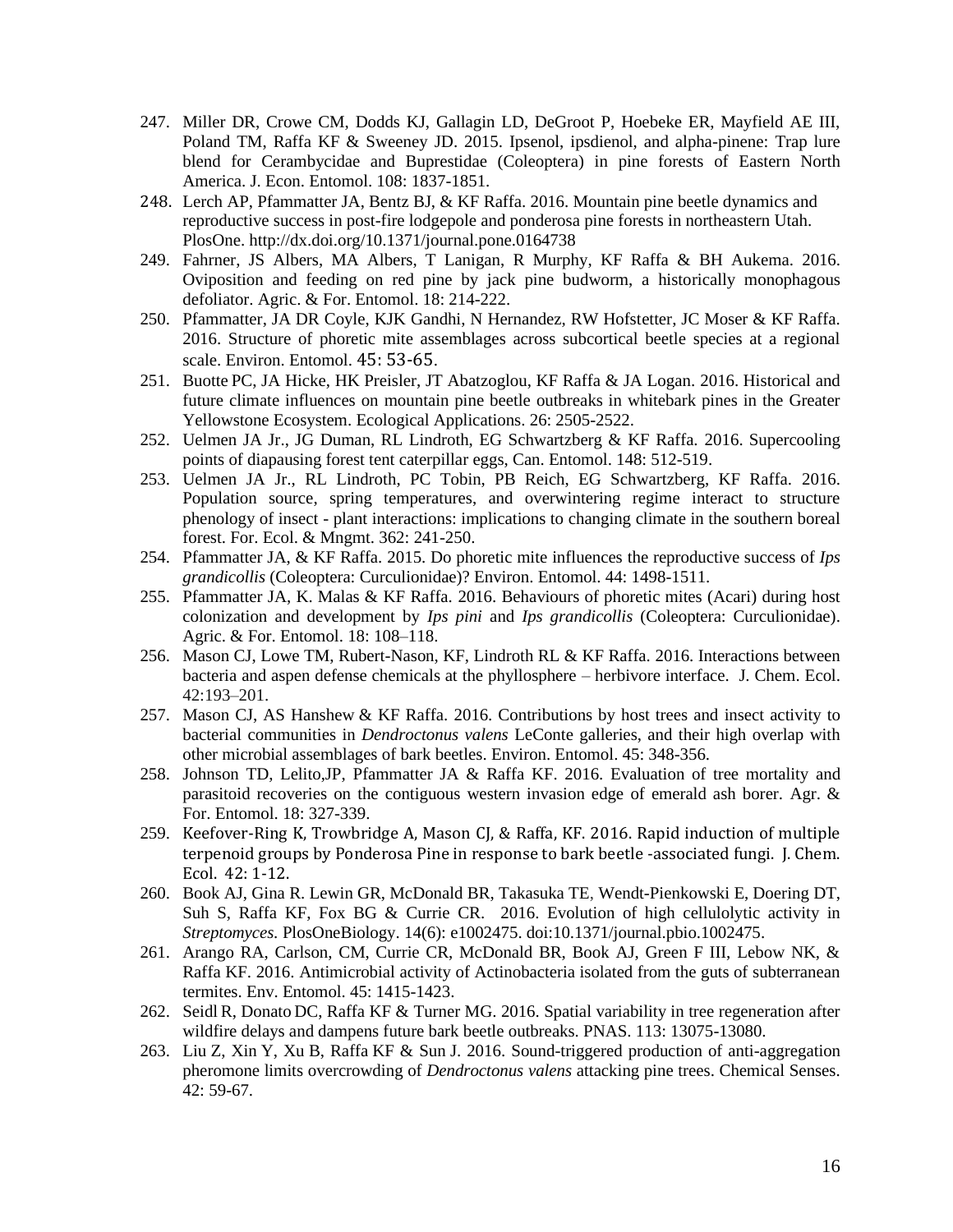247. Miller DR, Crowe CM, Dodds KJ, Gallagin LD, DeGroot P, Hoebeke ER, Mayfield AE III, Poland TM, Raffa KF & Sweeney JD. 2015. Ipsenol, ipsdienol, and alpha-pinene: Trap lure blend for Cerambycidae and Buprestidae (Coleoptera) in pine forests of Eastern North America. J. Econ. Entomol. 108: 1837-1851.
248. Lerch AP, Pfammatter JA, Bentz BJ, & KF Raffa. 2016. Mountain pine beetle dynamics and reproductive success in post-fire lodgepole and ponderosa pine forests in northeastern Utah. PlosOne. http://dx.doi.org/10.1371/journal.pone.0164738
249. Fahrner, JS Albers, MA Albers, T Lanigan, R Murphy, KF Raffa & BH Aukema. 2016. Oviposition and feeding on red pine by jack pine budworm, a historically monophagous defoliator. Agric. & For. Entomol. 18: 214-222.
250. Pfammatter, JA DR Coyle, KJK Gandhi, N Hernandez, RW Hofstetter, JC Moser & KF Raffa. 2016. Structure of phoretic mite assemblages across subcortical beetle species at a regional scale. Environ. Entomol. 45: 53-65.
251. Buotte PC, JA Hicke, HK Preisler, JT Abatzoglou, KF Raffa & JA Logan. 2016. Historical and future climate influences on mountain pine beetle outbreaks in whitebark pines in the Greater Yellowstone Ecosystem. Ecological Applications. 26: 2505-2522.
252. Uelmen JA Jr., JG Duman, RL Lindroth, EG Schwartzberg & KF Raffa. 2016. Supercooling points of diapausing forest tent caterpillar eggs, Can. Entomol. 148: 512-519.
253. Uelmen JA Jr., RL Lindroth, PC Tobin, PB Reich, EG Schwartzberg, KF Raffa. 2016. Population source, spring temperatures, and overwintering regime interact to structure phenology of insect - plant interactions: implications to changing climate in the southern boreal forest. For. Ecol. & Mngmt. 362: 241-250.
254. Pfammatter JA, & KF Raffa. 2015. Do phoretic mite influences the reproductive success of *Ips grandicollis* (Coleoptera: Curculionidae)? Environ. Entomol. 44: 1498-1511.
255. Pfammatter JA, K. Malas & KF Raffa. 2016. Behaviours of phoretic mites (Acari) during host colonization and development by *Ips pini* and *Ips grandicollis* (Coleoptera: Curculionidae). Agric. & For. Entomol. 18: 108–118.
256. Mason CJ, Lowe TM, Rubert-Nason, KF, Lindroth RL & KF Raffa. 2016. Interactions between bacteria and aspen defense chemicals at the phyllosphere – herbivore interface. J. Chem. Ecol. 42:193–201.
257. Mason CJ, AS Hanshew & KF Raffa. 2016. Contributions by host trees and insect activity to bacterial communities in *Dendroctonus valens* LeConte galleries, and their high overlap with other microbial assemblages of bark beetles. Environ. Entomol. 45: 348-356.
258. Johnson TD, Lelito,JP, Pfammatter JA & Raffa KF. 2016. Evaluation of tree mortality and parasitoid recoveries on the contiguous western invasion edge of emerald ash borer. Agr. & For. Entomol. 18: 327-339.
259. Keefover-Ring K, Trowbridge A, Mason CJ, & Raffa, KF. 2016. Rapid induction of multiple terpenoid groups by Ponderosa Pine in response to bark beetle -associated fungi. J. Chem. Ecol. 42: 1-12.
260. Book AJ, Gina R. Lewin GR, McDonald BR, Takasuka TE, Wendt-Pienkowski E, Doering DT, Suh S, Raffa KF, Fox BG & Currie CR. 2016. Evolution of high cellulolytic activity in *Streptomyces.* PlosOneBiology. 14(6): e1002475. doi:10.1371/journal.pbio.1002475.
261. Arango RA, Carlson, CM, Currie CR, McDonald BR, Book AJ, Green F III, Lebow NK, & Raffa KF. 2016. Antimicrobial activity of Actinobacteria isolated from the guts of subterranean termites. Env. Entomol. 45: 1415-1423.
262. Seidl R, Donato DC, Raffa KF & Turner MG. 2016. Spatial variability in tree regeneration after wildfire delays and dampens future bark beetle outbreaks. PNAS. 113: 13075-13080.
263. Liu Z, Xin Y, Xu B, Raffa KF & Sun J. 2016. Sound-triggered production of anti-aggregation pheromone limits overcrowding of *Dendroctonus valens* attacking pine trees. Chemical Senses. 42: 59-67.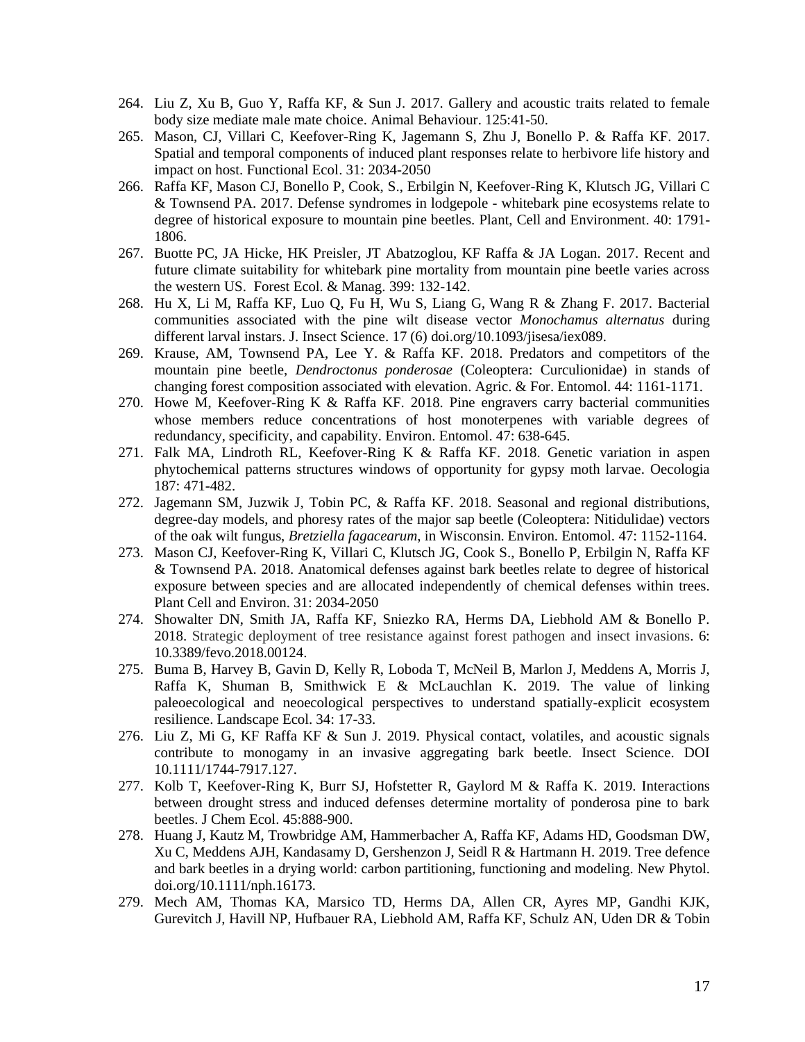264. Liu Z, Xu B, Guo Y, Raffa KF, & Sun J. 2017. Gallery and acoustic traits related to female body size mediate male mate choice. Animal Behaviour. 125:41-50.
265. Mason, CJ, Villari C, Keefover-Ring K, Jagemann S, Zhu J, Bonello P. & Raffa KF. 2017. Spatial and temporal components of induced plant responses relate to herbivore life history and impact on host. Functional Ecol. 31: 2034-2050
266. Raffa KF, Mason CJ, Bonello P, Cook, S., Erbilgin N, Keefover-Ring K, Klutsch JG, Villari C & Townsend PA. 2017. Defense syndromes in lodgepole - whitebark pine ecosystems relate to degree of historical exposure to mountain pine beetles. Plant, Cell and Environment. 40: 1791-1806.
267. Buotte PC, JA Hicke, HK Preisler, JT Abatzoglou, KF Raffa & JA Logan. 2017. Recent and future climate suitability for whitebark pine mortality from mountain pine beetle varies across the western US. Forest Ecol. & Manag. 399: 132-142.
268. Hu X, Li M, Raffa KF, Luo Q, Fu H, Wu S, Liang G, Wang R & Zhang F. 2017. Bacterial communities associated with the pine wilt disease vector *Monochamus alternatus* during different larval instars. J. Insect Science. 17 (6) doi.org/10.1093/jisesa/iex089.
269. Krause, AM, Townsend PA, Lee Y. & Raffa KF. 2018. Predators and competitors of the mountain pine beetle, *Dendroctonus ponderosae* (Coleoptera: Curculionidae) in stands of changing forest composition associated with elevation. Agric. & For. Entomol. 44: 1161-1171.
270. Howe M, Keefover-Ring K & Raffa KF. 2018. Pine engravers carry bacterial communities whose members reduce concentrations of host monoterpenes with variable degrees of redundancy, specificity, and capability. Environ. Entomol. 47: 638-645.
271. Falk MA, Lindroth RL, Keefover-Ring K & Raffa KF. 2018. Genetic variation in aspen phytochemical patterns structures windows of opportunity for gypsy moth larvae. Oecologia 187: 471-482.
272. Jagemann SM, Juzwik J, Tobin PC, & Raffa KF. 2018. Seasonal and regional distributions, degree-day models, and phoresy rates of the major sap beetle (Coleoptera: Nitidulidae) vectors of the oak wilt fungus, *Bretziella fagacearum*, in Wisconsin. Environ. Entomol. 47: 1152-1164.
273. Mason CJ, Keefover-Ring K, Villari C, Klutsch JG, Cook S., Bonello P, Erbilgin N, Raffa KF & Townsend PA. 2018. Anatomical defenses against bark beetles relate to degree of historical exposure between species and are allocated independently of chemical defenses within trees. Plant Cell and Environ. 31: 2034-2050
274. Showalter DN, Smith JA, Raffa KF, Sniezko RA, Herms DA, Liebhold AM & Bonello P. 2018. Strategic deployment of tree resistance against forest pathogen and insect invasions. 6: 10.3389/fevo.2018.00124.
275. Buma B, Harvey B, Gavin D, Kelly R, Loboda T, McNeil B, Marlon J, Meddens A, Morris J, Raffa K, Shuman B, Smithwick E & McLauchlan K. 2019. The value of linking paleoecological and neoecological perspectives to understand spatially-explicit ecosystem resilience. Landscape Ecol. 34: 17-33.
276. Liu Z, Mi G, KF Raffa KF & Sun J. 2019. Physical contact, volatiles, and acoustic signals contribute to monogamy in an invasive aggregating bark beetle. Insect Science. DOI 10.1111/1744-7917.127.
277. Kolb T, Keefover-Ring K, Burr SJ, Hofstetter R, Gaylord M & Raffa K. 2019. Interactions between drought stress and induced defenses determine mortality of ponderosa pine to bark beetles. J Chem Ecol. 45:888-900.
278. Huang J, Kautz M, Trowbridge AM, Hammerbacher A, Raffa KF, Adams HD, Goodsman DW, Xu C, Meddens AJH, Kandasamy D, Gershenzon J, Seidl R & Hartmann H. 2019. Tree defence and bark beetles in a drying world: carbon partitioning, functioning and modeling. New Phytol. doi.org/10.1111/nph.16173.
279. Mech AM, Thomas KA, Marsico TD, Herms DA, Allen CR, Ayres MP, Gandhi KJK, Gurevitch J, Havill NP, Hufbauer RA, Liebhold AM, Raffa KF, Schulz AN, Uden DR & Tobin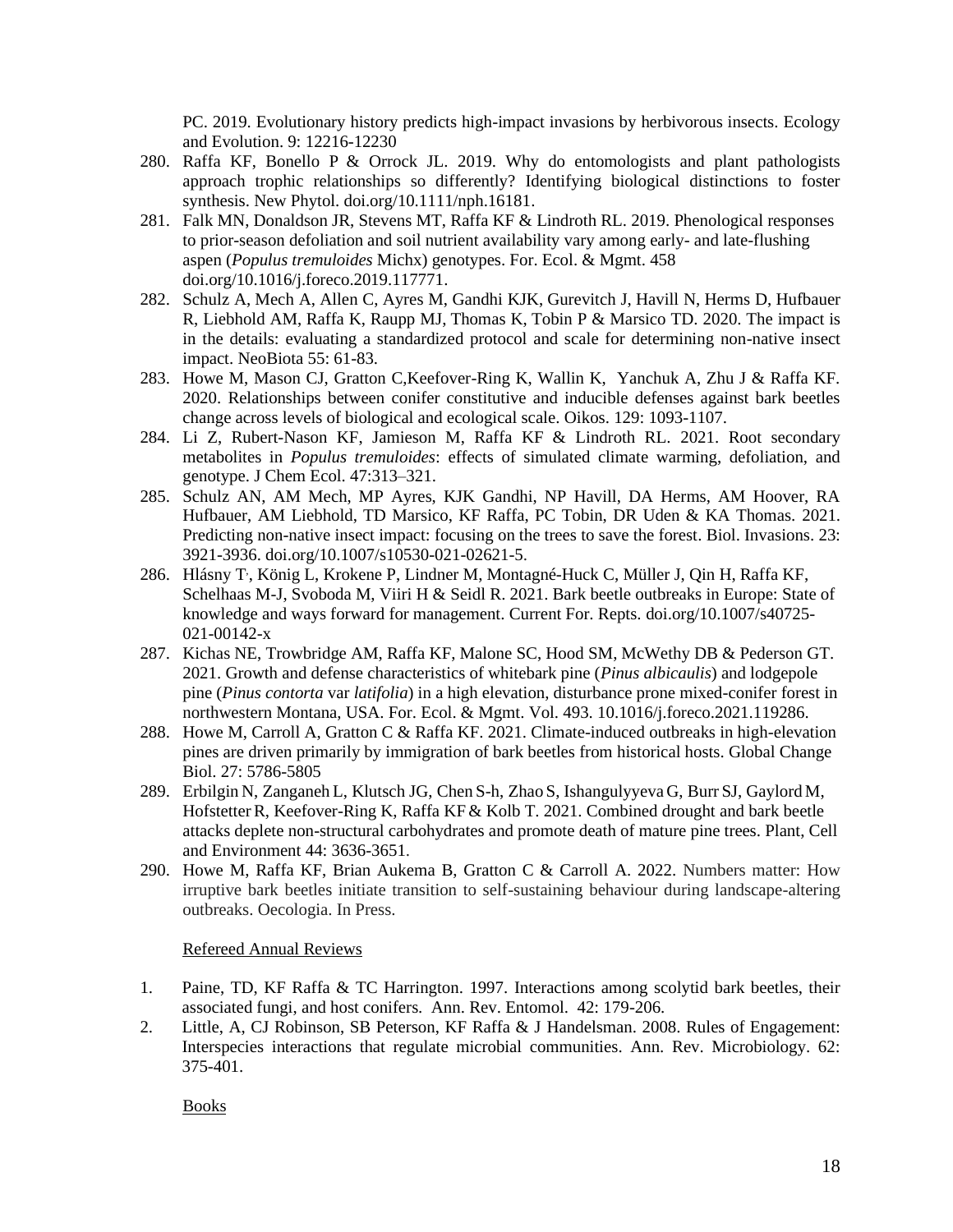PC. 2019. Evolutionary history predicts high-impact invasions by herbivorous insects. Ecology and Evolution. 9: 12216-12230

280. Raffa KF, Bonello P & Orrock JL. 2019. Why do entomologists and plant pathologists approach trophic relationships so differently? Identifying biological distinctions to foster synthesis. New Phytol. doi.org/10.1111/nph.16181.
281. Falk MN, Donaldson JR, Stevens MT, Raffa KF & Lindroth RL. 2019. Phenological responses to prior-season defoliation and soil nutrient availability vary among early- and late-flushing aspen (*Populus tremuloides* Michx) genotypes. For. Ecol. & Mgmt. 458 doi.org/10.1016/j.foreco.2019.117771.
282. Schulz A, Mech A, Allen C, Ayres M, Gandhi KJK, Gurevitch J, Havill N, Herms D, Hufbauer R, Liebhold AM, Raffa K, Raupp MJ, Thomas K, Tobin P & Marsico TD. 2020. The impact is in the details: evaluating a standardized protocol and scale for determining non-native insect impact. NeoBiota 55: 61-83.
283. Howe M, Mason CJ, Gratton C,Keefover-Ring K, Wallin K, Yanchuk A, Zhu J & Raffa KF. 2020. Relationships between conifer constitutive and inducible defenses against bark beetles change across levels of biological and ecological scale. Oikos. 129: 1093-1107.
284. Li Z, Rubert-Nason KF, Jamieson M, Raffa KF & Lindroth RL. 2021. Root secondary metabolites in *Populus tremuloides*: effects of simulated climate warming, defoliation, and genotype. J Chem Ecol. 47:313–321.
285. Schulz AN, AM Mech, MP Ayres, KJK Gandhi, NP Havill, DA Herms, AM Hoover, RA Hufbauer, AM Liebhold, TD Marsico, KF Raffa, PC Tobin, DR Uden & KA Thomas. 2021. Predicting non-native insect impact: focusing on the trees to save the forest. Biol. Invasions. 23: 3921-3936. doi.org/10.1007/s10530-021-02621-5.
286. Hlásny T, König L, Krokene P, Lindner M, Montagné-Huck C, Müller J, Qin H, Raffa KF, Schelhaas M-J, Svoboda M, Viiri H & Seidl R. 2021. Bark beetle outbreaks in Europe: State of knowledge and ways forward for management. Current For. Repts. doi.org/10.1007/s40725-021-00142-x
287. Kichas NE, Trowbridge AM, Raffa KF, Malone SC, Hood SM, McWethy DB & Pederson GT. 2021. Growth and defense characteristics of whitebark pine (*Pinus albicaulis*) and lodgepole pine (*Pinus contorta* var *latifolia*) in a high elevation, disturbance prone mixed-conifer forest in northwestern Montana, USA. For. Ecol. & Mgmt. Vol. 493. 10.1016/j.foreco.2021.119286.
288. Howe M, Carroll A, Gratton C & Raffa KF. 2021. Climate-induced outbreaks in high-elevation pines are driven primarily by immigration of bark beetles from historical hosts. Global Change Biol. 27: 5786-5805
289. Erbilgin N, Zanganeh L, Klutsch JG, Chen S-h, Zhao S, Ishangulyyeva G, Burr SJ, Gaylord M, Hofstetter R, Keefover-Ring K, Raffa KF & Kolb T. 2021. Combined drought and bark beetle attacks deplete non-structural carbohydrates and promote death of mature pine trees. Plant, Cell and Environment 44: 3636-3651.
290. Howe M, Raffa KF, Brian Aukema B, Gratton C & Carroll A. 2022. Numbers matter: How irruptive bark beetles initiate transition to self-sustaining behaviour during landscape-altering outbreaks. Oecologia. In Press.

Refereed Annual Reviews

1. Paine, TD, KF Raffa & TC Harrington. 1997. Interactions among scolytid bark beetles, their associated fungi, and host conifers. Ann. Rev. Entomol. 42: 179-206.
2. Little, A, CJ Robinson, SB Peterson, KF Raffa & J Handelsman. 2008. Rules of Engagement: Interspecies interactions that regulate microbial communities. Ann. Rev. Microbiology. 62: 375-401.

Books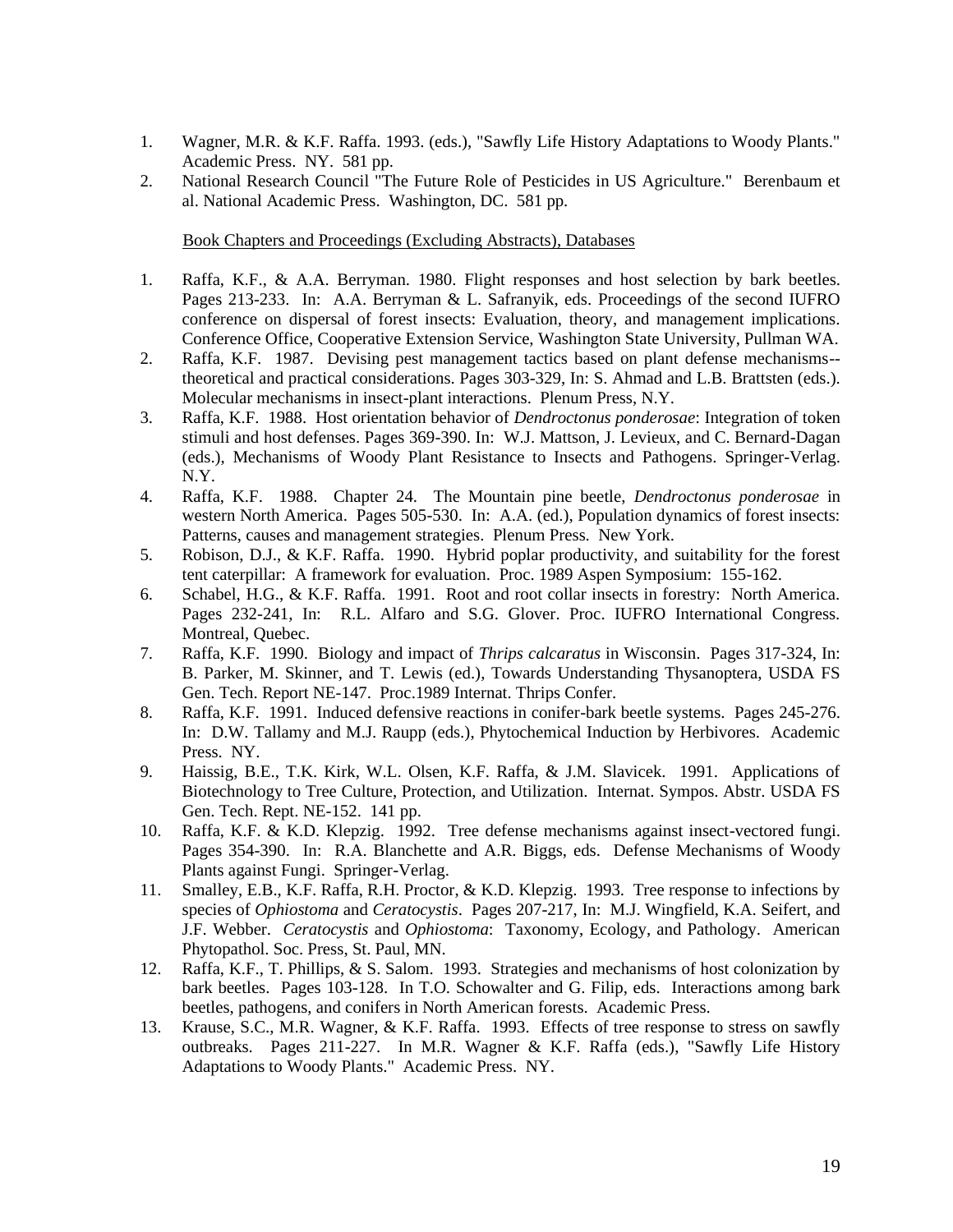1. Wagner, M.R. & K.F. Raffa. 1993. (eds.), "Sawfly Life History Adaptations to Woody Plants." Academic Press. NY. 581 pp.
2. National Research Council "The Future Role of Pesticides in US Agriculture." Berenbaum et al. National Academic Press. Washington, DC. 581 pp.

Book Chapters and Proceedings (Excluding Abstracts), Databases

1. Raffa, K.F., & A.A. Berryman. 1980. Flight responses and host selection by bark beetles. Pages 213-233. In: A.A. Berryman & L. Safranyik, eds. Proceedings of the second IUFRO conference on dispersal of forest insects: Evaluation, theory, and management implications. Conference Office, Cooperative Extension Service, Washington State University, Pullman WA.
2. Raffa, K.F. 1987. Devising pest management tactics based on plant defense mechanisms--theoretical and practical considerations. Pages 303-329, In: S. Ahmad and L.B. Brattsten (eds.). Molecular mechanisms in insect-plant interactions. Plenum Press, N.Y.
3. Raffa, K.F. 1988. Host orientation behavior of *Dendroctonus ponderosae*: Integration of token stimuli and host defenses. Pages 369-390. In: W.J. Mattson, J. Levieux, and C. Bernard-Dagan (eds.), Mechanisms of Woody Plant Resistance to Insects and Pathogens. Springer-Verlag. N.Y.
4. Raffa, K.F. 1988. Chapter 24. The Mountain pine beetle, *Dendroctonus ponderosae* in western North America. Pages 505-530. In: A.A. (ed.), Population dynamics of forest insects: Patterns, causes and management strategies. Plenum Press. New York.
5. Robison, D.J., & K.F. Raffa. 1990. Hybrid poplar productivity, and suitability for the forest tent caterpillar: A framework for evaluation. Proc. 1989 Aspen Symposium: 155-162.
6. Schabel, H.G., & K.F. Raffa. 1991. Root and root collar insects in forestry: North America. Pages 232-241, In: R.L. Alfaro and S.G. Glover. Proc. IUFRO International Congress. Montreal, Quebec.
7. Raffa, K.F. 1990. Biology and impact of *Thrips calcaratus* in Wisconsin. Pages 317-324, In: B. Parker, M. Skinner, and T. Lewis (ed.), Towards Understanding Thysanoptera, USDA FS Gen. Tech. Report NE-147. Proc.1989 Internat. Thrips Confer.
8. Raffa, K.F. 1991. Induced defensive reactions in conifer-bark beetle systems. Pages 245-276. In: D.W. Tallamy and M.J. Raupp (eds.), Phytochemical Induction by Herbivores. Academic Press. NY.
9. Haissig, B.E., T.K. Kirk, W.L. Olsen, K.F. Raffa, & J.M. Slavicek. 1991. Applications of Biotechnology to Tree Culture, Protection, and Utilization. Internat. Sympos. Abstr. USDA FS Gen. Tech. Rept. NE-152. 141 pp.
10. Raffa, K.F. & K.D. Klepzig. 1992. Tree defense mechanisms against insect-vectored fungi. Pages 354-390. In: R.A. Blanchette and A.R. Biggs, eds. Defense Mechanisms of Woody Plants against Fungi. Springer-Verlag.
11. Smalley, E.B., K.F. Raffa, R.H. Proctor, & K.D. Klepzig. 1993. Tree response to infections by species of *Ophiostoma* and *Ceratocystis*. Pages 207-217, In: M.J. Wingfield, K.A. Seifert, and J.F. Webber. *Ceratocystis* and *Ophiostoma*: Taxonomy, Ecology, and Pathology. American Phytopathol. Soc. Press, St. Paul, MN.
12. Raffa, K.F., T. Phillips, & S. Salom. 1993. Strategies and mechanisms of host colonization by bark beetles. Pages 103-128. In T.O. Schowalter and G. Filip, eds. Interactions among bark beetles, pathogens, and conifers in North American forests. Academic Press.
13. Krause, S.C., M.R. Wagner, & K.F. Raffa. 1993. Effects of tree response to stress on sawfly outbreaks. Pages 211-227. In M.R. Wagner & K.F. Raffa (eds.), "Sawfly Life History Adaptations to Woody Plants." Academic Press. NY.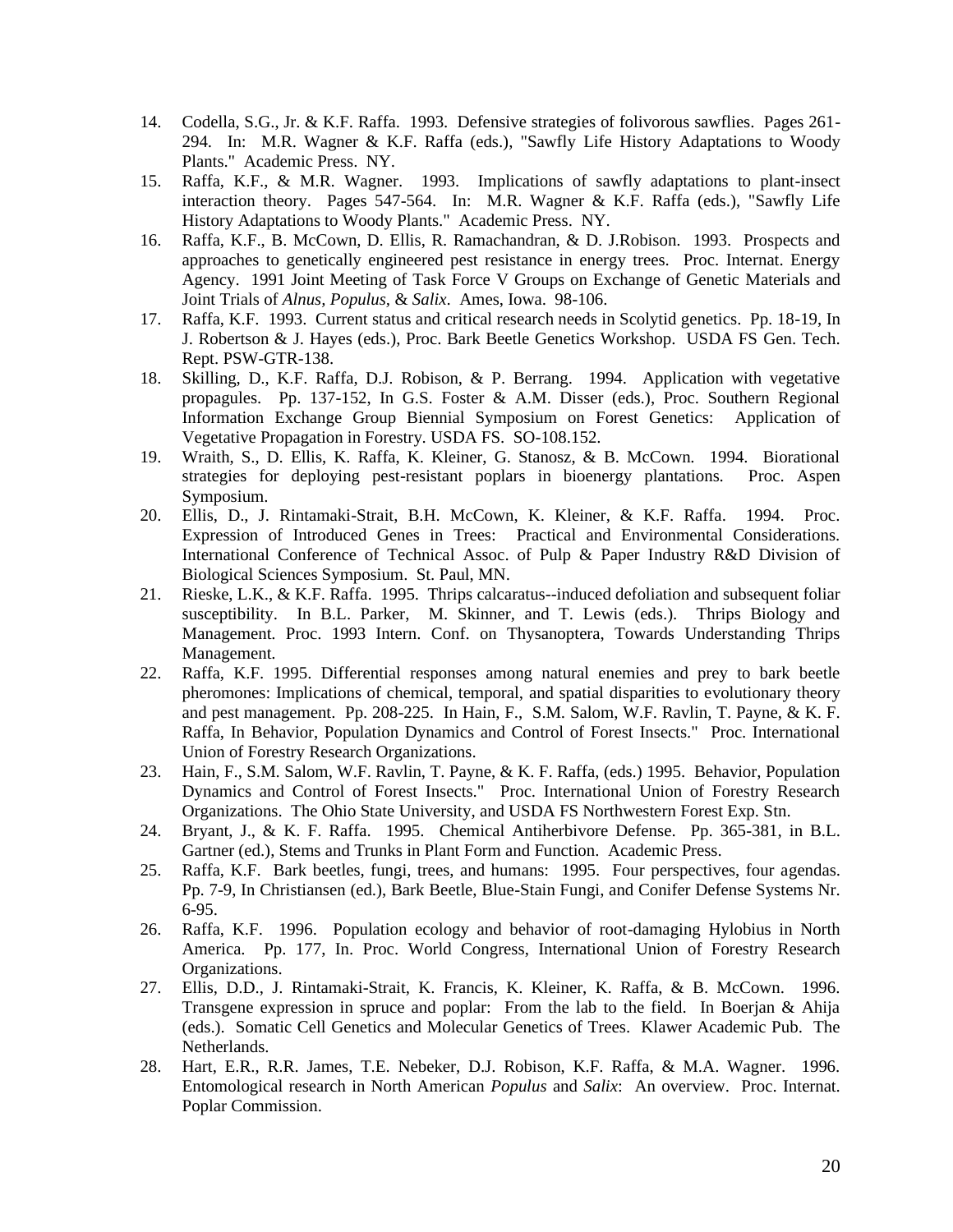14. Codella, S.G., Jr. & K.F. Raffa. 1993. Defensive strategies of folivorous sawflies. Pages 261-294. In: M.R. Wagner & K.F. Raffa (eds.), "Sawfly Life History Adaptations to Woody Plants." Academic Press. NY.
15. Raffa, K.F., & M.R. Wagner. 1993. Implications of sawfly adaptations to plant-insect interaction theory. Pages 547-564. In: M.R. Wagner & K.F. Raffa (eds.), "Sawfly Life History Adaptations to Woody Plants." Academic Press. NY.
16. Raffa, K.F., B. McCown, D. Ellis, R. Ramachandran, & D. J.Robison. 1993. Prospects and approaches to genetically engineered pest resistance in energy trees. Proc. Internat. Energy Agency. 1991 Joint Meeting of Task Force V Groups on Exchange of Genetic Materials and Joint Trials of *Alnus, Populus,* & *Salix*. Ames, Iowa. 98-106.
17. Raffa, K.F. 1993. Current status and critical research needs in Scolytid genetics. Pp. 18-19, In J. Robertson & J. Hayes (eds.), Proc. Bark Beetle Genetics Workshop. USDA FS Gen. Tech. Rept. PSW-GTR-138.
18. Skilling, D., K.F. Raffa, D.J. Robison, & P. Berrang. 1994. Application with vegetative propagules. Pp. 137-152, In G.S. Foster & A.M. Disser (eds.), Proc. Southern Regional Information Exchange Group Biennial Symposium on Forest Genetics: Application of Vegetative Propagation in Forestry. USDA FS. SO-108.152.
19. Wraith, S., D. Ellis, K. Raffa, K. Kleiner, G. Stanosz, & B. McCown. 1994. Biorational strategies for deploying pest-resistant poplars in bioenergy plantations. Proc. Aspen Symposium.
20. Ellis, D., J. Rintamaki-Strait, B.H. McCown, K. Kleiner, & K.F. Raffa. 1994. Proc. Expression of Introduced Genes in Trees: Practical and Environmental Considerations. International Conference of Technical Assoc. of Pulp & Paper Industry R&D Division of Biological Sciences Symposium. St. Paul, MN.
21. Rieske, L.K., & K.F. Raffa. 1995. Thrips calcaratus--induced defoliation and subsequent foliar susceptibility. In B.L. Parker, M. Skinner, and T. Lewis (eds.). Thrips Biology and Management. Proc. 1993 Intern. Conf. on Thysanoptera, Towards Understanding Thrips Management.
22. Raffa, K.F. 1995. Differential responses among natural enemies and prey to bark beetle pheromones: Implications of chemical, temporal, and spatial disparities to evolutionary theory and pest management. Pp. 208-225. In Hain, F., S.M. Salom, W.F. Ravlin, T. Payne, & K. F. Raffa, In Behavior, Population Dynamics and Control of Forest Insects." Proc. International Union of Forestry Research Organizations.
23. Hain, F., S.M. Salom, W.F. Ravlin, T. Payne, & K. F. Raffa, (eds.) 1995. Behavior, Population Dynamics and Control of Forest Insects." Proc. International Union of Forestry Research Organizations. The Ohio State University, and USDA FS Northwestern Forest Exp. Stn.
24. Bryant, J., & K. F. Raffa. 1995. Chemical Antiherbivore Defense. Pp. 365-381, in B.L. Gartner (ed.), Stems and Trunks in Plant Form and Function. Academic Press.
25. Raffa, K.F. Bark beetles, fungi, trees, and humans: 1995. Four perspectives, four agendas. Pp. 7-9, In Christiansen (ed.), Bark Beetle, Blue-Stain Fungi, and Conifer Defense Systems Nr. 6-95.
26. Raffa, K.F. 1996. Population ecology and behavior of root-damaging Hylobius in North America. Pp. 177, In. Proc. World Congress, International Union of Forestry Research Organizations.
27. Ellis, D.D., J. Rintamaki-Strait, K. Francis, K. Kleiner, K. Raffa, & B. McCown. 1996. Transgene expression in spruce and poplar: From the lab to the field. In Boerjan & Ahija (eds.). Somatic Cell Genetics and Molecular Genetics of Trees. Klawer Academic Pub. The Netherlands.
28. Hart, E.R., R.R. James, T.E. Nebeker, D.J. Robison, K.F. Raffa, & M.A. Wagner. 1996. Entomological research in North American *Populus* and *Salix*: An overview. Proc. Internat. Poplar Commission.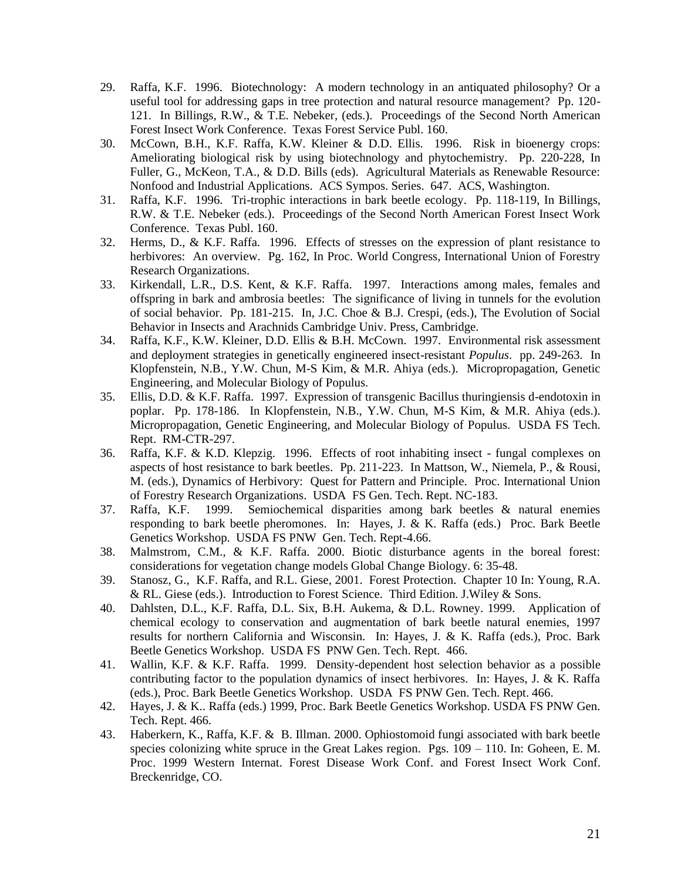29. Raffa, K.F. 1996. Biotechnology: A modern technology in an antiquated philosophy? Or a useful tool for addressing gaps in tree protection and natural resource management? Pp. 120-121. In Billings, R.W., & T.E. Nebeker, (eds.). Proceedings of the Second North American Forest Insect Work Conference. Texas Forest Service Publ. 160.
30. McCown, B.H., K.F. Raffa, K.W. Kleiner & D.D. Ellis. 1996. Risk in bioenergy crops: Ameliorating biological risk by using biotechnology and phytochemistry. Pp. 220-228, In Fuller, G., McKeon, T.A., & D.D. Bills (eds). Agricultural Materials as Renewable Resource: Nonfood and Industrial Applications. ACS Sympos. Series. 647. ACS, Washington.
31. Raffa, K.F. 1996. Tri-trophic interactions in bark beetle ecology. Pp. 118-119, In Billings, R.W. & T.E. Nebeker (eds.). Proceedings of the Second North American Forest Insect Work Conference. Texas Publ. 160.
32. Herms, D., & K.F. Raffa. 1996. Effects of stresses on the expression of plant resistance to herbivores: An overview. Pg. 162, In Proc. World Congress, International Union of Forestry Research Organizations.
33. Kirkendall, L.R., D.S. Kent, & K.F. Raffa. 1997. Interactions among males, females and offspring in bark and ambrosia beetles: The significance of living in tunnels for the evolution of social behavior. Pp. 181-215. In, J.C. Choe & B.J. Crespi, (eds.), The Evolution of Social Behavior in Insects and Arachnids Cambridge Univ. Press, Cambridge.
34. Raffa, K.F., K.W. Kleiner, D.D. Ellis & B.H. McCown. 1997. Environmental risk assessment and deployment strategies in genetically engineered insect-resistant *Populus*. pp. 249-263. In Klopfenstein, N.B., Y.W. Chun, M-S Kim, & M.R. Ahiya (eds.). Micropropagation, Genetic Engineering, and Molecular Biology of Populus.
35. Ellis, D.D. & K.F. Raffa. 1997. Expression of transgenic Bacillus thuringiensis d-endotoxin in poplar. Pp. 178-186. In Klopfenstein, N.B., Y.W. Chun, M-S Kim, & M.R. Ahiya (eds.). Micropropagation, Genetic Engineering, and Molecular Biology of Populus. USDA FS Tech. Rept. RM-CTR-297.
36. Raffa, K.F. & K.D. Klepzig. 1996. Effects of root inhabiting insect - fungal complexes on aspects of host resistance to bark beetles. Pp. 211-223. In Mattson, W., Niemela, P., & Rousi, M. (eds.), Dynamics of Herbivory: Quest for Pattern and Principle. Proc. International Union of Forestry Research Organizations. USDA FS Gen. Tech. Rept. NC-183.
37. Raffa, K.F. 1999. Semiochemical disparities among bark beetles & natural enemies responding to bark beetle pheromones. In: Hayes, J. & K. Raffa (eds.) Proc. Bark Beetle Genetics Workshop. USDA FS PNW Gen. Tech. Rept-4.66.
38. Malmstrom, C.M., & K.F. Raffa. 2000. Biotic disturbance agents in the boreal forest: considerations for vegetation change models Global Change Biology. 6: 35-48.
39. Stanosz, G., K.F. Raffa, and R.L. Giese, 2001. Forest Protection. Chapter 10 In: Young, R.A. & RL. Giese (eds.). Introduction to Forest Science. Third Edition. J.Wiley & Sons.
40. Dahlsten, D.L., K.F. Raffa, D.L. Six, B.H. Aukema, & D.L. Rowney. 1999. Application of chemical ecology to conservation and augmentation of bark beetle natural enemies, 1997 results for northern California and Wisconsin. In: Hayes, J. & K. Raffa (eds.), Proc. Bark Beetle Genetics Workshop. USDA FS PNW Gen. Tech. Rept. 466.
41. Wallin, K.F. & K.F. Raffa. 1999. Density-dependent host selection behavior as a possible contributing factor to the population dynamics of insect herbivores. In: Hayes, J. & K. Raffa (eds.), Proc. Bark Beetle Genetics Workshop. USDA FS PNW Gen. Tech. Rept. 466.
42. Hayes, J. & K.. Raffa (eds.) 1999, Proc. Bark Beetle Genetics Workshop. USDA FS PNW Gen. Tech. Rept. 466.
43. Haberkern, K., Raffa, K.F. & B. Illman. 2000. Ophiostomoid fungi associated with bark beetle species colonizing white spruce in the Great Lakes region. Pgs. 109 – 110. In: Goheen, E. M. Proc. 1999 Western Internat. Forest Disease Work Conf. and Forest Insect Work Conf. Breckenridge, CO.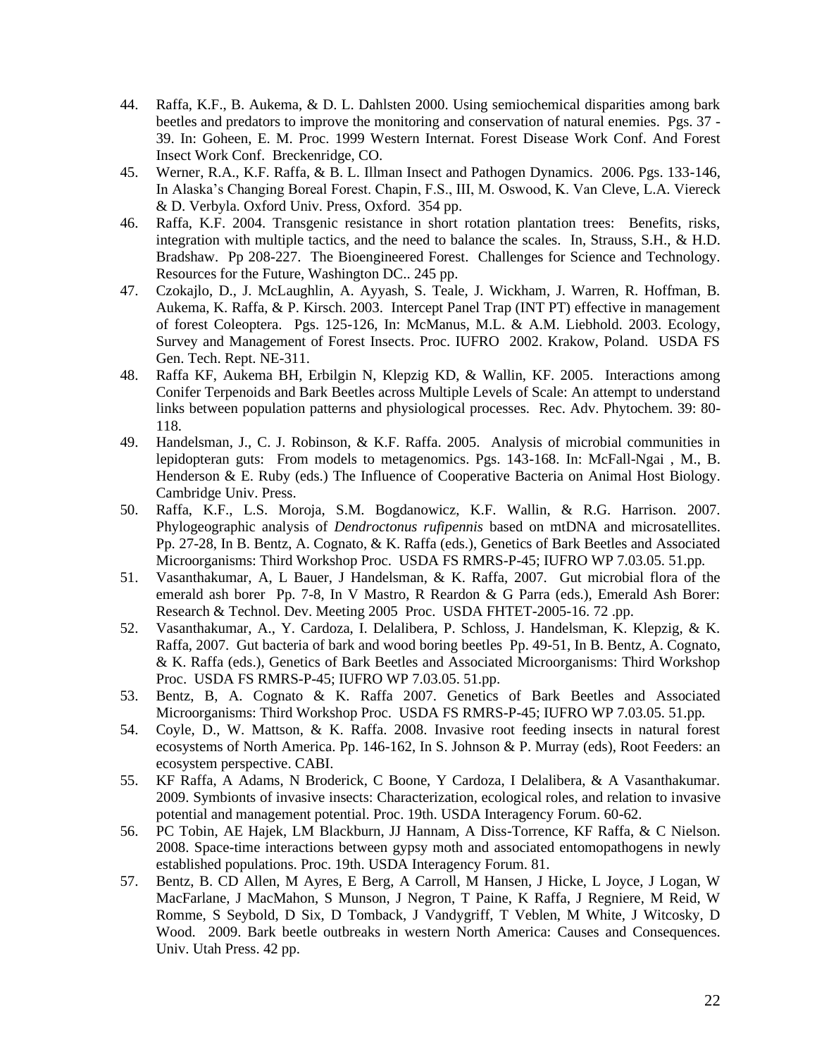44. Raffa, K.F., B. Aukema, & D. L. Dahlsten 2000. Using semiochemical disparities among bark beetles and predators to improve the monitoring and conservation of natural enemies. Pgs. 37 - 39. In: Goheen, E. M. Proc. 1999 Western Internat. Forest Disease Work Conf. And Forest Insect Work Conf. Breckenridge, CO.
45. Werner, R.A., K.F. Raffa, & B. L. Illman Insect and Pathogen Dynamics. 2006. Pgs. 133-146, In Alaska's Changing Boreal Forest. Chapin, F.S., III, M. Oswood, K. Van Cleve, L.A. Viereck & D. Verbyla. Oxford Univ. Press, Oxford. 354 pp.
46. Raffa, K.F. 2004. Transgenic resistance in short rotation plantation trees: Benefits, risks, integration with multiple tactics, and the need to balance the scales. In, Strauss, S.H., & H.D. Bradshaw. Pp 208-227. The Bioengineered Forest. Challenges for Science and Technology. Resources for the Future, Washington DC.. 245 pp.
47. Czokajlo, D., J. McLaughlin, A. Ayyash, S. Teale, J. Wickham, J. Warren, R. Hoffman, B. Aukema, K. Raffa, & P. Kirsch. 2003. Intercept Panel Trap (INT PT) effective in management of forest Coleoptera. Pgs. 125-126, In: McManus, M.L. & A.M. Liebhold. 2003. Ecology, Survey and Management of Forest Insects. Proc. IUFRO 2002. Krakow, Poland. USDA FS Gen. Tech. Rept. NE-311.
48. Raffa KF, Aukema BH, Erbilgin N, Klepzig KD, & Wallin, KF. 2005. Interactions among Conifer Terpenoids and Bark Beetles across Multiple Levels of Scale: An attempt to understand links between population patterns and physiological processes. Rec. Adv. Phytochem. 39: 80-118.
49. Handelsman, J., C. J. Robinson, & K.F. Raffa. 2005. Analysis of microbial communities in lepidopteran guts: From models to metagenomics. Pgs. 143-168. In: McFall-Ngai , M., B. Henderson & E. Ruby (eds.) The Influence of Cooperative Bacteria on Animal Host Biology. Cambridge Univ. Press.
50. Raffa, K.F., L.S. Moroja, S.M. Bogdanowicz, K.F. Wallin, & R.G. Harrison. 2007. Phylogeographic analysis of *Dendroctonus rufipennis* based on mtDNA and microsatellites. Pp. 27-28, In B. Bentz, A. Cognato, & K. Raffa (eds.), Genetics of Bark Beetles and Associated Microorganisms: Third Workshop Proc. USDA FS RMRS-P-45; IUFRO WP 7.03.05. 51.pp.
51. Vasanthakumar, A, L Bauer, J Handelsman, & K. Raffa, 2007. Gut microbial flora of the emerald ash borer Pp. 7-8, In V Mastro, R Reardon & G Parra (eds.), Emerald Ash Borer: Research & Technol. Dev. Meeting 2005 Proc. USDA FHTET-2005-16. 72 .pp.
52. Vasanthakumar, A., Y. Cardoza, I. Delalibera, P. Schloss, J. Handelsman, K. Klepzig, & K. Raffa, 2007. Gut bacteria of bark and wood boring beetles Pp. 49-51, In B. Bentz, A. Cognato, & K. Raffa (eds.), Genetics of Bark Beetles and Associated Microorganisms: Third Workshop Proc. USDA FS RMRS-P-45; IUFRO WP 7.03.05. 51.pp.
53. Bentz, B, A. Cognato & K. Raffa 2007. Genetics of Bark Beetles and Associated Microorganisms: Third Workshop Proc. USDA FS RMRS-P-45; IUFRO WP 7.03.05. 51.pp.
54. Coyle, D., W. Mattson, & K. Raffa. 2008. Invasive root feeding insects in natural forest ecosystems of North America. Pp. 146-162, In S. Johnson & P. Murray (eds), Root Feeders: an ecosystem perspective. CABI.
55. KF Raffa, A Adams, N Broderick, C Boone, Y Cardoza, I Delalibera, & A Vasanthakumar. 2009. Symbionts of invasive insects: Characterization, ecological roles, and relation to invasive potential and management potential. Proc. 19th. USDA Interagency Forum. 60-62.
56. PC Tobin, AE Hajek, LM Blackburn, JJ Hannam, A Diss-Torrence, KF Raffa, & C Nielson. 2008. Space-time interactions between gypsy moth and associated entomopathogens in newly established populations. Proc. 19th. USDA Interagency Forum. 81.
57. Bentz, B. CD Allen, M Ayres, E Berg, A Carroll, M Hansen, J Hicke, L Joyce, J Logan, W MacFarlane, J MacMahon, S Munson, J Negron, T Paine, K Raffa, J Regniere, M Reid, W Romme, S Seybold, D Six, D Tomback, J Vandygriff, T Veblen, M White, J Witcosky, D Wood. 2009. Bark beetle outbreaks in western North America: Causes and Consequences. Univ. Utah Press. 42 pp.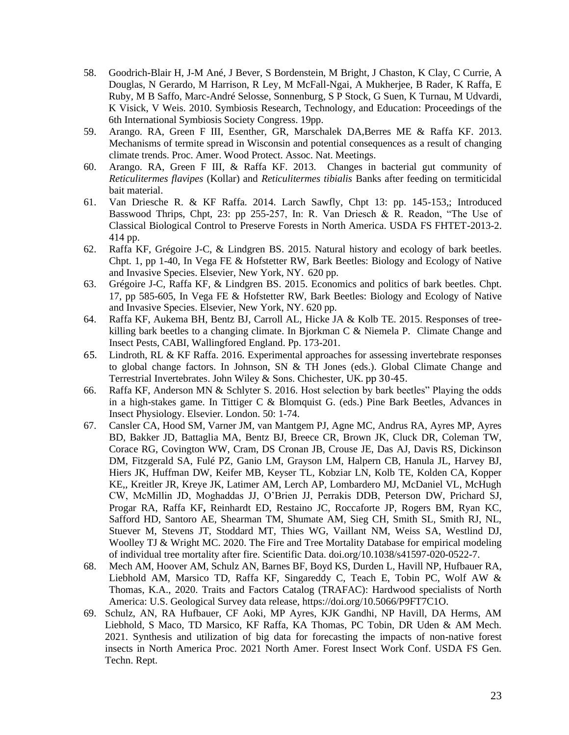58. Goodrich-Blair H, J-M Ané, J Bever, S Bordenstein, M Bright, J Chaston, K Clay, C Currie, A Douglas, N Gerardo, M Harrison, R Ley, M McFall-Ngai, A Mukherjee, B Rader, K Raffa, E Ruby, M B Saffo, Marc-André Selosse, Sonnenburg, S P Stock, G Suen, K Turnau, M Udvardi, K Visick, V Weis. 2010. Symbiosis Research, Technology, and Education: Proceedings of the 6th International Symbiosis Society Congress. 19pp.
59. Arango. RA, Green F III, Esenther, GR, Marschalek DA,Berres ME & Raffa KF. 2013. Mechanisms of termite spread in Wisconsin and potential consequences as a result of changing climate trends. Proc. Amer. Wood Protect. Assoc. Nat. Meetings.
60. Arango. RA, Green F III, & Raffa KF. 2013. Changes in bacterial gut community of *Reticulitermes flavipes* (Kollar) and *Reticulitermes tibialis* Banks after feeding on termiticidal bait material.
61. Van Driesche R. & KF Raffa. 2014. Larch Sawfly, Chpt 13: pp. 145-153,; Introduced Basswood Thrips, Chpt, 23: pp 255-257, In: R. Van Driesch & R. Readon, "The Use of Classical Biological Control to Preserve Forests in North America. USDA FS FHTET-2013-2. 414 pp.
62. Raffa KF, Grégoire J-C, & Lindgren BS. 2015. Natural history and ecology of bark beetles. Chpt. 1, pp 1-40, In Vega FE & Hofstetter RW, Bark Beetles: Biology and Ecology of Native and Invasive Species. Elsevier, New York, NY. 620 pp.
63. Grégoire J-C, Raffa KF, & Lindgren BS. 2015. Economics and politics of bark beetles. Chpt. 17, pp 585-605, In Vega FE & Hofstetter RW, Bark Beetles: Biology and Ecology of Native and Invasive Species. Elsevier, New York, NY. 620 pp.
64. Raffa KF, Aukema BH, Bentz BJ, Carroll AL, Hicke JA & Kolb TE. 2015. Responses of tree-killing bark beetles to a changing climate. In Bjorkman C & Niemela P. Climate Change and Insect Pests, CABI, Wallingfored England. Pp. 173-201.
65. Lindroth, RL & KF Raffa. 2016. Experimental approaches for assessing invertebrate responses to global change factors. In Johnson, SN & TH Jones (eds.). Global Climate Change and Terrestrial Invertebrates. John Wiley & Sons. Chichester, UK. pp 30-45.
66. Raffa KF, Anderson MN & Schlyter S. 2016. Host selection by bark beetles" Playing the odds in a high-stakes game. In Tittiger C & Blomquist G. (eds.) Pine Bark Beetles, Advances in Insect Physiology. Elsevier. London. 50: 1-74.
67. Cansler CA, Hood SM, Varner JM, van Mantgem PJ, Agne MC, Andrus RA, Ayres MP, Ayres BD, Bakker JD, Battaglia MA, Bentz BJ, Breece CR, Brown JK, Cluck DR, Coleman TW, Corace RG, Covington WW, Cram, DS Cronan JB, Crouse JE, Das AJ, Davis RS, Dickinson DM, Fitzgerald SA, Fulé PZ, Ganio LM, Grayson LM, Halpern CB, Hanula JL, Harvey BJ, Hiers JK, Huffman DW, Keifer MB, Keyser TL, Kobziar LN, Kolb TE, Kolden CA, Kopper KE,, Kreitler JR, Kreye JK, Latimer AM, Lerch AP, Lombardero MJ, McDaniel VL, McHugh CW, McMillin JD, Moghaddas JJ, O'Brien JJ, Perrakis DDB, Peterson DW, Prichard SJ, Progar RA, Raffa KF**,** Reinhardt ED, Restaino JC, Roccaforte JP, Rogers BM, Ryan KC, Safford HD, Santoro AE, Shearman TM, Shumate AM, Sieg CH, Smith SL, Smith RJ, NL, Stuever M, Stevens JT, Stoddard MT, Thies WG, Vaillant NM, Weiss SA, Westlind DJ, Woolley TJ & Wright MC. 2020. The Fire and Tree Mortality Database for empirical modeling of individual tree mortality after fire. Scientific Data. doi.org/10.1038/s41597-020-0522-7.
68. Mech AM, Hoover AM, Schulz AN, Barnes BF, Boyd KS, Durden L, Havill NP, Hufbauer RA, Liebhold AM, Marsico TD, Raffa KF, Singareddy C, Teach E, Tobin PC, Wolf AW & Thomas, K.A., 2020. Traits and Factors Catalog (TRAFAC): Hardwood specialists of North America: U.S. Geological Survey data release, https://doi.org/10.5066/P9FT7C1O.
69. Schulz, AN, RA Hufbauer, CF Aoki, MP Ayres, KJK Gandhi, NP Havill, DA Herms, AM Liebhold, S Maco, TD Marsico, KF Raffa, KA Thomas, PC Tobin, DR Uden & AM Mech. 2021. Synthesis and utilization of big data for forecasting the impacts of non-native forest insects in North America Proc. 2021 North Amer. Forest Insect Work Conf. USDA FS Gen. Techn. Rept.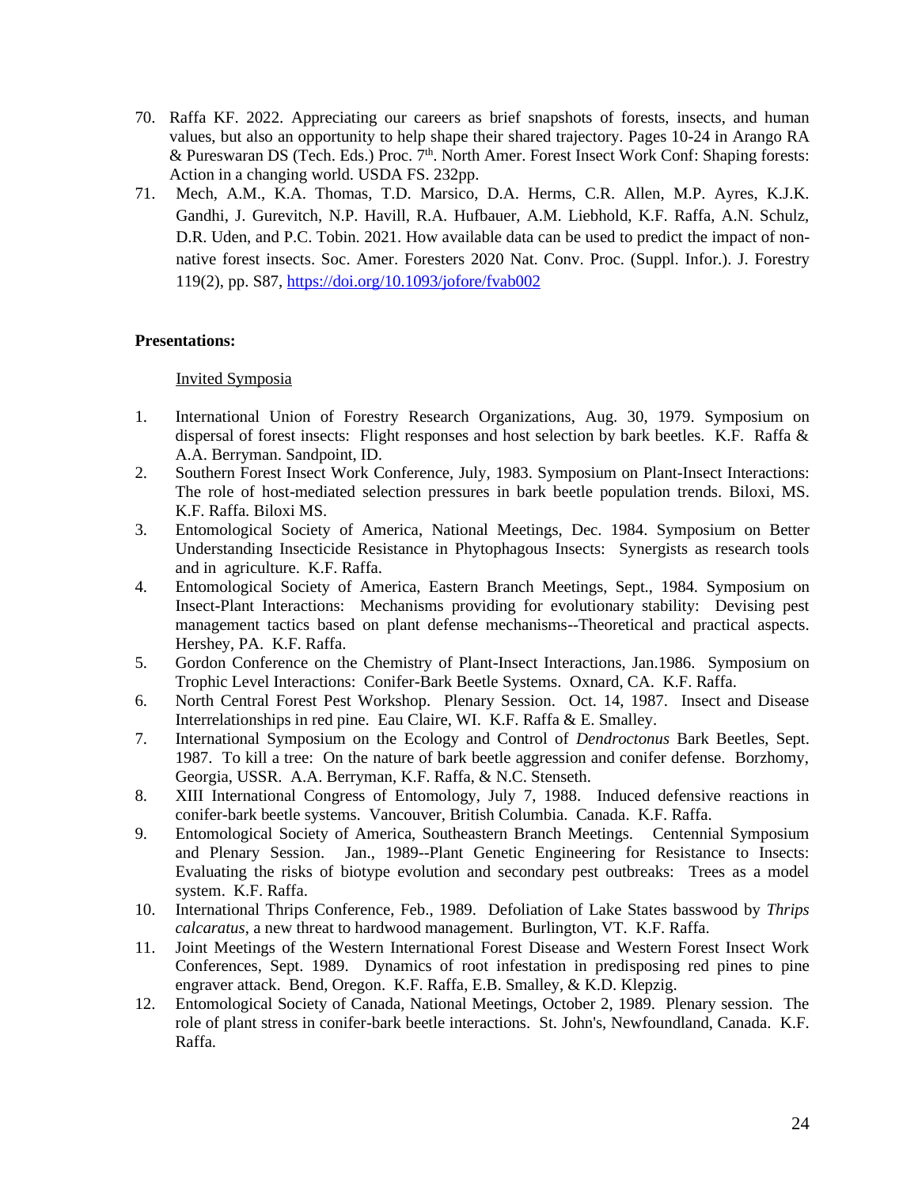70. Raffa KF. 2022. Appreciating our careers as brief snapshots of forests, insects, and human values, but also an opportunity to help shape their shared trajectory. Pages 10-24 in Arango RA & Pureswaran DS (Tech. Eds.) Proc. 7th. North Amer. Forest Insect Work Conf: Shaping forests: Action in a changing world. USDA FS. 232pp.
71. Mech, A.M., K.A. Thomas, T.D. Marsico, D.A. Herms, C.R. Allen, M.P. Ayres, K.J.K. Gandhi, J. Gurevitch, N.P. Havill, R.A. Hufbauer, A.M. Liebhold, K.F. Raffa, A.N. Schulz, D.R. Uden, and P.C. Tobin. 2021. How available data can be used to predict the impact of non-native forest insects. Soc. Amer. Foresters 2020 Nat. Conv. Proc. (Suppl. Infor.). J. Forestry 119(2), pp. S87, https://doi.org/10.1093/jofore/fvab002

**Presentations:**

Invited Symposia

1. International Union of Forestry Research Organizations, Aug. 30, 1979. Symposium on dispersal of forest insects: Flight responses and host selection by bark beetles. K.F. Raffa & A.A. Berryman. Sandpoint, ID.
2. Southern Forest Insect Work Conference, July, 1983. Symposium on Plant-Insect Interactions: The role of host-mediated selection pressures in bark beetle population trends. Biloxi, MS. K.F. Raffa. Biloxi MS.
3. Entomological Society of America, National Meetings, Dec. 1984. Symposium on Better Understanding Insecticide Resistance in Phytophagous Insects: Synergists as research tools and in agriculture. K.F. Raffa.
4. Entomological Society of America, Eastern Branch Meetings, Sept., 1984. Symposium on Insect-Plant Interactions: Mechanisms providing for evolutionary stability: Devising pest management tactics based on plant defense mechanisms--Theoretical and practical aspects. Hershey, PA. K.F. Raffa.
5. Gordon Conference on the Chemistry of Plant-Insect Interactions, Jan.1986. Symposium on Trophic Level Interactions: Conifer-Bark Beetle Systems. Oxnard, CA. K.F. Raffa.
6. North Central Forest Pest Workshop. Plenary Session. Oct. 14, 1987. Insect and Disease Interrelationships in red pine. Eau Claire, WI. K.F. Raffa & E. Smalley.
7. International Symposium on the Ecology and Control of *Dendroctonus* Bark Beetles, Sept. 1987. To kill a tree: On the nature of bark beetle aggression and conifer defense. Borzhomy, Georgia, USSR. A.A. Berryman, K.F. Raffa, & N.C. Stenseth.
8. XIII International Congress of Entomology, July 7, 1988. Induced defensive reactions in conifer-bark beetle systems. Vancouver, British Columbia. Canada. K.F. Raffa.
9. Entomological Society of America, Southeastern Branch Meetings. Centennial Symposium and Plenary Session. Jan., 1989--Plant Genetic Engineering for Resistance to Insects: Evaluating the risks of biotype evolution and secondary pest outbreaks: Trees as a model system. K.F. Raffa.
10. International Thrips Conference, Feb., 1989. Defoliation of Lake States basswood by *Thrips calcaratus*, a new threat to hardwood management. Burlington, VT. K.F. Raffa.
11. Joint Meetings of the Western International Forest Disease and Western Forest Insect Work Conferences, Sept. 1989. Dynamics of root infestation in predisposing red pines to pine engraver attack. Bend, Oregon. K.F. Raffa, E.B. Smalley, & K.D. Klepzig.
12. Entomological Society of Canada, National Meetings, October 2, 1989. Plenary session. The role of plant stress in conifer-bark beetle interactions. St. John's, Newfoundland, Canada. K.F. Raffa.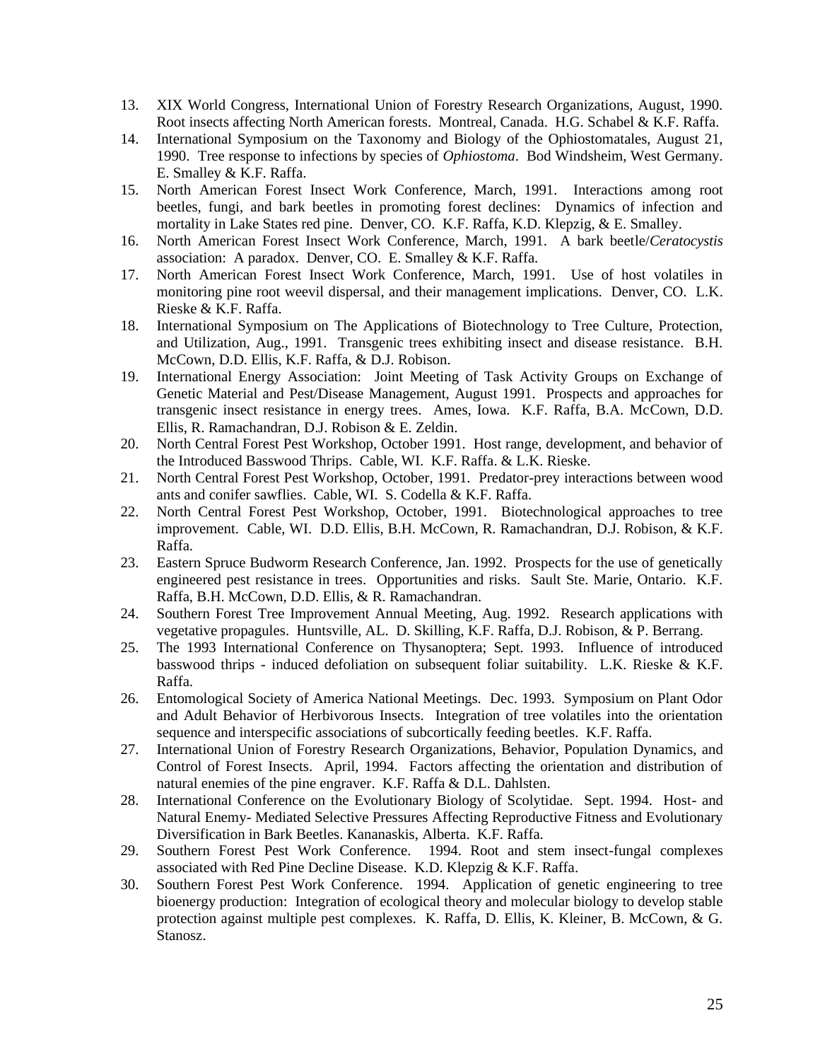13. XIX World Congress, International Union of Forestry Research Organizations, August, 1990. Root insects affecting North American forests. Montreal, Canada. H.G. Schabel & K.F. Raffa.
14. International Symposium on the Taxonomy and Biology of the Ophiostomatales, August 21, 1990. Tree response to infections by species of *Ophiostoma*. Bod Windsheim, West Germany. E. Smalley & K.F. Raffa.
15. North American Forest Insect Work Conference, March, 1991. Interactions among root beetles, fungi, and bark beetles in promoting forest declines: Dynamics of infection and mortality in Lake States red pine. Denver, CO. K.F. Raffa, K.D. Klepzig, & E. Smalley.
16. North American Forest Insect Work Conference, March, 1991. A bark beetle/*Ceratocystis* association: A paradox. Denver, CO. E. Smalley & K.F. Raffa.
17. North American Forest Insect Work Conference, March, 1991. Use of host volatiles in monitoring pine root weevil dispersal, and their management implications. Denver, CO. L.K. Rieske & K.F. Raffa.
18. International Symposium on The Applications of Biotechnology to Tree Culture, Protection, and Utilization, Aug., 1991. Transgenic trees exhibiting insect and disease resistance. B.H. McCown, D.D. Ellis, K.F. Raffa, & D.J. Robison.
19. International Energy Association: Joint Meeting of Task Activity Groups on Exchange of Genetic Material and Pest/Disease Management, August 1991. Prospects and approaches for transgenic insect resistance in energy trees. Ames, Iowa. K.F. Raffa, B.A. McCown, D.D. Ellis, R. Ramachandran, D.J. Robison & E. Zeldin.
20. North Central Forest Pest Workshop, October 1991. Host range, development, and behavior of the Introduced Basswood Thrips. Cable, WI. K.F. Raffa. & L.K. Rieske.
21. North Central Forest Pest Workshop, October, 1991. Predator-prey interactions between wood ants and conifer sawflies. Cable, WI. S. Codella & K.F. Raffa.
22. North Central Forest Pest Workshop, October, 1991. Biotechnological approaches to tree improvement. Cable, WI. D.D. Ellis, B.H. McCown, R. Ramachandran, D.J. Robison, & K.F. Raffa.
23. Eastern Spruce Budworm Research Conference, Jan. 1992. Prospects for the use of genetically engineered pest resistance in trees. Opportunities and risks. Sault Ste. Marie, Ontario. K.F. Raffa, B.H. McCown, D.D. Ellis, & R. Ramachandran.
24. Southern Forest Tree Improvement Annual Meeting, Aug. 1992. Research applications with vegetative propagules. Huntsville, AL. D. Skilling, K.F. Raffa, D.J. Robison, & P. Berrang.
25. The 1993 International Conference on Thysanoptera; Sept. 1993. Influence of introduced basswood thrips - induced defoliation on subsequent foliar suitability. L.K. Rieske & K.F. Raffa.
26. Entomological Society of America National Meetings. Dec. 1993. Symposium on Plant Odor and Adult Behavior of Herbivorous Insects. Integration of tree volatiles into the orientation sequence and interspecific associations of subcortically feeding beetles. K.F. Raffa.
27. International Union of Forestry Research Organizations, Behavior, Population Dynamics, and Control of Forest Insects. April, 1994. Factors affecting the orientation and distribution of natural enemies of the pine engraver. K.F. Raffa & D.L. Dahlsten.
28. International Conference on the Evolutionary Biology of Scolytidae. Sept. 1994. Host- and Natural Enemy- Mediated Selective Pressures Affecting Reproductive Fitness and Evolutionary Diversification in Bark Beetles. Kananaskis, Alberta. K.F. Raffa.
29. Southern Forest Pest Work Conference. 1994. Root and stem insect-fungal complexes associated with Red Pine Decline Disease. K.D. Klepzig & K.F. Raffa.
30. Southern Forest Pest Work Conference. 1994. Application of genetic engineering to tree bioenergy production: Integration of ecological theory and molecular biology to develop stable protection against multiple pest complexes. K. Raffa, D. Ellis, K. Kleiner, B. McCown, & G. Stanosz.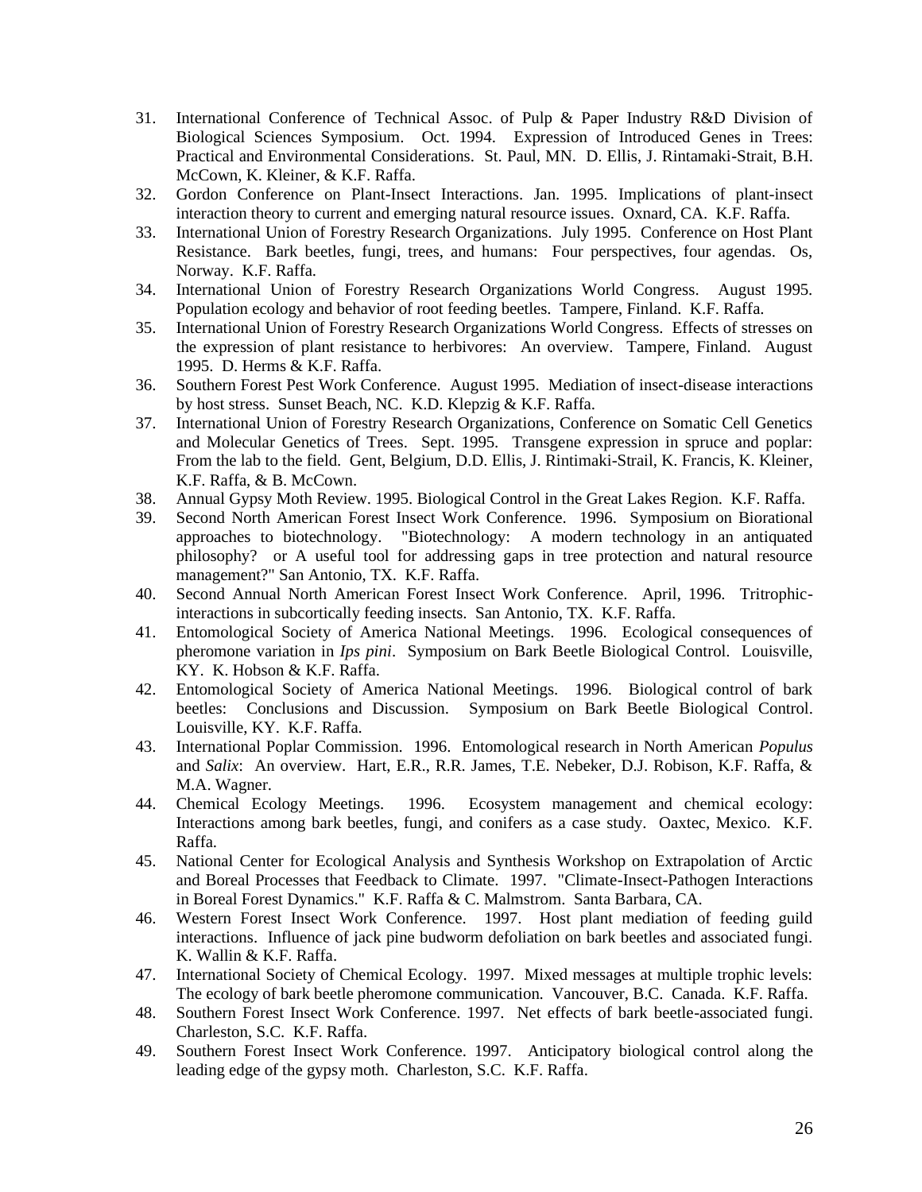31. International Conference of Technical Assoc. of Pulp & Paper Industry R&D Division of Biological Sciences Symposium. Oct. 1994. Expression of Introduced Genes in Trees: Practical and Environmental Considerations. St. Paul, MN. D. Ellis, J. Rintamaki-Strait, B.H. McCown, K. Kleiner, & K.F. Raffa.
32. Gordon Conference on Plant-Insect Interactions. Jan. 1995. Implications of plant-insect interaction theory to current and emerging natural resource issues. Oxnard, CA. K.F. Raffa.
33. International Union of Forestry Research Organizations. July 1995. Conference on Host Plant Resistance. Bark beetles, fungi, trees, and humans: Four perspectives, four agendas. Os, Norway. K.F. Raffa.
34. International Union of Forestry Research Organizations World Congress. August 1995. Population ecology and behavior of root feeding beetles. Tampere, Finland. K.F. Raffa.
35. International Union of Forestry Research Organizations World Congress. Effects of stresses on the expression of plant resistance to herbivores: An overview. Tampere, Finland. August 1995. D. Herms & K.F. Raffa.
36. Southern Forest Pest Work Conference. August 1995. Mediation of insect-disease interactions by host stress. Sunset Beach, NC. K.D. Klepzig & K.F. Raffa.
37. International Union of Forestry Research Organizations, Conference on Somatic Cell Genetics and Molecular Genetics of Trees. Sept. 1995. Transgene expression in spruce and poplar: From the lab to the field. Gent, Belgium, D.D. Ellis, J. Rintimaki-Strail, K. Francis, K. Kleiner, K.F. Raffa, & B. McCown.
38. Annual Gypsy Moth Review. 1995. Biological Control in the Great Lakes Region. K.F. Raffa.
39. Second North American Forest Insect Work Conference. 1996. Symposium on Biorational approaches to biotechnology. "Biotechnology: A modern technology in an antiquated philosophy? or A useful tool for addressing gaps in tree protection and natural resource management?" San Antonio, TX. K.F. Raffa.
40. Second Annual North American Forest Insect Work Conference. April, 1996. Tritrophic-interactions in subcortically feeding insects. San Antonio, TX. K.F. Raffa.
41. Entomological Society of America National Meetings. 1996. Ecological consequences of pheromone variation in *Ips pini*. Symposium on Bark Beetle Biological Control. Louisville, KY. K. Hobson & K.F. Raffa.
42. Entomological Society of America National Meetings. 1996. Biological control of bark beetles: Conclusions and Discussion. Symposium on Bark Beetle Biological Control. Louisville, KY. K.F. Raffa.
43. International Poplar Commission. 1996. Entomological research in North American *Populus* and *Salix*: An overview. Hart, E.R., R.R. James, T.E. Nebeker, D.J. Robison, K.F. Raffa, & M.A. Wagner.
44. Chemical Ecology Meetings. 1996. Ecosystem management and chemical ecology: Interactions among bark beetles, fungi, and conifers as a case study. Oaxtec, Mexico. K.F. Raffa.
45. National Center for Ecological Analysis and Synthesis Workshop on Extrapolation of Arctic and Boreal Processes that Feedback to Climate. 1997. "Climate-Insect-Pathogen Interactions in Boreal Forest Dynamics." K.F. Raffa & C. Malmstrom. Santa Barbara, CA.
46. Western Forest Insect Work Conference. 1997. Host plant mediation of feeding guild interactions. Influence of jack pine budworm defoliation on bark beetles and associated fungi. K. Wallin & K.F. Raffa.
47. International Society of Chemical Ecology. 1997. Mixed messages at multiple trophic levels: The ecology of bark beetle pheromone communication. Vancouver, B.C. Canada. K.F. Raffa.
48. Southern Forest Insect Work Conference. 1997. Net effects of bark beetle-associated fungi. Charleston, S.C. K.F. Raffa.
49. Southern Forest Insect Work Conference. 1997. Anticipatory biological control along the leading edge of the gypsy moth. Charleston, S.C. K.F. Raffa.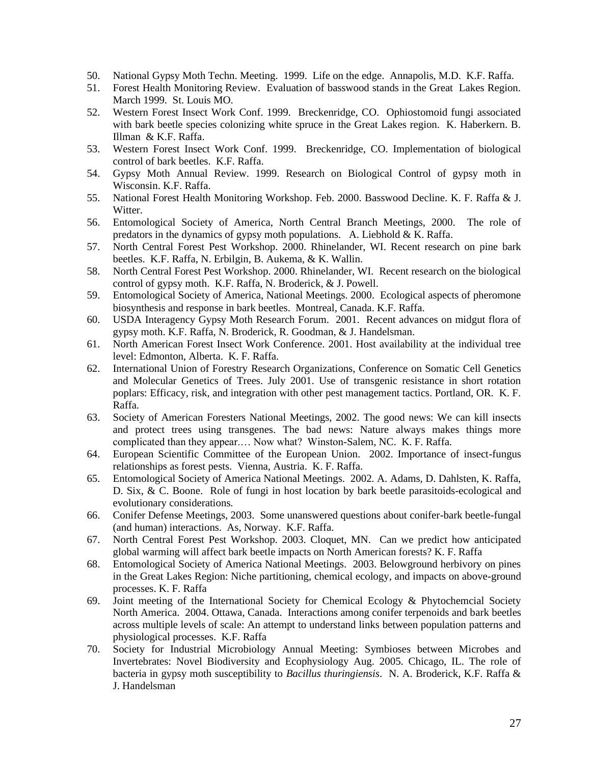50. National Gypsy Moth Techn. Meeting. 1999. Life on the edge. Annapolis, M.D. K.F. Raffa.
51. Forest Health Monitoring Review. Evaluation of basswood stands in the Great Lakes Region. March 1999. St. Louis MO.
52. Western Forest Insect Work Conf. 1999. Breckenridge, CO. Ophiostomoid fungi associated with bark beetle species colonizing white spruce in the Great Lakes region. K. Haberkern. B. Illman & K.F. Raffa.
53. Western Forest Insect Work Conf. 1999. Breckenridge, CO. Implementation of biological control of bark beetles. K.F. Raffa.
54. Gypsy Moth Annual Review. 1999. Research on Biological Control of gypsy moth in Wisconsin. K.F. Raffa.
55. National Forest Health Monitoring Workshop. Feb. 2000. Basswood Decline. K. F. Raffa & J. Witter.
56. Entomological Society of America, North Central Branch Meetings, 2000. The role of predators in the dynamics of gypsy moth populations. A. Liebhold & K. Raffa.
57. North Central Forest Pest Workshop. 2000. Rhinelander, WI. Recent research on pine bark beetles. K.F. Raffa, N. Erbilgin, B. Aukema, & K. Wallin.
58. North Central Forest Pest Workshop. 2000. Rhinelander, WI. Recent research on the biological control of gypsy moth. K.F. Raffa, N. Broderick, & J. Powell.
59. Entomological Society of America, National Meetings. 2000. Ecological aspects of pheromone biosynthesis and response in bark beetles. Montreal, Canada. K.F. Raffa.
60. USDA Interagency Gypsy Moth Research Forum. 2001. Recent advances on midgut flora of gypsy moth. K.F. Raffa, N. Broderick, R. Goodman, & J. Handelsman.
61. North American Forest Insect Work Conference. 2001. Host availability at the individual tree level: Edmonton, Alberta. K. F. Raffa.
62. International Union of Forestry Research Organizations, Conference on Somatic Cell Genetics and Molecular Genetics of Trees. July 2001. Use of transgenic resistance in short rotation poplars: Efficacy, risk, and integration with other pest management tactics. Portland, OR. K. F. Raffa.
63. Society of American Foresters National Meetings, 2002. The good news: We can kill insects and protect trees using transgenes. The bad news: Nature always makes things more complicated than they appear.… Now what? Winston-Salem, NC. K. F. Raffa.
64. European Scientific Committee of the European Union. 2002. Importance of insect-fungus relationships as forest pests. Vienna, Austria. K. F. Raffa.
65. Entomological Society of America National Meetings. 2002. A. Adams, D. Dahlsten, K. Raffa, D. Six, & C. Boone. Role of fungi in host location by bark beetle parasitoids-ecological and evolutionary considerations.
66. Conifer Defense Meetings, 2003. Some unanswered questions about conifer-bark beetle-fungal (and human) interactions. As, Norway. K.F. Raffa.
67. North Central Forest Pest Workshop. 2003. Cloquet, MN. Can we predict how anticipated global warming will affect bark beetle impacts on North American forests? K. F. Raffa
68. Entomological Society of America National Meetings. 2003. Belowground herbivory on pines in the Great Lakes Region: Niche partitioning, chemical ecology, and impacts on above-ground processes. K. F. Raffa
69. Joint meeting of the International Society for Chemical Ecology & Phytochemcial Society North America. 2004. Ottawa, Canada. Interactions among conifer terpenoids and bark beetles across multiple levels of scale: An attempt to understand links between population patterns and physiological processes. K.F. Raffa
70. Society for Industrial Microbiology Annual Meeting: Symbioses between Microbes and Invertebrates: Novel Biodiversity and Ecophysiology Aug. 2005. Chicago, IL. The role of bacteria in gypsy moth susceptibility to *Bacillus thuringiensis*. N. A. Broderick, K.F. Raffa & J. Handelsman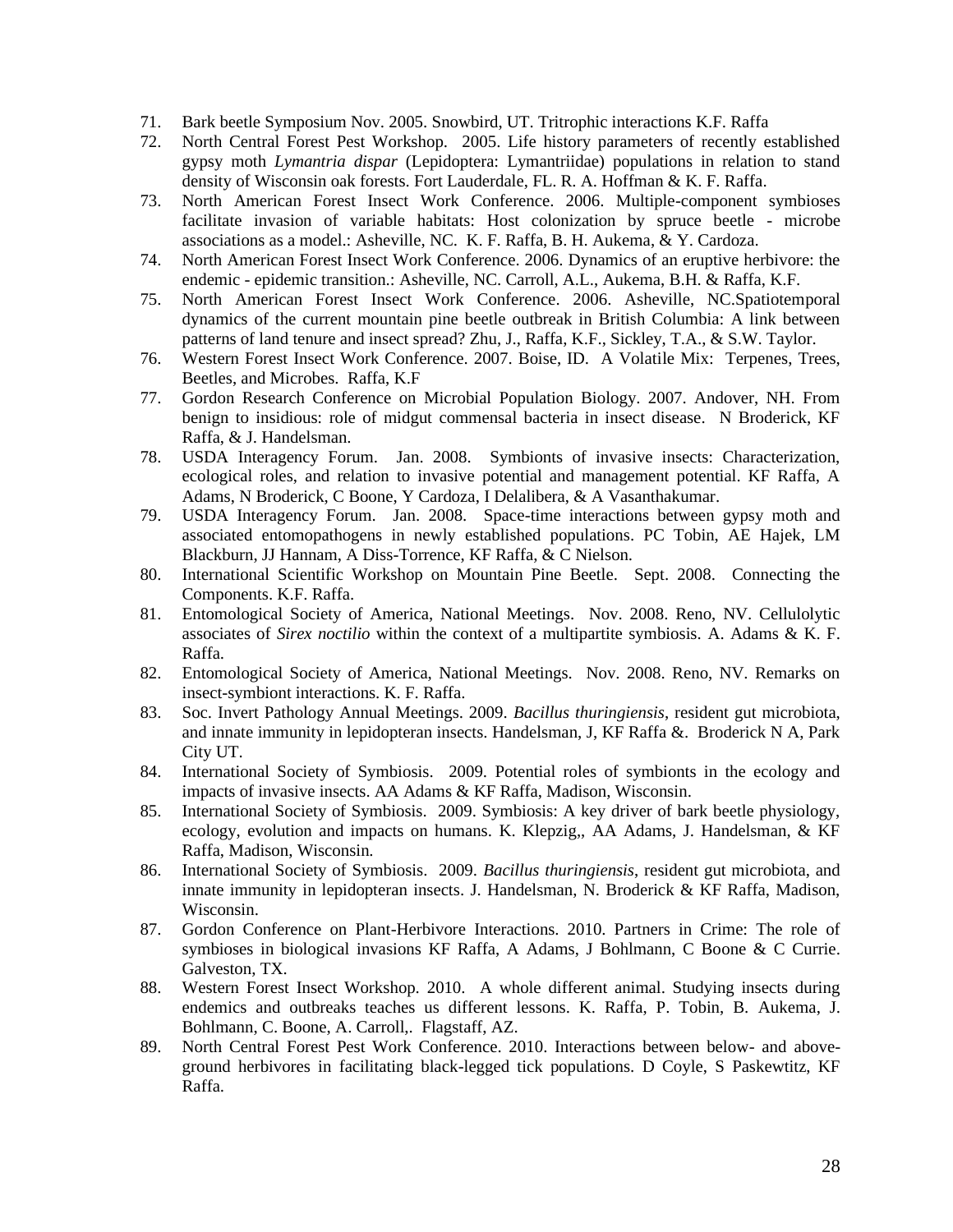71. Bark beetle Symposium Nov. 2005. Snowbird, UT. Tritrophic interactions K.F. Raffa
72. North Central Forest Pest Workshop. 2005. Life history parameters of recently established gypsy moth *Lymantria dispar* (Lepidoptera: Lymantriidae) populations in relation to stand density of Wisconsin oak forests. Fort Lauderdale, FL. R. A. Hoffman & K. F. Raffa.
73. North American Forest Insect Work Conference. 2006. Multiple-component symbioses facilitate invasion of variable habitats: Host colonization by spruce beetle - microbe associations as a model.: Asheville, NC. K. F. Raffa, B. H. Aukema, & Y. Cardoza.
74. North American Forest Insect Work Conference. 2006. Dynamics of an eruptive herbivore: the endemic - epidemic transition.: Asheville, NC. Carroll, A.L., Aukema, B.H. & Raffa, K.F.
75. North American Forest Insect Work Conference. 2006. Asheville, NC.Spatiotemporal dynamics of the current mountain pine beetle outbreak in British Columbia: A link between patterns of land tenure and insect spread? Zhu, J., Raffa, K.F., Sickley, T.A., & S.W. Taylor.
76. Western Forest Insect Work Conference. 2007. Boise, ID. A Volatile Mix: Terpenes, Trees, Beetles, and Microbes. Raffa, K.F
77. Gordon Research Conference on Microbial Population Biology. 2007. Andover, NH. From benign to insidious: role of midgut commensal bacteria in insect disease. N Broderick, KF Raffa, & J. Handelsman.
78. USDA Interagency Forum. Jan. 2008. Symbionts of invasive insects: Characterization, ecological roles, and relation to invasive potential and management potential. KF Raffa, A Adams, N Broderick, C Boone, Y Cardoza, I Delalibera, & A Vasanthakumar.
79. USDA Interagency Forum. Jan. 2008. Space-time interactions between gypsy moth and associated entomopathogens in newly established populations. PC Tobin, AE Hajek, LM Blackburn, JJ Hannam, A Diss-Torrence, KF Raffa, & C Nielson.
80. International Scientific Workshop on Mountain Pine Beetle. Sept. 2008. Connecting the Components. K.F. Raffa.
81. Entomological Society of America, National Meetings. Nov. 2008. Reno, NV. Cellulolytic associates of *Sirex noctilio* within the context of a multipartite symbiosis. A. Adams & K. F. Raffa.
82. Entomological Society of America, National Meetings. Nov. 2008. Reno, NV. Remarks on insect-symbiont interactions. K. F. Raffa.
83. Soc. Invert Pathology Annual Meetings. 2009. *Bacillus thuringiensis*, resident gut microbiota, and innate immunity in lepidopteran insects. Handelsman, J, KF Raffa &. Broderick N A, Park City UT.
84. International Society of Symbiosis. 2009. Potential roles of symbionts in the ecology and impacts of invasive insects. AA Adams & KF Raffa, Madison, Wisconsin.
85. International Society of Symbiosis. 2009. Symbiosis: A key driver of bark beetle physiology, ecology, evolution and impacts on humans. K. Klepzig,, AA Adams, J. Handelsman, & KF Raffa, Madison, Wisconsin.
86. International Society of Symbiosis. 2009. *Bacillus thuringiensis*, resident gut microbiota, and innate immunity in lepidopteran insects. J. Handelsman, N. Broderick & KF Raffa, Madison, Wisconsin.
87. Gordon Conference on Plant-Herbivore Interactions. 2010. Partners in Crime: The role of symbioses in biological invasions KF Raffa, A Adams, J Bohlmann, C Boone & C Currie. Galveston, TX.
88. Western Forest Insect Workshop. 2010. A whole different animal. Studying insects during endemics and outbreaks teaches us different lessons. K. Raffa, P. Tobin, B. Aukema, J. Bohlmann, C. Boone, A. Carroll,. Flagstaff, AZ.
89. North Central Forest Pest Work Conference. 2010. Interactions between below- and above-ground herbivores in facilitating black-legged tick populations. D Coyle, S Paskewtitz, KF Raffa.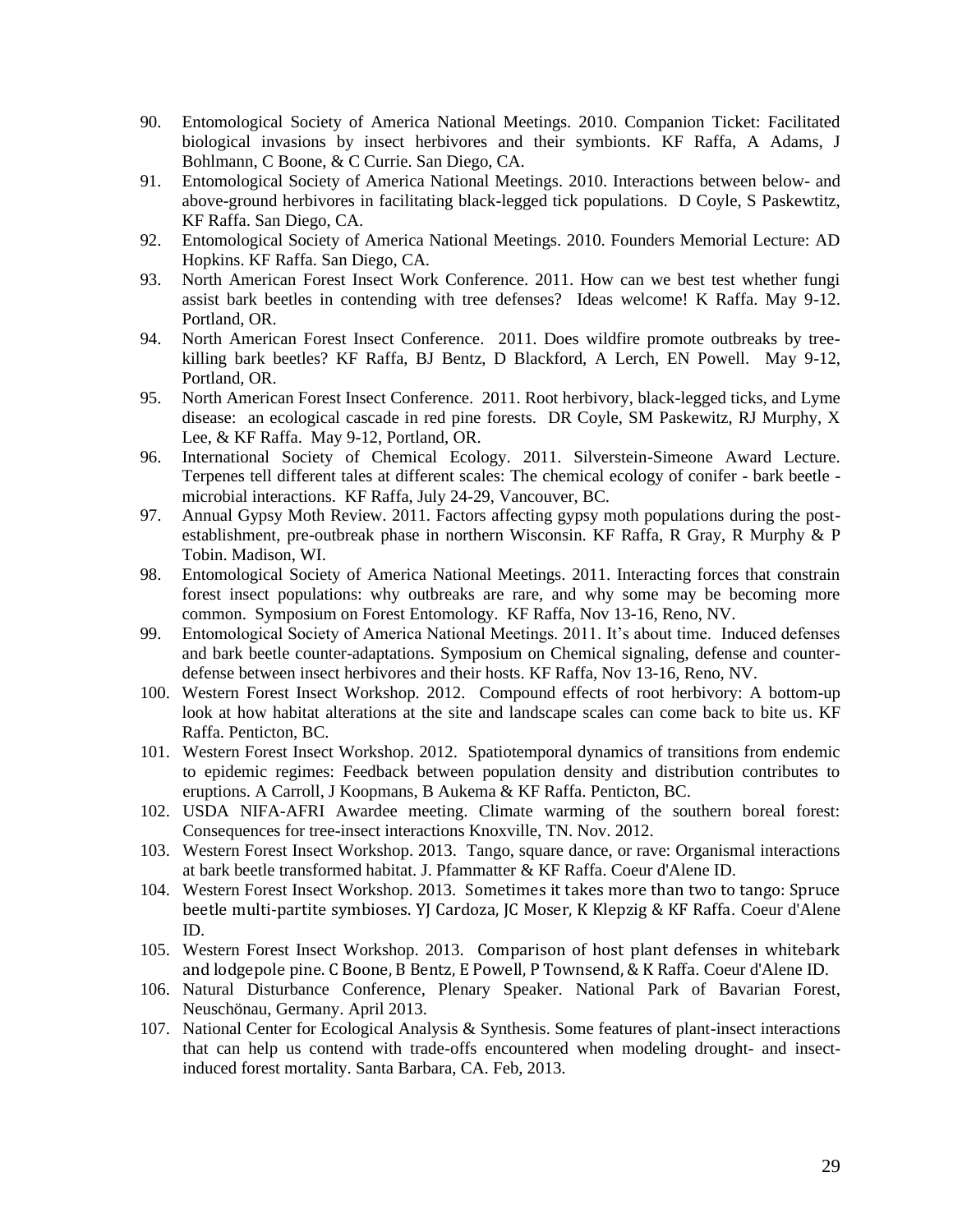90. Entomological Society of America National Meetings. 2010. Companion Ticket: Facilitated biological invasions by insect herbivores and their symbionts. KF Raffa, A Adams, J Bohlmann, C Boone, & C Currie. San Diego, CA.
91. Entomological Society of America National Meetings. 2010. Interactions between below- and above-ground herbivores in facilitating black-legged tick populations. D Coyle, S Paskewtitz, KF Raffa. San Diego, CA.
92. Entomological Society of America National Meetings. 2010. Founders Memorial Lecture: AD Hopkins. KF Raffa. San Diego, CA.
93. North American Forest Insect Work Conference. 2011. How can we best test whether fungi assist bark beetles in contending with tree defenses? Ideas welcome! K Raffa. May 9-12. Portland, OR.
94. North American Forest Insect Conference. 2011. Does wildfire promote outbreaks by tree-killing bark beetles? KF Raffa, BJ Bentz, D Blackford, A Lerch, EN Powell. May 9-12, Portland, OR.
95. North American Forest Insect Conference. 2011. Root herbivory, black-legged ticks, and Lyme disease: an ecological cascade in red pine forests. DR Coyle, SM Paskewitz, RJ Murphy, X Lee, & KF Raffa. May 9-12, Portland, OR.
96. International Society of Chemical Ecology. 2011. Silverstein-Simeone Award Lecture. Terpenes tell different tales at different scales: The chemical ecology of conifer - bark beetle - microbial interactions. KF Raffa, July 24-29, Vancouver, BC.
97. Annual Gypsy Moth Review. 2011. Factors affecting gypsy moth populations during the post-establishment, pre-outbreak phase in northern Wisconsin. KF Raffa, R Gray, R Murphy & P Tobin. Madison, WI.
98. Entomological Society of America National Meetings. 2011. Interacting forces that constrain forest insect populations: why outbreaks are rare, and why some may be becoming more common. Symposium on Forest Entomology. KF Raffa, Nov 13-16, Reno, NV.
99. Entomological Society of America National Meetings. 2011. It's about time. Induced defenses and bark beetle counter-adaptations. Symposium on Chemical signaling, defense and counter-defense between insect herbivores and their hosts. KF Raffa, Nov 13-16, Reno, NV.
100. Western Forest Insect Workshop. 2012. Compound effects of root herbivory: A bottom-up look at how habitat alterations at the site and landscape scales can come back to bite us. KF Raffa. Penticton, BC.
101. Western Forest Insect Workshop. 2012. Spatiotemporal dynamics of transitions from endemic to epidemic regimes: Feedback between population density and distribution contributes to eruptions. A Carroll, J Koopmans, B Aukema & KF Raffa. Penticton, BC.
102. USDA NIFA-AFRI Awardee meeting. Climate warming of the southern boreal forest: Consequences for tree-insect interactions Knoxville, TN. Nov. 2012.
103. Western Forest Insect Workshop. 2013. Tango, square dance, or rave: Organismal interactions at bark beetle transformed habitat. J. Pfammatter & KF Raffa. Coeur d'Alene ID.
104. Western Forest Insect Workshop. 2013. Sometimes it takes more than two to tango: Spruce beetle multi-partite symbioses. YJ Cardoza, JC Moser, K Klepzig & KF Raffa. Coeur d'Alene ID.
105. Western Forest Insect Workshop. 2013. Comparison of host plant defenses in whitebark and lodgepole pine. C Boone, B Bentz, E Powell, P Townsend, & K Raffa. Coeur d'Alene ID.
106. Natural Disturbance Conference, Plenary Speaker. National Park of Bavarian Forest, Neuschönau, Germany. April 2013.
107. National Center for Ecological Analysis & Synthesis. Some features of plant-insect interactions that can help us contend with trade-offs encountered when modeling drought- and insect-induced forest mortality. Santa Barbara, CA. Feb, 2013.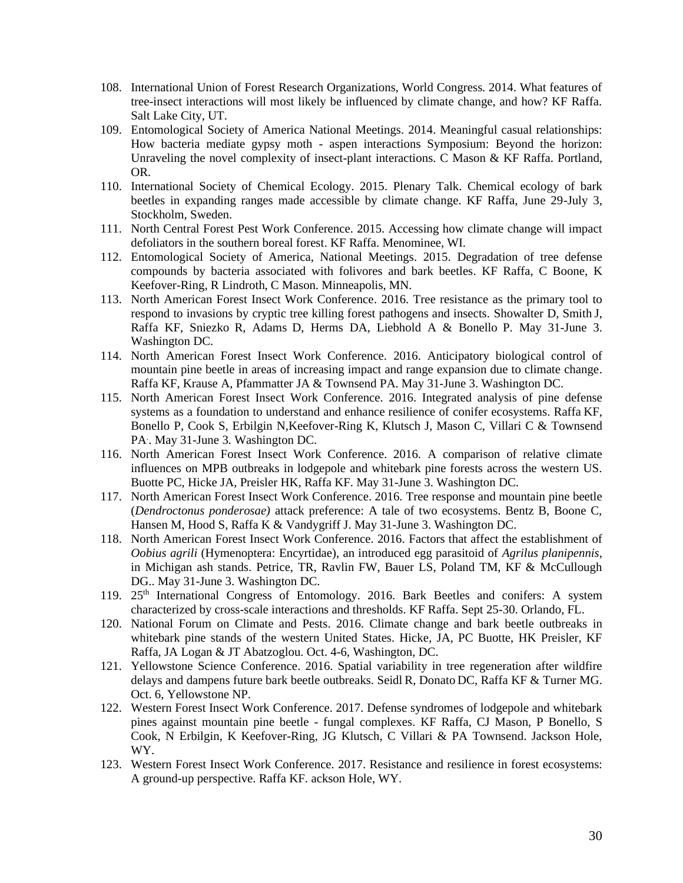108. International Union of Forest Research Organizations, World Congress. 2014. What features of tree-insect interactions will most likely be influenced by climate change, and how? KF Raffa. Salt Lake City, UT.
109. Entomological Society of America National Meetings. 2014. Meaningful casual relationships: How bacteria mediate gypsy moth - aspen interactions Symposium: Beyond the horizon: Unraveling the novel complexity of insect-plant interactions. C Mason & KF Raffa. Portland, OR.
110. International Society of Chemical Ecology. 2015. Plenary Talk. Chemical ecology of bark beetles in expanding ranges made accessible by climate change. KF Raffa, June 29-July 3, Stockholm, Sweden.
111. North Central Forest Pest Work Conference. 2015. Accessing how climate change will impact defoliators in the southern boreal forest. KF Raffa. Menominee, WI.
112. Entomological Society of America, National Meetings. 2015. Degradation of tree defense compounds by bacteria associated with folivores and bark beetles. KF Raffa, C Boone, K Keefover-Ring, R Lindroth, C Mason. Minneapolis, MN.
113. North American Forest Insect Work Conference. 2016. Tree resistance as the primary tool to respond to invasions by cryptic tree killing forest pathogens and insects. Showalter D, Smith J, Raffa KF, Sniezko R, Adams D, Herms DA, Liebhold A & Bonello P. May 31-June 3. Washington DC.
114. North American Forest Insect Work Conference. 2016. Anticipatory biological control of mountain pine beetle in areas of increasing impact and range expansion due to climate change. Raffa KF, Krause A, Pfammatter JA & Townsend PA. May 31-June 3. Washington DC.
115. North American Forest Insect Work Conference. 2016. Integrated analysis of pine defense systems as a foundation to understand and enhance resilience of conifer ecosystems. Raffa KF, Bonello P, Cook S, Erbilgin N,Keefover-Ring K, Klutsch J, Mason C, Villari C & Townsend PA.. May 31-June 3. Washington DC.
116. North American Forest Insect Work Conference. 2016. A comparison of relative climate influences on MPB outbreaks in lodgepole and whitebark pine forests across the western US. Buotte PC, Hicke JA, Preisler HK, Raffa KF. May 31-June 3. Washington DC.
117. North American Forest Insect Work Conference. 2016. Tree response and mountain pine beetle (*Dendroctonus ponderosae)* attack preference: A tale of two ecosystems. Bentz B, Boone C, Hansen M, Hood S, Raffa K & Vandygriff J. May 31-June 3. Washington DC.
118. North American Forest Insect Work Conference. 2016. Factors that affect the establishment of *Oobius agrili* (Hymenoptera: Encyrtidae), an introduced egg parasitoid of *Agrilus planipennis*, in Michigan ash stands. Petrice, TR, Ravlin FW, Bauer LS, Poland TM, KF & McCullough DG.. May 31-June 3. Washington DC.
119. 25th International Congress of Entomology. 2016. Bark Beetles and conifers: A system characterized by cross-scale interactions and thresholds. KF Raffa. Sept 25-30. Orlando, FL.
120. National Forum on Climate and Pests. 2016. Climate change and bark beetle outbreaks in whitebark pine stands of the western United States. Hicke, JA, PC Buotte, HK Preisler, KF Raffa, JA Logan & JT Abatzoglou. Oct. 4-6, Washington, DC.
121. Yellowstone Science Conference. 2016. Spatial variability in tree regeneration after wildfire delays and dampens future bark beetle outbreaks. Seidl R, Donato DC, Raffa KF & Turner MG. Oct. 6, Yellowstone NP.
122. Western Forest Insect Work Conference. 2017. Defense syndromes of lodgepole and whitebark pines against mountain pine beetle - fungal complexes. KF Raffa, CJ Mason, P Bonello, S Cook, N Erbilgin, K Keefover-Ring, JG Klutsch, C Villari & PA Townsend. Jackson Hole, WY.
123. Western Forest Insect Work Conference. 2017. Resistance and resilience in forest ecosystems: A ground-up perspective. Raffa KF. ackson Hole, WY.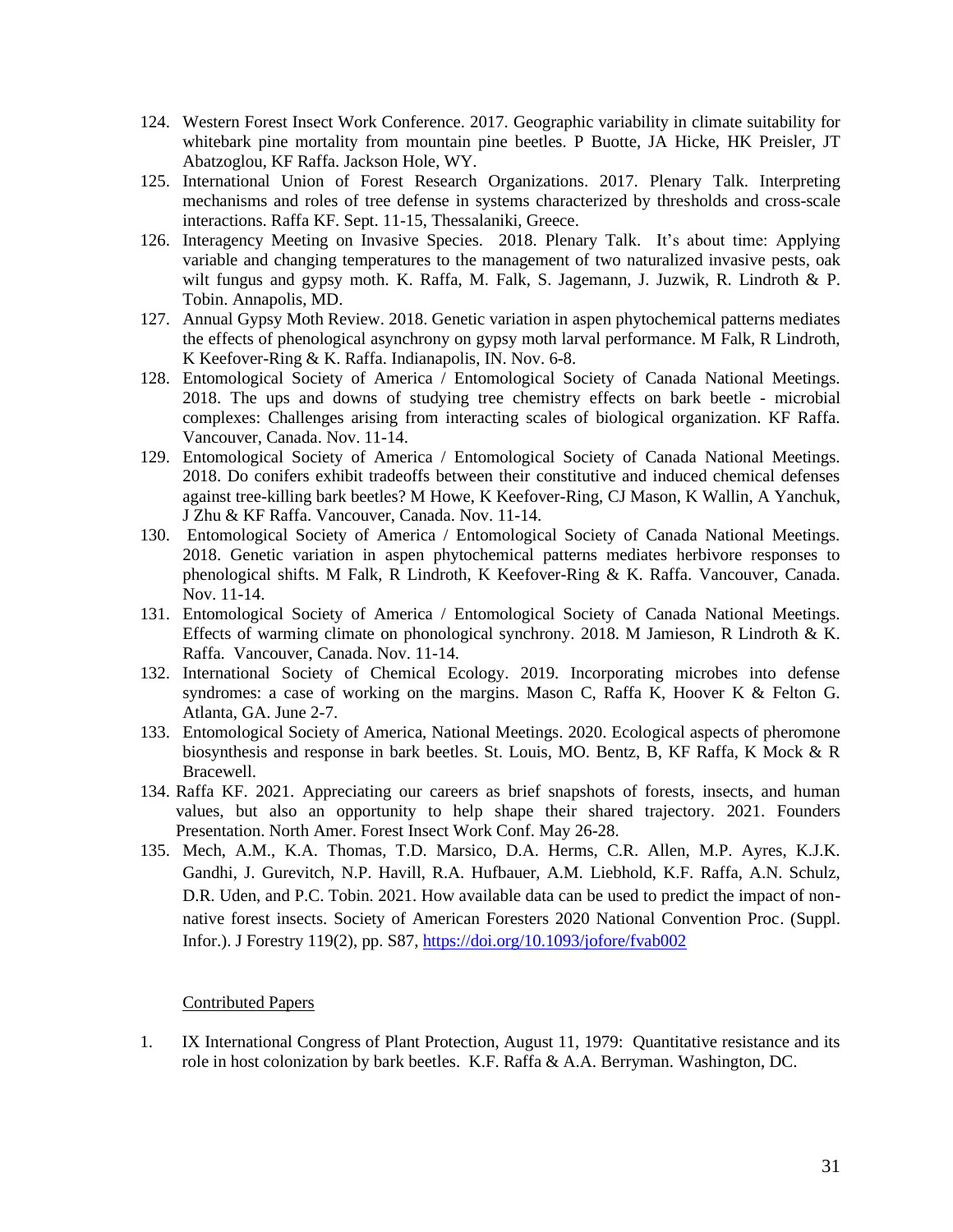124. Western Forest Insect Work Conference. 2017. Geographic variability in climate suitability for whitebark pine mortality from mountain pine beetles. P Buotte, JA Hicke, HK Preisler, JT Abatzoglou, KF Raffa. Jackson Hole, WY.
125. International Union of Forest Research Organizations. 2017. Plenary Talk. Interpreting mechanisms and roles of tree defense in systems characterized by thresholds and cross-scale interactions. Raffa KF. Sept. 11-15, Thessalaniki, Greece.
126. Interagency Meeting on Invasive Species. 2018. Plenary Talk. It's about time: Applying variable and changing temperatures to the management of two naturalized invasive pests, oak wilt fungus and gypsy moth. K. Raffa, M. Falk, S. Jagemann, J. Juzwik, R. Lindroth & P. Tobin. Annapolis, MD.
127. Annual Gypsy Moth Review. 2018. Genetic variation in aspen phytochemical patterns mediates the effects of phenological asynchrony on gypsy moth larval performance. M Falk, R Lindroth, K Keefover-Ring & K. Raffa. Indianapolis, IN. Nov. 6-8.
128. Entomological Society of America / Entomological Society of Canada National Meetings. 2018. The ups and downs of studying tree chemistry effects on bark beetle - microbial complexes: Challenges arising from interacting scales of biological organization. KF Raffa. Vancouver, Canada. Nov. 11-14.
129. Entomological Society of America / Entomological Society of Canada National Meetings. 2018. Do conifers exhibit tradeoffs between their constitutive and induced chemical defenses against tree-killing bark beetles? M Howe, K Keefover-Ring, CJ Mason, K Wallin, A Yanchuk, J Zhu & KF Raffa. Vancouver, Canada. Nov. 11-14.
130. Entomological Society of America / Entomological Society of Canada National Meetings. 2018. Genetic variation in aspen phytochemical patterns mediates herbivore responses to phenological shifts. M Falk, R Lindroth, K Keefover-Ring & K. Raffa. Vancouver, Canada. Nov. 11-14.
131. Entomological Society of America / Entomological Society of Canada National Meetings. Effects of warming climate on phonological synchrony. 2018. M Jamieson, R Lindroth & K. Raffa. Vancouver, Canada. Nov. 11-14.
132. International Society of Chemical Ecology. 2019. Incorporating microbes into defense syndromes: a case of working on the margins. Mason C, Raffa K, Hoover K & Felton G. Atlanta, GA. June 2-7.
133. Entomological Society of America, National Meetings. 2020. Ecological aspects of pheromone biosynthesis and response in bark beetles. St. Louis, MO. Bentz, B, KF Raffa, K Mock & R Bracewell.
134. Raffa KF. 2021. Appreciating our careers as brief snapshots of forests, insects, and human values, but also an opportunity to help shape their shared trajectory. 2021. Founders Presentation. North Amer. Forest Insect Work Conf. May 26-28.
135. Mech, A.M., K.A. Thomas, T.D. Marsico, D.A. Herms, C.R. Allen, M.P. Ayres, K.J.K. Gandhi, J. Gurevitch, N.P. Havill, R.A. Hufbauer, A.M. Liebhold, K.F. Raffa, A.N. Schulz, D.R. Uden, and P.C. Tobin. 2021. How available data can be used to predict the impact of non-native forest insects. Society of American Foresters 2020 National Convention Proc. (Suppl. Infor.). J Forestry 119(2), pp. S87, https://doi.org/10.1093/jofore/fvab002

Contributed Papers

1. IX International Congress of Plant Protection, August 11, 1979: Quantitative resistance and its role in host colonization by bark beetles. K.F. Raffa & A.A. Berryman. Washington, DC.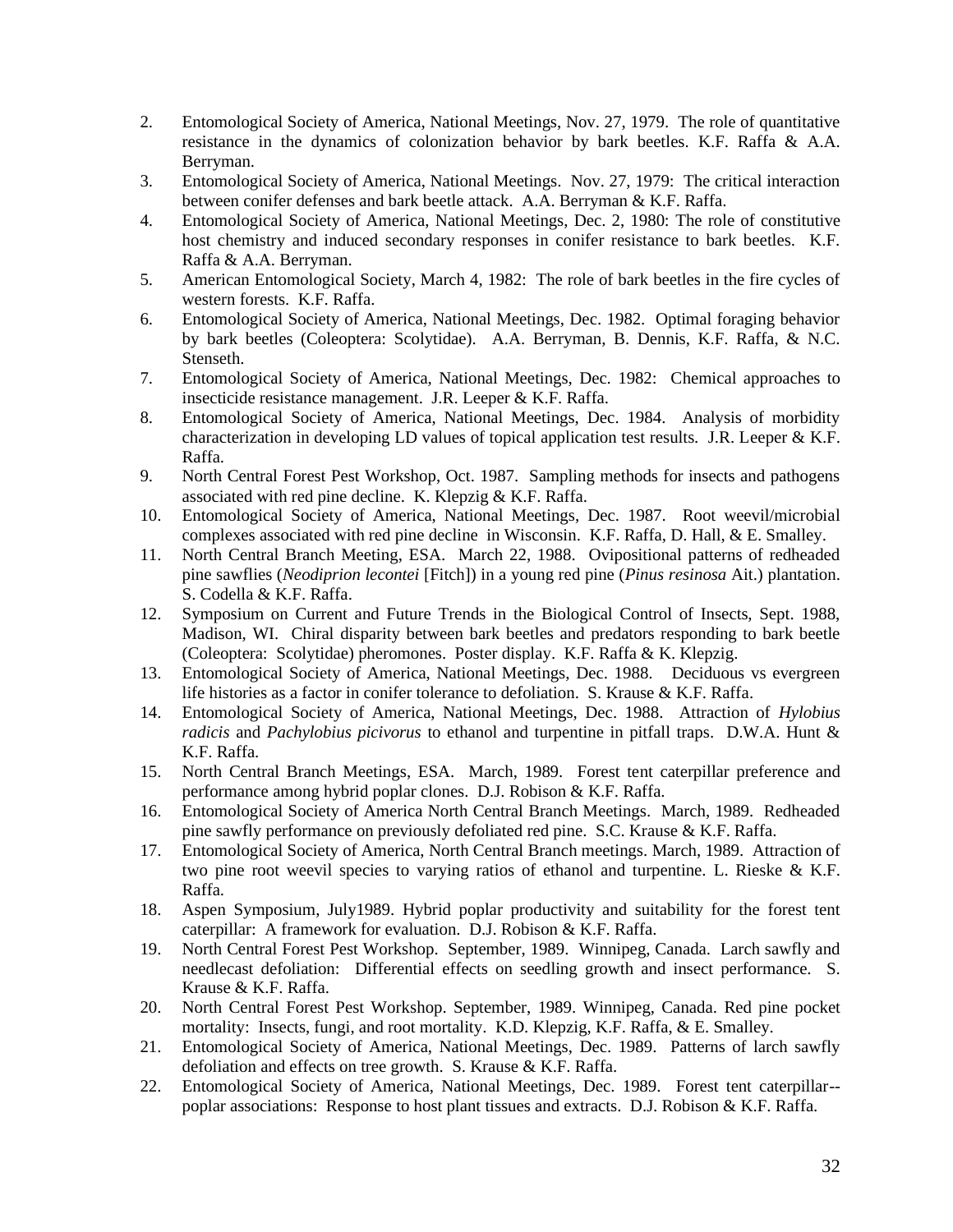2. Entomological Society of America, National Meetings, Nov. 27, 1979. The role of quantitative resistance in the dynamics of colonization behavior by bark beetles. K.F. Raffa & A.A. Berryman.
3. Entomological Society of America, National Meetings. Nov. 27, 1979: The critical interaction between conifer defenses and bark beetle attack. A.A. Berryman & K.F. Raffa.
4. Entomological Society of America, National Meetings, Dec. 2, 1980: The role of constitutive host chemistry and induced secondary responses in conifer resistance to bark beetles. K.F. Raffa & A.A. Berryman.
5. American Entomological Society, March 4, 1982: The role of bark beetles in the fire cycles of western forests. K.F. Raffa.
6. Entomological Society of America, National Meetings, Dec. 1982. Optimal foraging behavior by bark beetles (Coleoptera: Scolytidae). A.A. Berryman, B. Dennis, K.F. Raffa, & N.C. Stenseth.
7. Entomological Society of America, National Meetings, Dec. 1982: Chemical approaches to insecticide resistance management. J.R. Leeper & K.F. Raffa.
8. Entomological Society of America, National Meetings, Dec. 1984. Analysis of morbidity characterization in developing LD values of topical application test results. J.R. Leeper & K.F. Raffa.
9. North Central Forest Pest Workshop, Oct. 1987. Sampling methods for insects and pathogens associated with red pine decline. K. Klepzig & K.F. Raffa.
10. Entomological Society of America, National Meetings, Dec. 1987. Root weevil/microbial complexes associated with red pine decline in Wisconsin. K.F. Raffa, D. Hall, & E. Smalley.
11. North Central Branch Meeting, ESA. March 22, 1988. Ovipositional patterns of redheaded pine sawflies (*Neodiprion lecontei* [Fitch]) in a young red pine (*Pinus resinosa* Ait.) plantation. S. Codella & K.F. Raffa.
12. Symposium on Current and Future Trends in the Biological Control of Insects, Sept. 1988, Madison, WI. Chiral disparity between bark beetles and predators responding to bark beetle (Coleoptera: Scolytidae) pheromones. Poster display. K.F. Raffa & K. Klepzig.
13. Entomological Society of America, National Meetings, Dec. 1988. Deciduous vs evergreen life histories as a factor in conifer tolerance to defoliation. S. Krause & K.F. Raffa.
14. Entomological Society of America, National Meetings, Dec. 1988. Attraction of *Hylobius radicis* and *Pachylobius picivorus* to ethanol and turpentine in pitfall traps. D.W.A. Hunt & K.F. Raffa.
15. North Central Branch Meetings, ESA. March, 1989. Forest tent caterpillar preference and performance among hybrid poplar clones. D.J. Robison & K.F. Raffa.
16. Entomological Society of America North Central Branch Meetings. March, 1989. Redheaded pine sawfly performance on previously defoliated red pine. S.C. Krause & K.F. Raffa.
17. Entomological Society of America, North Central Branch meetings. March, 1989. Attraction of two pine root weevil species to varying ratios of ethanol and turpentine. L. Rieske & K.F. Raffa.
18. Aspen Symposium, July1989. Hybrid poplar productivity and suitability for the forest tent caterpillar: A framework for evaluation. D.J. Robison & K.F. Raffa.
19. North Central Forest Pest Workshop. September, 1989. Winnipeg, Canada. Larch sawfly and needlecast defoliation: Differential effects on seedling growth and insect performance. S. Krause & K.F. Raffa.
20. North Central Forest Pest Workshop. September, 1989. Winnipeg, Canada. Red pine pocket mortality: Insects, fungi, and root mortality. K.D. Klepzig, K.F. Raffa, & E. Smalley.
21. Entomological Society of America, National Meetings, Dec. 1989. Patterns of larch sawfly defoliation and effects on tree growth. S. Krause & K.F. Raffa.
22. Entomological Society of America, National Meetings, Dec. 1989. Forest tent caterpillar--poplar associations: Response to host plant tissues and extracts. D.J. Robison & K.F. Raffa.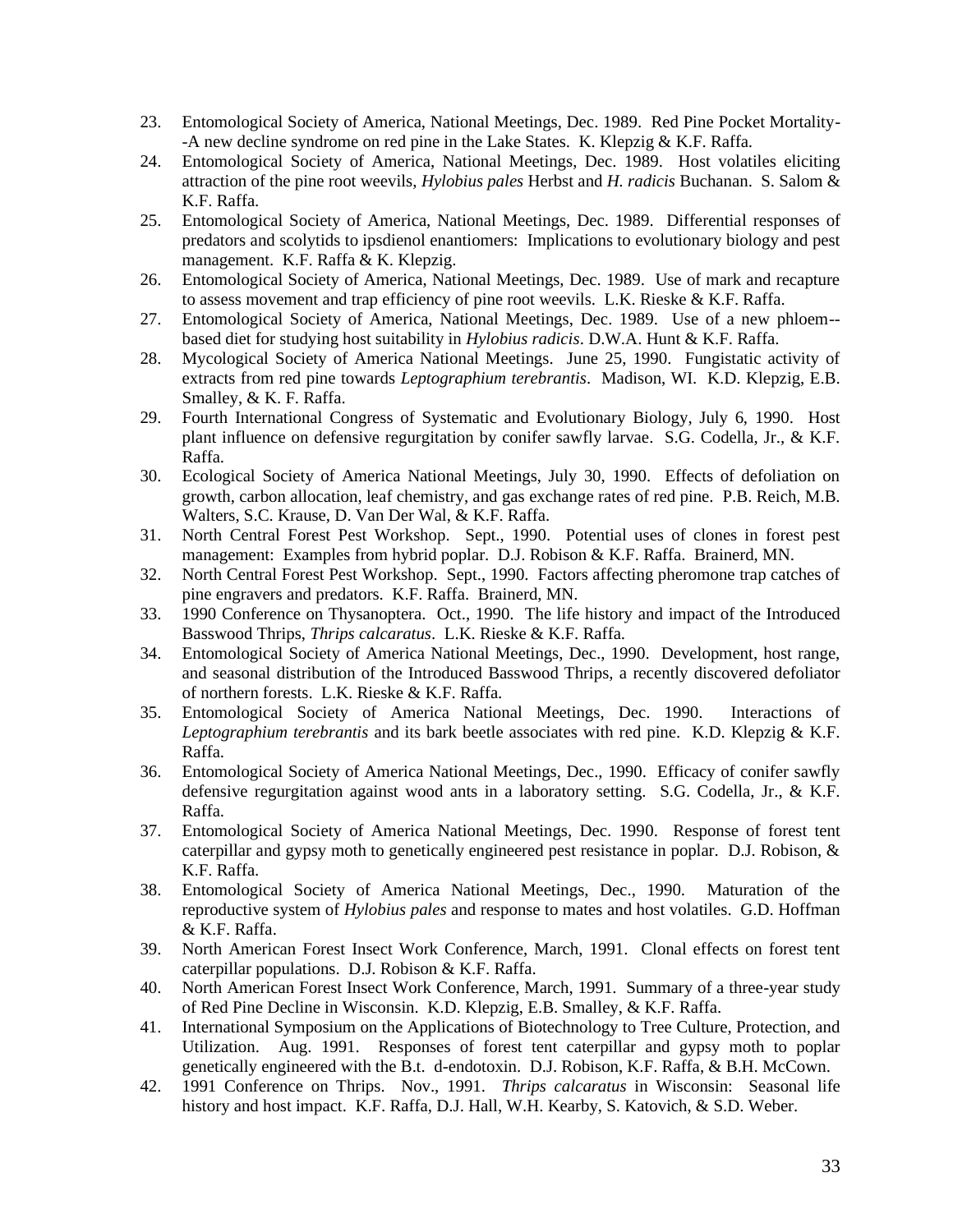23. Entomological Society of America, National Meetings, Dec. 1989. Red Pine Pocket Mortality--A new decline syndrome on red pine in the Lake States. K. Klepzig & K.F. Raffa.
24. Entomological Society of America, National Meetings, Dec. 1989. Host volatiles eliciting attraction of the pine root weevils, *Hylobius pales* Herbst and *H. radicis* Buchanan. S. Salom & K.F. Raffa.
25. Entomological Society of America, National Meetings, Dec. 1989. Differential responses of predators and scolytids to ipsdienol enantiomers: Implications to evolutionary biology and pest management. K.F. Raffa & K. Klepzig.
26. Entomological Society of America, National Meetings, Dec. 1989. Use of mark and recapture to assess movement and trap efficiency of pine root weevils. L.K. Rieske & K.F. Raffa.
27. Entomological Society of America, National Meetings, Dec. 1989. Use of a new phloem--based diet for studying host suitability in *Hylobius radicis*. D.W.A. Hunt & K.F. Raffa.
28. Mycological Society of America National Meetings. June 25, 1990. Fungistatic activity of extracts from red pine towards *Leptographium terebrantis*. Madison, WI. K.D. Klepzig, E.B. Smalley, & K. F. Raffa.
29. Fourth International Congress of Systematic and Evolutionary Biology, July 6, 1990. Host plant influence on defensive regurgitation by conifer sawfly larvae. S.G. Codella, Jr., & K.F. Raffa.
30. Ecological Society of America National Meetings, July 30, 1990. Effects of defoliation on growth, carbon allocation, leaf chemistry, and gas exchange rates of red pine. P.B. Reich, M.B. Walters, S.C. Krause, D. Van Der Wal, & K.F. Raffa.
31. North Central Forest Pest Workshop. Sept., 1990. Potential uses of clones in forest pest management: Examples from hybrid poplar. D.J. Robison & K.F. Raffa. Brainerd, MN.
32. North Central Forest Pest Workshop. Sept., 1990. Factors affecting pheromone trap catches of pine engravers and predators. K.F. Raffa. Brainerd, MN.
33. 1990 Conference on Thysanoptera. Oct., 1990. The life history and impact of the Introduced Basswood Thrips, *Thrips calcaratus*. L.K. Rieske & K.F. Raffa.
34. Entomological Society of America National Meetings, Dec., 1990. Development, host range, and seasonal distribution of the Introduced Basswood Thrips, a recently discovered defoliator of northern forests. L.K. Rieske & K.F. Raffa.
35. Entomological Society of America National Meetings, Dec. 1990. Interactions of *Leptographium terebrantis* and its bark beetle associates with red pine. K.D. Klepzig & K.F. Raffa.
36. Entomological Society of America National Meetings, Dec., 1990. Efficacy of conifer sawfly defensive regurgitation against wood ants in a laboratory setting. S.G. Codella, Jr., & K.F. Raffa.
37. Entomological Society of America National Meetings, Dec. 1990. Response of forest tent caterpillar and gypsy moth to genetically engineered pest resistance in poplar. D.J. Robison, & K.F. Raffa.
38. Entomological Society of America National Meetings, Dec., 1990. Maturation of the reproductive system of *Hylobius pales* and response to mates and host volatiles. G.D. Hoffman & K.F. Raffa.
39. North American Forest Insect Work Conference, March, 1991. Clonal effects on forest tent caterpillar populations. D.J. Robison & K.F. Raffa.
40. North American Forest Insect Work Conference, March, 1991. Summary of a three-year study of Red Pine Decline in Wisconsin. K.D. Klepzig, E.B. Smalley, & K.F. Raffa.
41. International Symposium on the Applications of Biotechnology to Tree Culture, Protection, and Utilization. Aug. 1991. Responses of forest tent caterpillar and gypsy moth to poplar genetically engineered with the B.t. d-endotoxin. D.J. Robison, K.F. Raffa, & B.H. McCown.
42. 1991 Conference on Thrips. Nov., 1991. *Thrips calcaratus* in Wisconsin: Seasonal life history and host impact. K.F. Raffa, D.J. Hall, W.H. Kearby, S. Katovich, & S.D. Weber.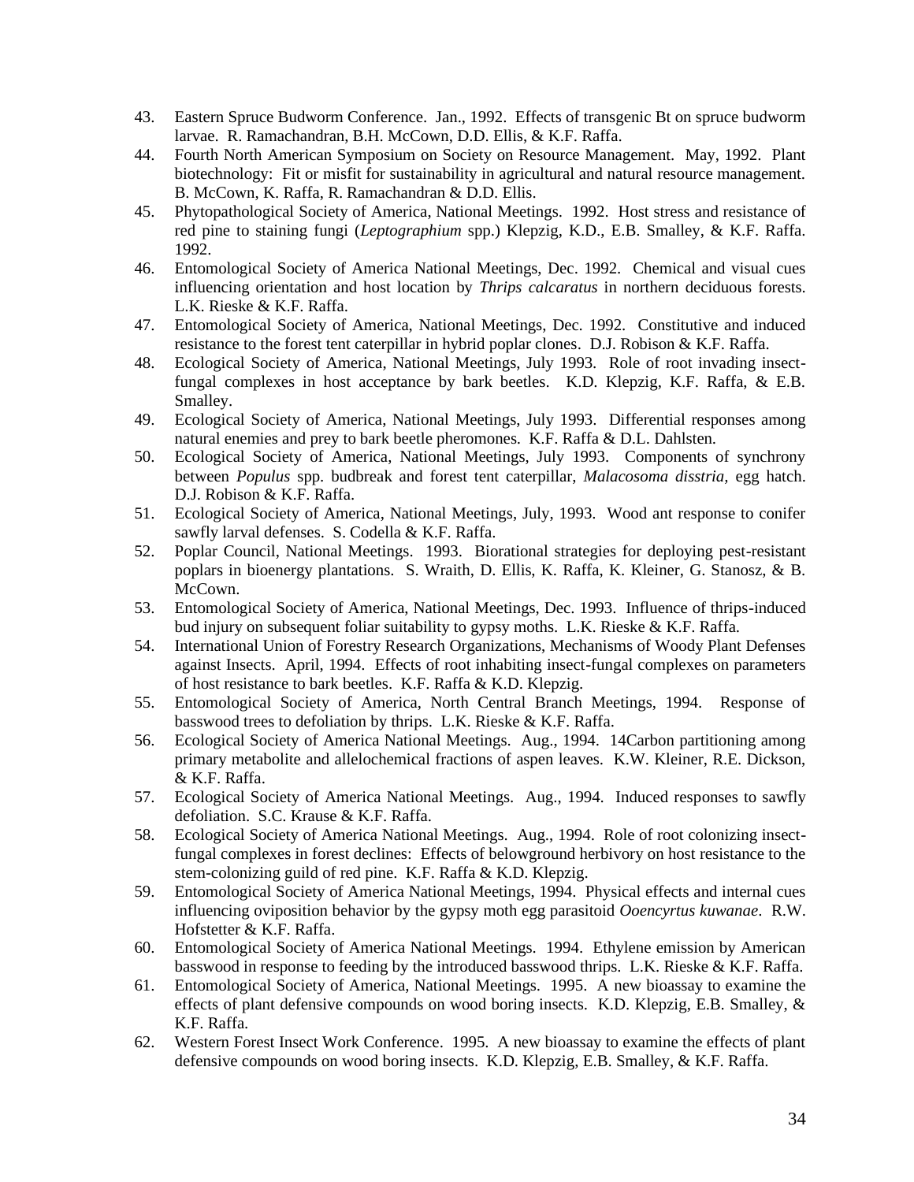43. Eastern Spruce Budworm Conference. Jan., 1992. Effects of transgenic Bt on spruce budworm larvae. R. Ramachandran, B.H. McCown, D.D. Ellis, & K.F. Raffa.
44. Fourth North American Symposium on Society on Resource Management. May, 1992. Plant biotechnology: Fit or misfit for sustainability in agricultural and natural resource management. B. McCown, K. Raffa, R. Ramachandran & D.D. Ellis.
45. Phytopathological Society of America, National Meetings. 1992. Host stress and resistance of red pine to staining fungi (*Leptographium* spp.) Klepzig, K.D., E.B. Smalley, & K.F. Raffa. 1992.
46. Entomological Society of America National Meetings, Dec. 1992. Chemical and visual cues influencing orientation and host location by *Thrips calcaratus* in northern deciduous forests. L.K. Rieske & K.F. Raffa.
47. Entomological Society of America, National Meetings, Dec. 1992. Constitutive and induced resistance to the forest tent caterpillar in hybrid poplar clones. D.J. Robison & K.F. Raffa.
48. Ecological Society of America, National Meetings, July 1993. Role of root invading insect-fungal complexes in host acceptance by bark beetles. K.D. Klepzig, K.F. Raffa, & E.B. Smalley.
49. Ecological Society of America, National Meetings, July 1993. Differential responses among natural enemies and prey to bark beetle pheromones. K.F. Raffa & D.L. Dahlsten.
50. Ecological Society of America, National Meetings, July 1993. Components of synchrony between *Populus* spp. budbreak and forest tent caterpillar, *Malacosoma disstria,* egg hatch. D.J. Robison & K.F. Raffa.
51. Ecological Society of America, National Meetings, July, 1993. Wood ant response to conifer sawfly larval defenses. S. Codella & K.F. Raffa.
52. Poplar Council, National Meetings. 1993. Biorational strategies for deploying pest-resistant poplars in bioenergy plantations. S. Wraith, D. Ellis, K. Raffa, K. Kleiner, G. Stanosz, & B. McCown.
53. Entomological Society of America, National Meetings, Dec. 1993. Influence of thrips-induced bud injury on subsequent foliar suitability to gypsy moths. L.K. Rieske & K.F. Raffa.
54. International Union of Forestry Research Organizations, Mechanisms of Woody Plant Defenses against Insects. April, 1994. Effects of root inhabiting insect-fungal complexes on parameters of host resistance to bark beetles. K.F. Raffa & K.D. Klepzig.
55. Entomological Society of America, North Central Branch Meetings, 1994. Response of basswood trees to defoliation by thrips. L.K. Rieske & K.F. Raffa.
56. Ecological Society of America National Meetings. Aug., 1994. 14Carbon partitioning among primary metabolite and allelochemical fractions of aspen leaves. K.W. Kleiner, R.E. Dickson, & K.F. Raffa.
57. Ecological Society of America National Meetings. Aug., 1994. Induced responses to sawfly defoliation. S.C. Krause & K.F. Raffa.
58. Ecological Society of America National Meetings. Aug., 1994. Role of root colonizing insect-fungal complexes in forest declines: Effects of belowground herbivory on host resistance to the stem-colonizing guild of red pine. K.F. Raffa & K.D. Klepzig.
59. Entomological Society of America National Meetings, 1994. Physical effects and internal cues influencing oviposition behavior by the gypsy moth egg parasitoid *Ooencyrtus kuwanae*. R.W. Hofstetter & K.F. Raffa.
60. Entomological Society of America National Meetings. 1994. Ethylene emission by American basswood in response to feeding by the introduced basswood thrips. L.K. Rieske & K.F. Raffa.
61. Entomological Society of America, National Meetings. 1995. A new bioassay to examine the effects of plant defensive compounds on wood boring insects. K.D. Klepzig, E.B. Smalley, & K.F. Raffa.
62. Western Forest Insect Work Conference. 1995. A new bioassay to examine the effects of plant defensive compounds on wood boring insects. K.D. Klepzig, E.B. Smalley, & K.F. Raffa.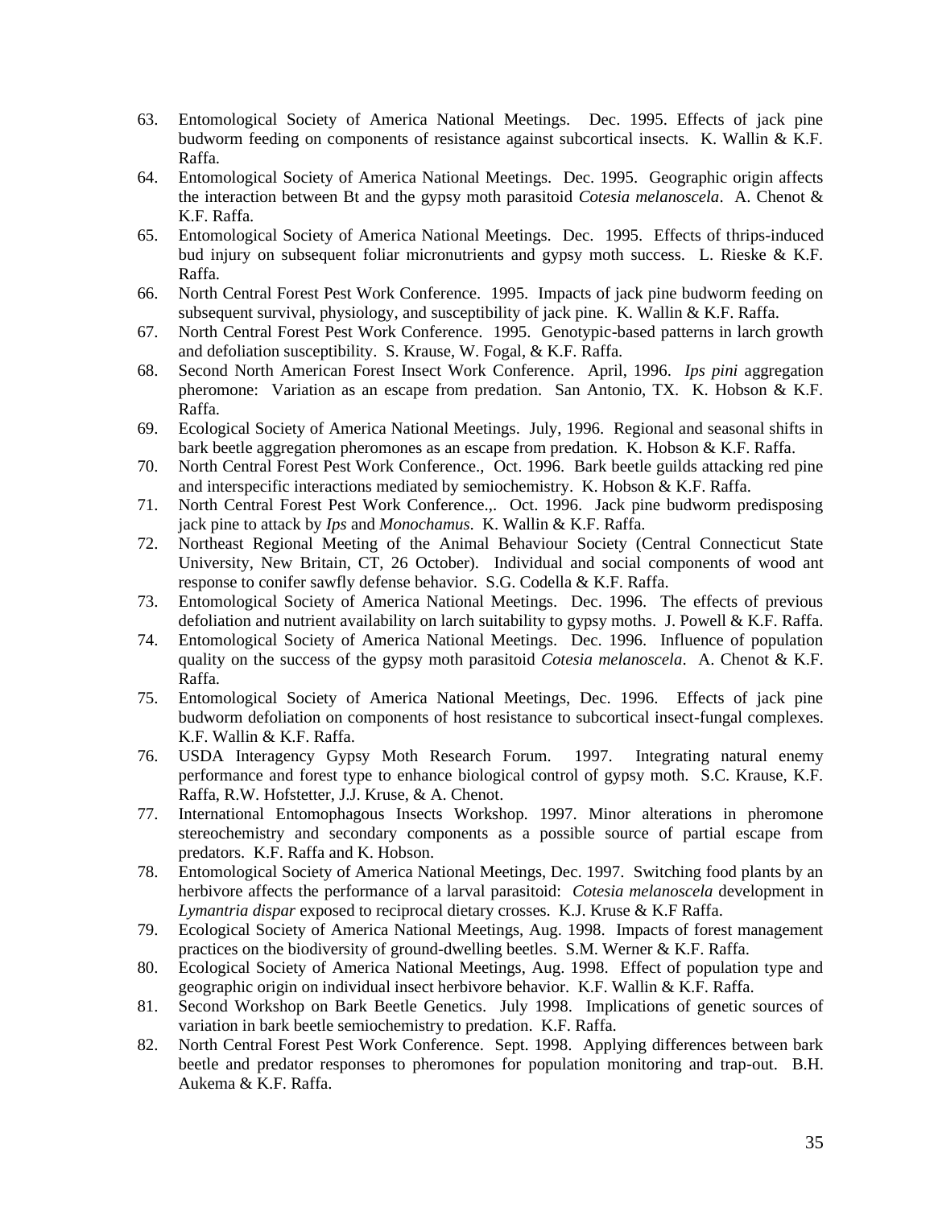63. Entomological Society of America National Meetings. Dec. 1995. Effects of jack pine budworm feeding on components of resistance against subcortical insects. K. Wallin & K.F. Raffa.
64. Entomological Society of America National Meetings. Dec. 1995. Geographic origin affects the interaction between Bt and the gypsy moth parasitoid *Cotesia melanoscela*. A. Chenot & K.F. Raffa.
65. Entomological Society of America National Meetings. Dec. 1995. Effects of thrips-induced bud injury on subsequent foliar micronutrients and gypsy moth success. L. Rieske & K.F. Raffa.
66. North Central Forest Pest Work Conference. 1995. Impacts of jack pine budworm feeding on subsequent survival, physiology, and susceptibility of jack pine. K. Wallin & K.F. Raffa.
67. North Central Forest Pest Work Conference. 1995. Genotypic-based patterns in larch growth and defoliation susceptibility. S. Krause, W. Fogal, & K.F. Raffa.
68. Second North American Forest Insect Work Conference. April, 1996. *Ips pini* aggregation pheromone: Variation as an escape from predation. San Antonio, TX. K. Hobson & K.F. Raffa.
69. Ecological Society of America National Meetings. July, 1996. Regional and seasonal shifts in bark beetle aggregation pheromones as an escape from predation. K. Hobson & K.F. Raffa.
70. North Central Forest Pest Work Conference., Oct. 1996. Bark beetle guilds attacking red pine and interspecific interactions mediated by semiochemistry. K. Hobson & K.F. Raffa.
71. North Central Forest Pest Work Conference.,. Oct. 1996. Jack pine budworm predisposing jack pine to attack by *Ips* and *Monochamus*. K. Wallin & K.F. Raffa.
72. Northeast Regional Meeting of the Animal Behaviour Society (Central Connecticut State University, New Britain, CT, 26 October). Individual and social components of wood ant response to conifer sawfly defense behavior. S.G. Codella & K.F. Raffa.
73. Entomological Society of America National Meetings. Dec. 1996. The effects of previous defoliation and nutrient availability on larch suitability to gypsy moths. J. Powell & K.F. Raffa.
74. Entomological Society of America National Meetings. Dec. 1996. Influence of population quality on the success of the gypsy moth parasitoid *Cotesia melanoscela*. A. Chenot & K.F. Raffa.
75. Entomological Society of America National Meetings, Dec. 1996. Effects of jack pine budworm defoliation on components of host resistance to subcortical insect-fungal complexes. K.F. Wallin & K.F. Raffa.
76. USDA Interagency Gypsy Moth Research Forum. 1997. Integrating natural enemy performance and forest type to enhance biological control of gypsy moth. S.C. Krause, K.F. Raffa, R.W. Hofstetter, J.J. Kruse, & A. Chenot.
77. International Entomophagous Insects Workshop. 1997. Minor alterations in pheromone stereochemistry and secondary components as a possible source of partial escape from predators. K.F. Raffa and K. Hobson.
78. Entomological Society of America National Meetings, Dec. 1997. Switching food plants by an herbivore affects the performance of a larval parasitoid: *Cotesia melanoscela* development in *Lymantria dispar* exposed to reciprocal dietary crosses. K.J. Kruse & K.F Raffa.
79. Ecological Society of America National Meetings, Aug. 1998. Impacts of forest management practices on the biodiversity of ground-dwelling beetles. S.M. Werner & K.F. Raffa.
80. Ecological Society of America National Meetings, Aug. 1998. Effect of population type and geographic origin on individual insect herbivore behavior. K.F. Wallin & K.F. Raffa.
81. Second Workshop on Bark Beetle Genetics. July 1998. Implications of genetic sources of variation in bark beetle semiochemistry to predation. K.F. Raffa.
82. North Central Forest Pest Work Conference. Sept. 1998. Applying differences between bark beetle and predator responses to pheromones for population monitoring and trap-out. B.H. Aukema & K.F. Raffa.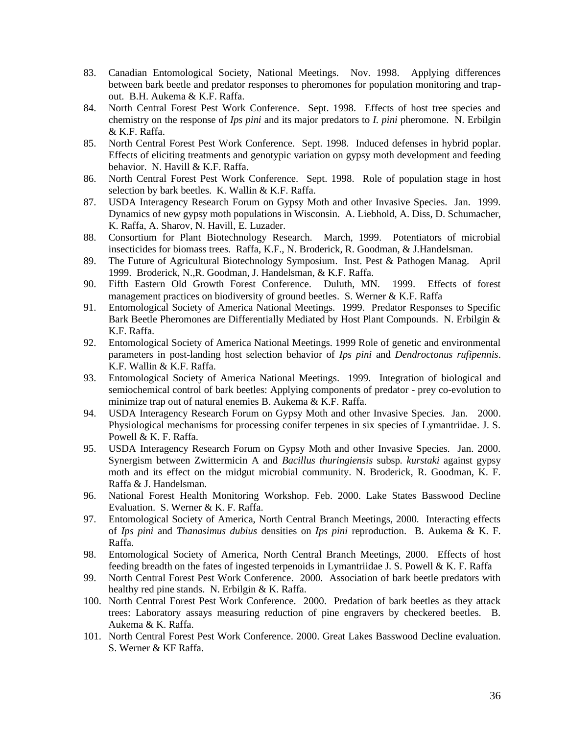83. Canadian Entomological Society, National Meetings. Nov. 1998. Applying differences between bark beetle and predator responses to pheromones for population monitoring and trap-out. B.H. Aukema & K.F. Raffa.
84. North Central Forest Pest Work Conference. Sept. 1998. Effects of host tree species and chemistry on the response of *Ips pini* and its major predators to *I. pini* pheromone. N. Erbilgin & K.F. Raffa.
85. North Central Forest Pest Work Conference. Sept. 1998. Induced defenses in hybrid poplar. Effects of eliciting treatments and genotypic variation on gypsy moth development and feeding behavior. N. Havill & K.F. Raffa.
86. North Central Forest Pest Work Conference. Sept. 1998. Role of population stage in host selection by bark beetles. K. Wallin & K.F. Raffa.
87. USDA Interagency Research Forum on Gypsy Moth and other Invasive Species. Jan. 1999. Dynamics of new gypsy moth populations in Wisconsin. A. Liebhold, A. Diss, D. Schumacher, K. Raffa, A. Sharov, N. Havill, E. Luzader.
88. Consortium for Plant Biotechnology Research. March, 1999. Potentiators of microbial insecticides for biomass trees. Raffa, K.F., N. Broderick, R. Goodman, & J.Handelsman.
89. The Future of Agricultural Biotechnology Symposium. Inst. Pest & Pathogen Manag. April 1999. Broderick, N.,R. Goodman, J. Handelsman, & K.F. Raffa.
90. Fifth Eastern Old Growth Forest Conference. Duluth, MN. 1999. Effects of forest management practices on biodiversity of ground beetles. S. Werner & K.F. Raffa
91. Entomological Society of America National Meetings. 1999. Predator Responses to Specific Bark Beetle Pheromones are Differentially Mediated by Host Plant Compounds. N. Erbilgin & K.F. Raffa.
92. Entomological Society of America National Meetings. 1999 Role of genetic and environmental parameters in post-landing host selection behavior of *Ips pini* and *Dendroctonus rufipennis*. K.F. Wallin & K.F. Raffa.
93. Entomological Society of America National Meetings. 1999. Integration of biological and semiochemical control of bark beetles: Applying components of predator - prey co-evolution to minimize trap out of natural enemies B. Aukema & K.F. Raffa.
94. USDA Interagency Research Forum on Gypsy Moth and other Invasive Species. Jan. 2000. Physiological mechanisms for processing conifer terpenes in six species of Lymantriidae. J. S. Powell & K. F. Raffa.
95. USDA Interagency Research Forum on Gypsy Moth and other Invasive Species. Jan. 2000. Synergism between Zwittermicin A and *Bacillus thuringiensis* subsp. *kurstaki* against gypsy moth and its effect on the midgut microbial community. N. Broderick, R. Goodman, K. F. Raffa & J. Handelsman.
96. National Forest Health Monitoring Workshop. Feb. 2000. Lake States Basswood Decline Evaluation. S. Werner & K. F. Raffa.
97. Entomological Society of America, North Central Branch Meetings, 2000. Interacting effects of *Ips pini* and *Thanasimus dubius* densities on *Ips pini* reproduction. B. Aukema & K. F. Raffa.
98. Entomological Society of America, North Central Branch Meetings, 2000. Effects of host feeding breadth on the fates of ingested terpenoids in Lymantriidae J. S. Powell & K. F. Raffa
99. North Central Forest Pest Work Conference. 2000. Association of bark beetle predators with healthy red pine stands. N. Erbilgin & K. Raffa.
100. North Central Forest Pest Work Conference. 2000. Predation of bark beetles as they attack trees: Laboratory assays measuring reduction of pine engravers by checkered beetles. B. Aukema & K. Raffa.
101. North Central Forest Pest Work Conference. 2000. Great Lakes Basswood Decline evaluation. S. Werner & KF Raffa.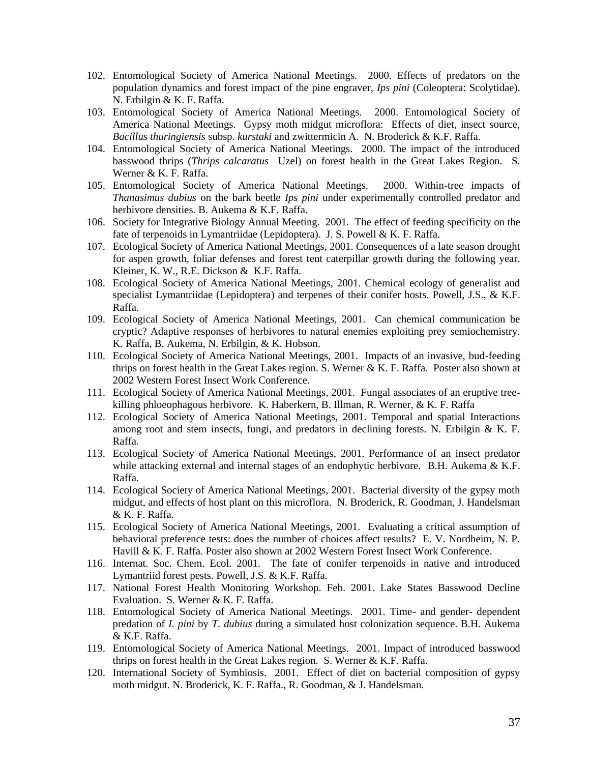102. Entomological Society of America National Meetings. 2000. Effects of predators on the population dynamics and forest impact of the pine engraver, *Ips pini* (Coleoptera: Scolytidae). N. Erbilgin & K. F. Raffa.
103. Entomological Society of America National Meetings. 2000. Entomological Society of America National Meetings. Gypsy moth midgut microflora: Effects of diet, insect source, *Bacillus thuringiensis* subsp. *kurstaki* and zwittermicin A. N. Broderick & K.F. Raffa.
104. Entomological Society of America National Meetings. 2000. The impact of the introduced basswood thrips (*Thrips calcaratus* Uzel) on forest health in the Great Lakes Region. S. Werner & K. F. Raffa.
105. Entomological Society of America National Meetings. 2000. Within-tree impacts of *Thanasimus dubius* on the bark beetle *Ips pini* under experimentally controlled predator and herbivore densities. B. Aukema & K.F. Raffa.
106. Society for Integrative Biology Annual Meeting. 2001. The effect of feeding specificity on the fate of terpenoids in Lymantriidae (Lepidoptera). J. S. Powell & K. F. Raffa.
107. Ecological Society of America National Meetings, 2001. Consequences of a late season drought for aspen growth, foliar defenses and forest tent caterpillar growth during the following year. Kleiner, K. W., R.E. Dickson & K.F. Raffa.
108. Ecological Society of America National Meetings, 2001. Chemical ecology of generalist and specialist Lymantriidae (Lepidoptera) and terpenes of their conifer hosts. Powell, J.S., & K.F. Raffa.
109. Ecological Society of America National Meetings, 2001. Can chemical communication be cryptic? Adaptive responses of herbivores to natural enemies exploiting prey semiochemistry. K. Raffa, B. Aukema, N. Erbilgin, & K. Hobson.
110. Ecological Society of America National Meetings, 2001. Impacts of an invasive, bud-feeding thrips on forest health in the Great Lakes region. S. Werner & K. F. Raffa. Poster also shown at 2002 Western Forest Insect Work Conference.
111. Ecological Society of America National Meetings, 2001. Fungal associates of an eruptive tree-killing phloeophagous herbivore. K. Haberkern, B. Illman, R. Werner, & K. F. Raffa
112. Ecological Society of America National Meetings, 2001. Temporal and spatial Interactions among root and stem insects, fungi, and predators in declining forests. N. Erbilgin & K. F. Raffa.
113. Ecological Society of America National Meetings, 2001. Performance of an insect predator while attacking external and internal stages of an endophytic herbivore. B.H. Aukema & K.F. Raffa.
114. Ecological Society of America National Meetings, 2001. Bacterial diversity of the gypsy moth midgut, and effects of host plant on this microflora. N. Broderick, R. Goodman, J. Handelsman & K. F. Raffa.
115. Ecological Society of America National Meetings, 2001. Evaluating a critical assumption of behavioral preference tests: does the number of choices affect results? E. V. Nordheim, N. P. Havill & K. F. Raffa. Poster also shown at 2002 Western Forest Insect Work Conference.
116. Internat. Soc. Chem. Ecol. 2001. The fate of conifer terpenoids in native and introduced Lymantriid forest pests. Powell, J.S. & K.F. Raffa.
117. National Forest Health Monitoring Workshop. Feb. 2001. Lake States Basswood Decline Evaluation. S. Werner & K. F. Raffa.
118. Entomological Society of America National Meetings. 2001. Time- and gender- dependent predation of *I. pini* by *T. dubius* during a simulated host colonization sequence. B.H. Aukema & K.F. Raffa.
119. Entomological Society of America National Meetings. 2001. Impact of introduced basswood thrips on forest health in the Great Lakes region. S. Werner & K.F. Raffa.
120. International Society of Symbiosis. 2001. Effect of diet on bacterial composition of gypsy moth midgut. N. Broderick, K. F. Raffa., R. Goodman, & J. Handelsman.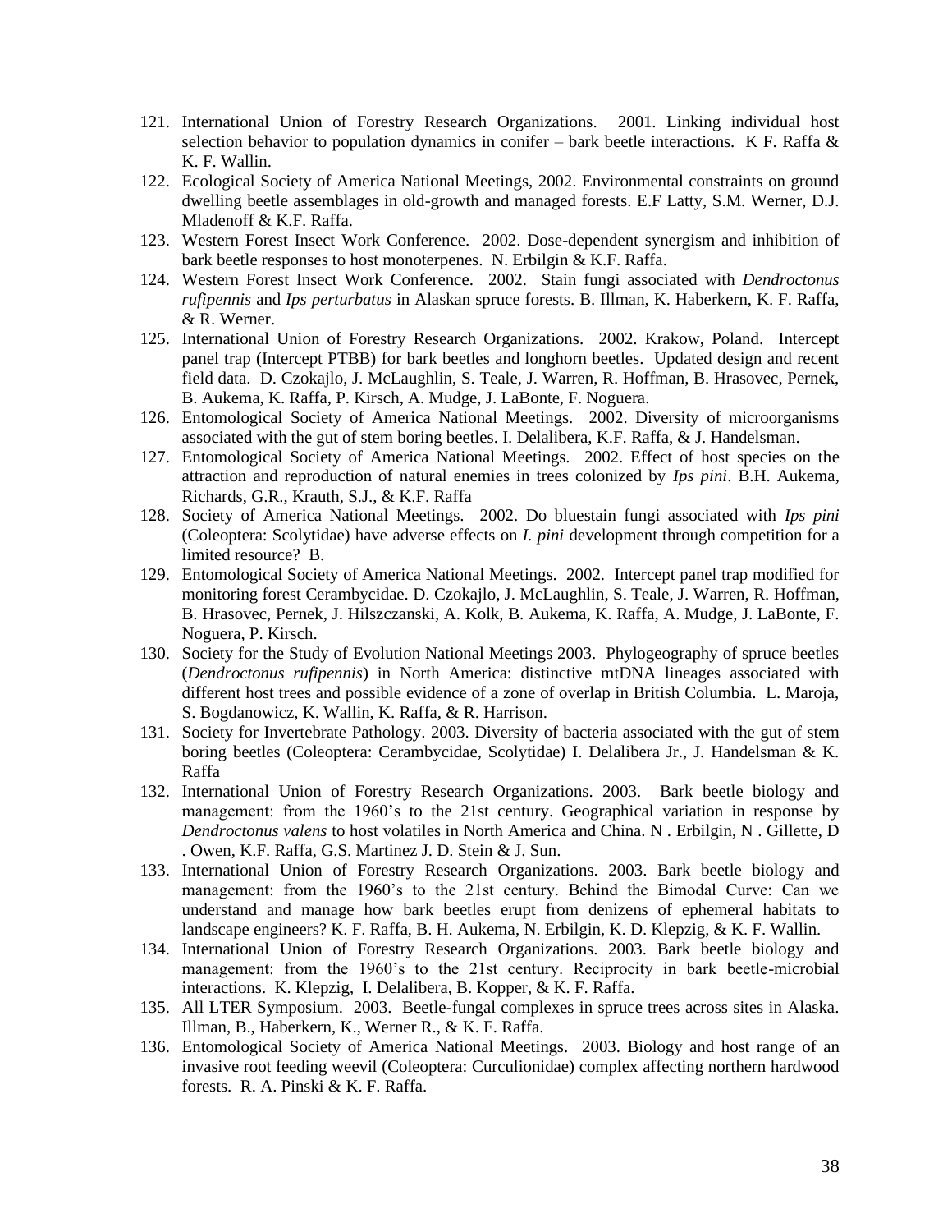121. International Union of Forestry Research Organizations. 2001. Linking individual host selection behavior to population dynamics in conifer – bark beetle interactions. K F. Raffa & K. F. Wallin.
122. Ecological Society of America National Meetings, 2002. Environmental constraints on ground dwelling beetle assemblages in old-growth and managed forests. E.F Latty, S.M. Werner, D.J. Mladenoff & K.F. Raffa.
123. Western Forest Insect Work Conference. 2002. Dose-dependent synergism and inhibition of bark beetle responses to host monoterpenes. N. Erbilgin & K.F. Raffa.
124. Western Forest Insect Work Conference. 2002. Stain fungi associated with *Dendroctonus rufipennis* and *Ips perturbatus* in Alaskan spruce forests. B. Illman, K. Haberkern, K. F. Raffa, & R. Werner.
125. International Union of Forestry Research Organizations. 2002. Krakow, Poland. Intercept panel trap (Intercept PTBB) for bark beetles and longhorn beetles. Updated design and recent field data. D. Czokajlo, J. McLaughlin, S. Teale, J. Warren, R. Hoffman, B. Hrasovec, Pernek, B. Aukema, K. Raffa, P. Kirsch, A. Mudge, J. LaBonte, F. Noguera.
126. Entomological Society of America National Meetings. 2002. Diversity of microorganisms associated with the gut of stem boring beetles. I. Delalibera, K.F. Raffa, & J. Handelsman.
127. Entomological Society of America National Meetings. 2002. Effect of host species on the attraction and reproduction of natural enemies in trees colonized by *Ips pini*. B.H. Aukema, Richards, G.R., Krauth, S.J., & K.F. Raffa
128. Society of America National Meetings. 2002. Do bluestain fungi associated with *Ips pini* (Coleoptera: Scolytidae) have adverse effects on *I. pini* development through competition for a limited resource? B.
129. Entomological Society of America National Meetings. 2002. Intercept panel trap modified for monitoring forest Cerambycidae. D. Czokajlo, J. McLaughlin, S. Teale, J. Warren, R. Hoffman, B. Hrasovec, Pernek, J. Hilszczanski, A. Kolk, B. Aukema, K. Raffa, A. Mudge, J. LaBonte, F. Noguera, P. Kirsch.
130. Society for the Study of Evolution National Meetings 2003. Phylogeography of spruce beetles (*Dendroctonus rufipennis*) in North America: distinctive mtDNA lineages associated with different host trees and possible evidence of a zone of overlap in British Columbia. L. Maroja, S. Bogdanowicz, K. Wallin, K. Raffa, & R. Harrison.
131. Society for Invertebrate Pathology. 2003. Diversity of bacteria associated with the gut of stem boring beetles (Coleoptera: Cerambycidae, Scolytidae) I. Delalibera Jr., J. Handelsman & K. Raffa
132. International Union of Forestry Research Organizations. 2003. Bark beetle biology and management: from the 1960's to the 21st century. Geographical variation in response by *Dendroctonus valens* to host volatiles in North America and China. N . Erbilgin, N . Gillette, D . Owen, K.F. Raffa, G.S. Martinez J. D. Stein & J. Sun.
133. International Union of Forestry Research Organizations. 2003. Bark beetle biology and management: from the 1960's to the 21st century. Behind the Bimodal Curve: Can we understand and manage how bark beetles erupt from denizens of ephemeral habitats to landscape engineers? K. F. Raffa, B. H. Aukema, N. Erbilgin, K. D. Klepzig, & K. F. Wallin.
134. International Union of Forestry Research Organizations. 2003. Bark beetle biology and management: from the 1960's to the 21st century. Reciprocity in bark beetle-microbial interactions. K. Klepzig, I. Delalibera, B. Kopper, & K. F. Raffa.
135. All LTER Symposium. 2003. Beetle-fungal complexes in spruce trees across sites in Alaska. Illman, B., Haberkern, K., Werner R., & K. F. Raffa.
136. Entomological Society of America National Meetings. 2003. Biology and host range of an invasive root feeding weevil (Coleoptera: Curculionidae) complex affecting northern hardwood forests. R. A. Pinski & K. F. Raffa.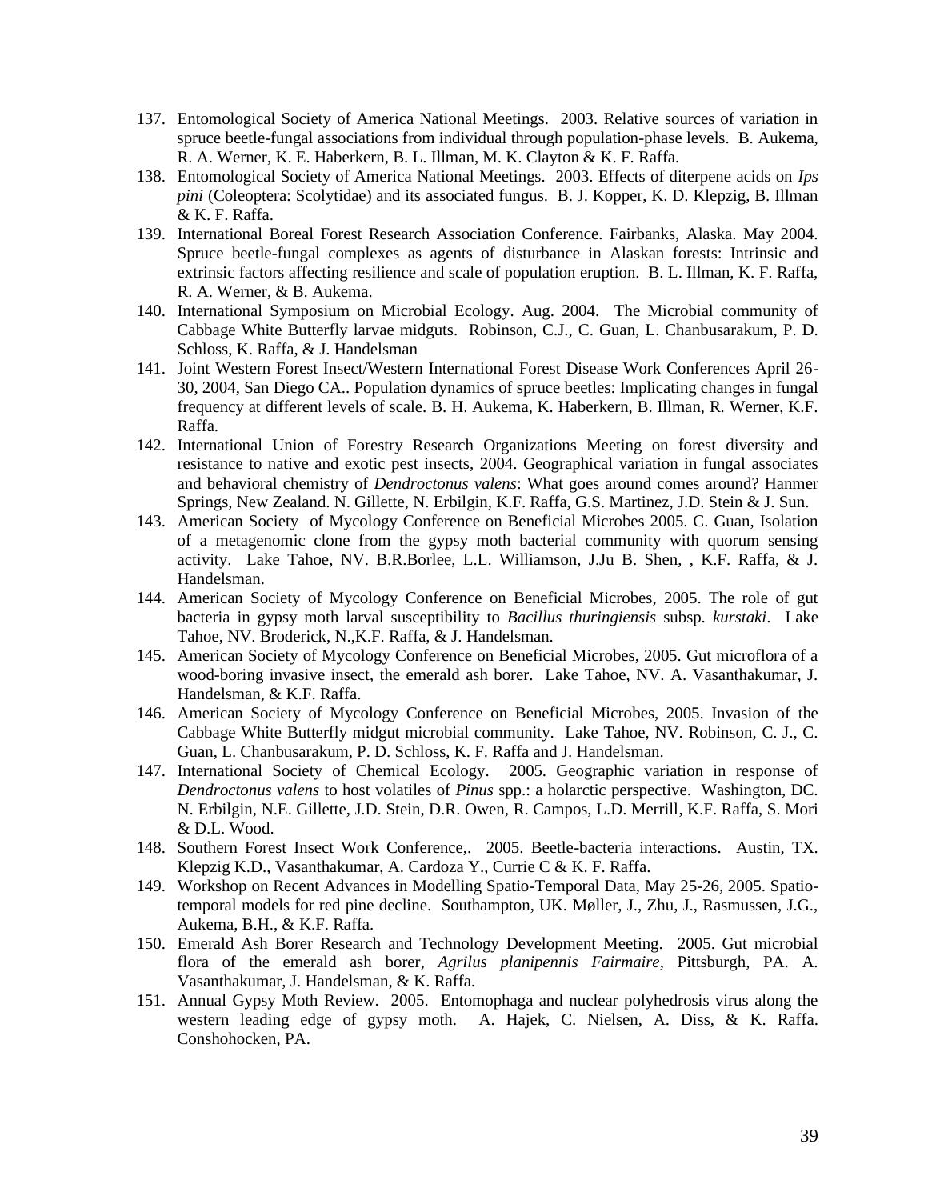137. Entomological Society of America National Meetings. 2003. Relative sources of variation in spruce beetle-fungal associations from individual through population-phase levels. B. Aukema, R. A. Werner, K. E. Haberkern, B. L. Illman, M. K. Clayton & K. F. Raffa.
138. Entomological Society of America National Meetings. 2003. Effects of diterpene acids on *Ips pini* (Coleoptera: Scolytidae) and its associated fungus. B. J. Kopper, K. D. Klepzig, B. Illman & K. F. Raffa.
139. International Boreal Forest Research Association Conference. Fairbanks, Alaska. May 2004. Spruce beetle-fungal complexes as agents of disturbance in Alaskan forests: Intrinsic and extrinsic factors affecting resilience and scale of population eruption. B. L. Illman, K. F. Raffa, R. A. Werner, & B. Aukema.
140. International Symposium on Microbial Ecology. Aug. 2004. The Microbial community of Cabbage White Butterfly larvae midguts. Robinson, C.J., C. Guan, L. Chanbusarakum, P. D. Schloss, K. Raffa, & J. Handelsman
141. Joint Western Forest Insect/Western International Forest Disease Work Conferences April 26-30, 2004, San Diego CA.. Population dynamics of spruce beetles: Implicating changes in fungal frequency at different levels of scale. B. H. Aukema, K. Haberkern, B. Illman, R. Werner, K.F. Raffa.
142. International Union of Forestry Research Organizations Meeting on forest diversity and resistance to native and exotic pest insects, 2004. Geographical variation in fungal associates and behavioral chemistry of *Dendroctonus valens*: What goes around comes around? Hanmer Springs, New Zealand. N. Gillette, N. Erbilgin, K.F. Raffa, G.S. Martinez, J.D. Stein & J. Sun.
143. American Society of Mycology Conference on Beneficial Microbes 2005. C. Guan, Isolation of a metagenomic clone from the gypsy moth bacterial community with quorum sensing activity. Lake Tahoe, NV. B.R.Borlee, L.L. Williamson, J.Ju B. Shen, , K.F. Raffa, & J. Handelsman.
144. American Society of Mycology Conference on Beneficial Microbes, 2005. The role of gut bacteria in gypsy moth larval susceptibility to *Bacillus thuringiensis* subsp. *kurstaki*. Lake Tahoe, NV. Broderick, N.,K.F. Raffa, & J. Handelsman.
145. American Society of Mycology Conference on Beneficial Microbes, 2005. Gut microflora of a wood-boring invasive insect, the emerald ash borer. Lake Tahoe, NV. A. Vasanthakumar, J. Handelsman, & K.F. Raffa.
146. American Society of Mycology Conference on Beneficial Microbes, 2005. Invasion of the Cabbage White Butterfly midgut microbial community. Lake Tahoe, NV. Robinson, C. J., C. Guan, L. Chanbusarakum, P. D. Schloss, K. F. Raffa and J. Handelsman.
147. International Society of Chemical Ecology. 2005. Geographic variation in response of *Dendroctonus valens* to host volatiles of *Pinus* spp.: a holarctic perspective. Washington, DC. N. Erbilgin, N.E. Gillette, J.D. Stein, D.R. Owen, R. Campos, L.D. Merrill, K.F. Raffa, S. Mori & D.L. Wood.
148. Southern Forest Insect Work Conference,. 2005. Beetle-bacteria interactions. Austin, TX. Klepzig K.D., Vasanthakumar, A. Cardoza Y., Currie C & K. F. Raffa.
149. Workshop on Recent Advances in Modelling Spatio-Temporal Data, May 25-26, 2005. Spatio-temporal models for red pine decline. Southampton, UK. Møller, J., Zhu, J., Rasmussen, J.G., Aukema, B.H., & K.F. Raffa.
150. Emerald Ash Borer Research and Technology Development Meeting. 2005. Gut microbial flora of the emerald ash borer, *Agrilus planipennis Fairmaire*, Pittsburgh, PA. A. Vasanthakumar, J. Handelsman, & K. Raffa.
151. Annual Gypsy Moth Review. 2005. Entomophaga and nuclear polyhedrosis virus along the western leading edge of gypsy moth. A. Hajek, C. Nielsen, A. Diss, & K. Raffa. Conshohocken, PA.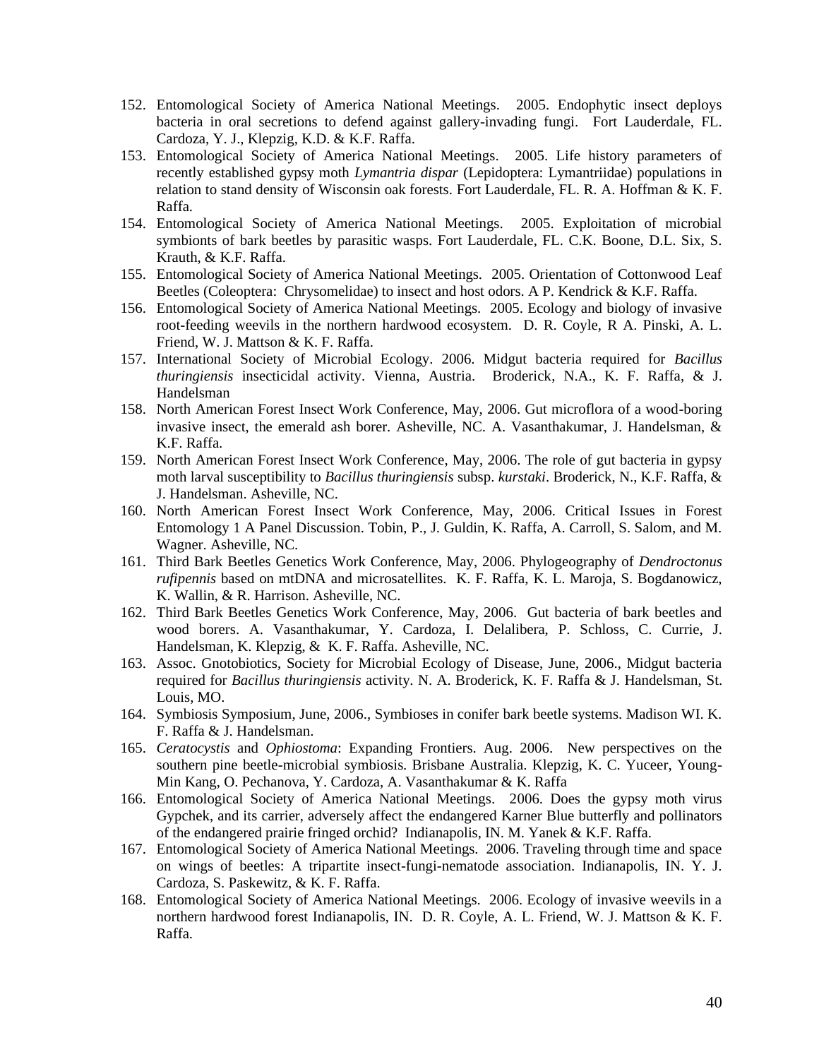152. Entomological Society of America National Meetings. 2005. Endophytic insect deploys bacteria in oral secretions to defend against gallery-invading fungi. Fort Lauderdale, FL. Cardoza, Y. J., Klepzig, K.D. & K.F. Raffa.
153. Entomological Society of America National Meetings. 2005. Life history parameters of recently established gypsy moth *Lymantria dispar* (Lepidoptera: Lymantriidae) populations in relation to stand density of Wisconsin oak forests. Fort Lauderdale, FL. R. A. Hoffman & K. F. Raffa.
154. Entomological Society of America National Meetings. 2005. Exploitation of microbial symbionts of bark beetles by parasitic wasps. Fort Lauderdale, FL. C.K. Boone, D.L. Six, S. Krauth, & K.F. Raffa.
155. Entomological Society of America National Meetings. 2005. Orientation of Cottonwood Leaf Beetles (Coleoptera: Chrysomelidae) to insect and host odors. A P. Kendrick & K.F. Raffa.
156. Entomological Society of America National Meetings. 2005. Ecology and biology of invasive root-feeding weevils in the northern hardwood ecosystem. D. R. Coyle, R A. Pinski, A. L. Friend, W. J. Mattson & K. F. Raffa.
157. International Society of Microbial Ecology. 2006. Midgut bacteria required for *Bacillus thuringiensis* insecticidal activity. Vienna, Austria. Broderick, N.A., K. F. Raffa, & J. Handelsman
158. North American Forest Insect Work Conference, May, 2006. Gut microflora of a wood-boring invasive insect, the emerald ash borer. Asheville, NC. A. Vasanthakumar, J. Handelsman, & K.F. Raffa.
159. North American Forest Insect Work Conference, May, 2006. The role of gut bacteria in gypsy moth larval susceptibility to *Bacillus thuringiensis* subsp. *kurstaki*. Broderick, N., K.F. Raffa, & J. Handelsman. Asheville, NC.
160. North American Forest Insect Work Conference, May, 2006. Critical Issues in Forest Entomology 1 A Panel Discussion. Tobin, P., J. Guldin, K. Raffa, A. Carroll, S. Salom, and M. Wagner. Asheville, NC.
161. Third Bark Beetles Genetics Work Conference, May, 2006. Phylogeography of *Dendroctonus rufipennis* based on mtDNA and microsatellites. K. F. Raffa, K. L. Maroja, S. Bogdanowicz, K. Wallin, & R. Harrison. Asheville, NC.
162. Third Bark Beetles Genetics Work Conference, May, 2006. Gut bacteria of bark beetles and wood borers. A. Vasanthakumar, Y. Cardoza, I. Delalibera, P. Schloss, C. Currie, J. Handelsman, K. Klepzig, & K. F. Raffa. Asheville, NC.
163. Assoc. Gnotobiotics, Society for Microbial Ecology of Disease, June, 2006., Midgut bacteria required for *Bacillus thuringiensis* activity. N. A. Broderick, K. F. Raffa & J. Handelsman, St. Louis, MO.
164. Symbiosis Symposium, June, 2006., Symbioses in conifer bark beetle systems. Madison WI. K. F. Raffa & J. Handelsman.
165. *Ceratocystis* and *Ophiostoma*: Expanding Frontiers. Aug. 2006. New perspectives on the southern pine beetle-microbial symbiosis. Brisbane Australia. Klepzig, K. C. Yuceer, Young-Min Kang, O. Pechanova, Y. Cardoza, A. Vasanthakumar & K. Raffa
166. Entomological Society of America National Meetings. 2006. Does the gypsy moth virus Gypchek, and its carrier, adversely affect the endangered Karner Blue butterfly and pollinators of the endangered prairie fringed orchid? Indianapolis, IN. M. Yanek & K.F. Raffa.
167. Entomological Society of America National Meetings. 2006. Traveling through time and space on wings of beetles: A tripartite insect-fungi-nematode association. Indianapolis, IN. Y. J. Cardoza, S. Paskewitz, & K. F. Raffa.
168. Entomological Society of America National Meetings. 2006. Ecology of invasive weevils in a northern hardwood forest Indianapolis, IN. D. R. Coyle, A. L. Friend, W. J. Mattson & K. F. Raffa.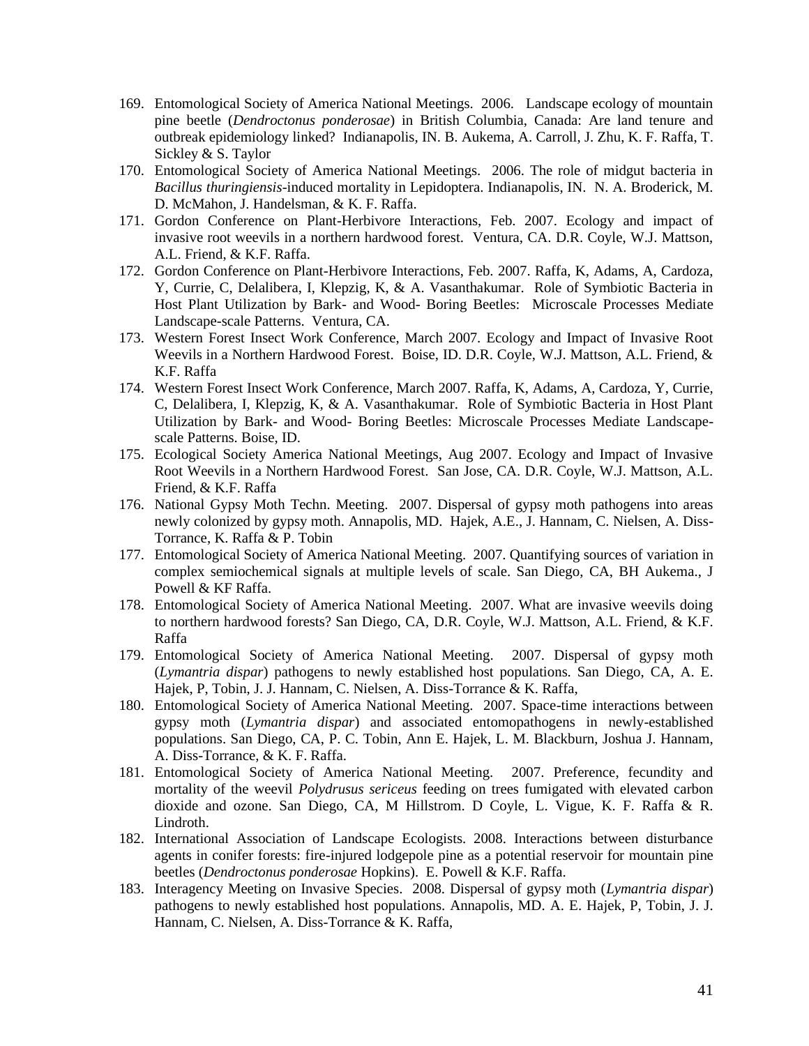169. Entomological Society of America National Meetings. 2006. Landscape ecology of mountain pine beetle (*Dendroctonus ponderosae*) in British Columbia, Canada: Are land tenure and outbreak epidemiology linked? Indianapolis, IN. B. Aukema, A. Carroll, J. Zhu, K. F. Raffa, T. Sickley & S. Taylor
170. Entomological Society of America National Meetings. 2006. The role of midgut bacteria in *Bacillus thuringiensis*-induced mortality in Lepidoptera. Indianapolis, IN. N. A. Broderick, M. D. McMahon, J. Handelsman, & K. F. Raffa.
171. Gordon Conference on Plant-Herbivore Interactions, Feb. 2007. Ecology and impact of invasive root weevils in a northern hardwood forest. Ventura, CA. D.R. Coyle, W.J. Mattson, A.L. Friend, & K.F. Raffa.
172. Gordon Conference on Plant-Herbivore Interactions, Feb. 2007. Raffa, K, Adams, A, Cardoza, Y, Currie, C, Delalibera, I, Klepzig, K, & A. Vasanthakumar. Role of Symbiotic Bacteria in Host Plant Utilization by Bark- and Wood- Boring Beetles: Microscale Processes Mediate Landscape-scale Patterns. Ventura, CA.
173. Western Forest Insect Work Conference, March 2007. Ecology and Impact of Invasive Root Weevils in a Northern Hardwood Forest. Boise, ID. D.R. Coyle, W.J. Mattson, A.L. Friend, & K.F. Raffa
174. Western Forest Insect Work Conference, March 2007. Raffa, K, Adams, A, Cardoza, Y, Currie, C, Delalibera, I, Klepzig, K, & A. Vasanthakumar. Role of Symbiotic Bacteria in Host Plant Utilization by Bark- and Wood- Boring Beetles: Microscale Processes Mediate Landscape-scale Patterns. Boise, ID.
175. Ecological Society America National Meetings, Aug 2007. Ecology and Impact of Invasive Root Weevils in a Northern Hardwood Forest. San Jose, CA. D.R. Coyle, W.J. Mattson, A.L. Friend, & K.F. Raffa
176. National Gypsy Moth Techn. Meeting. 2007. Dispersal of gypsy moth pathogens into areas newly colonized by gypsy moth. Annapolis, MD. Hajek, A.E., J. Hannam, C. Nielsen, A. Diss-Torrance, K. Raffa & P. Tobin
177. Entomological Society of America National Meeting. 2007. Quantifying sources of variation in complex semiochemical signals at multiple levels of scale. San Diego, CA, BH Aukema., J Powell & KF Raffa.
178. Entomological Society of America National Meeting. 2007. What are invasive weevils doing to northern hardwood forests? San Diego, CA, D.R. Coyle, W.J. Mattson, A.L. Friend, & K.F. Raffa
179. Entomological Society of America National Meeting. 2007. Dispersal of gypsy moth (*Lymantria dispar*) pathogens to newly established host populations. San Diego, CA, A. E. Hajek, P, Tobin, J. J. Hannam, C. Nielsen, A. Diss-Torrance & K. Raffa,
180. Entomological Society of America National Meeting. 2007. Space-time interactions between gypsy moth (*Lymantria dispar*) and associated entomopathogens in newly-established populations. San Diego, CA, P. C. Tobin, Ann E. Hajek, L. M. Blackburn, Joshua J. Hannam, A. Diss-Torrance, & K. F. Raffa.
181. Entomological Society of America National Meeting. 2007. Preference, fecundity and mortality of the weevil *Polydrusus sericeus* feeding on trees fumigated with elevated carbon dioxide and ozone. San Diego, CA, M Hillstrom. D Coyle, L. Vigue, K. F. Raffa & R. Lindroth.
182. International Association of Landscape Ecologists. 2008. Interactions between disturbance agents in conifer forests: fire-injured lodgepole pine as a potential reservoir for mountain pine beetles (*Dendroctonus ponderosae* Hopkins). E. Powell & K.F. Raffa.
183. Interagency Meeting on Invasive Species. 2008. Dispersal of gypsy moth (*Lymantria dispar*) pathogens to newly established host populations. Annapolis, MD. A. E. Hajek, P, Tobin, J. J. Hannam, C. Nielsen, A. Diss-Torrance & K. Raffa,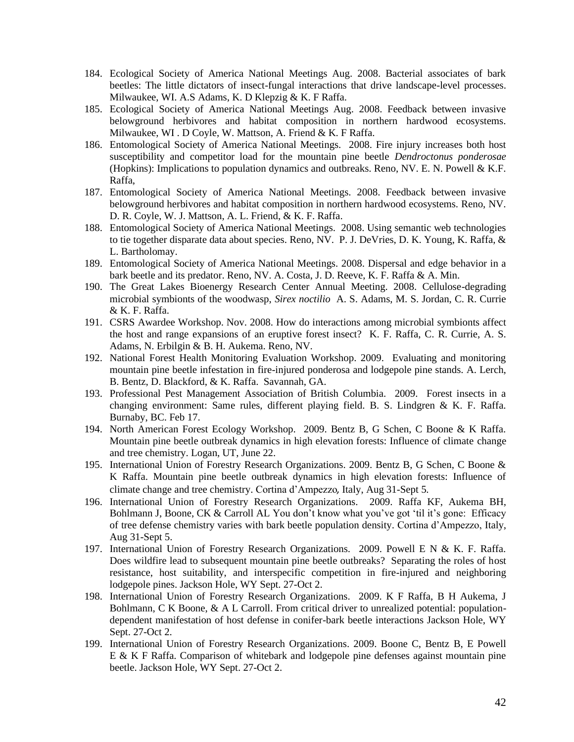184. Ecological Society of America National Meetings Aug. 2008. Bacterial associates of bark beetles: The little dictators of insect-fungal interactions that drive landscape-level processes. Milwaukee, WI. A.S Adams, K. D Klepzig & K. F Raffa.
185. Ecological Society of America National Meetings Aug. 2008. Feedback between invasive belowground herbivores and habitat composition in northern hardwood ecosystems. Milwaukee, WI . D Coyle, W. Mattson, A. Friend & K. F Raffa.
186. Entomological Society of America National Meetings. 2008. Fire injury increases both host susceptibility and competitor load for the mountain pine beetle *Dendroctonus ponderosae* (Hopkins): Implications to population dynamics and outbreaks. Reno, NV. E. N. Powell & K.F. Raffa,
187. Entomological Society of America National Meetings. 2008. Feedback between invasive belowground herbivores and habitat composition in northern hardwood ecosystems. Reno, NV. D. R. Coyle, W. J. Mattson, A. L. Friend, & K. F. Raffa.
188. Entomological Society of America National Meetings. 2008. Using semantic web technologies to tie together disparate data about species. Reno, NV. P. J. DeVries, D. K. Young, K. Raffa, & L. Bartholomay.
189. Entomological Society of America National Meetings. 2008. Dispersal and edge behavior in a bark beetle and its predator. Reno, NV. A. Costa, J. D. Reeve, K. F. Raffa & A. Min.
190. The Great Lakes Bioenergy Research Center Annual Meeting. 2008. Cellulose-degrading microbial symbionts of the woodwasp, *Sirex noctilio* A. S. Adams, M. S. Jordan, C. R. Currie & K. F. Raffa.
191. CSRS Awardee Workshop. Nov. 2008. How do interactions among microbial symbionts affect the host and range expansions of an eruptive forest insect? K. F. Raffa, C. R. Currie, A. S. Adams, N. Erbilgin & B. H. Aukema. Reno, NV.
192. National Forest Health Monitoring Evaluation Workshop. 2009. Evaluating and monitoring mountain pine beetle infestation in fire-injured ponderosa and lodgepole pine stands. A. Lerch, B. Bentz, D. Blackford, & K. Raffa. Savannah, GA.
193. Professional Pest Management Association of British Columbia. 2009. Forest insects in a changing environment: Same rules, different playing field. B. S. Lindgren & K. F. Raffa. Burnaby, BC. Feb 17.
194. North American Forest Ecology Workshop. 2009. Bentz B, G Schen, C Boone & K Raffa. Mountain pine beetle outbreak dynamics in high elevation forests: Influence of climate change and tree chemistry. Logan, UT, June 22.
195. International Union of Forestry Research Organizations. 2009. Bentz B, G Schen, C Boone & K Raffa. Mountain pine beetle outbreak dynamics in high elevation forests: Influence of climate change and tree chemistry. Cortina d'Ampezzo, Italy, Aug 31-Sept 5.
196. International Union of Forestry Research Organizations. 2009. Raffa KF, Aukema BH, Bohlmann J, Boone, CK & Carroll AL You don't know what you've got 'til it's gone: Efficacy of tree defense chemistry varies with bark beetle population density. Cortina d'Ampezzo, Italy, Aug 31-Sept 5.
197. International Union of Forestry Research Organizations. 2009. Powell E N & K. F. Raffa. Does wildfire lead to subsequent mountain pine beetle outbreaks? Separating the roles of host resistance, host suitability, and interspecific competition in fire-injured and neighboring lodgepole pines. Jackson Hole, WY Sept. 27-Oct 2.
198. International Union of Forestry Research Organizations. 2009. K F Raffa, B H Aukema, J Bohlmann, C K Boone, & A L Carroll. From critical driver to unrealized potential: population-dependent manifestation of host defense in conifer-bark beetle interactions Jackson Hole, WY Sept. 27-Oct 2.
199. International Union of Forestry Research Organizations. 2009. Boone C, Bentz B, E Powell E & K F Raffa. Comparison of whitebark and lodgepole pine defenses against mountain pine beetle. Jackson Hole, WY Sept. 27-Oct 2.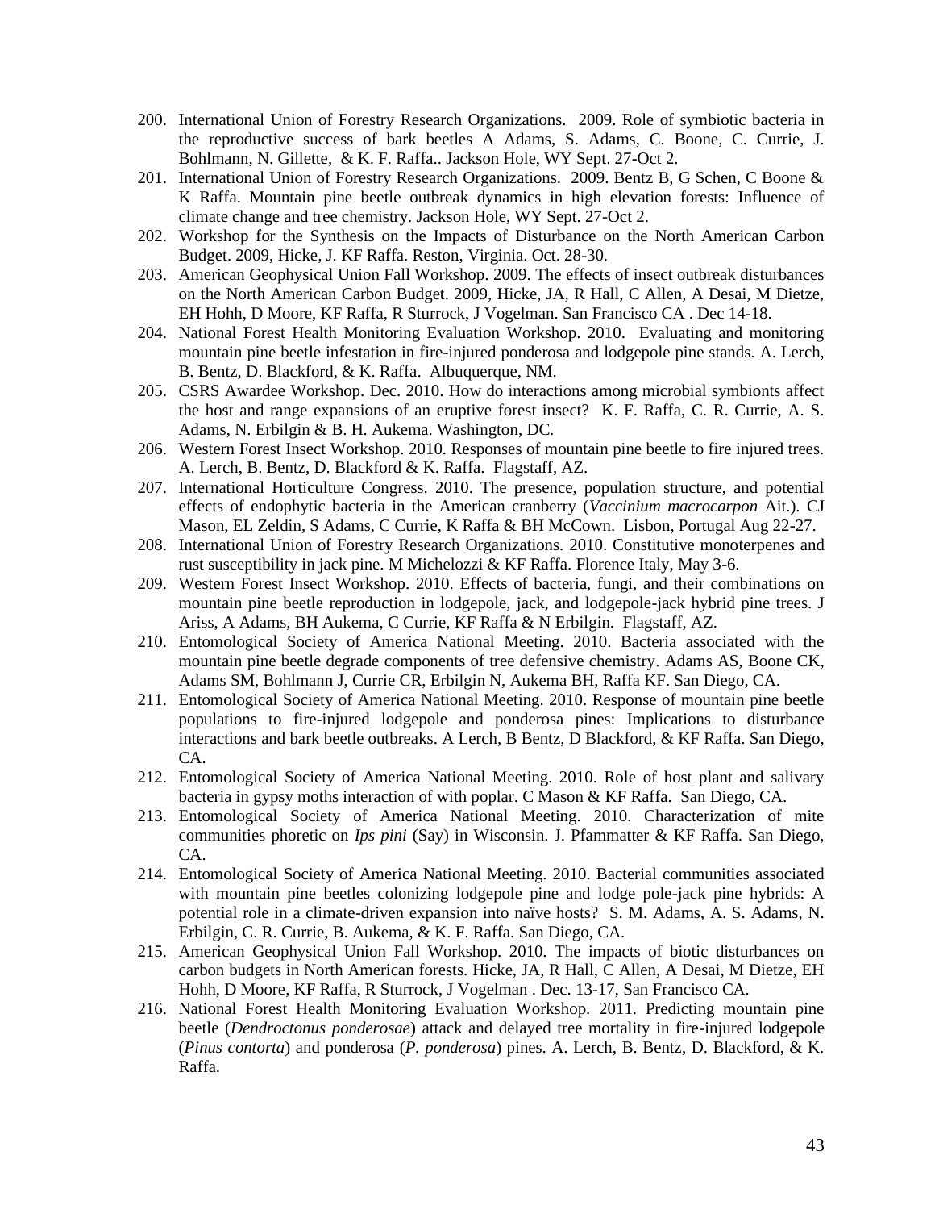200. International Union of Forestry Research Organizations. 2009. Role of symbiotic bacteria in the reproductive success of bark beetles A Adams, S. Adams, C. Boone, C. Currie, J. Bohlmann, N. Gillette, & K. F. Raffa.. Jackson Hole, WY Sept. 27-Oct 2.
201. International Union of Forestry Research Organizations. 2009. Bentz B, G Schen, C Boone & K Raffa. Mountain pine beetle outbreak dynamics in high elevation forests: Influence of climate change and tree chemistry. Jackson Hole, WY Sept. 27-Oct 2.
202. Workshop for the Synthesis on the Impacts of Disturbance on the North American Carbon Budget. 2009, Hicke, J. KF Raffa. Reston, Virginia. Oct. 28-30.
203. American Geophysical Union Fall Workshop. 2009. The effects of insect outbreak disturbances on the North American Carbon Budget. 2009, Hicke, JA, R Hall, C Allen, A Desai, M Dietze, EH Hohh, D Moore, KF Raffa, R Sturrock, J Vogelman. San Francisco CA . Dec 14-18.
204. National Forest Health Monitoring Evaluation Workshop. 2010. Evaluating and monitoring mountain pine beetle infestation in fire-injured ponderosa and lodgepole pine stands. A. Lerch, B. Bentz, D. Blackford, & K. Raffa. Albuquerque, NM.
205. CSRS Awardee Workshop. Dec. 2010. How do interactions among microbial symbionts affect the host and range expansions of an eruptive forest insect? K. F. Raffa, C. R. Currie, A. S. Adams, N. Erbilgin & B. H. Aukema. Washington, DC.
206. Western Forest Insect Workshop. 2010. Responses of mountain pine beetle to fire injured trees. A. Lerch, B. Bentz, D. Blackford & K. Raffa. Flagstaff, AZ.
207. International Horticulture Congress. 2010. The presence, population structure, and potential effects of endophytic bacteria in the American cranberry (*Vaccinium macrocarpon* Ait.). CJ Mason, EL Zeldin, S Adams, C Currie, K Raffa & BH McCown. Lisbon, Portugal Aug 22-27.
208. International Union of Forestry Research Organizations. 2010. Constitutive monoterpenes and rust susceptibility in jack pine. M Michelozzi & KF Raffa. Florence Italy, May 3-6.
209. Western Forest Insect Workshop. 2010. Effects of bacteria, fungi, and their combinations on mountain pine beetle reproduction in lodgepole, jack, and lodgepole-jack hybrid pine trees. J Ariss, A Adams, BH Aukema, C Currie, KF Raffa & N Erbilgin. Flagstaff, AZ.
210. Entomological Society of America National Meeting. 2010. Bacteria associated with the mountain pine beetle degrade components of tree defensive chemistry. Adams AS, Boone CK, Adams SM, Bohlmann J, Currie CR, Erbilgin N, Aukema BH, Raffa KF. San Diego, CA.
211. Entomological Society of America National Meeting. 2010. Response of mountain pine beetle populations to fire-injured lodgepole and ponderosa pines: Implications to disturbance interactions and bark beetle outbreaks. A Lerch, B Bentz, D Blackford, & KF Raffa. San Diego, CA.
212. Entomological Society of America National Meeting. 2010. Role of host plant and salivary bacteria in gypsy moths interaction of with poplar. C Mason & KF Raffa. San Diego, CA.
213. Entomological Society of America National Meeting. 2010. Characterization of mite communities phoretic on *Ips pini* (Say) in Wisconsin. J. Pfammatter & KF Raffa. San Diego, CA.
214. Entomological Society of America National Meeting. 2010. Bacterial communities associated with mountain pine beetles colonizing lodgepole pine and lodge pole-jack pine hybrids: A potential role in a climate-driven expansion into naïve hosts? S. M. Adams, A. S. Adams, N. Erbilgin, C. R. Currie, B. Aukema, & K. F. Raffa. San Diego, CA.
215. American Geophysical Union Fall Workshop. 2010. The impacts of biotic disturbances on carbon budgets in North American forests. Hicke, JA, R Hall, C Allen, A Desai, M Dietze, EH Hohh, D Moore, KF Raffa, R Sturrock, J Vogelman . Dec. 13-17, San Francisco CA.
216. National Forest Health Monitoring Evaluation Workshop. 2011. Predicting mountain pine beetle (*Dendroctonus ponderosae*) attack and delayed tree mortality in fire-injured lodgepole (*Pinus contorta*) and ponderosa (*P. ponderosa*) pines. A. Lerch, B. Bentz, D. Blackford, & K. Raffa.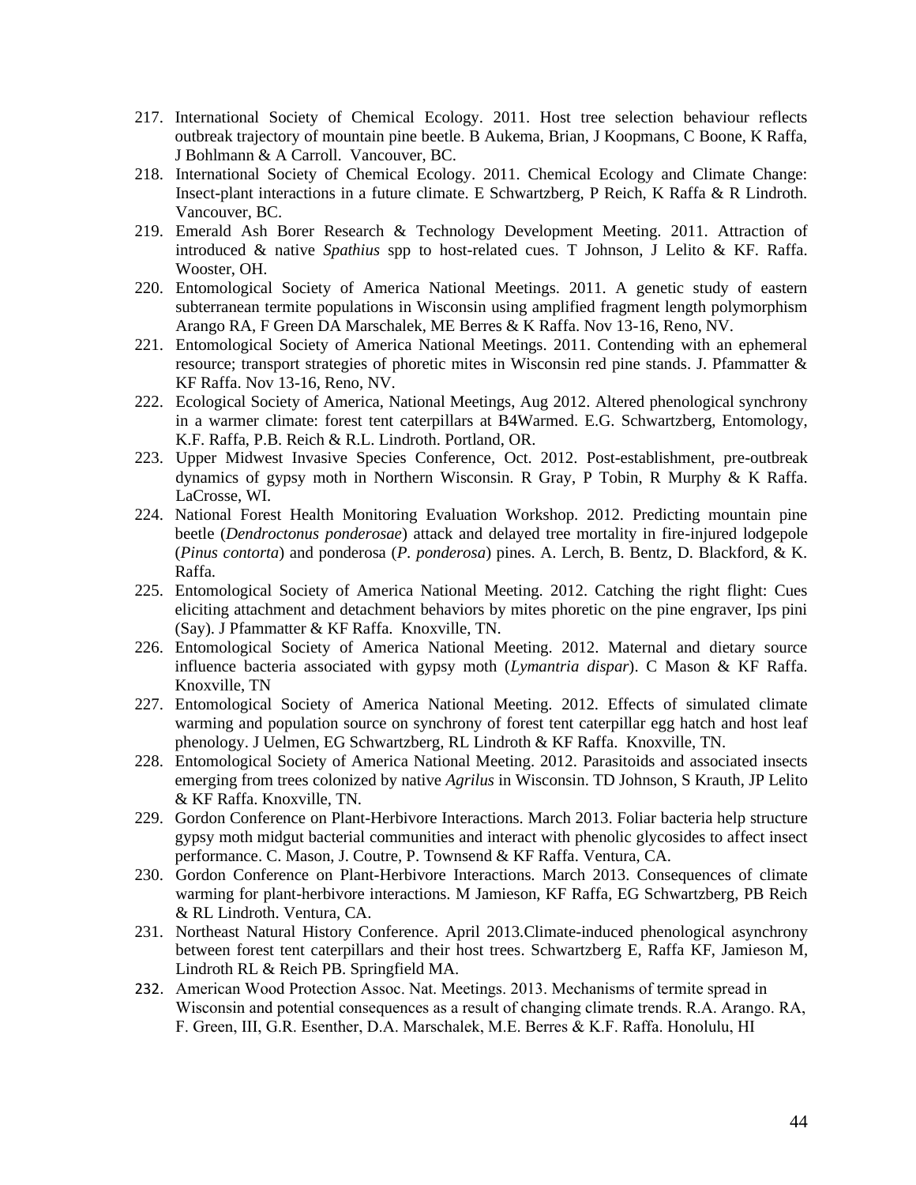217. International Society of Chemical Ecology. 2011. Host tree selection behaviour reflects outbreak trajectory of mountain pine beetle. B Aukema, Brian, J Koopmans, C Boone, K Raffa, J Bohlmann & A Carroll. Vancouver, BC.
218. International Society of Chemical Ecology. 2011. Chemical Ecology and Climate Change: Insect-plant interactions in a future climate. E Schwartzberg, P Reich, K Raffa & R Lindroth. Vancouver, BC.
219. Emerald Ash Borer Research & Technology Development Meeting. 2011. Attraction of introduced & native *Spathius* spp to host-related cues. T Johnson, J Lelito & KF. Raffa. Wooster, OH.
220. Entomological Society of America National Meetings. 2011. A genetic study of eastern subterranean termite populations in Wisconsin using amplified fragment length polymorphism Arango RA, F Green DA Marschalek, ME Berres & K Raffa. Nov 13-16, Reno, NV.
221. Entomological Society of America National Meetings. 2011. Contending with an ephemeral resource; transport strategies of phoretic mites in Wisconsin red pine stands. J. Pfammatter & KF Raffa. Nov 13-16, Reno, NV.
222. Ecological Society of America, National Meetings, Aug 2012. Altered phenological synchrony in a warmer climate: forest tent caterpillars at B4Warmed. E.G. Schwartzberg, Entomology, K.F. Raffa, P.B. Reich & R.L. Lindroth. Portland, OR.
223. Upper Midwest Invasive Species Conference, Oct. 2012. Post-establishment, pre-outbreak dynamics of gypsy moth in Northern Wisconsin. R Gray, P Tobin, R Murphy & K Raffa. LaCrosse, WI.
224. National Forest Health Monitoring Evaluation Workshop. 2012. Predicting mountain pine beetle (*Dendroctonus ponderosae*) attack and delayed tree mortality in fire-injured lodgepole (*Pinus contorta*) and ponderosa (*P. ponderosa*) pines. A. Lerch, B. Bentz, D. Blackford, & K. Raffa.
225. Entomological Society of America National Meeting. 2012. Catching the right flight: Cues eliciting attachment and detachment behaviors by mites phoretic on the pine engraver, Ips pini (Say). J Pfammatter & KF Raffa. Knoxville, TN.
226. Entomological Society of America National Meeting. 2012. Maternal and dietary source influence bacteria associated with gypsy moth (*Lymantria dispar*). C Mason & KF Raffa. Knoxville, TN
227. Entomological Society of America National Meeting. 2012. Effects of simulated climate warming and population source on synchrony of forest tent caterpillar egg hatch and host leaf phenology. J Uelmen, EG Schwartzberg, RL Lindroth & KF Raffa. Knoxville, TN.
228. Entomological Society of America National Meeting. 2012. Parasitoids and associated insects emerging from trees colonized by native *Agrilus* in Wisconsin. TD Johnson, S Krauth, JP Lelito & KF Raffa. Knoxville, TN.
229. Gordon Conference on Plant-Herbivore Interactions. March 2013. Foliar bacteria help structure gypsy moth midgut bacterial communities and interact with phenolic glycosides to affect insect performance. C. Mason, J. Coutre, P. Townsend & KF Raffa. Ventura, CA.
230. Gordon Conference on Plant-Herbivore Interactions. March 2013. Consequences of climate warming for plant-herbivore interactions. M Jamieson, KF Raffa, EG Schwartzberg, PB Reich & RL Lindroth. Ventura, CA.
231. Northeast Natural History Conference. April 2013.Climate-induced phenological asynchrony between forest tent caterpillars and their host trees. Schwartzberg E, Raffa KF, Jamieson M, Lindroth RL & Reich PB. Springfield MA.
232. American Wood Protection Assoc. Nat. Meetings. 2013. Mechanisms of termite spread in Wisconsin and potential consequences as a result of changing climate trends. R.A. Arango. RA, F. Green, III, G.R. Esenther, D.A. Marschalek, M.E. Berres & K.F. Raffa. Honolulu, HI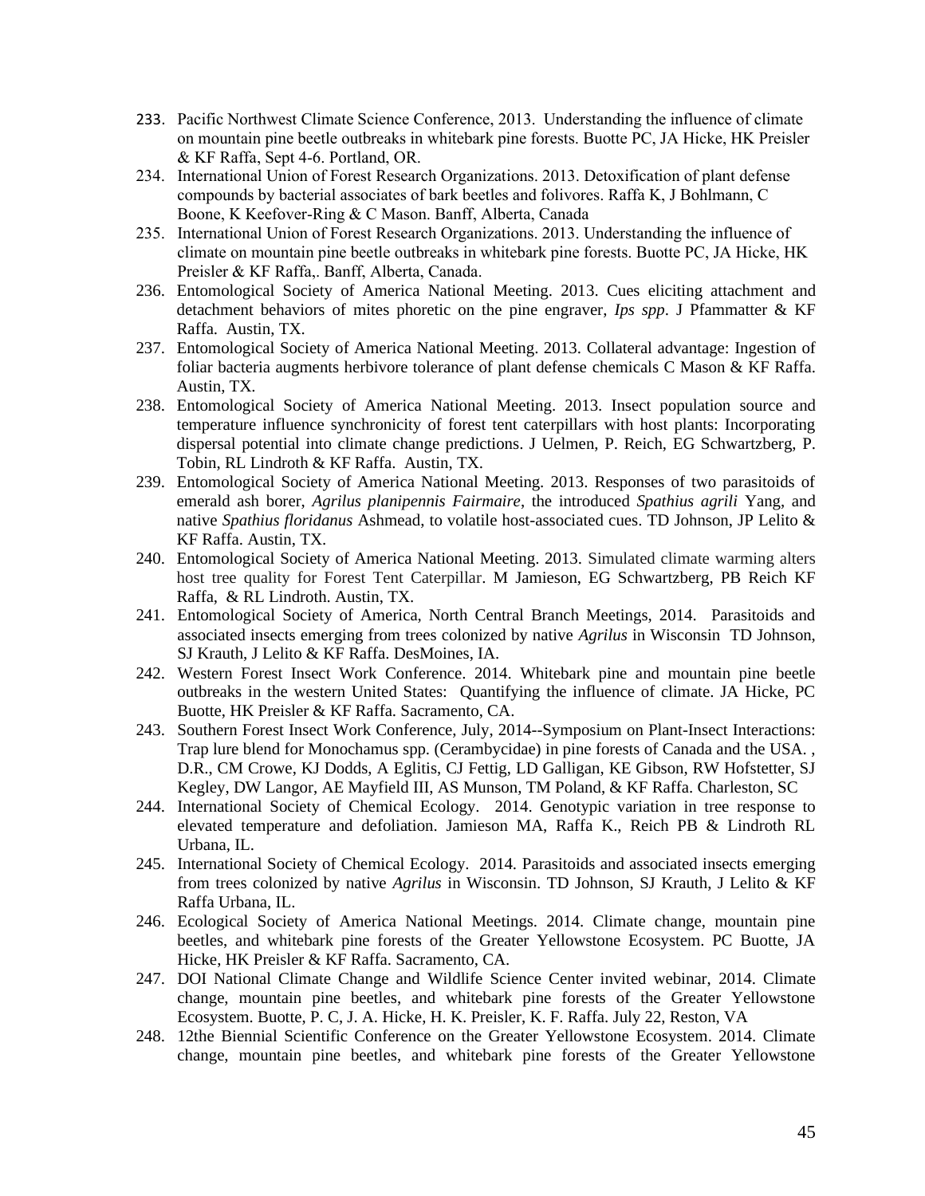233. Pacific Northwest Climate Science Conference, 2013. Understanding the influence of climate on mountain pine beetle outbreaks in whitebark pine forests. Buotte PC, JA Hicke, HK Preisler & KF Raffa, Sept 4-6. Portland, OR.
234. International Union of Forest Research Organizations. 2013. Detoxification of plant defense compounds by bacterial associates of bark beetles and folivores. Raffa K, J Bohlmann, C Boone, K Keefover-Ring & C Mason. Banff, Alberta, Canada
235. International Union of Forest Research Organizations. 2013. Understanding the influence of climate on mountain pine beetle outbreaks in whitebark pine forests. Buotte PC, JA Hicke, HK Preisler & KF Raffa,. Banff, Alberta, Canada.
236. Entomological Society of America National Meeting. 2013. Cues eliciting attachment and detachment behaviors of mites phoretic on the pine engraver, *Ips spp*. J Pfammatter & KF Raffa. Austin, TX.
237. Entomological Society of America National Meeting. 2013. Collateral advantage: Ingestion of foliar bacteria augments herbivore tolerance of plant defense chemicals C Mason & KF Raffa. Austin, TX.
238. Entomological Society of America National Meeting. 2013. Insect population source and temperature influence synchronicity of forest tent caterpillars with host plants: Incorporating dispersal potential into climate change predictions. J Uelmen, P. Reich, EG Schwartzberg, P. Tobin, RL Lindroth & KF Raffa. Austin, TX.
239. Entomological Society of America National Meeting. 2013. Responses of two parasitoids of emerald ash borer, *Agrilus planipennis Fairmaire*, the introduced *Spathius agrili* Yang, and native *Spathius floridanus* Ashmead, to volatile host-associated cues. TD Johnson, JP Lelito & KF Raffa. Austin, TX.
240. Entomological Society of America National Meeting. 2013. Simulated climate warming alters host tree quality for Forest Tent Caterpillar. M Jamieson, EG Schwartzberg, PB Reich KF Raffa, & RL Lindroth. Austin, TX.
241. Entomological Society of America, North Central Branch Meetings, 2014. Parasitoids and associated insects emerging from trees colonized by native *Agrilus* in Wisconsin TD Johnson, SJ Krauth, J Lelito & KF Raffa. DesMoines, IA.
242. Western Forest Insect Work Conference. 2014. Whitebark pine and mountain pine beetle outbreaks in the western United States: Quantifying the influence of climate. JA Hicke, PC Buotte, HK Preisler & KF Raffa. Sacramento, CA.
243. Southern Forest Insect Work Conference, July, 2014--Symposium on Plant-Insect Interactions: Trap lure blend for Monochamus spp. (Cerambycidae) in pine forests of Canada and the USA. , D.R., CM Crowe, KJ Dodds, A Eglitis, CJ Fettig, LD Galligan, KE Gibson, RW Hofstetter, SJ Kegley, DW Langor, AE Mayfield III, AS Munson, TM Poland, & KF Raffa. Charleston, SC
244. International Society of Chemical Ecology. 2014. Genotypic variation in tree response to elevated temperature and defoliation. Jamieson MA, Raffa K., Reich PB & Lindroth RL Urbana, IL.
245. International Society of Chemical Ecology. 2014. Parasitoids and associated insects emerging from trees colonized by native *Agrilus* in Wisconsin. TD Johnson, SJ Krauth, J Lelito & KF Raffa Urbana, IL.
246. Ecological Society of America National Meetings. 2014. Climate change, mountain pine beetles, and whitebark pine forests of the Greater Yellowstone Ecosystem. PC Buotte, JA Hicke, HK Preisler & KF Raffa. Sacramento, CA.
247. DOI National Climate Change and Wildlife Science Center invited webinar, 2014. Climate change, mountain pine beetles, and whitebark pine forests of the Greater Yellowstone Ecosystem. Buotte, P. C, J. A. Hicke, H. K. Preisler, K. F. Raffa. July 22, Reston, VA
248. 12the Biennial Scientific Conference on the Greater Yellowstone Ecosystem. 2014. Climate change, mountain pine beetles, and whitebark pine forests of the Greater Yellowstone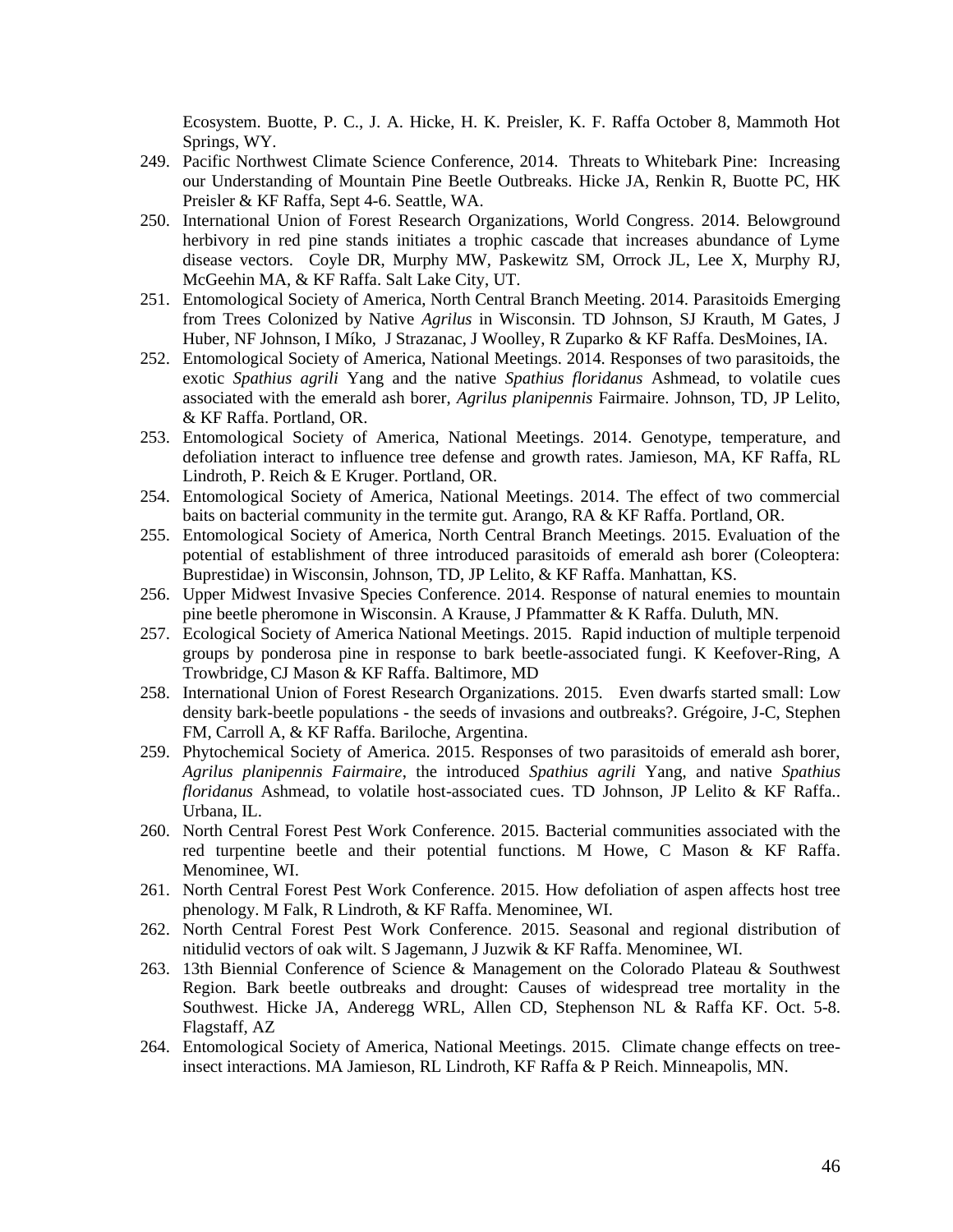Ecosystem. Buotte, P. C., J. A. Hicke, H. K. Preisler, K. F. Raffa October 8, Mammoth Hot Springs, WY.

249. Pacific Northwest Climate Science Conference, 2014. Threats to Whitebark Pine: Increasing our Understanding of Mountain Pine Beetle Outbreaks. Hicke JA, Renkin R, Buotte PC, HK Preisler & KF Raffa, Sept 4-6. Seattle, WA.
250. International Union of Forest Research Organizations, World Congress. 2014. Belowground herbivory in red pine stands initiates a trophic cascade that increases abundance of Lyme disease vectors. Coyle DR, Murphy MW, Paskewitz SM, Orrock JL, Lee X, Murphy RJ, McGeehin MA, & KF Raffa. Salt Lake City, UT.
251. Entomological Society of America, North Central Branch Meeting. 2014. Parasitoids Emerging from Trees Colonized by Native *Agrilus* in Wisconsin. TD Johnson, SJ Krauth, M Gates, J Huber, NF Johnson, I Míko, J Strazanac, J Woolley, R Zuparko & KF Raffa. DesMoines, IA.
252. Entomological Society of America, National Meetings. 2014. Responses of two parasitoids, the exotic *Spathius agrili* Yang and the native *Spathius floridanus* Ashmead, to volatile cues associated with the emerald ash borer, *Agrilus planipennis* Fairmaire. Johnson, TD, JP Lelito, & KF Raffa. Portland, OR.
253. Entomological Society of America, National Meetings. 2014. Genotype, temperature, and defoliation interact to influence tree defense and growth rates. Jamieson, MA, KF Raffa, RL Lindroth, P. Reich & E Kruger. Portland, OR.
254. Entomological Society of America, National Meetings. 2014. The effect of two commercial baits on bacterial community in the termite gut. Arango, RA & KF Raffa. Portland, OR.
255. Entomological Society of America, North Central Branch Meetings. 2015. Evaluation of the potential of establishment of three introduced parasitoids of emerald ash borer (Coleoptera: Buprestidae) in Wisconsin, Johnson, TD, JP Lelito, & KF Raffa. Manhattan, KS.
256. Upper Midwest Invasive Species Conference. 2014. Response of natural enemies to mountain pine beetle pheromone in Wisconsin. A Krause, J Pfammatter & K Raffa. Duluth, MN.
257. Ecological Society of America National Meetings. 2015. Rapid induction of multiple terpenoid groups by ponderosa pine in response to bark beetle-associated fungi. K Keefover-Ring, A Trowbridge, CJ Mason & KF Raffa. Baltimore, MD
258. International Union of Forest Research Organizations. 2015. Even dwarfs started small: Low density bark-beetle populations - the seeds of invasions and outbreaks?. Grégoire, J-C, Stephen FM, Carroll A, & KF Raffa. Bariloche, Argentina.
259. Phytochemical Society of America. 2015. Responses of two parasitoids of emerald ash borer, *Agrilus planipennis Fairmaire*, the introduced *Spathius agrili* Yang, and native *Spathius floridanus* Ashmead, to volatile host-associated cues. TD Johnson, JP Lelito & KF Raffa.. Urbana, IL.
260. North Central Forest Pest Work Conference. 2015. Bacterial communities associated with the red turpentine beetle and their potential functions. M Howe, C Mason & KF Raffa. Menominee, WI.
261. North Central Forest Pest Work Conference. 2015. How defoliation of aspen affects host tree phenology. M Falk, R Lindroth, & KF Raffa. Menominee, WI.
262. North Central Forest Pest Work Conference. 2015. Seasonal and regional distribution of nitidulid vectors of oak wilt. S Jagemann, J Juzwik & KF Raffa. Menominee, WI.
263. 13th Biennial Conference of Science & Management on the Colorado Plateau & Southwest Region. Bark beetle outbreaks and drought: Causes of widespread tree mortality in the Southwest. Hicke JA, Anderegg WRL, Allen CD, Stephenson NL & Raffa KF. Oct. 5-8. Flagstaff, AZ
264. Entomological Society of America, National Meetings. 2015. Climate change effects on tree-insect interactions. MA Jamieson, RL Lindroth, KF Raffa & P Reich. Minneapolis, MN.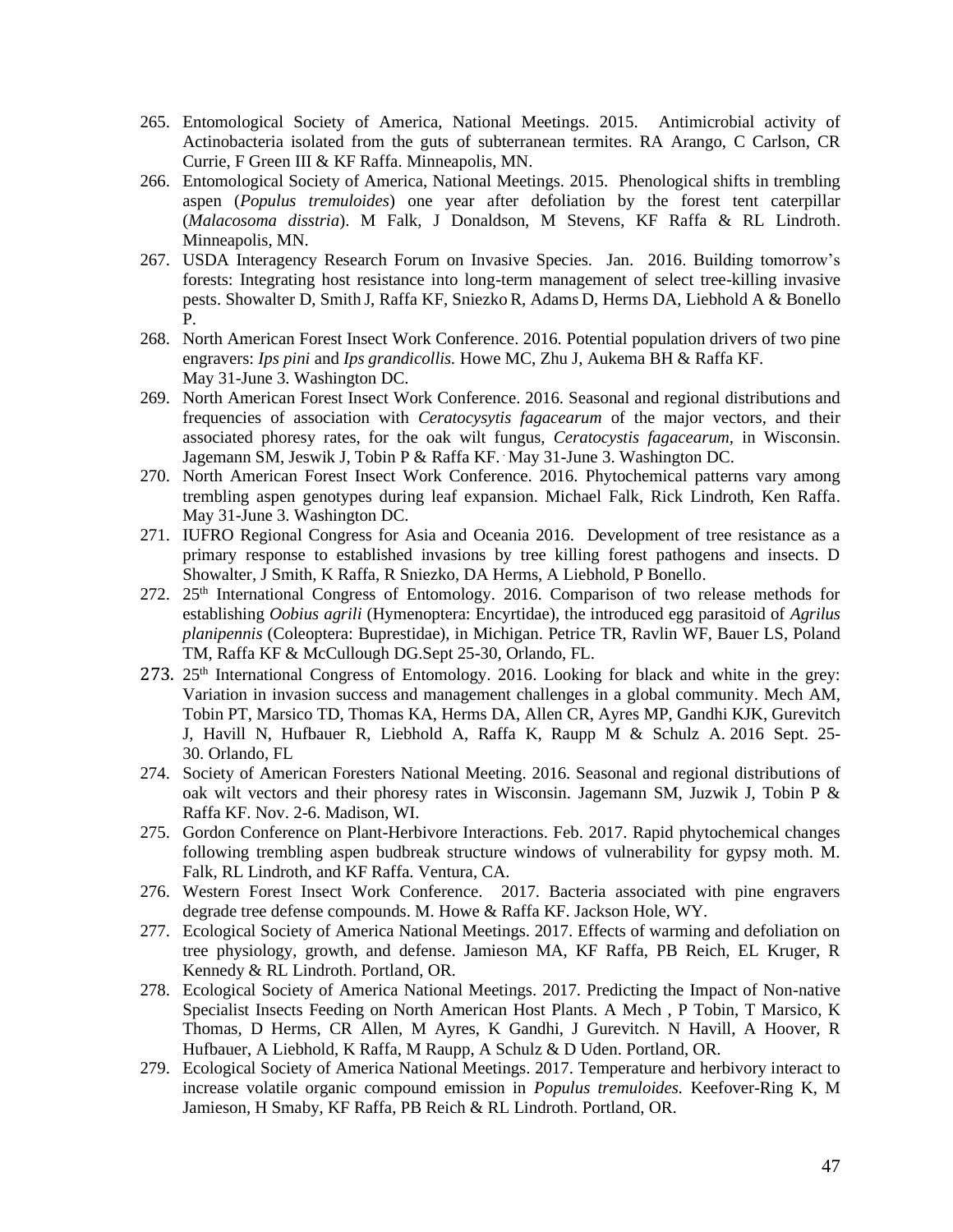265. Entomological Society of America, National Meetings. 2015. Antimicrobial activity of Actinobacteria isolated from the guts of subterranean termites. RA Arango, C Carlson, CR Currie, F Green III & KF Raffa. Minneapolis, MN.
266. Entomological Society of America, National Meetings. 2015. Phenological shifts in trembling aspen (*Populus tremuloides*) one year after defoliation by the forest tent caterpillar (*Malacosoma disstria*). M Falk, J Donaldson, M Stevens, KF Raffa & RL Lindroth. Minneapolis, MN.
267. USDA Interagency Research Forum on Invasive Species. Jan. 2016. Building tomorrow's forests: Integrating host resistance into long-term management of select tree-killing invasive pests. Showalter D, Smith J, Raffa KF, Sniezko R, Adams D, Herms DA, Liebhold A & Bonello P.
268. North American Forest Insect Work Conference. 2016. Potential population drivers of two pine engravers: *Ips pini* and *Ips grandicollis.* Howe MC, Zhu J, Aukema BH & Raffa KF. May 31-June 3. Washington DC.
269. North American Forest Insect Work Conference. 2016. Seasonal and regional distributions and frequencies of association with *Ceratocysytis fagacearum* of the major vectors, and their associated phoresy rates, for the oak wilt fungus, *Ceratocystis fagacearum,* in Wisconsin. Jagemann SM, Jeswik J, Tobin P & Raffa KF. May 31-June 3. Washington DC.
270. North American Forest Insect Work Conference. 2016. Phytochemical patterns vary among trembling aspen genotypes during leaf expansion. Michael Falk, Rick Lindroth, Ken Raffa. May 31-June 3. Washington DC.
271. IUFRO Regional Congress for Asia and Oceania 2016. Development of tree resistance as a primary response to established invasions by tree killing forest pathogens and insects. D Showalter, J Smith, K Raffa, R Sniezko, DA Herms, A Liebhold, P Bonello.
272. 25th International Congress of Entomology. 2016. Comparison of two release methods for establishing *Oobius agrili* (Hymenoptera: Encyrtidae), the introduced egg parasitoid of *Agrilus planipennis* (Coleoptera: Buprestidae), in Michigan. Petrice TR, Ravlin WF, Bauer LS, Poland TM, Raffa KF & McCullough DG.Sept 25-30, Orlando, FL.
273. 25th International Congress of Entomology. 2016. Looking for black and white in the grey: Variation in invasion success and management challenges in a global community. Mech AM, Tobin PT, Marsico TD, Thomas KA, Herms DA, Allen CR, Ayres MP, Gandhi KJK, Gurevitch J, Havill N, Hufbauer R, Liebhold A, Raffa K, Raupp M & Schulz A. 2016 Sept. 25-30. Orlando, FL
274. Society of American Foresters National Meeting. 2016. Seasonal and regional distributions of oak wilt vectors and their phoresy rates in Wisconsin. Jagemann SM, Juzwik J, Tobin P & Raffa KF. Nov. 2-6. Madison, WI.
275. Gordon Conference on Plant-Herbivore Interactions. Feb. 2017. Rapid phytochemical changes following trembling aspen budbreak structure windows of vulnerability for gypsy moth. M. Falk, RL Lindroth, and KF Raffa. Ventura, CA.
276. Western Forest Insect Work Conference. 2017. Bacteria associated with pine engravers degrade tree defense compounds. M. Howe & Raffa KF. Jackson Hole, WY.
277. Ecological Society of America National Meetings. 2017. Effects of warming and defoliation on tree physiology, growth, and defense. Jamieson MA, KF Raffa, PB Reich, EL Kruger, R Kennedy & RL Lindroth. Portland, OR.
278. Ecological Society of America National Meetings. 2017. Predicting the Impact of Non-native Specialist Insects Feeding on North American Host Plants. A Mech , P Tobin, T Marsico, K Thomas, D Herms, CR Allen, M Ayres, K Gandhi, J Gurevitch. N Havill, A Hoover, R Hufbauer, A Liebhold, K Raffa, M Raupp, A Schulz & D Uden. Portland, OR.
279. Ecological Society of America National Meetings. 2017. Temperature and herbivory interact to increase volatile organic compound emission in *Populus tremuloides.* Keefover-Ring K, M Jamieson, H Smaby, KF Raffa, PB Reich & RL Lindroth. Portland, OR.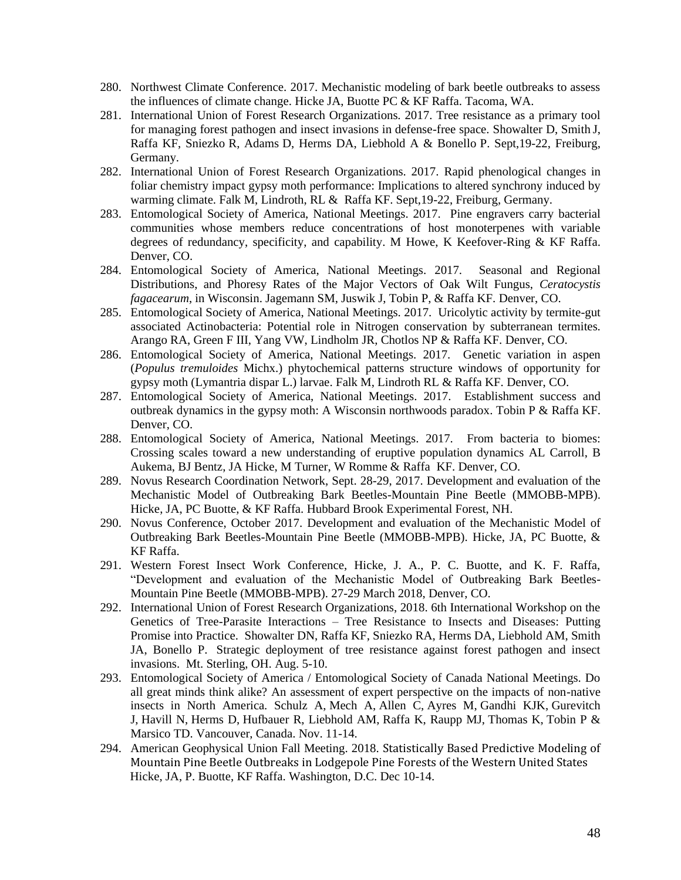280. Northwest Climate Conference. 2017. Mechanistic modeling of bark beetle outbreaks to assess the influences of climate change. Hicke JA, Buotte PC & KF Raffa. Tacoma, WA.
281. International Union of Forest Research Organizations. 2017. Tree resistance as a primary tool for managing forest pathogen and insect invasions in defense-free space. Showalter D, Smith J, Raffa KF, Sniezko R, Adams D, Herms DA, Liebhold A & Bonello P. Sept,19-22, Freiburg, Germany.
282. International Union of Forest Research Organizations. 2017. Rapid phenological changes in foliar chemistry impact gypsy moth performance: Implications to altered synchrony induced by warming climate. Falk M, Lindroth, RL & Raffa KF. Sept,19-22, Freiburg, Germany.
283. Entomological Society of America, National Meetings. 2017. Pine engravers carry bacterial communities whose members reduce concentrations of host monoterpenes with variable degrees of redundancy, specificity, and capability. M Howe, K Keefover-Ring & KF Raffa. Denver, CO.
284. Entomological Society of America, National Meetings. 2017. Seasonal and Regional Distributions, and Phoresy Rates of the Major Vectors of Oak Wilt Fungus, *Ceratocystis fagacearum*, in Wisconsin. Jagemann SM, Juswik J, Tobin P, & Raffa KF. Denver, CO.
285. Entomological Society of America, National Meetings. 2017. Uricolytic activity by termite-gut associated Actinobacteria: Potential role in Nitrogen conservation by subterranean termites. Arango RA, Green F III, Yang VW, Lindholm JR, Chotlos NP & Raffa KF. Denver, CO.
286. Entomological Society of America, National Meetings. 2017. Genetic variation in aspen (*Populus tremuloides* Michx.) phytochemical patterns structure windows of opportunity for gypsy moth (Lymantria dispar L.) larvae. Falk M, Lindroth RL & Raffa KF. Denver, CO.
287. Entomological Society of America, National Meetings. 2017. Establishment success and outbreak dynamics in the gypsy moth: A Wisconsin northwoods paradox. Tobin P & Raffa KF. Denver, CO.
288. Entomological Society of America, National Meetings. 2017. From bacteria to biomes: Crossing scales toward a new understanding of eruptive population dynamics AL Carroll, B Aukema, BJ Bentz, JA Hicke, M Turner, W Romme & Raffa KF. Denver, CO.
289. Novus Research Coordination Network, Sept. 28-29, 2017. Development and evaluation of the Mechanistic Model of Outbreaking Bark Beetles-Mountain Pine Beetle (MMOBB-MPB). Hicke, JA, PC Buotte, & KF Raffa. Hubbard Brook Experimental Forest, NH.
290. Novus Conference, October 2017. Development and evaluation of the Mechanistic Model of Outbreaking Bark Beetles-Mountain Pine Beetle (MMOBB-MPB). Hicke, JA, PC Buotte, & KF Raffa.
291. Western Forest Insect Work Conference, Hicke, J. A., P. C. Buotte, and K. F. Raffa, "Development and evaluation of the Mechanistic Model of Outbreaking Bark Beetles-Mountain Pine Beetle (MMOBB-MPB). 27-29 March 2018, Denver, CO.
292. International Union of Forest Research Organizations, 2018. 6th International Workshop on the Genetics of Tree-Parasite Interactions – Tree Resistance to Insects and Diseases: Putting Promise into Practice. Showalter DN, Raffa KF, Sniezko RA, Herms DA, Liebhold AM, Smith JA, Bonello P. Strategic deployment of tree resistance against forest pathogen and insect invasions. Mt. Sterling, OH. Aug. 5-10.
293. Entomological Society of America / Entomological Society of Canada National Meetings. Do all great minds think alike? An assessment of expert perspective on the impacts of non-native insects in North America. Schulz A, Mech A, Allen C, Ayres M, Gandhi KJK, Gurevitch J, Havill N, Herms D, Hufbauer R, Liebhold AM, Raffa K, Raupp MJ, Thomas K, Tobin P & Marsico TD. Vancouver, Canada. Nov. 11-14.
294. American Geophysical Union Fall Meeting. 2018. Statistically Based Predictive Modeling of Mountain Pine Beetle Outbreaks in Lodgepole Pine Forests of the Western United States Hicke, JA, P. Buotte, KF Raffa. Washington, D.C. Dec 10-14.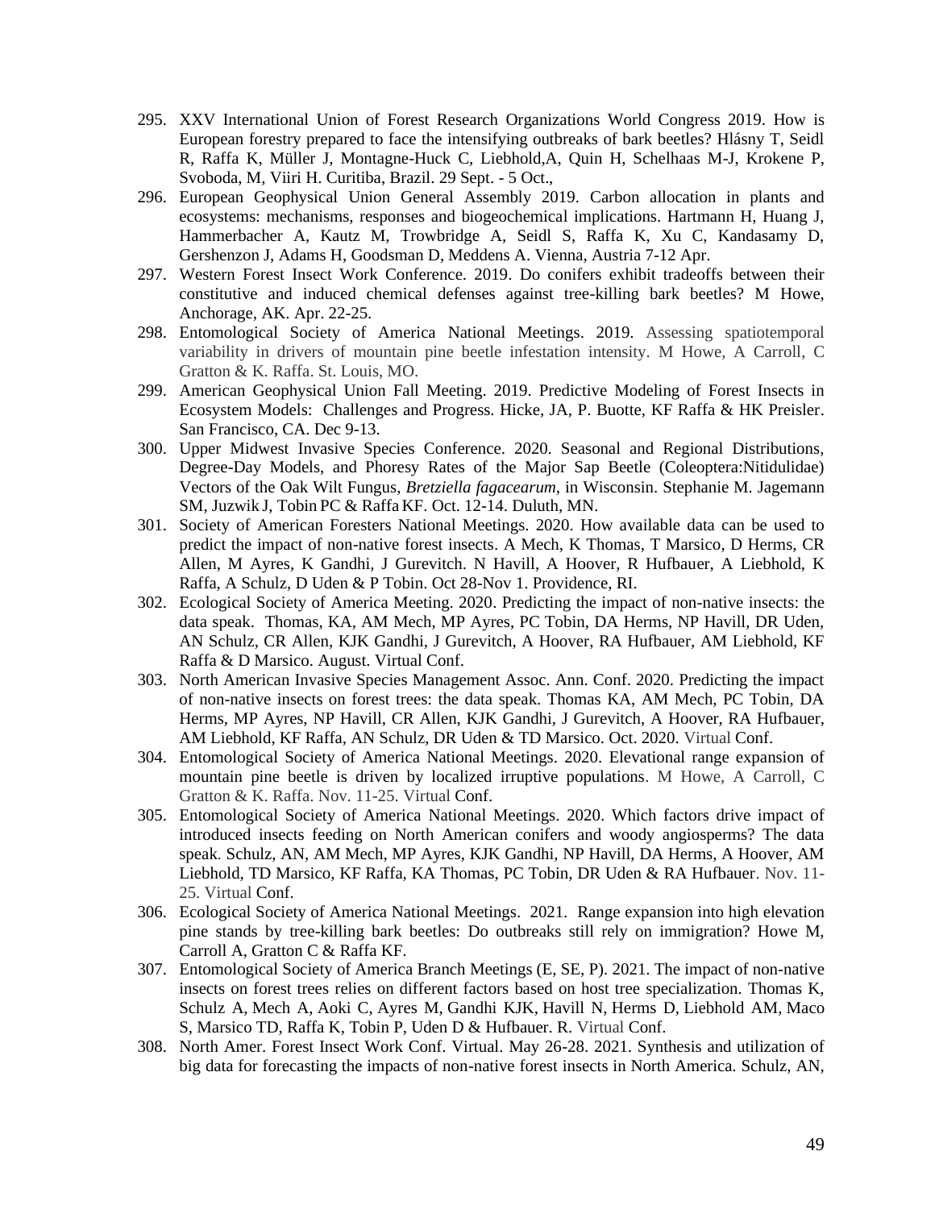295. XXV International Union of Forest Research Organizations World Congress 2019. How is European forestry prepared to face the intensifying outbreaks of bark beetles? Hlásny T, Seidl R, Raffa K, Müller J, Montagne-Huck C, Liebhold,A, Quin H, Schelhaas M-J, Krokene P, Svoboda, M, Viiri H. Curitiba, Brazil. 29 Sept. - 5 Oct.,
296. European Geophysical Union General Assembly 2019. Carbon allocation in plants and ecosystems: mechanisms, responses and biogeochemical implications. Hartmann H, Huang J, Hammerbacher A, Kautz M, Trowbridge A, Seidl S, Raffa K, Xu C, Kandasamy D, Gershenzon J, Adams H, Goodsman D, Meddens A. Vienna, Austria 7-12 Apr.
297. Western Forest Insect Work Conference. 2019. Do conifers exhibit tradeoffs between their constitutive and induced chemical defenses against tree-killing bark beetles? M Howe, Anchorage, AK. Apr. 22-25.
298. Entomological Society of America National Meetings. 2019. Assessing spatiotemporal variability in drivers of mountain pine beetle infestation intensity. M Howe, A Carroll, C Gratton & K. Raffa. St. Louis, MO.
299. American Geophysical Union Fall Meeting. 2019. Predictive Modeling of Forest Insects in Ecosystem Models: Challenges and Progress. Hicke, JA, P. Buotte, KF Raffa & HK Preisler. San Francisco, CA. Dec 9-13.
300. Upper Midwest Invasive Species Conference. 2020. Seasonal and Regional Distributions, Degree-Day Models, and Phoresy Rates of the Major Sap Beetle (Coleoptera:Nitidulidae) Vectors of the Oak Wilt Fungus, *Bretziella fagacearum*, in Wisconsin. Stephanie M. Jagemann SM, Juzwik J, Tobin PC & Raffa KF. Oct. 12-14. Duluth, MN.
301. Society of American Foresters National Meetings. 2020. How available data can be used to predict the impact of non-native forest insects. A Mech, K Thomas, T Marsico, D Herms, CR Allen, M Ayres, K Gandhi, J Gurevitch. N Havill, A Hoover, R Hufbauer, A Liebhold, K Raffa, A Schulz, D Uden & P Tobin. Oct 28-Nov 1. Providence, RI.
302. Ecological Society of America Meeting. 2020. Predicting the impact of non-native insects: the data speak. Thomas, KA, AM Mech, MP Ayres, PC Tobin, DA Herms, NP Havill, DR Uden, AN Schulz, CR Allen, KJK Gandhi, J Gurevitch, A Hoover, RA Hufbauer, AM Liebhold, KF Raffa & D Marsico. August. Virtual Conf.
303. North American Invasive Species Management Assoc. Ann. Conf. 2020. Predicting the impact of non-native insects on forest trees: the data speak. Thomas KA, AM Mech, PC Tobin, DA Herms, MP Ayres, NP Havill, CR Allen, KJK Gandhi, J Gurevitch, A Hoover, RA Hufbauer, AM Liebhold, KF Raffa, AN Schulz, DR Uden & TD Marsico. Oct. 2020. Virtual Conf.
304. Entomological Society of America National Meetings. 2020. Elevational range expansion of mountain pine beetle is driven by localized irruptive populations. M Howe, A Carroll, C Gratton & K. Raffa. Nov. 11-25. Virtual Conf.
305. Entomological Society of America National Meetings. 2020. Which factors drive impact of introduced insects feeding on North American conifers and woody angiosperms? The data speak. Schulz, AN, AM Mech, MP Ayres, KJK Gandhi, NP Havill, DA Herms, A Hoover, AM Liebhold, TD Marsico, KF Raffa, KA Thomas, PC Tobin, DR Uden & RA Hufbauer. Nov. 11-25. Virtual Conf.
306. Ecological Society of America National Meetings. 2021. Range expansion into high elevation pine stands by tree-killing bark beetles: Do outbreaks still rely on immigration? Howe M, Carroll A, Gratton C & Raffa KF.
307. Entomological Society of America Branch Meetings (E, SE, P). 2021. The impact of non-native insects on forest trees relies on different factors based on host tree specialization. Thomas K, Schulz A, Mech A, Aoki C, Ayres M, Gandhi KJK, Havill N, Herms D, Liebhold AM, Maco S, Marsico TD, Raffa K, Tobin P, Uden D & Hufbauer. R. Virtual Conf.
308. North Amer. Forest Insect Work Conf. Virtual. May 26-28. 2021. Synthesis and utilization of big data for forecasting the impacts of non-native forest insects in North America. Schulz, AN,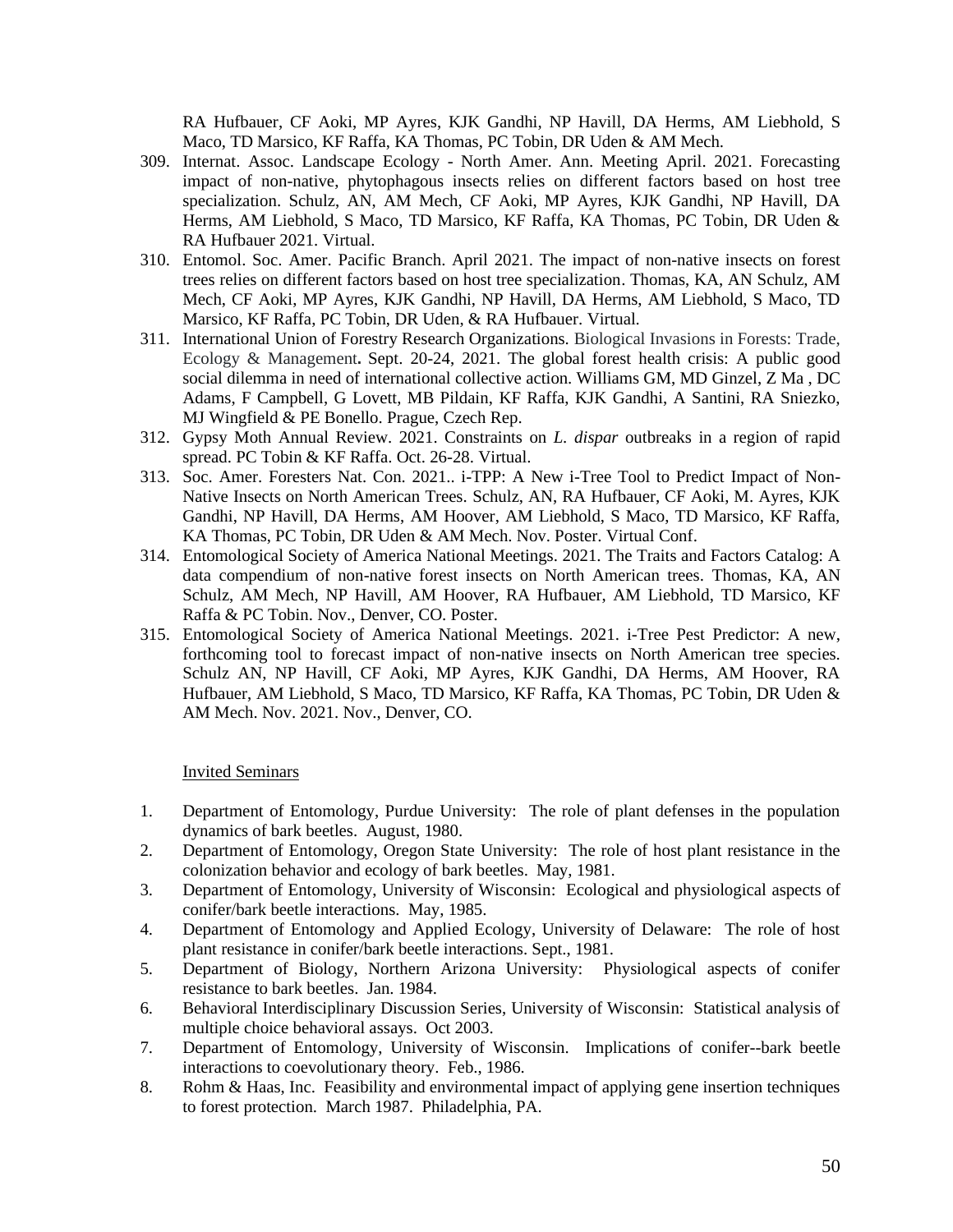RA Hufbauer, CF Aoki, MP Ayres, KJK Gandhi, NP Havill, DA Herms, AM Liebhold, S Maco, TD Marsico, KF Raffa, KA Thomas, PC Tobin, DR Uden & AM Mech.

309. Internat. Assoc. Landscape Ecology - North Amer. Ann. Meeting April. 2021. Forecasting impact of non-native, phytophagous insects relies on different factors based on host tree specialization. Schulz, AN, AM Mech, CF Aoki, MP Ayres, KJK Gandhi, NP Havill, DA Herms, AM Liebhold, S Maco, TD Marsico, KF Raffa, KA Thomas, PC Tobin, DR Uden & RA Hufbauer 2021. Virtual.
310. Entomol. Soc. Amer. Pacific Branch. April 2021. The impact of non-native insects on forest trees relies on different factors based on host tree specialization. Thomas, KA, AN Schulz, AM Mech, CF Aoki, MP Ayres, KJK Gandhi, NP Havill, DA Herms, AM Liebhold, S Maco, TD Marsico, KF Raffa, PC Tobin, DR Uden, & RA Hufbauer. Virtual.
311. International Union of Forestry Research Organizations. Biological Invasions in Forests: Trade, Ecology & Management**.** Sept. 20-24, 2021. The global forest health crisis: A public good social dilemma in need of international collective action. Williams GM, MD Ginzel, Z Ma , DC Adams, F Campbell, G Lovett, MB Pildain, KF Raffa, KJK Gandhi, A Santini, RA Sniezko, MJ Wingfield & PE Bonello. Prague, Czech Rep.
312. Gypsy Moth Annual Review. 2021. Constraints on *L. dispar* outbreaks in a region of rapid spread. PC Tobin & KF Raffa. Oct. 26-28. Virtual.
313. Soc. Amer. Foresters Nat. Con. 2021.. i-TPP: A New i-Tree Tool to Predict Impact of Non-Native Insects on North American Trees. Schulz, AN, RA Hufbauer, CF Aoki, M. Ayres, KJK Gandhi, NP Havill, DA Herms, AM Hoover, AM Liebhold, S Maco, TD Marsico, KF Raffa, KA Thomas, PC Tobin, DR Uden & AM Mech. Nov. Poster. Virtual Conf.
314. Entomological Society of America National Meetings. 2021. The Traits and Factors Catalog: A data compendium of non-native forest insects on North American trees. Thomas, KA, AN Schulz, AM Mech, NP Havill, AM Hoover, RA Hufbauer, AM Liebhold, TD Marsico, KF Raffa & PC Tobin. Nov., Denver, CO. Poster.
315. Entomological Society of America National Meetings. 2021. i-Tree Pest Predictor: A new, forthcoming tool to forecast impact of non-native insects on North American tree species. Schulz AN, NP Havill, CF Aoki, MP Ayres, KJK Gandhi, DA Herms, AM Hoover, RA Hufbauer, AM Liebhold, S Maco, TD Marsico, KF Raffa, KA Thomas, PC Tobin, DR Uden & AM Mech. Nov. 2021. Nov., Denver, CO.

<u>Invited Seminars</u>

1. Department of Entomology, Purdue University: The role of plant defenses in the population dynamics of bark beetles. August, 1980.
2. Department of Entomology, Oregon State University: The role of host plant resistance in the colonization behavior and ecology of bark beetles. May, 1981.
3. Department of Entomology, University of Wisconsin: Ecological and physiological aspects of conifer/bark beetle interactions. May, 1985.
4. Department of Entomology and Applied Ecology, University of Delaware: The role of host plant resistance in conifer/bark beetle interactions. Sept., 1981.
5. Department of Biology, Northern Arizona University: Physiological aspects of conifer resistance to bark beetles. Jan. 1984.
6. Behavioral Interdisciplinary Discussion Series, University of Wisconsin: Statistical analysis of multiple choice behavioral assays. Oct 2003.
7. Department of Entomology, University of Wisconsin. Implications of conifer--bark beetle interactions to coevolutionary theory. Feb., 1986.
8. Rohm & Haas, Inc. Feasibility and environmental impact of applying gene insertion techniques to forest protection. March 1987. Philadelphia, PA.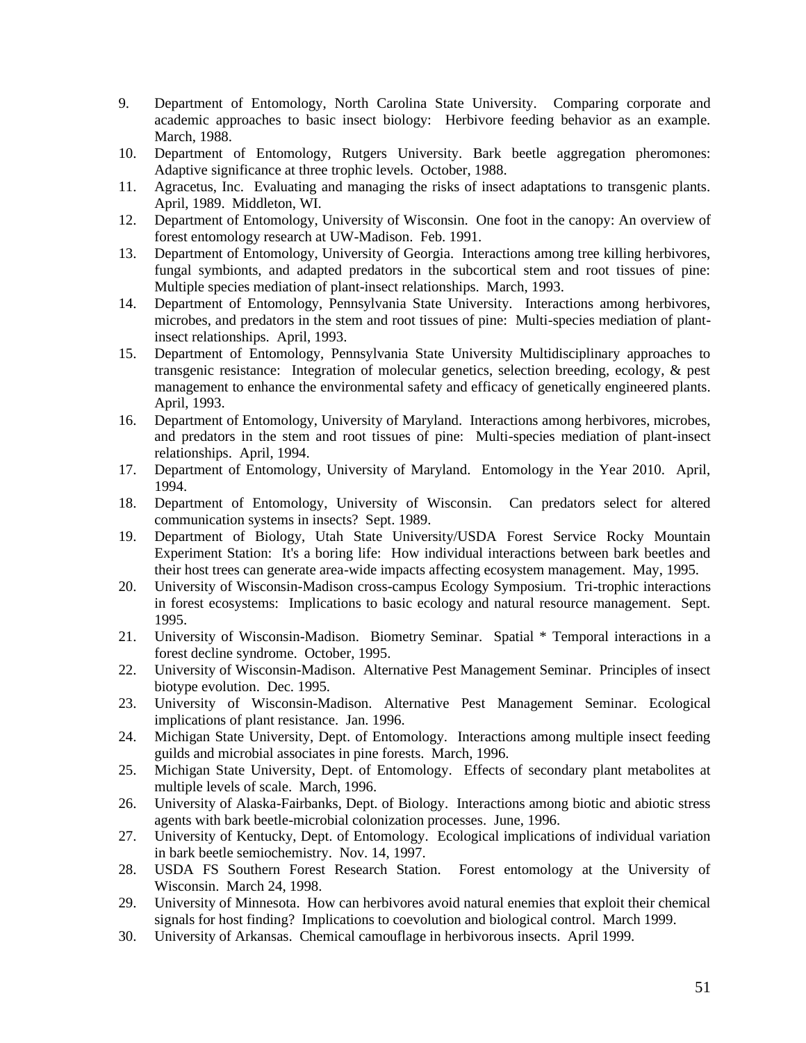9. Department of Entomology, North Carolina State University. Comparing corporate and academic approaches to basic insect biology: Herbivore feeding behavior as an example. March, 1988.
10. Department of Entomology, Rutgers University. Bark beetle aggregation pheromones: Adaptive significance at three trophic levels. October, 1988.
11. Agracetus, Inc. Evaluating and managing the risks of insect adaptations to transgenic plants. April, 1989. Middleton, WI.
12. Department of Entomology, University of Wisconsin. One foot in the canopy: An overview of forest entomology research at UW-Madison. Feb. 1991.
13. Department of Entomology, University of Georgia. Interactions among tree killing herbivores, fungal symbionts, and adapted predators in the subcortical stem and root tissues of pine: Multiple species mediation of plant-insect relationships. March, 1993.
14. Department of Entomology, Pennsylvania State University. Interactions among herbivores, microbes, and predators in the stem and root tissues of pine: Multi-species mediation of plant-insect relationships. April, 1993.
15. Department of Entomology, Pennsylvania State University Multidisciplinary approaches to transgenic resistance: Integration of molecular genetics, selection breeding, ecology, & pest management to enhance the environmental safety and efficacy of genetically engineered plants. April, 1993.
16. Department of Entomology, University of Maryland. Interactions among herbivores, microbes, and predators in the stem and root tissues of pine: Multi-species mediation of plant-insect relationships. April, 1994.
17. Department of Entomology, University of Maryland. Entomology in the Year 2010. April, 1994.
18. Department of Entomology, University of Wisconsin. Can predators select for altered communication systems in insects? Sept. 1989.
19. Department of Biology, Utah State University/USDA Forest Service Rocky Mountain Experiment Station: It's a boring life: How individual interactions between bark beetles and their host trees can generate area-wide impacts affecting ecosystem management. May, 1995.
20. University of Wisconsin-Madison cross-campus Ecology Symposium. Tri-trophic interactions in forest ecosystems: Implications to basic ecology and natural resource management. Sept. 1995.
21. University of Wisconsin-Madison. Biometry Seminar. Spatial * Temporal interactions in a forest decline syndrome. October, 1995.
22. University of Wisconsin-Madison. Alternative Pest Management Seminar. Principles of insect biotype evolution. Dec. 1995.
23. University of Wisconsin-Madison. Alternative Pest Management Seminar. Ecological implications of plant resistance. Jan. 1996.
24. Michigan State University, Dept. of Entomology. Interactions among multiple insect feeding guilds and microbial associates in pine forests. March, 1996.
25. Michigan State University, Dept. of Entomology. Effects of secondary plant metabolites at multiple levels of scale. March, 1996.
26. University of Alaska-Fairbanks, Dept. of Biology. Interactions among biotic and abiotic stress agents with bark beetle-microbial colonization processes. June, 1996.
27. University of Kentucky, Dept. of Entomology. Ecological implications of individual variation in bark beetle semiochemistry. Nov. 14, 1997.
28. USDA FS Southern Forest Research Station. Forest entomology at the University of Wisconsin. March 24, 1998.
29. University of Minnesota. How can herbivores avoid natural enemies that exploit their chemical signals for host finding? Implications to coevolution and biological control. March 1999.
30. University of Arkansas. Chemical camouflage in herbivorous insects. April 1999.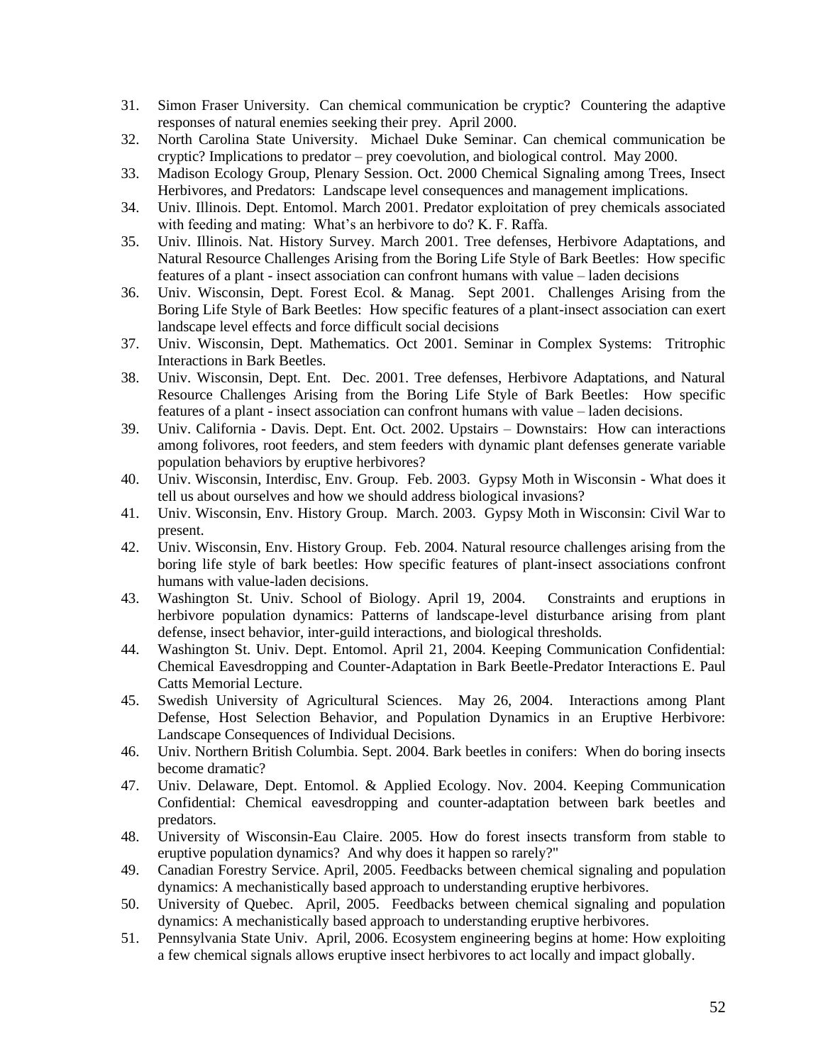31. Simon Fraser University. Can chemical communication be cryptic? Countering the adaptive responses of natural enemies seeking their prey. April 2000.
32. North Carolina State University. Michael Duke Seminar. Can chemical communication be cryptic? Implications to predator – prey coevolution, and biological control. May 2000.
33. Madison Ecology Group, Plenary Session. Oct. 2000 Chemical Signaling among Trees, Insect Herbivores, and Predators: Landscape level consequences and management implications.
34. Univ. Illinois. Dept. Entomol. March 2001. Predator exploitation of prey chemicals associated with feeding and mating: What's an herbivore to do? K. F. Raffa.
35. Univ. Illinois. Nat. History Survey. March 2001. Tree defenses, Herbivore Adaptations, and Natural Resource Challenges Arising from the Boring Life Style of Bark Beetles: How specific features of a plant - insect association can confront humans with value – laden decisions
36. Univ. Wisconsin, Dept. Forest Ecol. & Manag. Sept 2001. Challenges Arising from the Boring Life Style of Bark Beetles: How specific features of a plant-insect association can exert landscape level effects and force difficult social decisions
37. Univ. Wisconsin, Dept. Mathematics. Oct 2001. Seminar in Complex Systems: Tritrophic Interactions in Bark Beetles.
38. Univ. Wisconsin, Dept. Ent. Dec. 2001. Tree defenses, Herbivore Adaptations, and Natural Resource Challenges Arising from the Boring Life Style of Bark Beetles: How specific features of a plant - insect association can confront humans with value – laden decisions.
39. Univ. California - Davis. Dept. Ent. Oct. 2002. Upstairs – Downstairs: How can interactions among folivores, root feeders, and stem feeders with dynamic plant defenses generate variable population behaviors by eruptive herbivores?
40. Univ. Wisconsin, Interdisc, Env. Group. Feb. 2003. Gypsy Moth in Wisconsin - What does it tell us about ourselves and how we should address biological invasions?
41. Univ. Wisconsin, Env. History Group. March. 2003. Gypsy Moth in Wisconsin: Civil War to present.
42. Univ. Wisconsin, Env. History Group. Feb. 2004. Natural resource challenges arising from the boring life style of bark beetles: How specific features of plant-insect associations confront humans with value-laden decisions.
43. Washington St. Univ. School of Biology. April 19, 2004. Constraints and eruptions in herbivore population dynamics: Patterns of landscape-level disturbance arising from plant defense, insect behavior, inter-guild interactions, and biological thresholds.
44. Washington St. Univ. Dept. Entomol. April 21, 2004. Keeping Communication Confidential: Chemical Eavesdropping and Counter-Adaptation in Bark Beetle-Predator Interactions E. Paul Catts Memorial Lecture.
45. Swedish University of Agricultural Sciences. May 26, 2004. Interactions among Plant Defense, Host Selection Behavior, and Population Dynamics in an Eruptive Herbivore: Landscape Consequences of Individual Decisions.
46. Univ. Northern British Columbia. Sept. 2004. Bark beetles in conifers: When do boring insects become dramatic?
47. Univ. Delaware, Dept. Entomol. & Applied Ecology. Nov. 2004. Keeping Communication Confidential: Chemical eavesdropping and counter-adaptation between bark beetles and predators.
48. University of Wisconsin-Eau Claire. 2005. How do forest insects transform from stable to eruptive population dynamics? And why does it happen so rarely?"
49. Canadian Forestry Service. April, 2005. Feedbacks between chemical signaling and population dynamics: A mechanistically based approach to understanding eruptive herbivores.
50. University of Quebec. April, 2005. Feedbacks between chemical signaling and population dynamics: A mechanistically based approach to understanding eruptive herbivores.
51. Pennsylvania State Univ. April, 2006. Ecosystem engineering begins at home: How exploiting a few chemical signals allows eruptive insect herbivores to act locally and impact globally.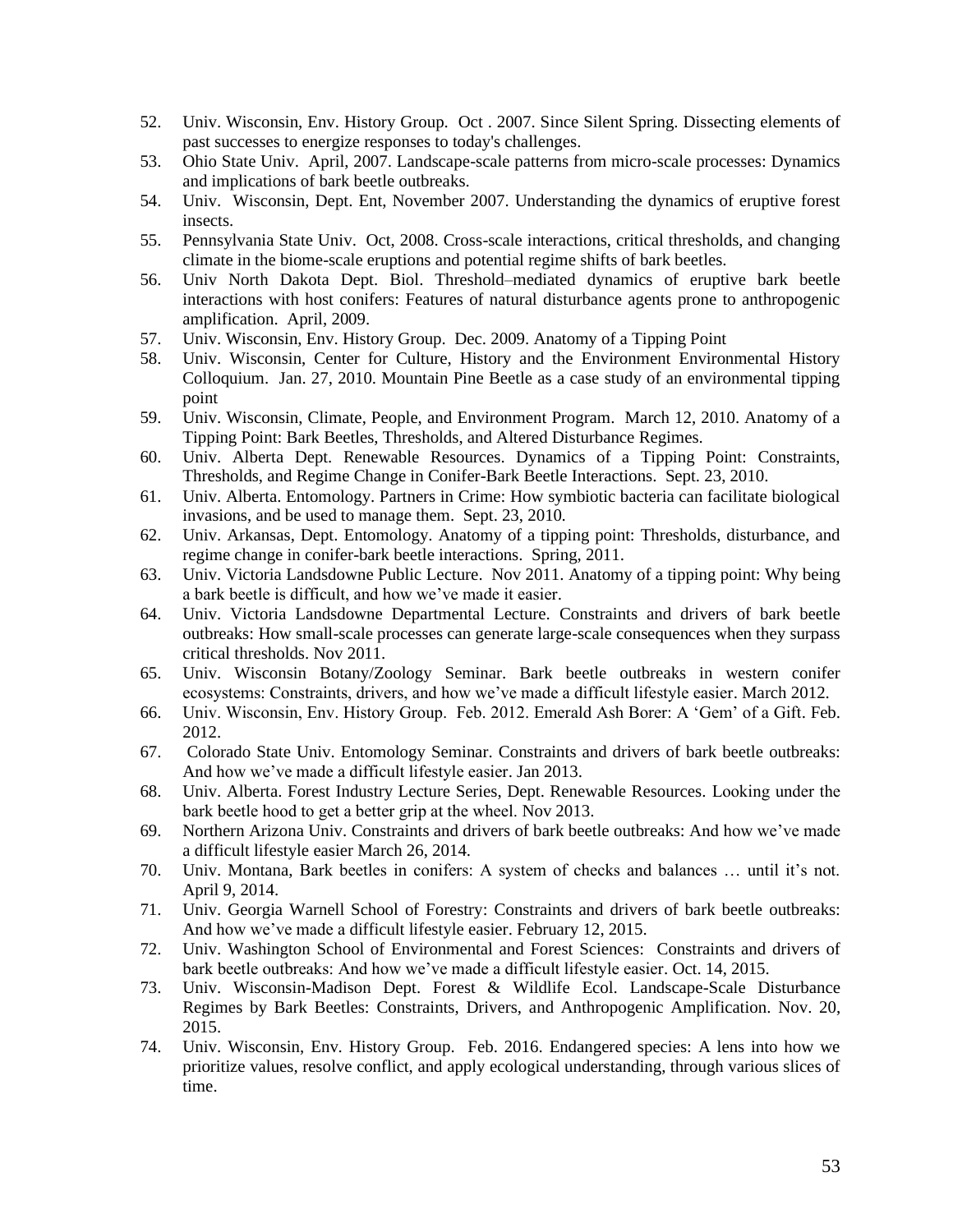52. Univ. Wisconsin, Env. History Group. Oct . 2007. Since Silent Spring. Dissecting elements of past successes to energize responses to today's challenges.
53. Ohio State Univ. April, 2007. Landscape-scale patterns from micro-scale processes: Dynamics and implications of bark beetle outbreaks.
54. Univ. Wisconsin, Dept. Ent, November 2007. Understanding the dynamics of eruptive forest insects.
55. Pennsylvania State Univ. Oct, 2008. Cross-scale interactions, critical thresholds, and changing climate in the biome-scale eruptions and potential regime shifts of bark beetles.
56. Univ North Dakota Dept. Biol. Threshold–mediated dynamics of eruptive bark beetle interactions with host conifers: Features of natural disturbance agents prone to anthropogenic amplification. April, 2009.
57. Univ. Wisconsin, Env. History Group. Dec. 2009. Anatomy of a Tipping Point
58. Univ. Wisconsin, Center for Culture, History and the Environment Environmental History Colloquium. Jan. 27, 2010. Mountain Pine Beetle as a case study of an environmental tipping point
59. Univ. Wisconsin, Climate, People, and Environment Program. March 12, 2010. Anatomy of a Tipping Point: Bark Beetles, Thresholds, and Altered Disturbance Regimes.
60. Univ. Alberta Dept. Renewable Resources. Dynamics of a Tipping Point: Constraints, Thresholds, and Regime Change in Conifer-Bark Beetle Interactions. Sept. 23, 2010.
61. Univ. Alberta. Entomology. Partners in Crime: How symbiotic bacteria can facilitate biological invasions, and be used to manage them. Sept. 23, 2010.
62. Univ. Arkansas, Dept. Entomology. Anatomy of a tipping point: Thresholds, disturbance, and regime change in conifer-bark beetle interactions. Spring, 2011.
63. Univ. Victoria Landsdowne Public Lecture. Nov 2011. Anatomy of a tipping point: Why being a bark beetle is difficult, and how we've made it easier.
64. Univ. Victoria Landsdowne Departmental Lecture. Constraints and drivers of bark beetle outbreaks: How small-scale processes can generate large-scale consequences when they surpass critical thresholds. Nov 2011.
65. Univ. Wisconsin Botany/Zoology Seminar. Bark beetle outbreaks in western conifer ecosystems: Constraints, drivers, and how we've made a difficult lifestyle easier. March 2012.
66. Univ. Wisconsin, Env. History Group. Feb. 2012. Emerald Ash Borer: A 'Gem' of a Gift. Feb. 2012.
67. Colorado State Univ. Entomology Seminar. Constraints and drivers of bark beetle outbreaks: And how we've made a difficult lifestyle easier. Jan 2013.
68. Univ. Alberta. Forest Industry Lecture Series, Dept. Renewable Resources. Looking under the bark beetle hood to get a better grip at the wheel. Nov 2013.
69. Northern Arizona Univ. Constraints and drivers of bark beetle outbreaks: And how we've made a difficult lifestyle easier March 26, 2014.
70. Univ. Montana, Bark beetles in conifers: A system of checks and balances … until it's not. April 9, 2014.
71. Univ. Georgia Warnell School of Forestry: Constraints and drivers of bark beetle outbreaks: And how we've made a difficult lifestyle easier. February 12, 2015.
72. Univ. Washington School of Environmental and Forest Sciences: Constraints and drivers of bark beetle outbreaks: And how we've made a difficult lifestyle easier. Oct. 14, 2015.
73. Univ. Wisconsin-Madison Dept. Forest & Wildlife Ecol. Landscape-Scale Disturbance Regimes by Bark Beetles: Constraints, Drivers, and Anthropogenic Amplification. Nov. 20, 2015.
74. Univ. Wisconsin, Env. History Group. Feb. 2016. Endangered species: A lens into how we prioritize values, resolve conflict, and apply ecological understanding, through various slices of time.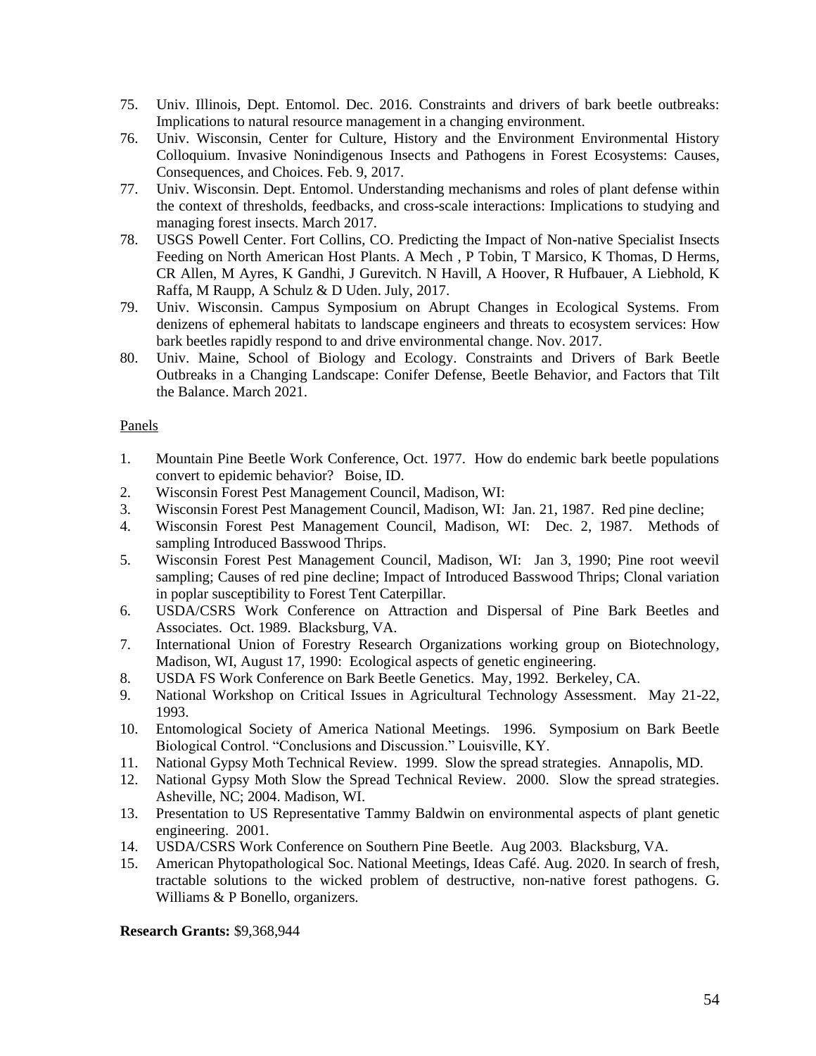75. Univ. Illinois, Dept. Entomol. Dec. 2016. Constraints and drivers of bark beetle outbreaks: Implications to natural resource management in a changing environment.
76. Univ. Wisconsin, Center for Culture, History and the Environment Environmental History Colloquium. Invasive Nonindigenous Insects and Pathogens in Forest Ecosystems: Causes, Consequences, and Choices. Feb. 9, 2017.
77. Univ. Wisconsin. Dept. Entomol. Understanding mechanisms and roles of plant defense within the context of thresholds, feedbacks, and cross-scale interactions: Implications to studying and managing forest insects. March 2017.
78. USGS Powell Center. Fort Collins, CO. Predicting the Impact of Non-native Specialist Insects Feeding on North American Host Plants. A Mech , P Tobin, T Marsico, K Thomas, D Herms, CR Allen, M Ayres, K Gandhi, J Gurevitch. N Havill, A Hoover, R Hufbauer, A Liebhold, K Raffa, M Raupp, A Schulz & D Uden. July, 2017.
79. Univ. Wisconsin. Campus Symposium on Abrupt Changes in Ecological Systems. From denizens of ephemeral habitats to landscape engineers and threats to ecosystem services: How bark beetles rapidly respond to and drive environmental change. Nov. 2017.
80. Univ. Maine, School of Biology and Ecology. Constraints and Drivers of Bark Beetle Outbreaks in a Changing Landscape: Conifer Defense, Beetle Behavior, and Factors that Tilt the Balance. March 2021.

Panels

1. Mountain Pine Beetle Work Conference, Oct. 1977. How do endemic bark beetle populations convert to epidemic behavior? Boise, ID.
2. Wisconsin Forest Pest Management Council, Madison, WI:
3. Wisconsin Forest Pest Management Council, Madison, WI: Jan. 21, 1987. Red pine decline;
4. Wisconsin Forest Pest Management Council, Madison, WI: Dec. 2, 1987. Methods of sampling Introduced Basswood Thrips.
5. Wisconsin Forest Pest Management Council, Madison, WI: Jan 3, 1990; Pine root weevil sampling; Causes of red pine decline; Impact of Introduced Basswood Thrips; Clonal variation in poplar susceptibility to Forest Tent Caterpillar.
6. USDA/CSRS Work Conference on Attraction and Dispersal of Pine Bark Beetles and Associates. Oct. 1989. Blacksburg, VA.
7. International Union of Forestry Research Organizations working group on Biotechnology, Madison, WI, August 17, 1990: Ecological aspects of genetic engineering.
8. USDA FS Work Conference on Bark Beetle Genetics. May, 1992. Berkeley, CA.
9. National Workshop on Critical Issues in Agricultural Technology Assessment. May 21-22, 1993.
10. Entomological Society of America National Meetings. 1996. Symposium on Bark Beetle Biological Control. "Conclusions and Discussion." Louisville, KY.
11. National Gypsy Moth Technical Review. 1999. Slow the spread strategies. Annapolis, MD.
12. National Gypsy Moth Slow the Spread Technical Review. 2000. Slow the spread strategies. Asheville, NC; 2004. Madison, WI.
13. Presentation to US Representative Tammy Baldwin on environmental aspects of plant genetic engineering. 2001.
14. USDA/CSRS Work Conference on Southern Pine Beetle. Aug 2003. Blacksburg, VA.
15. American Phytopathological Soc. National Meetings, Ideas Café. Aug. 2020. In search of fresh, tractable solutions to the wicked problem of destructive, non-native forest pathogens. G. Williams & P Bonello, organizers.

**Research Grants:** $9,368,944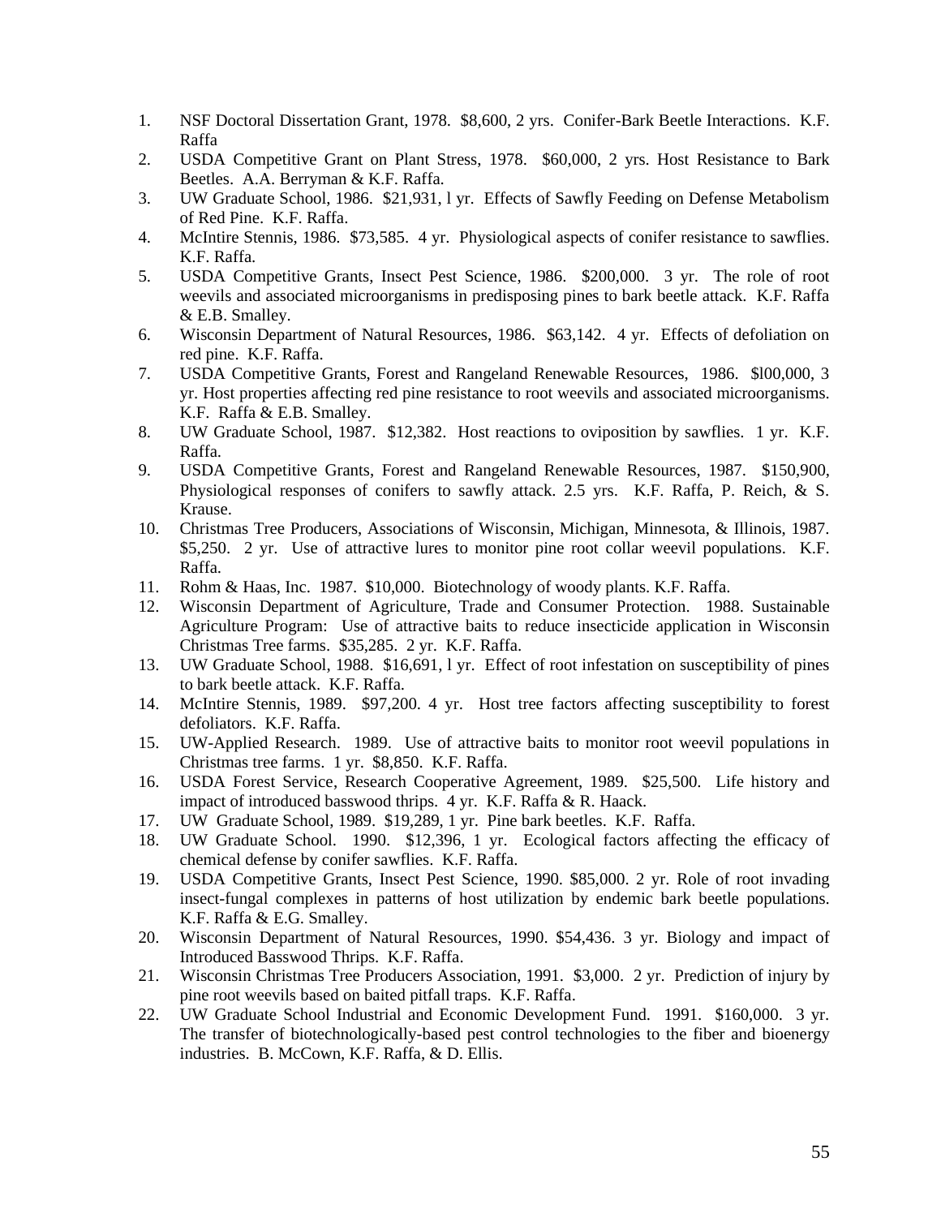1. NSF Doctoral Dissertation Grant, 1978. $8,600, 2 yrs. Conifer-Bark Beetle Interactions. K.F. Raffa
2. USDA Competitive Grant on Plant Stress, 1978. $60,000, 2 yrs. Host Resistance to Bark Beetles. A.A. Berryman & K.F. Raffa.
3. UW Graduate School, 1986. $21,931, l yr. Effects of Sawfly Feeding on Defense Metabolism of Red Pine. K.F. Raffa.
4. McIntire Stennis, 1986. $73,585. 4 yr. Physiological aspects of conifer resistance to sawflies. K.F. Raffa.
5. USDA Competitive Grants, Insect Pest Science, 1986. $200,000. 3 yr. The role of root weevils and associated microorganisms in predisposing pines to bark beetle attack. K.F. Raffa & E.B. Smalley.
6. Wisconsin Department of Natural Resources, 1986. $63,142. 4 yr. Effects of defoliation on red pine. K.F. Raffa.
7. USDA Competitive Grants, Forest and Rangeland Renewable Resources, 1986. $l00,000, 3 yr. Host properties affecting red pine resistance to root weevils and associated microorganisms. K.F. Raffa & E.B. Smalley.
8. UW Graduate School, 1987. $12,382. Host reactions to oviposition by sawflies. 1 yr. K.F. Raffa.
9. USDA Competitive Grants, Forest and Rangeland Renewable Resources, 1987. $150,900, Physiological responses of conifers to sawfly attack. 2.5 yrs. K.F. Raffa, P. Reich, & S. Krause.
10. Christmas Tree Producers, Associations of Wisconsin, Michigan, Minnesota, & Illinois, 1987. $5,250. 2 yr. Use of attractive lures to monitor pine root collar weevil populations. K.F. Raffa.
11. Rohm & Haas, Inc. 1987. $10,000. Biotechnology of woody plants. K.F. Raffa.
12. Wisconsin Department of Agriculture, Trade and Consumer Protection. 1988. Sustainable Agriculture Program: Use of attractive baits to reduce insecticide application in Wisconsin Christmas Tree farms. $35,285. 2 yr. K.F. Raffa.
13. UW Graduate School, 1988. $16,691, l yr. Effect of root infestation on susceptibility of pines to bark beetle attack. K.F. Raffa.
14. McIntire Stennis, 1989. $97,200. 4 yr. Host tree factors affecting susceptibility to forest defoliators. K.F. Raffa.
15. UW-Applied Research. 1989. Use of attractive baits to monitor root weevil populations in Christmas tree farms. 1 yr. $8,850. K.F. Raffa.
16. USDA Forest Service, Research Cooperative Agreement, 1989. $25,500. Life history and impact of introduced basswood thrips. 4 yr. K.F. Raffa & R. Haack.
17. UW Graduate School, 1989. $19,289, 1 yr. Pine bark beetles. K.F. Raffa.
18. UW Graduate School. 1990. $12,396, 1 yr. Ecological factors affecting the efficacy of chemical defense by conifer sawflies. K.F. Raffa.
19. USDA Competitive Grants, Insect Pest Science, 1990. $85,000. 2 yr. Role of root invading insect-fungal complexes in patterns of host utilization by endemic bark beetle populations. K.F. Raffa & E.G. Smalley.
20. Wisconsin Department of Natural Resources, 1990. $54,436. 3 yr. Biology and impact of Introduced Basswood Thrips. K.F. Raffa.
21. Wisconsin Christmas Tree Producers Association, 1991. $3,000. 2 yr. Prediction of injury by pine root weevils based on baited pitfall traps. K.F. Raffa.
22. UW Graduate School Industrial and Economic Development Fund. 1991. $160,000. 3 yr. The transfer of biotechnologically-based pest control technologies to the fiber and bioenergy industries. B. McCown, K.F. Raffa, & D. Ellis.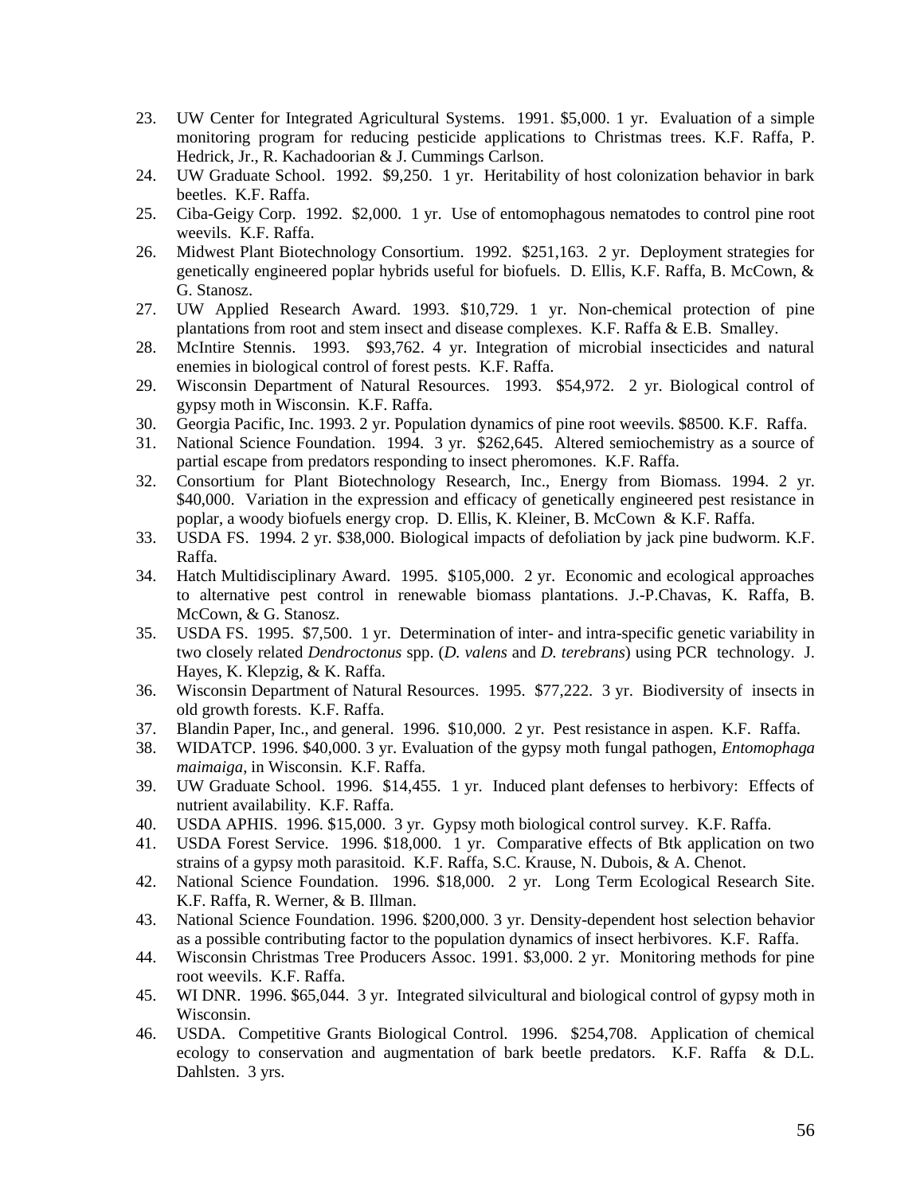23. UW Center for Integrated Agricultural Systems. 1991. $5,000. 1 yr. Evaluation of a simple monitoring program for reducing pesticide applications to Christmas trees. K.F. Raffa, P. Hedrick, Jr., R. Kachadoorian & J. Cummings Carlson.
24. UW Graduate School. 1992. $9,250. 1 yr. Heritability of host colonization behavior in bark beetles. K.F. Raffa.
25. Ciba-Geigy Corp. 1992. $2,000. 1 yr. Use of entomophagous nematodes to control pine root weevils. K.F. Raffa.
26. Midwest Plant Biotechnology Consortium. 1992. $251,163. 2 yr. Deployment strategies for genetically engineered poplar hybrids useful for biofuels. D. Ellis, K.F. Raffa, B. McCown, & G. Stanosz.
27. UW Applied Research Award. 1993. $10,729. 1 yr. Non-chemical protection of pine plantations from root and stem insect and disease complexes. K.F. Raffa & E.B. Smalley.
28. McIntire Stennis. 1993. $93,762. 4 yr. Integration of microbial insecticides and natural enemies in biological control of forest pests. K.F. Raffa.
29. Wisconsin Department of Natural Resources. 1993. $54,972. 2 yr. Biological control of gypsy moth in Wisconsin. K.F. Raffa.
30. Georgia Pacific, Inc. 1993. 2 yr. Population dynamics of pine root weevils. $8500. K.F. Raffa.
31. National Science Foundation. 1994. 3 yr. $262,645. Altered semiochemistry as a source of partial escape from predators responding to insect pheromones. K.F. Raffa.
32. Consortium for Plant Biotechnology Research, Inc., Energy from Biomass. 1994. 2 yr. $40,000. Variation in the expression and efficacy of genetically engineered pest resistance in poplar, a woody biofuels energy crop. D. Ellis, K. Kleiner, B. McCown & K.F. Raffa.
33. USDA FS. 1994. 2 yr. $38,000. Biological impacts of defoliation by jack pine budworm. K.F. Raffa.
34. Hatch Multidisciplinary Award. 1995. $105,000. 2 yr. Economic and ecological approaches to alternative pest control in renewable biomass plantations. J.-P.Chavas, K. Raffa, B. McCown, & G. Stanosz.
35. USDA FS. 1995. $7,500. 1 yr. Determination of inter- and intra-specific genetic variability in two closely related *Dendroctonus* spp. (*D. valens* and *D. terebrans*) using PCR technology. J. Hayes, K. Klepzig, & K. Raffa.
36. Wisconsin Department of Natural Resources. 1995. $77,222. 3 yr. Biodiversity of insects in old growth forests. K.F. Raffa.
37. Blandin Paper, Inc., and general. 1996. $10,000. 2 yr. Pest resistance in aspen. K.F. Raffa.
38. WIDATCP. 1996. $40,000. 3 yr. Evaluation of the gypsy moth fungal pathogen, *Entomophaga maimaiga*, in Wisconsin. K.F. Raffa.
39. UW Graduate School. 1996. $14,455. 1 yr. Induced plant defenses to herbivory: Effects of nutrient availability. K.F. Raffa.
40. USDA APHIS. 1996. $15,000. 3 yr. Gypsy moth biological control survey. K.F. Raffa.
41. USDA Forest Service. 1996. $18,000. 1 yr. Comparative effects of Btk application on two strains of a gypsy moth parasitoid. K.F. Raffa, S.C. Krause, N. Dubois, & A. Chenot.
42. National Science Foundation. 1996. $18,000. 2 yr. Long Term Ecological Research Site. K.F. Raffa, R. Werner, & B. Illman.
43. National Science Foundation. 1996. $200,000. 3 yr. Density-dependent host selection behavior as a possible contributing factor to the population dynamics of insect herbivores. K.F. Raffa.
44. Wisconsin Christmas Tree Producers Assoc. 1991. $3,000. 2 yr. Monitoring methods for pine root weevils. K.F. Raffa.
45. WI DNR. 1996. $65,044. 3 yr. Integrated silvicultural and biological control of gypsy moth in Wisconsin.
46. USDA. Competitive Grants Biological Control. 1996. $254,708. Application of chemical ecology to conservation and augmentation of bark beetle predators. K.F. Raffa & D.L. Dahlsten. 3 yrs.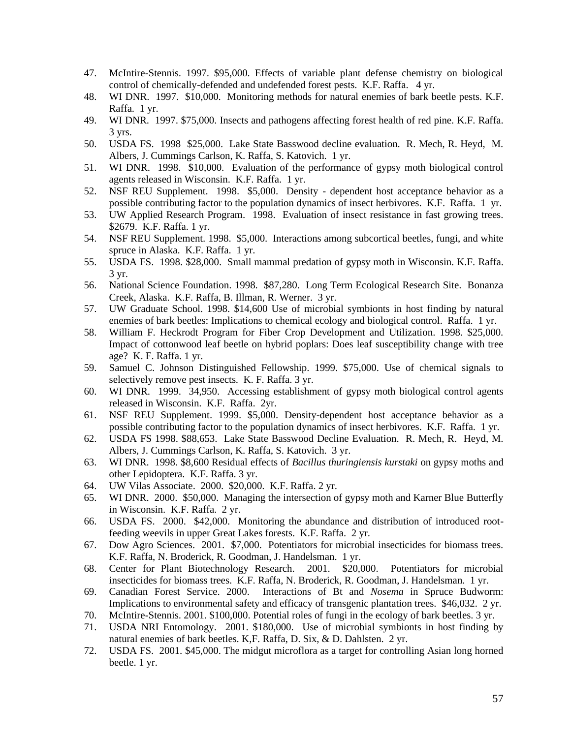47. McIntire-Stennis. 1997. $95,000. Effects of variable plant defense chemistry on biological control of chemically-defended and undefended forest pests. K.F. Raffa. 4 yr.
48. WI DNR. 1997. $10,000. Monitoring methods for natural enemies of bark beetle pests. K.F. Raffa. 1 yr.
49. WI DNR. 1997. $75,000. Insects and pathogens affecting forest health of red pine. K.F. Raffa. 3 yrs.
50. USDA FS. 1998 $25,000. Lake State Basswood decline evaluation. R. Mech, R. Heyd, M. Albers, J. Cummings Carlson, K. Raffa, S. Katovich. 1 yr.
51. WI DNR. 1998. $10,000. Evaluation of the performance of gypsy moth biological control agents released in Wisconsin. K.F. Raffa. 1 yr.
52. NSF REU Supplement. 1998. $5,000. Density - dependent host acceptance behavior as a possible contributing factor to the population dynamics of insect herbivores. K.F. Raffa. 1 yr.
53. UW Applied Research Program. 1998. Evaluation of insect resistance in fast growing trees. $2679. K.F. Raffa. 1 yr.
54. NSF REU Supplement. 1998. $5,000. Interactions among subcortical beetles, fungi, and white spruce in Alaska. K.F. Raffa. 1 yr.
55. USDA FS. 1998. $28,000. Small mammal predation of gypsy moth in Wisconsin. K.F. Raffa. 3 yr.
56. National Science Foundation. 1998. $87,280. Long Term Ecological Research Site. Bonanza Creek, Alaska. K.F. Raffa, B. Illman, R. Werner. 3 yr.
57. UW Graduate School. 1998. $14,600 Use of microbial symbionts in host finding by natural enemies of bark beetles: Implications to chemical ecology and biological control. Raffa. 1 yr.
58. William F. Heckrodt Program for Fiber Crop Development and Utilization. 1998. $25,000. Impact of cottonwood leaf beetle on hybrid poplars: Does leaf susceptibility change with tree age? K. F. Raffa. 1 yr.
59. Samuel C. Johnson Distinguished Fellowship. 1999. $75,000. Use of chemical signals to selectively remove pest insects. K. F. Raffa. 3 yr.
60. WI DNR. 1999. 34,950. Accessing establishment of gypsy moth biological control agents released in Wisconsin. K.F. Raffa. 2yr.
61. NSF REU Supplement. 1999. $5,000. Density-dependent host acceptance behavior as a possible contributing factor to the population dynamics of insect herbivores. K.F. Raffa. 1 yr.
62. USDA FS 1998. $88,653. Lake State Basswood Decline Evaluation. R. Mech, R. Heyd, M. Albers, J. Cummings Carlson, K. Raffa, S. Katovich. 3 yr.
63. WI DNR. 1998. $8,600 Residual effects of *Bacillus thuringiensis kurstaki* on gypsy moths and other Lepidoptera. K.F. Raffa. 3 yr.
64. UW Vilas Associate. 2000. $20,000. K.F. Raffa. 2 yr.
65. WI DNR. 2000. $50,000. Managing the intersection of gypsy moth and Karner Blue Butterfly in Wisconsin. K.F. Raffa. 2 yr.
66. USDA FS. 2000. $42,000. Monitoring the abundance and distribution of introduced root-feeding weevils in upper Great Lakes forests. K.F. Raffa. 2 yr.
67. Dow Agro Sciences. 2001. $7,000. Potentiators for microbial insecticides for biomass trees. K.F. Raffa, N. Broderick, R. Goodman, J. Handelsman. 1 yr.
68. Center for Plant Biotechnology Research. 2001. $20,000. Potentiators for microbial insecticides for biomass trees. K.F. Raffa, N. Broderick, R. Goodman, J. Handelsman. 1 yr.
69. Canadian Forest Service. 2000. Interactions of Bt and *Nosema* in Spruce Budworm: Implications to environmental safety and efficacy of transgenic plantation trees. $46,032. 2 yr.
70. McIntire-Stennis. 2001. $100,000. Potential roles of fungi in the ecology of bark beetles. 3 yr.
71. USDA NRI Entomology. 2001. $180,000. Use of microbial symbionts in host finding by natural enemies of bark beetles. K,F. Raffa, D. Six, & D. Dahlsten. 2 yr.
72. USDA FS. 2001. $45,000. The midgut microflora as a target for controlling Asian long horned beetle. 1 yr.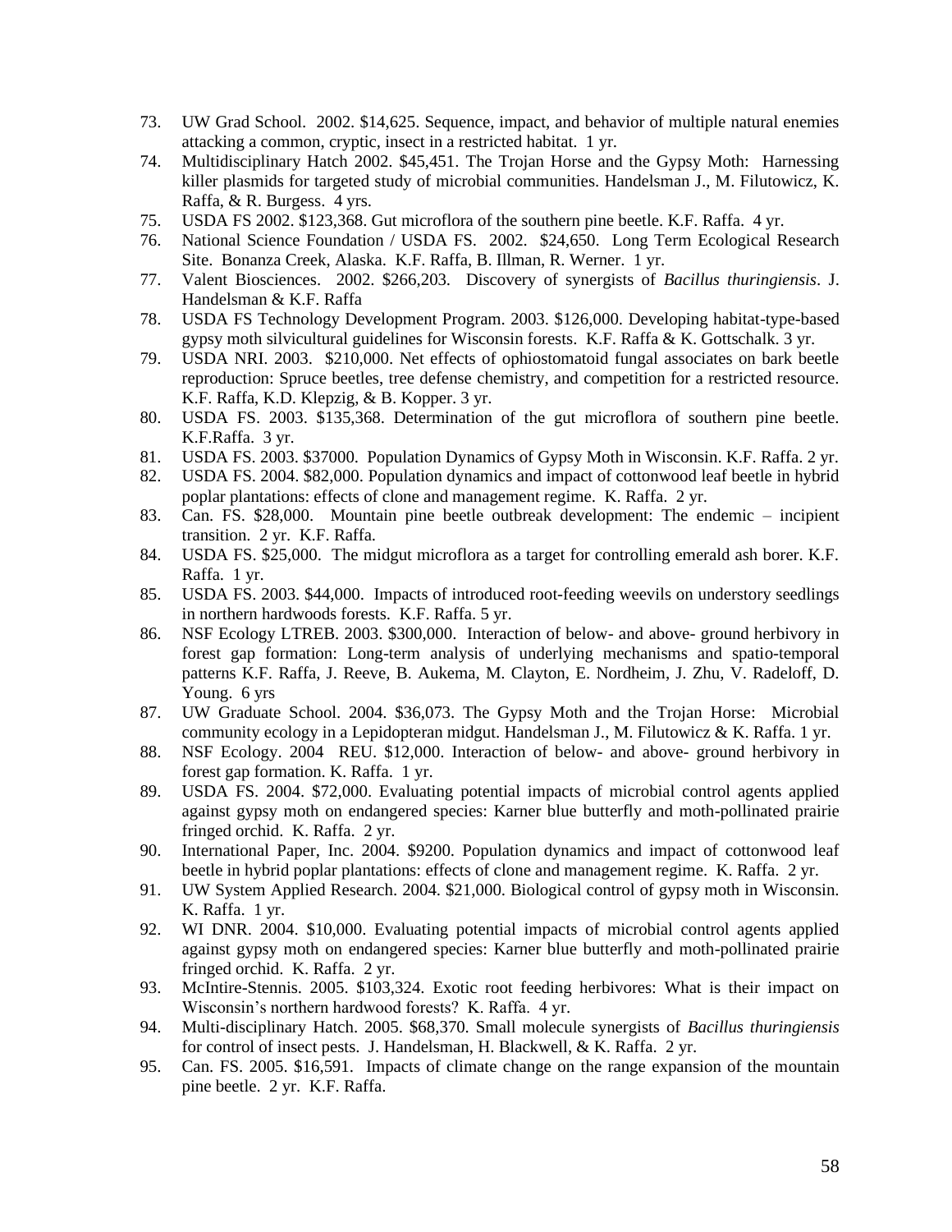73. UW Grad School. 2002. $14,625. Sequence, impact, and behavior of multiple natural enemies attacking a common, cryptic, insect in a restricted habitat. 1 yr.
74. Multidisciplinary Hatch 2002. $45,451. The Trojan Horse and the Gypsy Moth: Harnessing killer plasmids for targeted study of microbial communities. Handelsman J., M. Filutowicz, K. Raffa, & R. Burgess. 4 yrs.
75. USDA FS 2002. $123,368. Gut microflora of the southern pine beetle. K.F. Raffa. 4 yr.
76. National Science Foundation / USDA FS. 2002. $24,650. Long Term Ecological Research Site. Bonanza Creek, Alaska. K.F. Raffa, B. Illman, R. Werner. 1 yr.
77. Valent Biosciences. 2002. $266,203. Discovery of synergists of *Bacillus thuringiensis*. J. Handelsman & K.F. Raffa
78. USDA FS Technology Development Program. 2003. $126,000. Developing habitat-type-based gypsy moth silvicultural guidelines for Wisconsin forests. K.F. Raffa & K. Gottschalk. 3 yr.
79. USDA NRI. 2003. $210,000. Net effects of ophiostomatoid fungal associates on bark beetle reproduction: Spruce beetles, tree defense chemistry, and competition for a restricted resource. K.F. Raffa, K.D. Klepzig, & B. Kopper. 3 yr.
80. USDA FS. 2003. $135,368. Determination of the gut microflora of southern pine beetle. K.F.Raffa. 3 yr.
81. USDA FS. 2003. $37000. Population Dynamics of Gypsy Moth in Wisconsin. K.F. Raffa. 2 yr.
82. USDA FS. 2004. $82,000. Population dynamics and impact of cottonwood leaf beetle in hybrid poplar plantations: effects of clone and management regime. K. Raffa. 2 yr.
83. Can. FS. $28,000. Mountain pine beetle outbreak development: The endemic – incipient transition. 2 yr. K.F. Raffa.
84. USDA FS. $25,000. The midgut microflora as a target for controlling emerald ash borer. K.F. Raffa. 1 yr.
85. USDA FS. 2003. $44,000. Impacts of introduced root-feeding weevils on understory seedlings in northern hardwoods forests. K.F. Raffa. 5 yr.
86. NSF Ecology LTREB. 2003. $300,000. Interaction of below- and above- ground herbivory in forest gap formation: Long-term analysis of underlying mechanisms and spatio-temporal patterns K.F. Raffa, J. Reeve, B. Aukema, M. Clayton, E. Nordheim, J. Zhu, V. Radeloff, D. Young. 6 yrs
87. UW Graduate School. 2004. $36,073. The Gypsy Moth and the Trojan Horse: Microbial community ecology in a Lepidopteran midgut. Handelsman J., M. Filutowicz & K. Raffa. 1 yr.
88. NSF Ecology. 2004 REU. $12,000. Interaction of below- and above- ground herbivory in forest gap formation. K. Raffa. 1 yr.
89. USDA FS. 2004. $72,000. Evaluating potential impacts of microbial control agents applied against gypsy moth on endangered species: Karner blue butterfly and moth-pollinated prairie fringed orchid. K. Raffa. 2 yr.
90. International Paper, Inc. 2004. $9200. Population dynamics and impact of cottonwood leaf beetle in hybrid poplar plantations: effects of clone and management regime. K. Raffa. 2 yr.
91. UW System Applied Research. 2004. $21,000. Biological control of gypsy moth in Wisconsin. K. Raffa. 1 yr.
92. WI DNR. 2004. $10,000. Evaluating potential impacts of microbial control agents applied against gypsy moth on endangered species: Karner blue butterfly and moth-pollinated prairie fringed orchid. K. Raffa. 2 yr.
93. McIntire-Stennis. 2005. $103,324. Exotic root feeding herbivores: What is their impact on Wisconsin's northern hardwood forests? K. Raffa. 4 yr.
94. Multi-disciplinary Hatch. 2005. $68,370. Small molecule synergists of *Bacillus thuringiensis* for control of insect pests. J. Handelsman, H. Blackwell, & K. Raffa. 2 yr.
95. Can. FS. 2005. $16,591. Impacts of climate change on the range expansion of the mountain pine beetle. 2 yr. K.F. Raffa.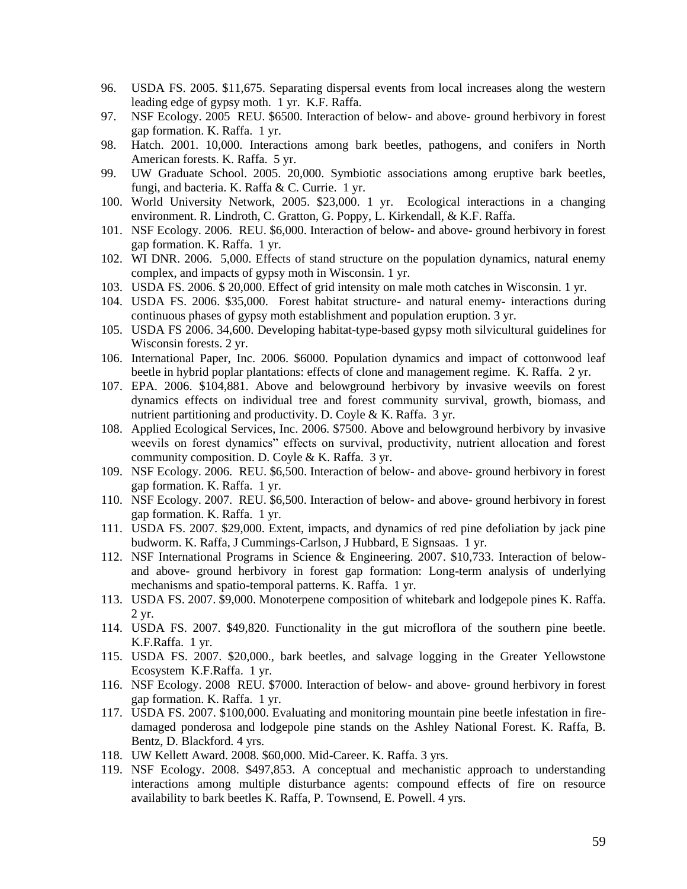96. USDA FS. 2005. $11,675. Separating dispersal events from local increases along the western leading edge of gypsy moth. 1 yr. K.F. Raffa.
97. NSF Ecology. 2005 REU. $6500. Interaction of below- and above- ground herbivory in forest gap formation. K. Raffa. 1 yr.
98. Hatch. 2001. 10,000. Interactions among bark beetles, pathogens, and conifers in North American forests. K. Raffa. 5 yr.
99. UW Graduate School. 2005. 20,000. Symbiotic associations among eruptive bark beetles, fungi, and bacteria. K. Raffa & C. Currie. 1 yr.
100. World University Network, 2005. $23,000. 1 yr. Ecological interactions in a changing environment. R. Lindroth, C. Gratton, G. Poppy, L. Kirkendall, & K.F. Raffa.
101. NSF Ecology. 2006. REU. $6,000. Interaction of below- and above- ground herbivory in forest gap formation. K. Raffa. 1 yr.
102. WI DNR. 2006. 5,000. Effects of stand structure on the population dynamics, natural enemy complex, and impacts of gypsy moth in Wisconsin. 1 yr.
103. USDA FS. 2006. $ 20,000. Effect of grid intensity on male moth catches in Wisconsin. 1 yr.
104. USDA FS. 2006. $35,000. Forest habitat structure- and natural enemy- interactions during continuous phases of gypsy moth establishment and population eruption. 3 yr.
105. USDA FS 2006. 34,600. Developing habitat-type-based gypsy moth silvicultural guidelines for Wisconsin forests. 2 yr.
106. International Paper, Inc. 2006. $6000. Population dynamics and impact of cottonwood leaf beetle in hybrid poplar plantations: effects of clone and management regime. K. Raffa. 2 yr.
107. EPA. 2006. $104,881. Above and belowground herbivory by invasive weevils on forest dynamics effects on individual tree and forest community survival, growth, biomass, and nutrient partitioning and productivity. D. Coyle & K. Raffa. 3 yr.
108. Applied Ecological Services, Inc. 2006. $7500. Above and belowground herbivory by invasive weevils on forest dynamics" effects on survival, productivity, nutrient allocation and forest community composition. D. Coyle & K. Raffa. 3 yr.
109. NSF Ecology. 2006. REU. $6,500. Interaction of below- and above- ground herbivory in forest gap formation. K. Raffa. 1 yr.
110. NSF Ecology. 2007. REU. $6,500. Interaction of below- and above- ground herbivory in forest gap formation. K. Raffa. 1 yr.
111. USDA FS. 2007. $29,000. Extent, impacts, and dynamics of red pine defoliation by jack pine budworm. K. Raffa, J Cummings-Carlson, J Hubbard, E Signsaas. 1 yr.
112. NSF International Programs in Science & Engineering. 2007. $10,733. Interaction of below- and above- ground herbivory in forest gap formation: Long-term analysis of underlying mechanisms and spatio-temporal patterns. K. Raffa. 1 yr.
113. USDA FS. 2007. $9,000. Monoterpene composition of whitebark and lodgepole pines K. Raffa. 2 yr.
114. USDA FS. 2007. $49,820. Functionality in the gut microflora of the southern pine beetle. K.F.Raffa. 1 yr.
115. USDA FS. 2007. $20,000., bark beetles, and salvage logging in the Greater Yellowstone Ecosystem K.F.Raffa. 1 yr.
116. NSF Ecology. 2008 REU. $7000. Interaction of below- and above- ground herbivory in forest gap formation. K. Raffa. 1 yr.
117. USDA FS. 2007. $100,000. Evaluating and monitoring mountain pine beetle infestation in fire-damaged ponderosa and lodgepole pine stands on the Ashley National Forest. K. Raffa, B. Bentz, D. Blackford. 4 yrs.
118. UW Kellett Award. 2008. $60,000. Mid-Career. K. Raffa. 3 yrs.
119. NSF Ecology. 2008. $497,853. A conceptual and mechanistic approach to understanding interactions among multiple disturbance agents: compound effects of fire on resource availability to bark beetles K. Raffa, P. Townsend, E. Powell. 4 yrs.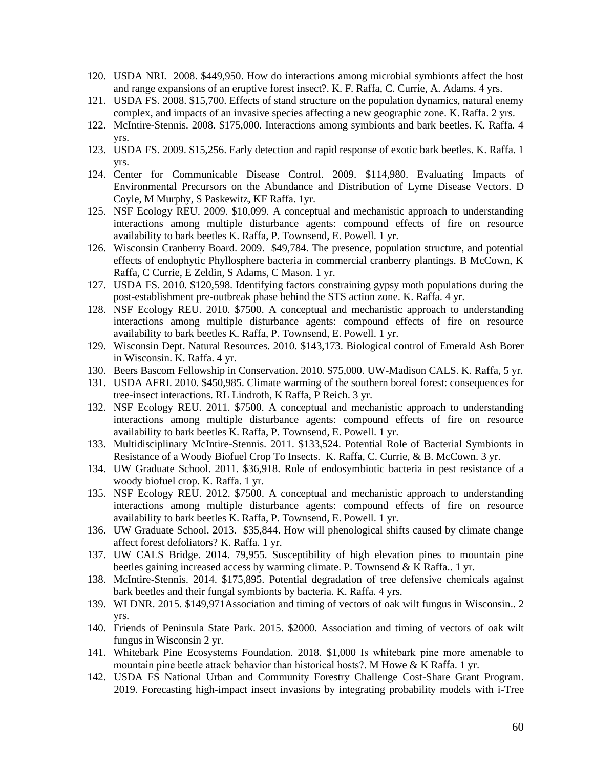120. USDA NRI. 2008. $449,950. How do interactions among microbial symbionts affect the host and range expansions of an eruptive forest insect?. K. F. Raffa, C. Currie, A. Adams. 4 yrs.
121. USDA FS. 2008. $15,700. Effects of stand structure on the population dynamics, natural enemy complex, and impacts of an invasive species affecting a new geographic zone. K. Raffa. 2 yrs.
122. McIntire-Stennis. 2008. $175,000. Interactions among symbionts and bark beetles. K. Raffa. 4 yrs.
123. USDA FS. 2009. $15,256. Early detection and rapid response of exotic bark beetles. K. Raffa. 1 yrs.
124. Center for Communicable Disease Control. 2009. $114,980. Evaluating Impacts of Environmental Precursors on the Abundance and Distribution of Lyme Disease Vectors. D Coyle, M Murphy, S Paskewitz, KF Raffa. 1yr.
125. NSF Ecology REU. 2009. $10,099. A conceptual and mechanistic approach to understanding interactions among multiple disturbance agents: compound effects of fire on resource availability to bark beetles K. Raffa, P. Townsend, E. Powell. 1 yr.
126. Wisconsin Cranberry Board. 2009. $49,784. The presence, population structure, and potential effects of endophytic Phyllosphere bacteria in commercial cranberry plantings. B McCown, K Raffa, C Currie, E Zeldin, S Adams, C Mason. 1 yr.
127. USDA FS. 2010. $120,598. Identifying factors constraining gypsy moth populations during the post-establishment pre-outbreak phase behind the STS action zone. K. Raffa. 4 yr.
128. NSF Ecology REU. 2010. $7500. A conceptual and mechanistic approach to understanding interactions among multiple disturbance agents: compound effects of fire on resource availability to bark beetles K. Raffa, P. Townsend, E. Powell. 1 yr.
129. Wisconsin Dept. Natural Resources. 2010. $143,173. Biological control of Emerald Ash Borer in Wisconsin. K. Raffa. 4 yr.
130. Beers Bascom Fellowship in Conservation. 2010. $75,000. UW-Madison CALS. K. Raffa, 5 yr.
131. USDA AFRI. 2010. $450,985. Climate warming of the southern boreal forest: consequences for tree-insect interactions. RL Lindroth, K Raffa, P Reich. 3 yr.
132. NSF Ecology REU. 2011. $7500. A conceptual and mechanistic approach to understanding interactions among multiple disturbance agents: compound effects of fire on resource availability to bark beetles K. Raffa, P. Townsend, E. Powell. 1 yr.
133. Multidisciplinary McIntire-Stennis. 2011. $133,524. Potential Role of Bacterial Symbionts in Resistance of a Woody Biofuel Crop To Insects. K. Raffa, C. Currie, & B. McCown. 3 yr.
134. UW Graduate School. 2011. $36,918. Role of endosymbiotic bacteria in pest resistance of a woody biofuel crop. K. Raffa. 1 yr.
135. NSF Ecology REU. 2012. $7500. A conceptual and mechanistic approach to understanding interactions among multiple disturbance agents: compound effects of fire on resource availability to bark beetles K. Raffa, P. Townsend, E. Powell. 1 yr.
136. UW Graduate School. 2013. $35,844. How will phenological shifts caused by climate change affect forest defoliators? K. Raffa. 1 yr.
137. UW CALS Bridge. 2014. 79,955. Susceptibility of high elevation pines to mountain pine beetles gaining increased access by warming climate. P. Townsend & K Raffa.. 1 yr.
138. McIntire-Stennis. 2014. $175,895. Potential degradation of tree defensive chemicals against bark beetles and their fungal symbionts by bacteria. K. Raffa. 4 yrs.
139. WI DNR. 2015. $149,971Association and timing of vectors of oak wilt fungus in Wisconsin.. 2 yrs.
140. Friends of Peninsula State Park. 2015. $2000. Association and timing of vectors of oak wilt fungus in Wisconsin 2 yr.
141. Whitebark Pine Ecosystems Foundation. 2018. $1,000 Is whitebark pine more amenable to mountain pine beetle attack behavior than historical hosts?. M Howe & K Raffa. 1 yr.
142. USDA FS National Urban and Community Forestry Challenge Cost-Share Grant Program. 2019. Forecasting high-impact insect invasions by integrating probability models with i-Tree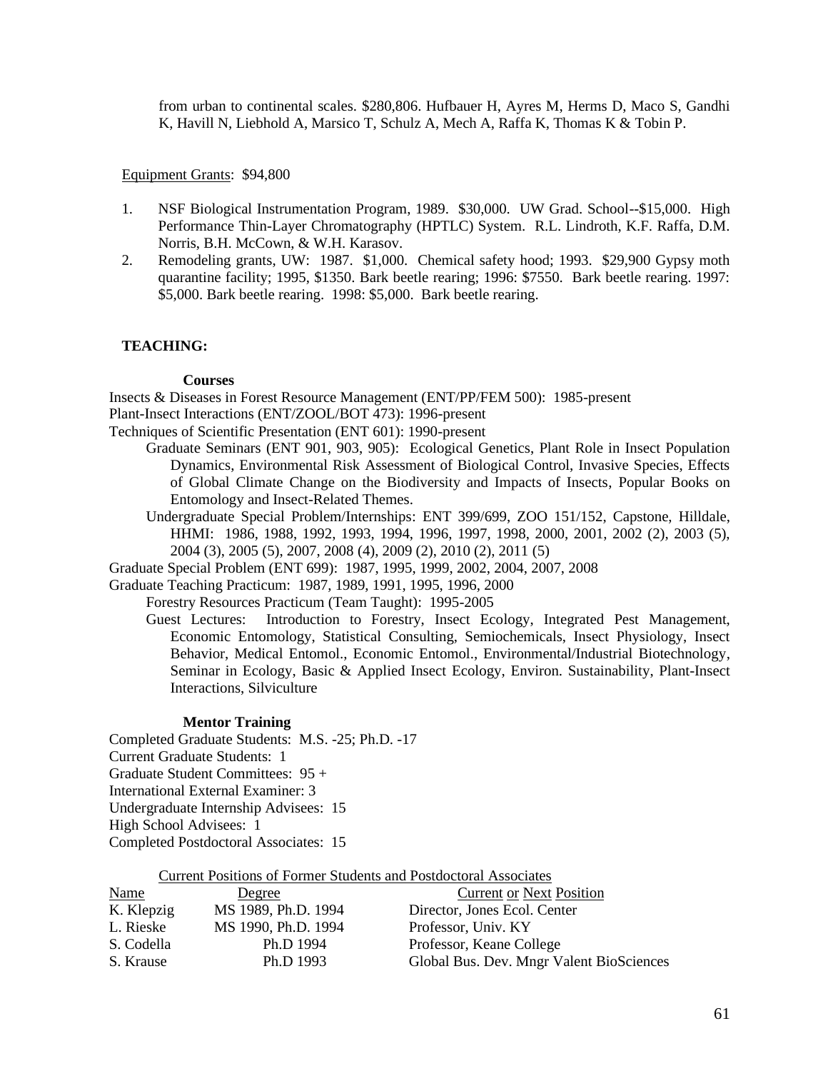from urban to continental scales. $280,806. Hufbauer H, Ayres M, Herms D, Maco S, Gandhi K, Havill N, Liebhold A, Marsico T, Schulz A, Mech A, Raffa K, Thomas K & Tobin P.

Equipment Grants: $94,800

1. NSF Biological Instrumentation Program, 1989. $30,000. UW Grad. School--$15,000. High Performance Thin-Layer Chromatography (HPTLC) System. R.L. Lindroth, K.F. Raffa, D.M. Norris, B.H. McCown, & W.H. Karasov.
2. Remodeling grants, UW: 1987. $1,000. Chemical safety hood; 1993. $29,900 Gypsy moth quarantine facility; 1995, $1350. Bark beetle rearing; 1996: $7550. Bark beetle rearing. 1997: $5,000. Bark beetle rearing. 1998: $5,000. Bark beetle rearing.

## TEACHING:

### Courses

Insects & Diseases in Forest Resource Management (ENT/PP/FEM 500): 1985-present
Plant-Insect Interactions (ENT/ZOOL/BOT 473): 1996-present
Techniques of Scientific Presentation (ENT 601): 1990-present

Graduate Seminars (ENT 901, 903, 905): Ecological Genetics, Plant Role in Insect Population Dynamics, Environmental Risk Assessment of Biological Control, Invasive Species, Effects of Global Climate Change on the Biodiversity and Impacts of Insects, Popular Books on Entomology and Insect-Related Themes.

Undergraduate Special Problem/Internships: ENT 399/699, ZOO 151/152, Capstone, Hilldale, HHMI: 1986, 1988, 1992, 1993, 1994, 1996, 1997, 1998, 2000, 2001, 2002 (2), 2003 (5), 2004 (3), 2005 (5), 2007, 2008 (4), 2009 (2), 2010 (2), 2011 (5)

Graduate Special Problem (ENT 699): 1987, 1995, 1999, 2002, 2004, 2007, 2008
Graduate Teaching Practicum: 1987, 1989, 1991, 1995, 1996, 2000

Forestry Resources Practicum (Team Taught): 1995-2005

Guest Lectures: Introduction to Forestry, Insect Ecology, Integrated Pest Management, Economic Entomology, Statistical Consulting, Semiochemicals, Insect Physiology, Insect Behavior, Medical Entomol., Economic Entomol., Environmental/Industrial Biotechnology, Seminar in Ecology, Basic & Applied Insect Ecology, Environ. Sustainability, Plant-Insect Interactions, Silviculture

### Mentor Training

Completed Graduate Students: M.S. -25; Ph.D. -17
Current Graduate Students: 1
Graduate Student Committees: 95 +
International External Examiner: 3
Undergraduate Internship Advisees: 15
High School Advisees: 1
Completed Postdoctoral Associates: 15

Current Positions of Former Students and Postdoctoral Associates

| Name | Degree | Current or Next Position |
|---|---|---|
| K. Klepzig | MS 1989, Ph.D. 1994 | Director, Jones Ecol. Center |
| L. Rieske | MS 1990, Ph.D. 1994 | Professor, Univ. KY |
| S. Codella | Ph.D 1994 | Professor, Keane College |
| S. Krause | Ph.D 1993 | Global Bus. Dev. Mngr Valent BioSciences |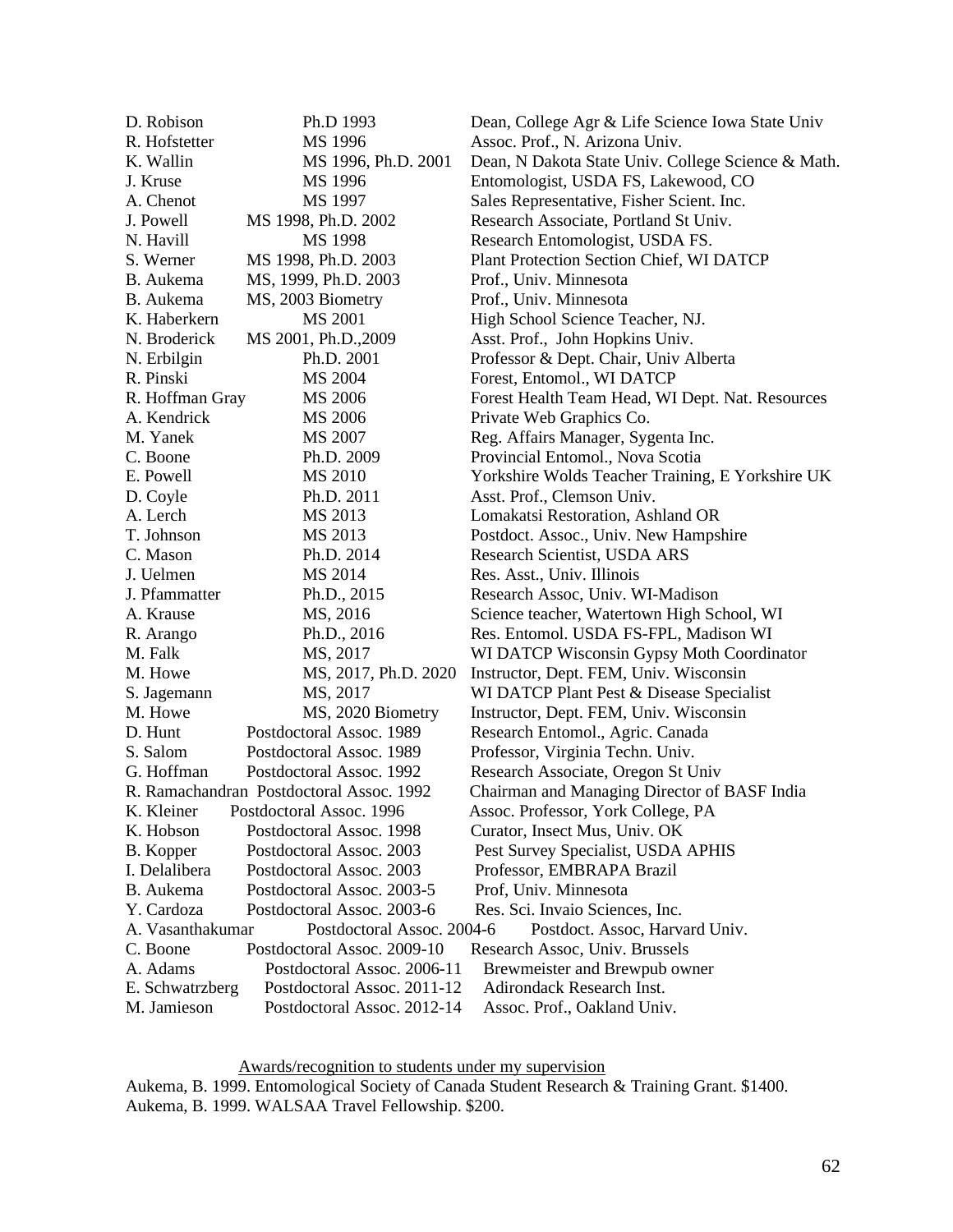| | | |
|---|---|---|
| D. Robison | Ph.D 1993 | Dean, College Agr & Life Science Iowa State Univ |
| R. Hofstetter | MS 1996 | Assoc. Prof., N. Arizona Univ. |
| K. Wallin | MS 1996, Ph.D. 2001 | Dean, N Dakota State Univ. College Science & Math. |
| J. Kruse | MS 1996 | Entomologist, USDA FS, Lakewood, CO |
| A. Chenot | MS 1997 | Sales Representative, Fisher Scient. Inc. |
| J. Powell | MS 1998, Ph.D. 2002 | Research Associate, Portland St Univ. |
| N. Havill | MS 1998 | Research Entomologist, USDA FS. |
| S. Werner | MS 1998, Ph.D. 2003 | Plant Protection Section Chief, WI DATCP |
| B. Aukema | MS, 1999, Ph.D. 2003 | Prof., Univ. Minnesota |
| B. Aukema | MS, 2003 Biometry | Prof., Univ. Minnesota |
| K. Haberkern | MS 2001 | High School Science Teacher, NJ. |
| N. Broderick | MS 2001, Ph.D.,2009 | Asst. Prof., John Hopkins Univ. |
| N. Erbilgin | Ph.D. 2001 | Professor & Dept. Chair, Univ Alberta |
| R. Pinski | MS 2004 | Forest, Entomol., WI DATCP |
| R. Hoffman Gray | MS 2006 | Forest Health Team Head, WI Dept. Nat. Resources |
| A. Kendrick | MS 2006 | Private Web Graphics Co. |
| M. Yanek | MS 2007 | Reg. Affairs Manager, Sygenta Inc. |
| C. Boone | Ph.D. 2009 | Provincial Entomol., Nova Scotia |
| E. Powell | MS 2010 | Yorkshire Wolds Teacher Training, E Yorkshire UK |
| D. Coyle | Ph.D. 2011 | Asst. Prof., Clemson Univ. |
| A. Lerch | MS 2013 | Lomakatsi Restoration, Ashland OR |
| T. Johnson | MS 2013 | Postdoct. Assoc., Univ. New Hampshire |
| C. Mason | Ph.D. 2014 | Research Scientist, USDA ARS |
| J. Uelmen | MS 2014 | Res. Asst., Univ. Illinois |
| J. Pfammatter | Ph.D., 2015 | Research Assoc, Univ. WI-Madison |
| A. Krause | MS, 2016 | Science teacher, Watertown High School, WI |
| R. Arango | Ph.D., 2016 | Res. Entomol. USDA FS-FPL, Madison WI |
| M. Falk | MS, 2017 | WI DATCP Wisconsin Gypsy Moth Coordinator |
| M. Howe | MS, 2017, Ph.D. 2020 | Instructor, Dept. FEM, Univ. Wisconsin |
| S. Jagemann | MS, 2017 | WI DATCP Plant Pest & Disease Specialist |
| M. Howe | MS, 2020 Biometry | Instructor, Dept. FEM, Univ. Wisconsin |
| D. Hunt | Postdoctoral Assoc. 1989 | Research Entomol., Agric. Canada |
| S. Salom | Postdoctoral Assoc. 1989 | Professor, Virginia Techn. Univ. |
| G. Hoffman | Postdoctoral Assoc. 1992 | Research Associate, Oregon St Univ |
| R. Ramachandran | Postdoctoral Assoc. 1992 | Chairman and Managing Director of BASF India |
| K. Kleiner | Postdoctoral Assoc. 1996 | Assoc. Professor, York College, PA |
| K. Hobson | Postdoctoral Assoc. 1998 | Curator, Insect Mus, Univ. OK |
| B. Kopper | Postdoctoral Assoc. 2003 | Pest Survey Specialist, USDA APHIS |
| I. Delalibera | Postdoctoral Assoc. 2003 | Professor, EMBRAPA Brazil |
| B. Aukema | Postdoctoral Assoc. 2003-5 | Prof, Univ. Minnesota |
| Y. Cardoza | Postdoctoral Assoc. 2003-6 | Res. Sci. Invaio Sciences, Inc. |
| A. Vasanthakumar | Postdoctoral Assoc. 2004-6 | Postdoct. Assoc, Harvard Univ. |
| C. Boone | Postdoctoral Assoc. 2009-10 | Research Assoc, Univ. Brussels |
| A. Adams | Postdoctoral Assoc. 2006-11 | Brewmeister and Brewpub owner |
| E. Schwatrzberg | Postdoctoral Assoc. 2011-12 | Adirondack Research Inst. |
| M. Jamieson | Postdoctoral Assoc. 2012-14 | Assoc. Prof., Oakland Univ. |

Awards/recognition to students under my supervision

Aukema, B. 1999. Entomological Society of Canada Student Research & Training Grant. $1400.
Aukema, B. 1999. WALSAA Travel Fellowship. $200.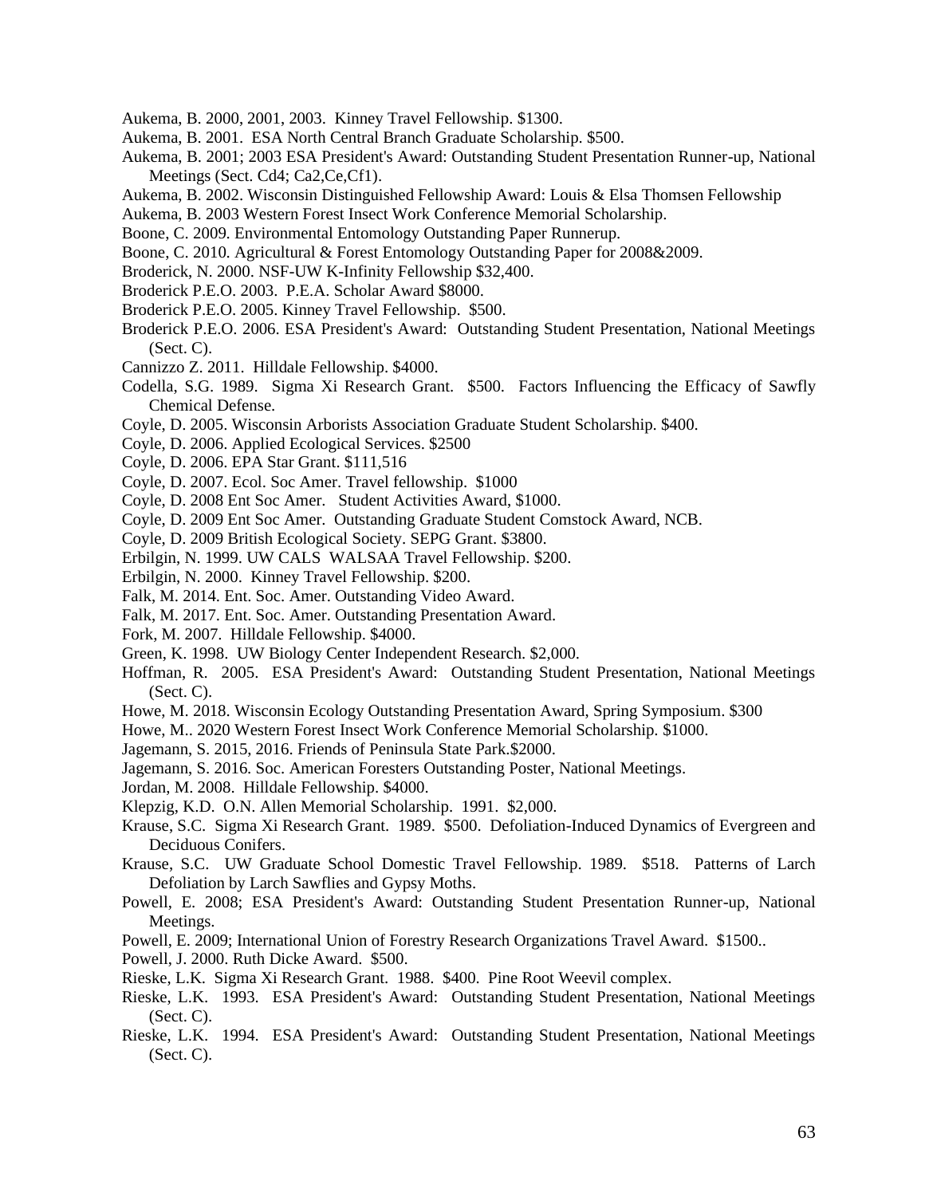Aukema, B. 2000, 2001, 2003. Kinney Travel Fellowship. $1300.

Aukema, B. 2001. ESA North Central Branch Graduate Scholarship. $500.

Aukema, B. 2001; 2003 ESA President's Award: Outstanding Student Presentation Runner-up, National Meetings (Sect. Cd4; Ca2,Ce,Cf1).

Aukema, B. 2002. Wisconsin Distinguished Fellowship Award: Louis & Elsa Thomsen Fellowship

Aukema, B. 2003 Western Forest Insect Work Conference Memorial Scholarship.

Boone, C. 2009. Environmental Entomology Outstanding Paper Runnerup.

Boone, C. 2010. Agricultural & Forest Entomology Outstanding Paper for 2008&2009.

Broderick, N. 2000. NSF-UW K-Infinity Fellowship $32,400.

Broderick P.E.O. 2003. P.E.A. Scholar Award $8000.

Broderick P.E.O. 2005. Kinney Travel Fellowship. $500.

Broderick P.E.O. 2006. ESA President's Award: Outstanding Student Presentation, National Meetings (Sect. C).

Cannizzo Z. 2011. Hilldale Fellowship. $4000.

Codella, S.G. 1989. Sigma Xi Research Grant. $500. Factors Influencing the Efficacy of Sawfly Chemical Defense.

Coyle, D. 2005. Wisconsin Arborists Association Graduate Student Scholarship. $400.

Coyle, D. 2006. Applied Ecological Services. $2500

Coyle, D. 2006. EPA Star Grant. $111,516

Coyle, D. 2007. Ecol. Soc Amer. Travel fellowship. $1000

Coyle, D. 2008 Ent Soc Amer. Student Activities Award, $1000.

Coyle, D. 2009 Ent Soc Amer. Outstanding Graduate Student Comstock Award, NCB.

Coyle, D. 2009 British Ecological Society. SEPG Grant. $3800.

Erbilgin, N. 1999. UW CALS WALSAA Travel Fellowship. $200.

Erbilgin, N. 2000. Kinney Travel Fellowship. $200.

Falk, M. 2014. Ent. Soc. Amer. Outstanding Video Award.

Falk, M. 2017. Ent. Soc. Amer. Outstanding Presentation Award.

Fork, M. 2007. Hilldale Fellowship. $4000.

Green, K. 1998. UW Biology Center Independent Research. $2,000.

Hoffman, R. 2005. ESA President's Award: Outstanding Student Presentation, National Meetings (Sect. C).

Howe, M. 2018. Wisconsin Ecology Outstanding Presentation Award, Spring Symposium. $300

Howe, M.. 2020 Western Forest Insect Work Conference Memorial Scholarship. $1000.

Jagemann, S. 2015, 2016. Friends of Peninsula State Park.$2000.

Jagemann, S. 2016. Soc. American Foresters Outstanding Poster, National Meetings.

Jordan, M. 2008. Hilldale Fellowship. $4000.

Klepzig, K.D. O.N. Allen Memorial Scholarship. 1991. $2,000.

Krause, S.C. Sigma Xi Research Grant. 1989. $500. Defoliation-Induced Dynamics of Evergreen and Deciduous Conifers.

Krause, S.C. UW Graduate School Domestic Travel Fellowship. 1989. $518. Patterns of Larch Defoliation by Larch Sawflies and Gypsy Moths.

Powell, E. 2008; ESA President's Award: Outstanding Student Presentation Runner-up, National Meetings.

Powell, E. 2009; International Union of Forestry Research Organizations Travel Award. $1500..

Powell, J. 2000. Ruth Dicke Award. $500.

Rieske, L.K. Sigma Xi Research Grant. 1988. $400. Pine Root Weevil complex.

Rieske, L.K. 1993. ESA President's Award: Outstanding Student Presentation, National Meetings (Sect. C).

Rieske, L.K. 1994. ESA President's Award: Outstanding Student Presentation, National Meetings (Sect. C).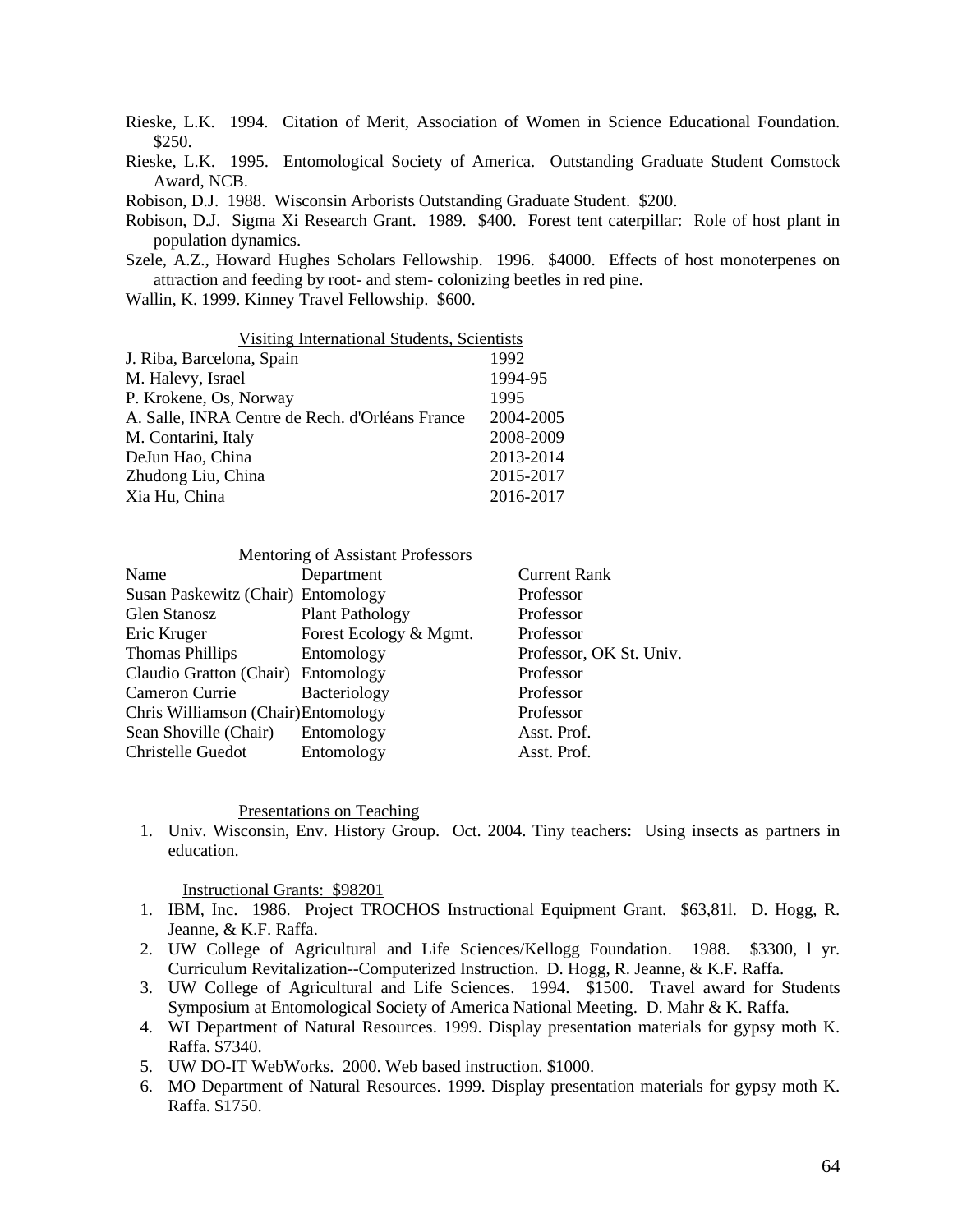Rieske, L.K. 1994. Citation of Merit, Association of Women in Science Educational Foundation. $250.

Rieske, L.K. 1995. Entomological Society of America. Outstanding Graduate Student Comstock Award, NCB.

Robison, D.J. 1988. Wisconsin Arborists Outstanding Graduate Student. $200.

Robison, D.J. Sigma Xi Research Grant. 1989. $400. Forest tent caterpillar: Role of host plant in population dynamics.

Szele, A.Z., Howard Hughes Scholars Fellowship. 1996. $4000. Effects of host monoterpenes on attraction and feeding by root- and stem- colonizing beetles in red pine.

Wallin, K. 1999. Kinney Travel Fellowship. $600.

### Visiting International Students, Scientists

| | |
|---|---|
| J. Riba, Barcelona, Spain | 1992 |
| M. Halevy, Israel | 1994-95 |
| P. Krokene, Os, Norway | 1995 |
| A. Salle, INRA Centre de Rech. d'Orléans France | 2004-2005 |
| M. Contarini, Italy | 2008-2009 |
| DeJun Hao, China | 2013-2014 |
| Zhudong Liu, China | 2015-2017 |
| Xia Hu, China | 2016-2017 |

### Mentoring of Assistant Professors

| Name | Department | Current Rank |
|---|---|---|
| Susan Paskewitz (Chair) | Entomology | Professor |
| Glen Stanosz | Plant Pathology | Professor |
| Eric Kruger | Forest Ecology & Mgmt. | Professor |
| Thomas Phillips | Entomology | Professor, OK St. Univ. |
| Claudio Gratton (Chair) | Entomology | Professor |
| Cameron Currie | Bacteriology | Professor |
| Chris Williamson (Chair) | Entomology | Professor |
| Sean Shoville (Chair) | Entomology | Asst. Prof. |
| Christelle Guedot | Entomology | Asst. Prof. |

### Presentations on Teaching

1. Univ. Wisconsin, Env. History Group. Oct. 2004. Tiny teachers: Using insects as partners in education.

### Instructional Grants: $98201

1. IBM, Inc. 1986. Project TROCHOS Instructional Equipment Grant. $63,81l. D. Hogg, R. Jeanne, & K.F. Raffa.
2. UW College of Agricultural and Life Sciences/Kellogg Foundation. 1988. $3300, l yr. Curriculum Revitalization--Computerized Instruction. D. Hogg, R. Jeanne, & K.F. Raffa.
3. UW College of Agricultural and Life Sciences. 1994. $1500. Travel award for Students Symposium at Entomological Society of America National Meeting. D. Mahr & K. Raffa.
4. WI Department of Natural Resources. 1999. Display presentation materials for gypsy moth K. Raffa. $7340.
5. UW DO-IT WebWorks. 2000. Web based instruction. $1000.
6. MO Department of Natural Resources. 1999. Display presentation materials for gypsy moth K. Raffa. $1750.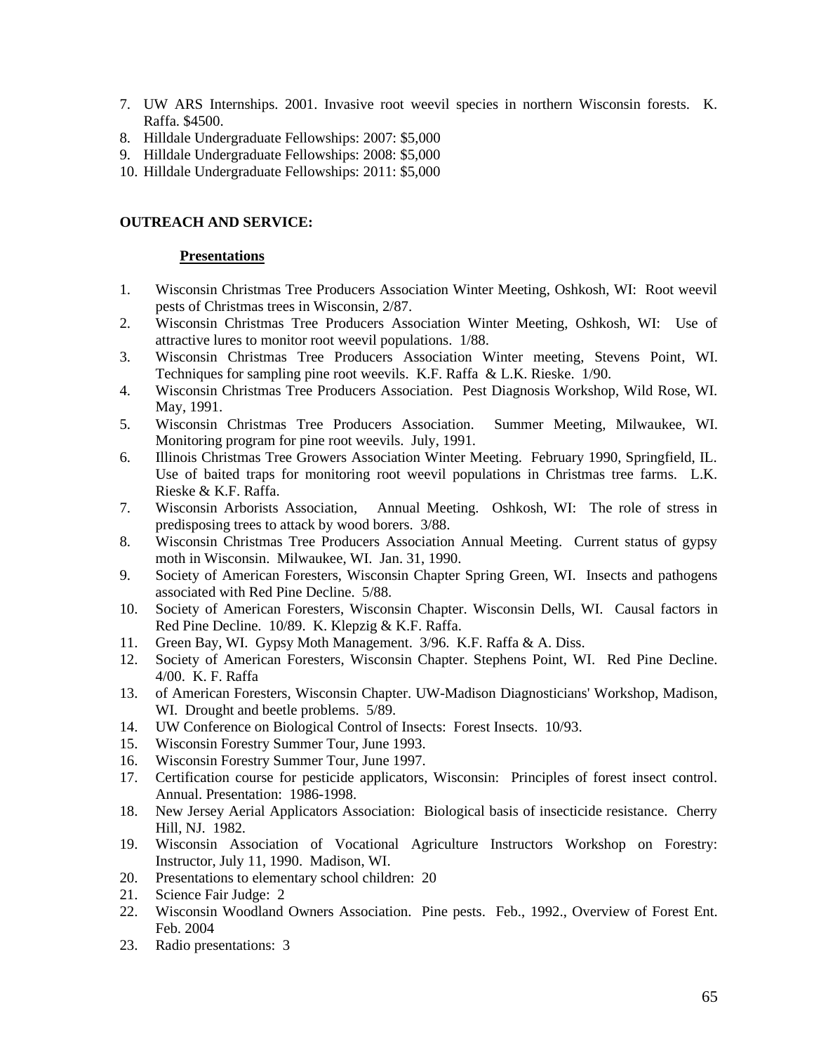7. UW ARS Internships. 2001. Invasive root weevil species in northern Wisconsin forests. K. Raffa. $4500.
8. Hilldale Undergraduate Fellowships: 2007: $5,000
9. Hilldale Undergraduate Fellowships: 2008: $5,000
10. Hilldale Undergraduate Fellowships: 2011: $5,000

**OUTREACH AND SERVICE:**

**Presentations**

1. Wisconsin Christmas Tree Producers Association Winter Meeting, Oshkosh, WI: Root weevil pests of Christmas trees in Wisconsin, 2/87.
2. Wisconsin Christmas Tree Producers Association Winter Meeting, Oshkosh, WI: Use of attractive lures to monitor root weevil populations. 1/88.
3. Wisconsin Christmas Tree Producers Association Winter meeting, Stevens Point, WI. Techniques for sampling pine root weevils. K.F. Raffa & L.K. Rieske. 1/90.
4. Wisconsin Christmas Tree Producers Association. Pest Diagnosis Workshop, Wild Rose, WI. May, 1991.
5. Wisconsin Christmas Tree Producers Association. Summer Meeting, Milwaukee, WI. Monitoring program for pine root weevils. July, 1991.
6. Illinois Christmas Tree Growers Association Winter Meeting. February 1990, Springfield, IL. Use of baited traps for monitoring root weevil populations in Christmas tree farms. L.K. Rieske & K.F. Raffa.
7. Wisconsin Arborists Association, Annual Meeting. Oshkosh, WI: The role of stress in predisposing trees to attack by wood borers. 3/88.
8. Wisconsin Christmas Tree Producers Association Annual Meeting. Current status of gypsy moth in Wisconsin. Milwaukee, WI. Jan. 31, 1990.
9. Society of American Foresters, Wisconsin Chapter Spring Green, WI. Insects and pathogens associated with Red Pine Decline. 5/88.
10. Society of American Foresters, Wisconsin Chapter. Wisconsin Dells, WI. Causal factors in Red Pine Decline. 10/89. K. Klepzig & K.F. Raffa.
11. Green Bay, WI. Gypsy Moth Management. 3/96. K.F. Raffa & A. Diss.
12. Society of American Foresters, Wisconsin Chapter. Stephens Point, WI. Red Pine Decline. 4/00. K. F. Raffa
13. of American Foresters, Wisconsin Chapter. UW-Madison Diagnosticians' Workshop, Madison, WI. Drought and beetle problems. 5/89.
14. UW Conference on Biological Control of Insects: Forest Insects. 10/93.
15. Wisconsin Forestry Summer Tour, June 1993.
16. Wisconsin Forestry Summer Tour, June 1997.
17. Certification course for pesticide applicators, Wisconsin: Principles of forest insect control. Annual. Presentation: 1986-1998.
18. New Jersey Aerial Applicators Association: Biological basis of insecticide resistance. Cherry Hill, NJ. 1982.
19. Wisconsin Association of Vocational Agriculture Instructors Workshop on Forestry: Instructor, July 11, 1990. Madison, WI.
20. Presentations to elementary school children: 20
21. Science Fair Judge: 2
22. Wisconsin Woodland Owners Association. Pine pests. Feb., 1992., Overview of Forest Ent. Feb. 2004
23. Radio presentations: 3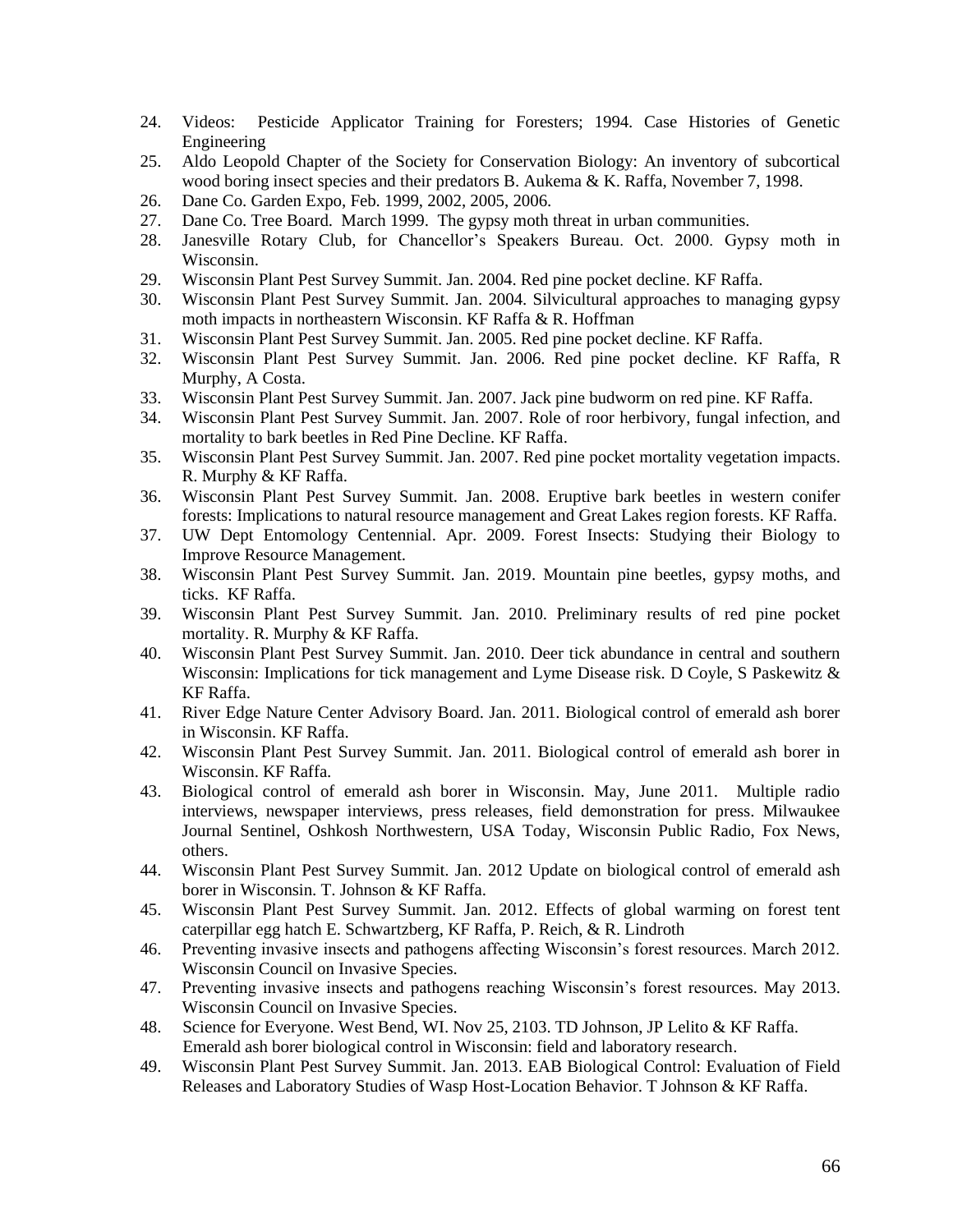24. Videos: Pesticide Applicator Training for Foresters; 1994. Case Histories of Genetic Engineering
25. Aldo Leopold Chapter of the Society for Conservation Biology: An inventory of subcortical wood boring insect species and their predators B. Aukema & K. Raffa, November 7, 1998.
26. Dane Co. Garden Expo, Feb. 1999, 2002, 2005, 2006.
27. Dane Co. Tree Board. March 1999. The gypsy moth threat in urban communities.
28. Janesville Rotary Club, for Chancellor's Speakers Bureau. Oct. 2000. Gypsy moth in Wisconsin.
29. Wisconsin Plant Pest Survey Summit. Jan. 2004. Red pine pocket decline. KF Raffa.
30. Wisconsin Plant Pest Survey Summit. Jan. 2004. Silvicultural approaches to managing gypsy moth impacts in northeastern Wisconsin. KF Raffa & R. Hoffman
31. Wisconsin Plant Pest Survey Summit. Jan. 2005. Red pine pocket decline. KF Raffa.
32. Wisconsin Plant Pest Survey Summit. Jan. 2006. Red pine pocket decline. KF Raffa, R Murphy, A Costa.
33. Wisconsin Plant Pest Survey Summit. Jan. 2007. Jack pine budworm on red pine. KF Raffa.
34. Wisconsin Plant Pest Survey Summit. Jan. 2007. Role of roor herbivory, fungal infection, and mortality to bark beetles in Red Pine Decline. KF Raffa.
35. Wisconsin Plant Pest Survey Summit. Jan. 2007. Red pine pocket mortality vegetation impacts. R. Murphy & KF Raffa.
36. Wisconsin Plant Pest Survey Summit. Jan. 2008. Eruptive bark beetles in western conifer forests: Implications to natural resource management and Great Lakes region forests. KF Raffa.
37. UW Dept Entomology Centennial. Apr. 2009. Forest Insects: Studying their Biology to Improve Resource Management.
38. Wisconsin Plant Pest Survey Summit. Jan. 2019. Mountain pine beetles, gypsy moths, and ticks. KF Raffa.
39. Wisconsin Plant Pest Survey Summit. Jan. 2010. Preliminary results of red pine pocket mortality. R. Murphy & KF Raffa.
40. Wisconsin Plant Pest Survey Summit. Jan. 2010. Deer tick abundance in central and southern Wisconsin: Implications for tick management and Lyme Disease risk. D Coyle, S Paskewitz & KF Raffa.
41. River Edge Nature Center Advisory Board. Jan. 2011. Biological control of emerald ash borer in Wisconsin. KF Raffa.
42. Wisconsin Plant Pest Survey Summit. Jan. 2011. Biological control of emerald ash borer in Wisconsin. KF Raffa.
43. Biological control of emerald ash borer in Wisconsin. May, June 2011. Multiple radio interviews, newspaper interviews, press releases, field demonstration for press. Milwaukee Journal Sentinel, Oshkosh Northwestern, USA Today, Wisconsin Public Radio, Fox News, others.
44. Wisconsin Plant Pest Survey Summit. Jan. 2012 Update on biological control of emerald ash borer in Wisconsin. T. Johnson & KF Raffa.
45. Wisconsin Plant Pest Survey Summit. Jan. 2012. Effects of global warming on forest tent caterpillar egg hatch E. Schwartzberg, KF Raffa, P. Reich, & R. Lindroth
46. Preventing invasive insects and pathogens affecting Wisconsin's forest resources. March 2012. Wisconsin Council on Invasive Species.
47. Preventing invasive insects and pathogens reaching Wisconsin's forest resources. May 2013. Wisconsin Council on Invasive Species.
48. Science for Everyone. West Bend, WI. Nov 25, 2103. TD Johnson, JP Lelito & KF Raffa. Emerald ash borer biological control in Wisconsin: field and laboratory research.
49. Wisconsin Plant Pest Survey Summit. Jan. 2013. EAB Biological Control: Evaluation of Field Releases and Laboratory Studies of Wasp Host-Location Behavior. T Johnson & KF Raffa.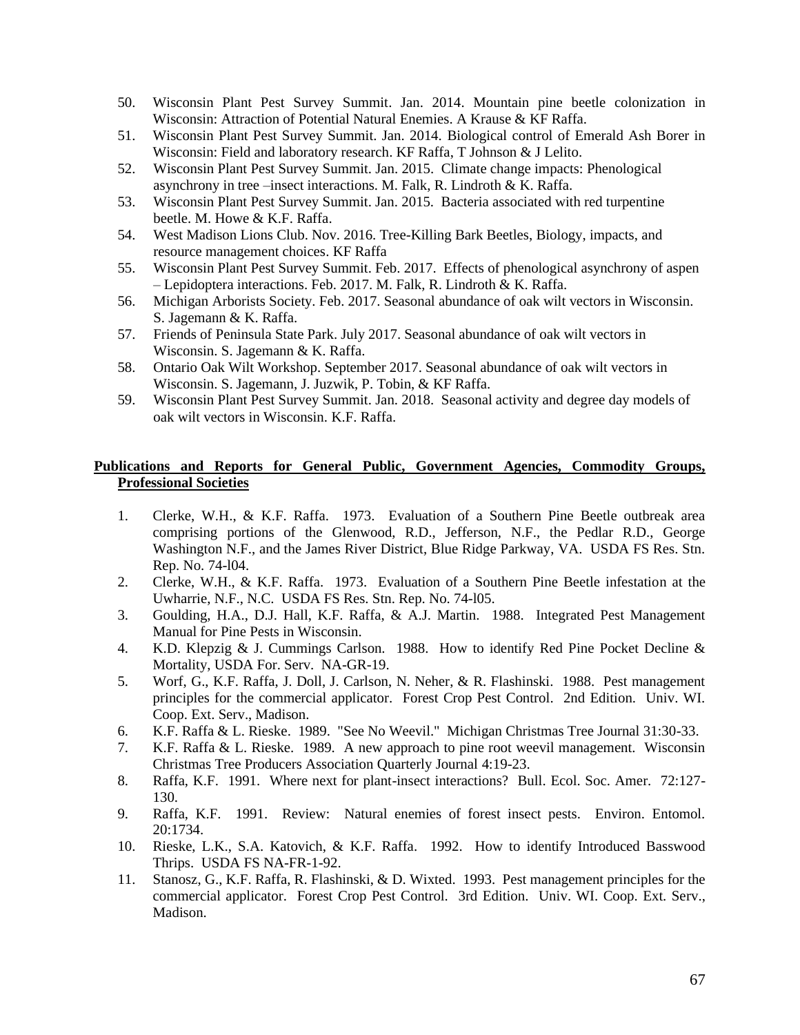50. Wisconsin Plant Pest Survey Summit. Jan. 2014. Mountain pine beetle colonization in Wisconsin: Attraction of Potential Natural Enemies. A Krause & KF Raffa.
51. Wisconsin Plant Pest Survey Summit. Jan. 2014. Biological control of Emerald Ash Borer in Wisconsin: Field and laboratory research. KF Raffa, T Johnson & J Lelito.
52. Wisconsin Plant Pest Survey Summit. Jan. 2015. Climate change impacts: Phenological asynchrony in tree –insect interactions. M. Falk, R. Lindroth & K. Raffa.
53. Wisconsin Plant Pest Survey Summit. Jan. 2015. Bacteria associated with red turpentine beetle. M. Howe & K.F. Raffa.
54. West Madison Lions Club. Nov. 2016. Tree-Killing Bark Beetles, Biology, impacts, and resource management choices. KF Raffa
55. Wisconsin Plant Pest Survey Summit. Feb. 2017. Effects of phenological asynchrony of aspen – Lepidoptera interactions. Feb. 2017. M. Falk, R. Lindroth & K. Raffa.
56. Michigan Arborists Society. Feb. 2017. Seasonal abundance of oak wilt vectors in Wisconsin. S. Jagemann & K. Raffa.
57. Friends of Peninsula State Park. July 2017. Seasonal abundance of oak wilt vectors in Wisconsin. S. Jagemann & K. Raffa.
58. Ontario Oak Wilt Workshop. September 2017. Seasonal abundance of oak wilt vectors in Wisconsin. S. Jagemann, J. Juzwik, P. Tobin, & KF Raffa.
59. Wisconsin Plant Pest Survey Summit. Jan. 2018. Seasonal activity and degree day models of oak wilt vectors in Wisconsin. K.F. Raffa.

## Publications and Reports for General Public, Government Agencies, Commodity Groups, Professional Societies

1. Clerke, W.H., & K.F. Raffa. 1973. Evaluation of a Southern Pine Beetle outbreak area comprising portions of the Glenwood, R.D., Jefferson, N.F., the Pedlar R.D., George Washington N.F., and the James River District, Blue Ridge Parkway, VA. USDA FS Res. Stn. Rep. No. 74-l04.
2. Clerke, W.H., & K.F. Raffa. 1973. Evaluation of a Southern Pine Beetle infestation at the Uwharrie, N.F., N.C. USDA FS Res. Stn. Rep. No. 74-l05.
3. Goulding, H.A., D.J. Hall, K.F. Raffa, & A.J. Martin. 1988. Integrated Pest Management Manual for Pine Pests in Wisconsin.
4. K.D. Klepzig & J. Cummings Carlson. 1988. How to identify Red Pine Pocket Decline & Mortality, USDA For. Serv. NA-GR-19.
5. Worf, G., K.F. Raffa, J. Doll, J. Carlson, N. Neher, & R. Flashinski. 1988. Pest management principles for the commercial applicator. Forest Crop Pest Control. 2nd Edition. Univ. WI. Coop. Ext. Serv., Madison.
6. K.F. Raffa & L. Rieske. 1989. "See No Weevil." Michigan Christmas Tree Journal 31:30-33.
7. K.F. Raffa & L. Rieske. 1989. A new approach to pine root weevil management. Wisconsin Christmas Tree Producers Association Quarterly Journal 4:19-23.
8. Raffa, K.F. 1991. Where next for plant-insect interactions? Bull. Ecol. Soc. Amer. 72:127-130.
9. Raffa, K.F. 1991. Review: Natural enemies of forest insect pests. Environ. Entomol. 20:1734.
10. Rieske, L.K., S.A. Katovich, & K.F. Raffa. 1992. How to identify Introduced Basswood Thrips. USDA FS NA-FR-1-92.
11. Stanosz, G., K.F. Raffa, R. Flashinski, & D. Wixted. 1993. Pest management principles for the commercial applicator. Forest Crop Pest Control. 3rd Edition. Univ. WI. Coop. Ext. Serv., Madison.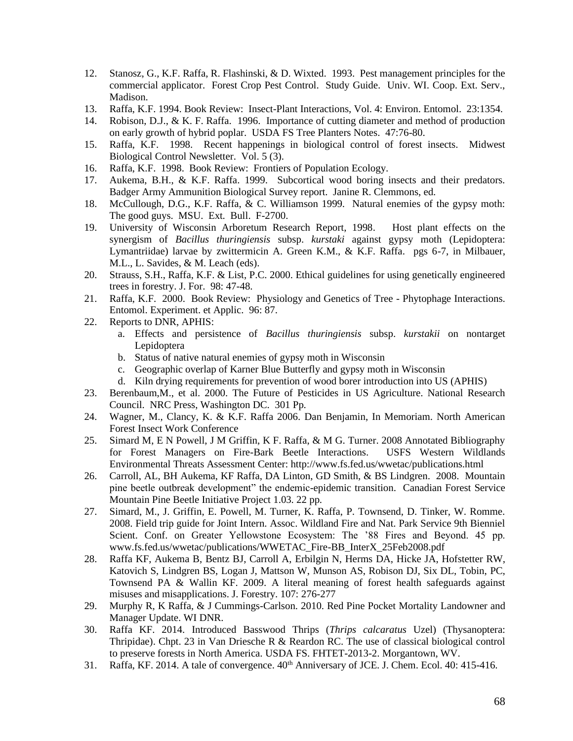12. Stanosz, G., K.F. Raffa, R. Flashinski, & D. Wixted. 1993. Pest management principles for the commercial applicator. Forest Crop Pest Control. Study Guide. Univ. WI. Coop. Ext. Serv., Madison.
13. Raffa, K.F. 1994. Book Review: Insect-Plant Interactions, Vol. 4: Environ. Entomol. 23:1354.
14. Robison, D.J., & K. F. Raffa. 1996. Importance of cutting diameter and method of production on early growth of hybrid poplar. USDA FS Tree Planters Notes. 47:76-80.
15. Raffa, K.F. 1998. Recent happenings in biological control of forest insects. Midwest Biological Control Newsletter. Vol. 5 (3).
16. Raffa, K.F. 1998. Book Review: Frontiers of Population Ecology.
17. Aukema, B.H., & K.F. Raffa. 1999. Subcortical wood boring insects and their predators. Badger Army Ammunition Biological Survey report. Janine R. Clemmons, ed.
18. McCullough, D.G., K.F. Raffa, & C. Williamson 1999. Natural enemies of the gypsy moth: The good guys. MSU. Ext. Bull. F-2700.
19. University of Wisconsin Arboretum Research Report, 1998. Host plant effects on the synergism of *Bacillus thuringiensis* subsp. *kurstaki* against gypsy moth (Lepidoptera: Lymantriidae) larvae by zwittermicin A. Green K.M., & K.F. Raffa. pgs 6-7, in Milbauer, M.L., L. Savides, & M. Leach (eds).
20. Strauss, S.H., Raffa, K.F. & List, P.C. 2000. Ethical guidelines for using genetically engineered trees in forestry. J. For. 98: 47-48.
21. Raffa, K.F. 2000. Book Review: Physiology and Genetics of Tree - Phytophage Interactions. Entomol. Experiment. et Applic. 96: 87.
22. Reports to DNR, APHIS:
    a. Effects and persistence of *Bacillus thuringiensis* subsp. *kurstakii* on nontarget Lepidoptera
    b. Status of native natural enemies of gypsy moth in Wisconsin
    c. Geographic overlap of Karner Blue Butterfly and gypsy moth in Wisconsin
    d. Kiln drying requirements for prevention of wood borer introduction into US (APHIS)
23. Berenbaum,M., et al. 2000. The Future of Pesticides in US Agriculture. National Research Council. NRC Press, Washington DC. 301 Pp.
24. Wagner, M., Clancy, K. & K.F. Raffa 2006. Dan Benjamin, In Memoriam. North American Forest Insect Work Conference
25. Simard M, E N Powell, J M Griffin, K F. Raffa, & M G. Turner. 2008 Annotated Bibliography for Forest Managers on Fire-Bark Beetle Interactions. USFS Western Wildlands Environmental Threats Assessment Center: http://www.fs.fed.us/wwetac/publications.html
26. Carroll, AL, BH Aukema, KF Raffa, DA Linton, GD Smith, & BS Lindgren. 2008. Mountain pine beetle outbreak development" the endemic-epidemic transition. Canadian Forest Service Mountain Pine Beetle Initiative Project 1.03. 22 pp.
27. Simard, M., J. Griffin, E. Powell, M. Turner, K. Raffa, P. Townsend, D. Tinker, W. Romme. 2008. Field trip guide for Joint Intern. Assoc. Wildland Fire and Nat. Park Service 9th Bienniel Scient. Conf. on Greater Yellowstone Ecosystem: The '88 Fires and Beyond. 45 pp. www.fs.fed.us/wwetac/publications/WWETAC_Fire-BB_InterX_25Feb2008.pdf
28. Raffa KF, Aukema B, Bentz BJ, Carroll A, Erbilgin N, Herms DA, Hicke JA, Hofstetter RW, Katovich S, Lindgren BS, Logan J, Mattson W, Munson AS, Robison DJ, Six DL, Tobin, PC, Townsend PA & Wallin KF. 2009. A literal meaning of forest health safeguards against misuses and misapplications. J. Forestry. 107: 276-277
29. Murphy R, K Raffa, & J Cummings-Carlson. 2010. Red Pine Pocket Mortality Landowner and Manager Update. WI DNR.
30. Raffa KF. 2014. Introduced Basswood Thrips (*Thrips calcaratus* Uzel) (Thysanoptera: Thripidae). Chpt. 23 in Van Driesche R & Reardon RC. The use of classical biological control to preserve forests in North America. USDA FS. FHTET-2013-2. Morgantown, WV.
31. Raffa, KF. 2014. A tale of convergence. 40th Anniversary of JCE. J. Chem. Ecol. 40: 415-416.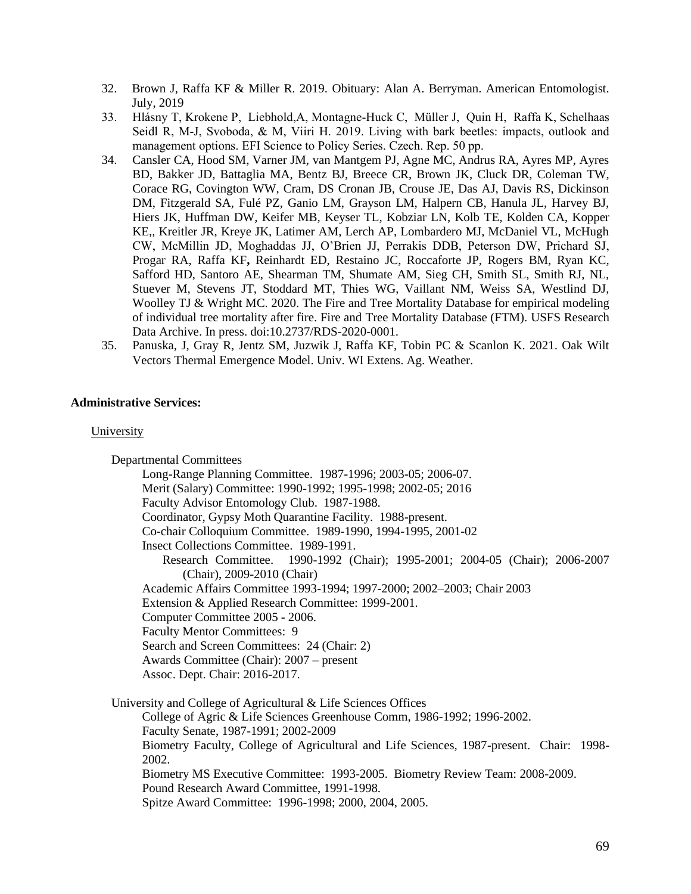32. Brown J, Raffa KF & Miller R. 2019. Obituary: Alan A. Berryman. American Entomologist. July, 2019
33. Hlásny T, Krokene P, Liebhold,A, Montagne-Huck C, Müller J, Quin H, Raffa K, Schelhaas Seidl R, M-J, Svoboda, & M, Viiri H. 2019. Living with bark beetles: impacts, outlook and management options. EFI Science to Policy Series. Czech. Rep. 50 pp.
34. Cansler CA, Hood SM, Varner JM, van Mantgem PJ, Agne MC, Andrus RA, Ayres MP, Ayres BD, Bakker JD, Battaglia MA, Bentz BJ, Breece CR, Brown JK, Cluck DR, Coleman TW, Corace RG, Covington WW, Cram, DS Cronan JB, Crouse JE, Das AJ, Davis RS, Dickinson DM, Fitzgerald SA, Fulé PZ, Ganio LM, Grayson LM, Halpern CB, Hanula JL, Harvey BJ, Hiers JK, Huffman DW, Keifer MB, Keyser TL, Kobziar LN, Kolb TE, Kolden CA, Kopper KE,, Kreitler JR, Kreye JK, Latimer AM, Lerch AP, Lombardero MJ, McDaniel VL, McHugh CW, McMillin JD, Moghaddas JJ, O'Brien JJ, Perrakis DDB, Peterson DW, Prichard SJ, Progar RA, Raffa KF**,** Reinhardt ED, Restaino JC, Roccaforte JP, Rogers BM, Ryan KC, Safford HD, Santoro AE, Shearman TM, Shumate AM, Sieg CH, Smith SL, Smith RJ, NL, Stuever M, Stevens JT, Stoddard MT, Thies WG, Vaillant NM, Weiss SA, Westlind DJ, Woolley TJ & Wright MC. 2020. The Fire and Tree Mortality Database for empirical modeling of individual tree mortality after fire. Fire and Tree Mortality Database (FTM). USFS Research Data Archive. In press. doi:10.2737/RDS-2020-0001.
35. Panuska, J, Gray R, Jentz SM, Juzwik J, Raffa KF, Tobin PC & Scanlon K. 2021. Oak Wilt Vectors Thermal Emergence Model. Univ. WI Extens. Ag. Weather.

**Administrative Services:**

University

Departmental Committees

- Long-Range Planning Committee. 1987-1996; 2003-05; 2006-07.
- Merit (Salary) Committee: 1990-1992; 1995-1998; 2002-05; 2016
- Faculty Advisor Entomology Club. 1987-1988.
- Coordinator, Gypsy Moth Quarantine Facility. 1988-present.
- Co-chair Colloquium Committee. 1989-1990, 1994-1995, 2001-02
- Insect Collections Committee. 1989-1991.
- Research Committee. 1990-1992 (Chair); 1995-2001; 2004-05 (Chair); 2006-2007 (Chair), 2009-2010 (Chair)
- Academic Affairs Committee 1993-1994; 1997-2000; 2002–2003; Chair 2003
- Extension & Applied Research Committee: 1999-2001.
- Computer Committee 2005 - 2006.
- Faculty Mentor Committees: 9
- Search and Screen Committees: 24 (Chair: 2)
- Awards Committee (Chair): 2007 – present
- Assoc. Dept. Chair: 2016-2017.

University and College of Agricultural & Life Sciences Offices

- College of Agric & Life Sciences Greenhouse Comm, 1986-1992; 1996-2002.
- Faculty Senate, 1987-1991; 2002-2009
- Biometry Faculty, College of Agricultural and Life Sciences, 1987-present. Chair: 1998-2002.
- Biometry MS Executive Committee: 1993-2005. Biometry Review Team: 2008-2009.
- Pound Research Award Committee, 1991-1998.
- Spitze Award Committee: 1996-1998; 2000, 2004, 2005.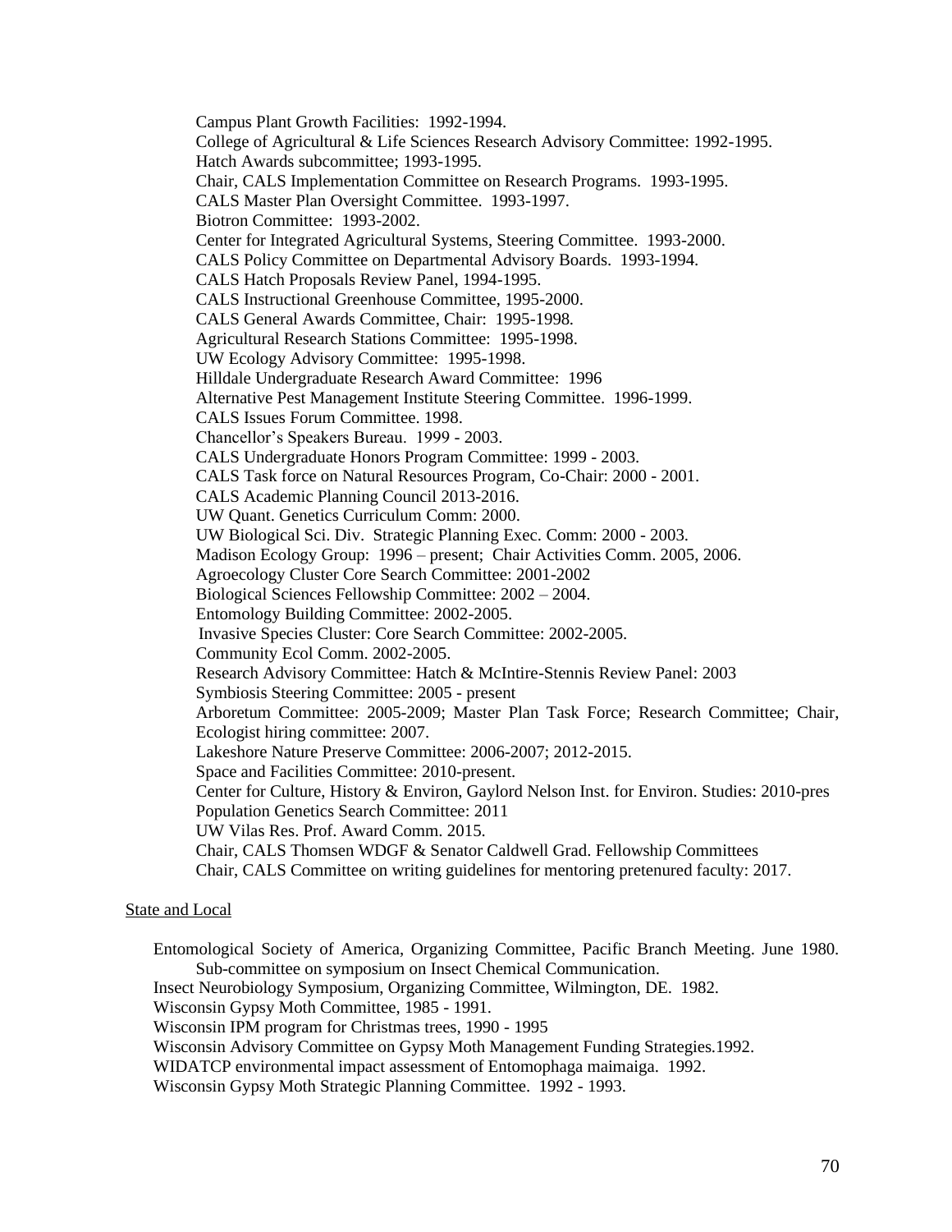Campus Plant Growth Facilities: 1992-1994.
College of Agricultural & Life Sciences Research Advisory Committee: 1992-1995.
Hatch Awards subcommittee; 1993-1995.
Chair, CALS Implementation Committee on Research Programs. 1993-1995.
CALS Master Plan Oversight Committee. 1993-1997.
Biotron Committee: 1993-2002.
Center for Integrated Agricultural Systems, Steering Committee. 1993-2000.
CALS Policy Committee on Departmental Advisory Boards. 1993-1994.
CALS Hatch Proposals Review Panel, 1994-1995.
CALS Instructional Greenhouse Committee, 1995-2000.
CALS General Awards Committee, Chair: 1995-1998.
Agricultural Research Stations Committee: 1995-1998.
UW Ecology Advisory Committee: 1995-1998.
Hilldale Undergraduate Research Award Committee: 1996
Alternative Pest Management Institute Steering Committee. 1996-1999.
CALS Issues Forum Committee. 1998.
Chancellor's Speakers Bureau. 1999 - 2003.
CALS Undergraduate Honors Program Committee: 1999 - 2003.
CALS Task force on Natural Resources Program, Co-Chair: 2000 - 2001.
CALS Academic Planning Council 2013-2016.
UW Quant. Genetics Curriculum Comm: 2000.
UW Biological Sci. Div. Strategic Planning Exec. Comm: 2000 - 2003.
Madison Ecology Group: 1996 – present; Chair Activities Comm. 2005, 2006.
Agroecology Cluster Core Search Committee: 2001-2002
Biological Sciences Fellowship Committee: 2002 – 2004.
Entomology Building Committee: 2002-2005.
Invasive Species Cluster: Core Search Committee: 2002-2005.
Community Ecol Comm. 2002-2005.
Research Advisory Committee: Hatch & McIntire-Stennis Review Panel: 2003
Symbiosis Steering Committee: 2005 - present
Arboretum Committee: 2005-2009; Master Plan Task Force; Research Committee; Chair, Ecologist hiring committee: 2007.
Lakeshore Nature Preserve Committee: 2006-2007; 2012-2015.
Space and Facilities Committee: 2010-present.
Center for Culture, History & Environ, Gaylord Nelson Inst. for Environ. Studies: 2010-pres
Population Genetics Search Committee: 2011
UW Vilas Res. Prof. Award Comm. 2015.
Chair, CALS Thomsen WDGF & Senator Caldwell Grad. Fellowship Committees
Chair, CALS Committee on writing guidelines for mentoring pretenured faculty: 2017.

State and Local

Entomological Society of America, Organizing Committee, Pacific Branch Meeting. June 1980. Sub-committee on symposium on Insect Chemical Communication.
Insect Neurobiology Symposium, Organizing Committee, Wilmington, DE. 1982.
Wisconsin Gypsy Moth Committee, 1985 - 1991.
Wisconsin IPM program for Christmas trees, 1990 - 1995
Wisconsin Advisory Committee on Gypsy Moth Management Funding Strategies.1992.
WIDATCP environmental impact assessment of Entomophaga maimaiga. 1992.
Wisconsin Gypsy Moth Strategic Planning Committee. 1992 - 1993.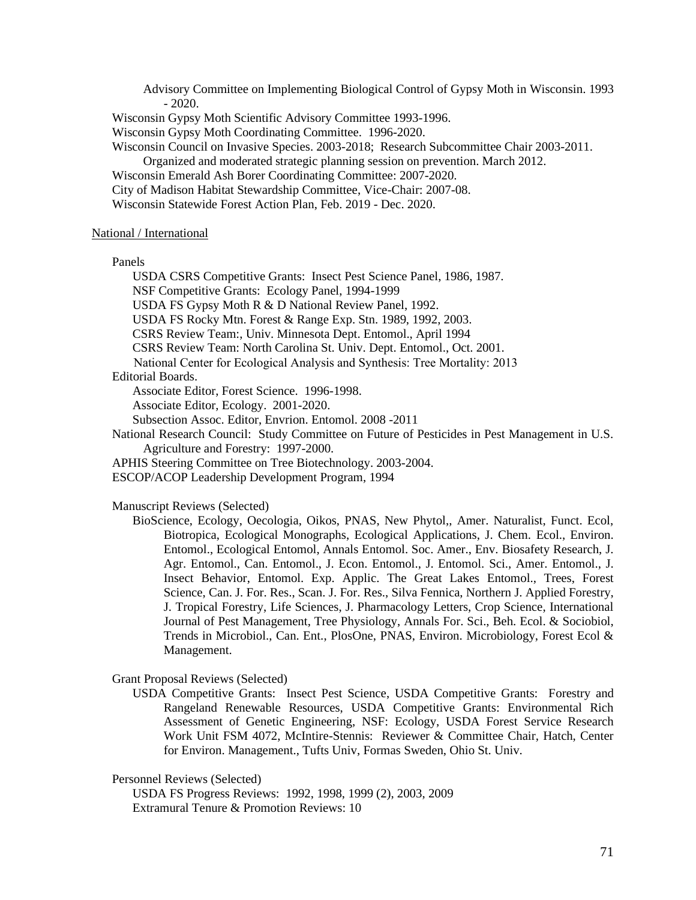Advisory Committee on Implementing Biological Control of Gypsy Moth in Wisconsin. 1993 - 2020.

Wisconsin Gypsy Moth Scientific Advisory Committee 1993-1996.

Wisconsin Gypsy Moth Coordinating Committee. 1996-2020.

Wisconsin Council on Invasive Species. 2003-2018; Research Subcommittee Chair 2003-2011.

Organized and moderated strategic planning session on prevention. March 2012.

Wisconsin Emerald Ash Borer Coordinating Committee: 2007-2020.

City of Madison Habitat Stewardship Committee, Vice-Chair: 2007-08.

Wisconsin Statewide Forest Action Plan, Feb. 2019 - Dec. 2020.

National / International

Panels

USDA CSRS Competitive Grants: Insect Pest Science Panel, 1986, 1987.

NSF Competitive Grants: Ecology Panel, 1994-1999

USDA FS Gypsy Moth R & D National Review Panel, 1992.

USDA FS Rocky Mtn. Forest & Range Exp. Stn. 1989, 1992, 2003.

CSRS Review Team:, Univ. Minnesota Dept. Entomol., April 1994

CSRS Review Team: North Carolina St. Univ. Dept. Entomol., Oct. 2001.

National Center for Ecological Analysis and Synthesis: Tree Mortality: 2013

Editorial Boards.

Associate Editor, Forest Science. 1996-1998.

Associate Editor, Ecology. 2001-2020.

Subsection Assoc. Editor, Envrion. Entomol. 2008 -2011

National Research Council: Study Committee on Future of Pesticides in Pest Management in U.S. Agriculture and Forestry: 1997-2000.

APHIS Steering Committee on Tree Biotechnology. 2003-2004.

ESCOP/ACOP Leadership Development Program, 1994

Manuscript Reviews (Selected)

BioScience, Ecology, Oecologia, Oikos, PNAS, New Phytol,, Amer. Naturalist, Funct. Ecol, Biotropica, Ecological Monographs, Ecological Applications, J. Chem. Ecol., Environ. Entomol., Ecological Entomol, Annals Entomol. Soc. Amer., Env. Biosafety Research, J. Agr. Entomol., Can. Entomol., J. Econ. Entomol., J. Entomol. Sci., Amer. Entomol., J. Insect Behavior, Entomol. Exp. Applic. The Great Lakes Entomol., Trees, Forest Science, Can. J. For. Res., Scan. J. For. Res., Silva Fennica, Northern J. Applied Forestry, J. Tropical Forestry, Life Sciences, J. Pharmacology Letters, Crop Science, International Journal of Pest Management, Tree Physiology, Annals For. Sci., Beh. Ecol. & Sociobiol, Trends in Microbiol., Can. Ent., PlosOne, PNAS, Environ. Microbiology, Forest Ecol & Management.

Grant Proposal Reviews (Selected)

USDA Competitive Grants: Insect Pest Science, USDA Competitive Grants: Forestry and Rangeland Renewable Resources, USDA Competitive Grants: Environmental Rich Assessment of Genetic Engineering, NSF: Ecology, USDA Forest Service Research Work Unit FSM 4072, McIntire-Stennis: Reviewer & Committee Chair, Hatch, Center for Environ. Management., Tufts Univ, Formas Sweden, Ohio St. Univ.

Personnel Reviews (Selected)

USDA FS Progress Reviews: 1992, 1998, 1999 (2), 2003, 2009

Extramural Tenure & Promotion Reviews: 10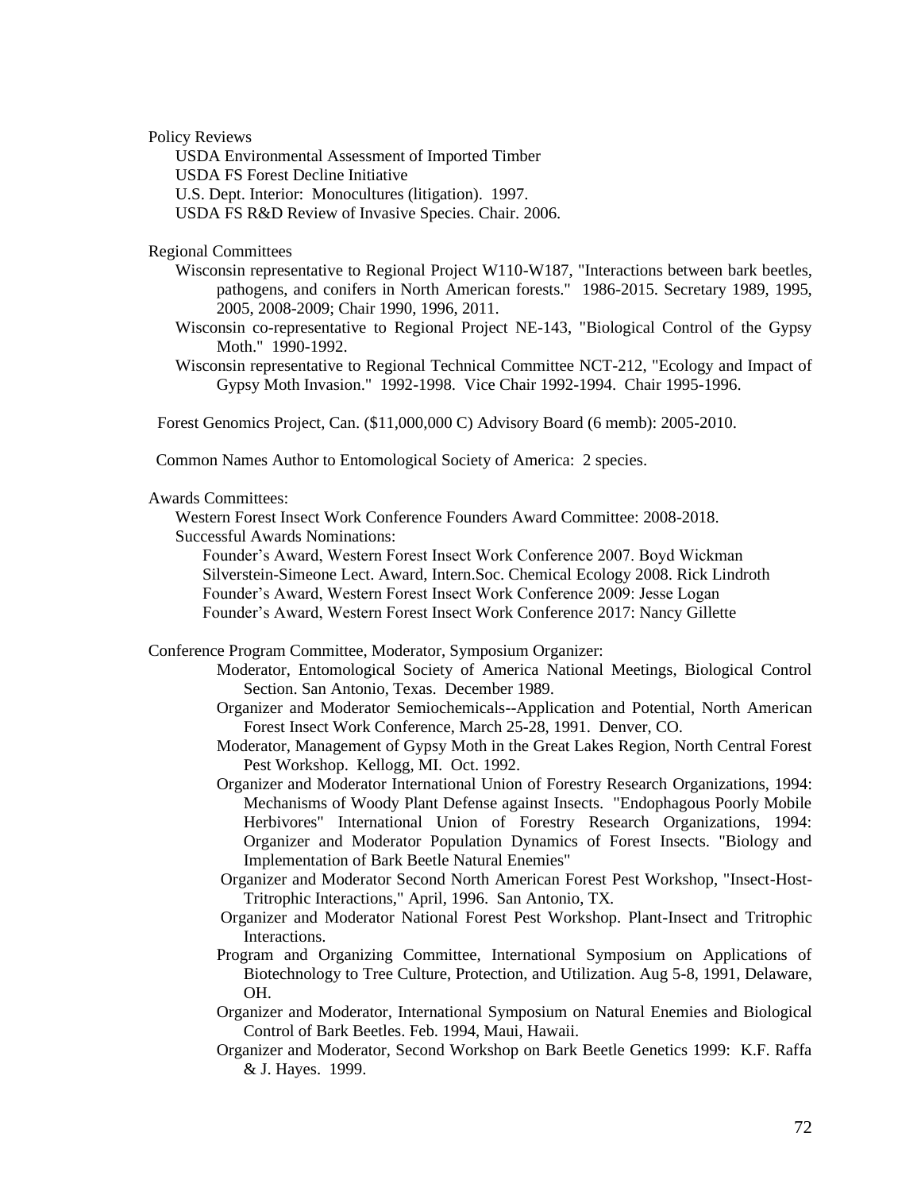Policy Reviews

- USDA Environmental Assessment of Imported Timber
- USDA FS Forest Decline Initiative
- U.S. Dept. Interior: Monocultures (litigation). 1997.
- USDA FS R&D Review of Invasive Species. Chair. 2006.

Regional Committees

- Wisconsin representative to Regional Project W110-W187, "Interactions between bark beetles, pathogens, and conifers in North American forests." 1986-2015. Secretary 1989, 1995, 2005, 2008-2009; Chair 1990, 1996, 2011.
- Wisconsin co-representative to Regional Project NE-143, "Biological Control of the Gypsy Moth." 1990-1992.
- Wisconsin representative to Regional Technical Committee NCT-212, "Ecology and Impact of Gypsy Moth Invasion." 1992-1998. Vice Chair 1992-1994. Chair 1995-1996.

Forest Genomics Project, Can. ($11,000,000 C) Advisory Board (6 memb): 2005-2010.

Common Names Author to Entomological Society of America: 2 species.

Awards Committees:

- Western Forest Insect Work Conference Founders Award Committee: 2008-2018.
- Successful Awards Nominations:
  - Founder's Award, Western Forest Insect Work Conference 2007. Boyd Wickman
  - Silverstein-Simeone Lect. Award, Intern.Soc. Chemical Ecology 2008. Rick Lindroth
  - Founder's Award, Western Forest Insect Work Conference 2009: Jesse Logan
  - Founder's Award, Western Forest Insect Work Conference 2017: Nancy Gillette

Conference Program Committee, Moderator, Symposium Organizer:

- Moderator, Entomological Society of America National Meetings, Biological Control Section. San Antonio, Texas. December 1989.
- Organizer and Moderator Semiochemicals--Application and Potential, North American Forest Insect Work Conference, March 25-28, 1991. Denver, CO.
- Moderator, Management of Gypsy Moth in the Great Lakes Region, North Central Forest Pest Workshop. Kellogg, MI. Oct. 1992.
- Organizer and Moderator International Union of Forestry Research Organizations, 1994: Mechanisms of Woody Plant Defense against Insects. "Endophagous Poorly Mobile Herbivores" International Union of Forestry Research Organizations, 1994: Organizer and Moderator Population Dynamics of Forest Insects. "Biology and Implementation of Bark Beetle Natural Enemies"
- Organizer and Moderator Second North American Forest Pest Workshop, "Insect-Host-Tritrophic Interactions," April, 1996. San Antonio, TX.
- Organizer and Moderator National Forest Pest Workshop. Plant-Insect and Tritrophic Interactions.
- Program and Organizing Committee, International Symposium on Applications of Biotechnology to Tree Culture, Protection, and Utilization. Aug 5-8, 1991, Delaware, OH.
- Organizer and Moderator, International Symposium on Natural Enemies and Biological Control of Bark Beetles. Feb. 1994, Maui, Hawaii.
- Organizer and Moderator, Second Workshop on Bark Beetle Genetics 1999: K.F. Raffa & J. Hayes. 1999.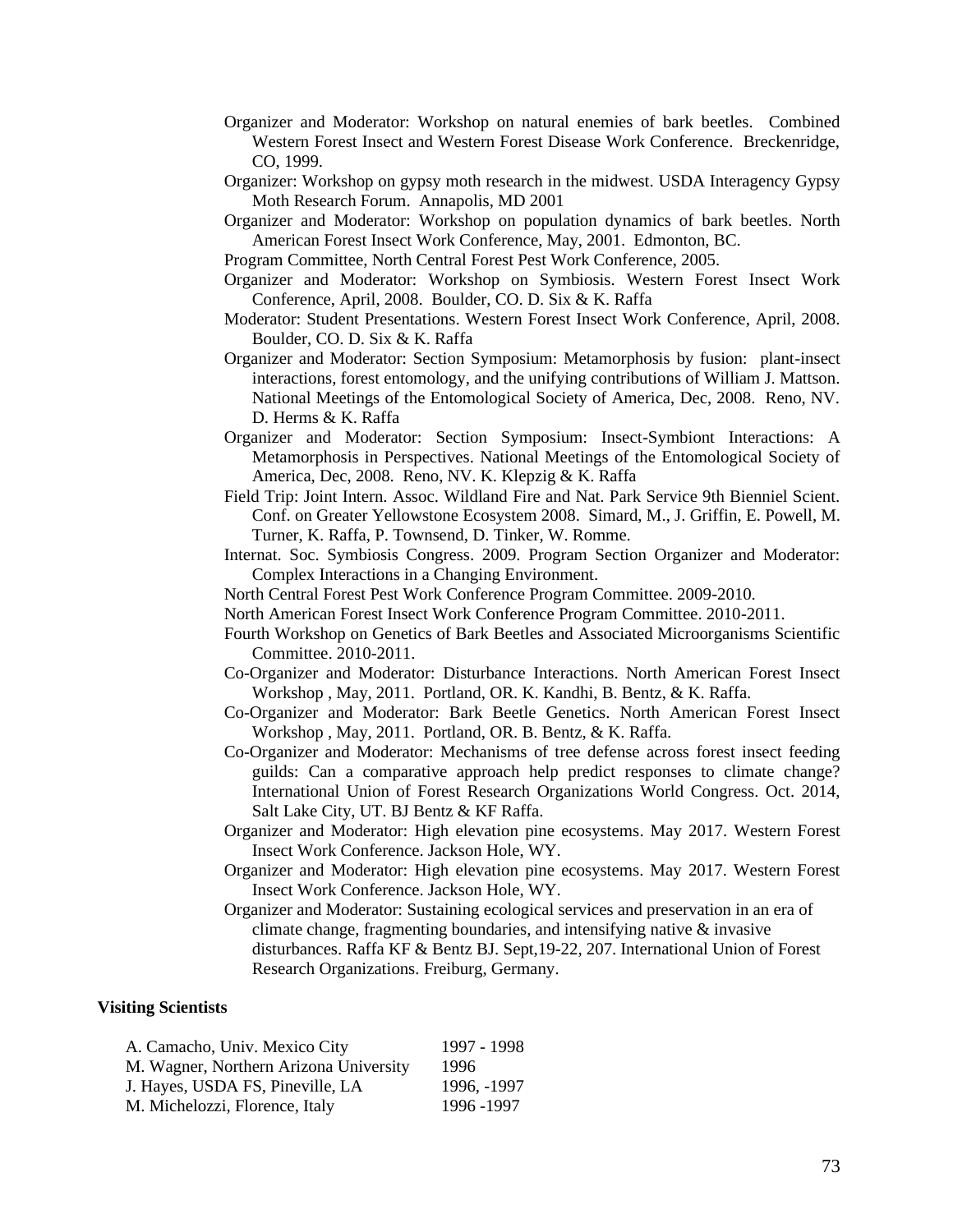Organizer and Moderator: Workshop on natural enemies of bark beetles. Combined Western Forest Insect and Western Forest Disease Work Conference. Breckenridge, CO, 1999.

Organizer: Workshop on gypsy moth research in the midwest. USDA Interagency Gypsy Moth Research Forum. Annapolis, MD 2001

Organizer and Moderator: Workshop on population dynamics of bark beetles. North American Forest Insect Work Conference, May, 2001. Edmonton, BC.

Program Committee, North Central Forest Pest Work Conference, 2005.

Organizer and Moderator: Workshop on Symbiosis. Western Forest Insect Work Conference, April, 2008. Boulder, CO. D. Six & K. Raffa

Moderator: Student Presentations. Western Forest Insect Work Conference, April, 2008. Boulder, CO. D. Six & K. Raffa

Organizer and Moderator: Section Symposium: Metamorphosis by fusion: plant-insect interactions, forest entomology, and the unifying contributions of William J. Mattson. National Meetings of the Entomological Society of America, Dec, 2008. Reno, NV. D. Herms & K. Raffa

Organizer and Moderator: Section Symposium: Insect-Symbiont Interactions: A Metamorphosis in Perspectives. National Meetings of the Entomological Society of America, Dec, 2008. Reno, NV. K. Klepzig & K. Raffa

Field Trip: Joint Intern. Assoc. Wildland Fire and Nat. Park Service 9th Bienniel Scient. Conf. on Greater Yellowstone Ecosystem 2008. Simard, M., J. Griffin, E. Powell, M. Turner, K. Raffa, P. Townsend, D. Tinker, W. Romme.

Internat. Soc. Symbiosis Congress. 2009. Program Section Organizer and Moderator: Complex Interactions in a Changing Environment.

North Central Forest Pest Work Conference Program Committee. 2009-2010.

North American Forest Insect Work Conference Program Committee. 2010-2011.

Fourth Workshop on Genetics of Bark Beetles and Associated Microorganisms Scientific Committee. 2010-2011.

Co-Organizer and Moderator: Disturbance Interactions. North American Forest Insect Workshop , May, 2011. Portland, OR. K. Kandhi, B. Bentz, & K. Raffa.

Co-Organizer and Moderator: Bark Beetle Genetics. North American Forest Insect Workshop , May, 2011. Portland, OR. B. Bentz, & K. Raffa.

Co-Organizer and Moderator: Mechanisms of tree defense across forest insect feeding guilds: Can a comparative approach help predict responses to climate change? International Union of Forest Research Organizations World Congress. Oct. 2014, Salt Lake City, UT. BJ Bentz & KF Raffa.

Organizer and Moderator: High elevation pine ecosystems. May 2017. Western Forest Insect Work Conference. Jackson Hole, WY.

Organizer and Moderator: High elevation pine ecosystems. May 2017. Western Forest Insect Work Conference. Jackson Hole, WY.

Organizer and Moderator: Sustaining ecological services and preservation in an era of climate change, fragmenting boundaries, and intensifying native & invasive disturbances. Raffa KF & Bentz BJ. Sept,19-22, 207. International Union of Forest Research Organizations. Freiburg, Germany.

**Visiting Scientists**

| | |
|---|---|
| A. Camacho, Univ. Mexico City | 1997 - 1998 |
| M. Wagner, Northern Arizona University | 1996 |
| J. Hayes, USDA FS, Pineville, LA | 1996, -1997 |
| M. Michelozzi, Florence, Italy | 1996 -1997 |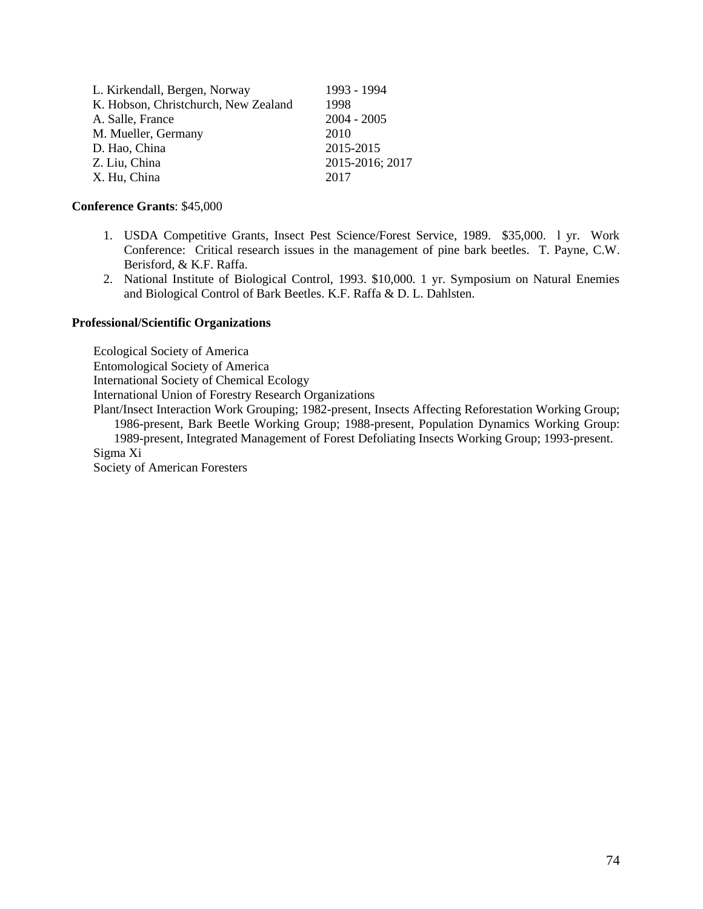| | |
|---|---|
| L. Kirkendall, Bergen, Norway | 1993 - 1994 |
| K. Hobson, Christchurch, New Zealand | 1998 |
| A. Salle, France | 2004 - 2005 |
| M. Mueller, Germany | 2010 |
| D. Hao, China | 2015-2015 |
| Z. Liu, China | 2015-2016; 2017 |
| X. Hu, China | 2017 |

**Conference Grants**: $45,000

1. USDA Competitive Grants, Insect Pest Science/Forest Service, 1989. $35,000. l yr. Work Conference: Critical research issues in the management of pine bark beetles. T. Payne, C.W. Berisford, & K.F. Raffa.
2. National Institute of Biological Control, 1993. $10,000. 1 yr. Symposium on Natural Enemies and Biological Control of Bark Beetles. K.F. Raffa & D. L. Dahlsten.

**Professional/Scientific Organizations**

Ecological Society of America
Entomological Society of America
International Society of Chemical Ecology
International Union of Forestry Research Organizations
Plant/Insect Interaction Work Grouping; 1982-present, Insects Affecting Reforestation Working Group; 1986-present, Bark Beetle Working Group; 1988-present, Population Dynamics Working Group: 1989-present, Integrated Management of Forest Defoliating Insects Working Group; 1993-present.
Sigma Xi
Society of American Foresters